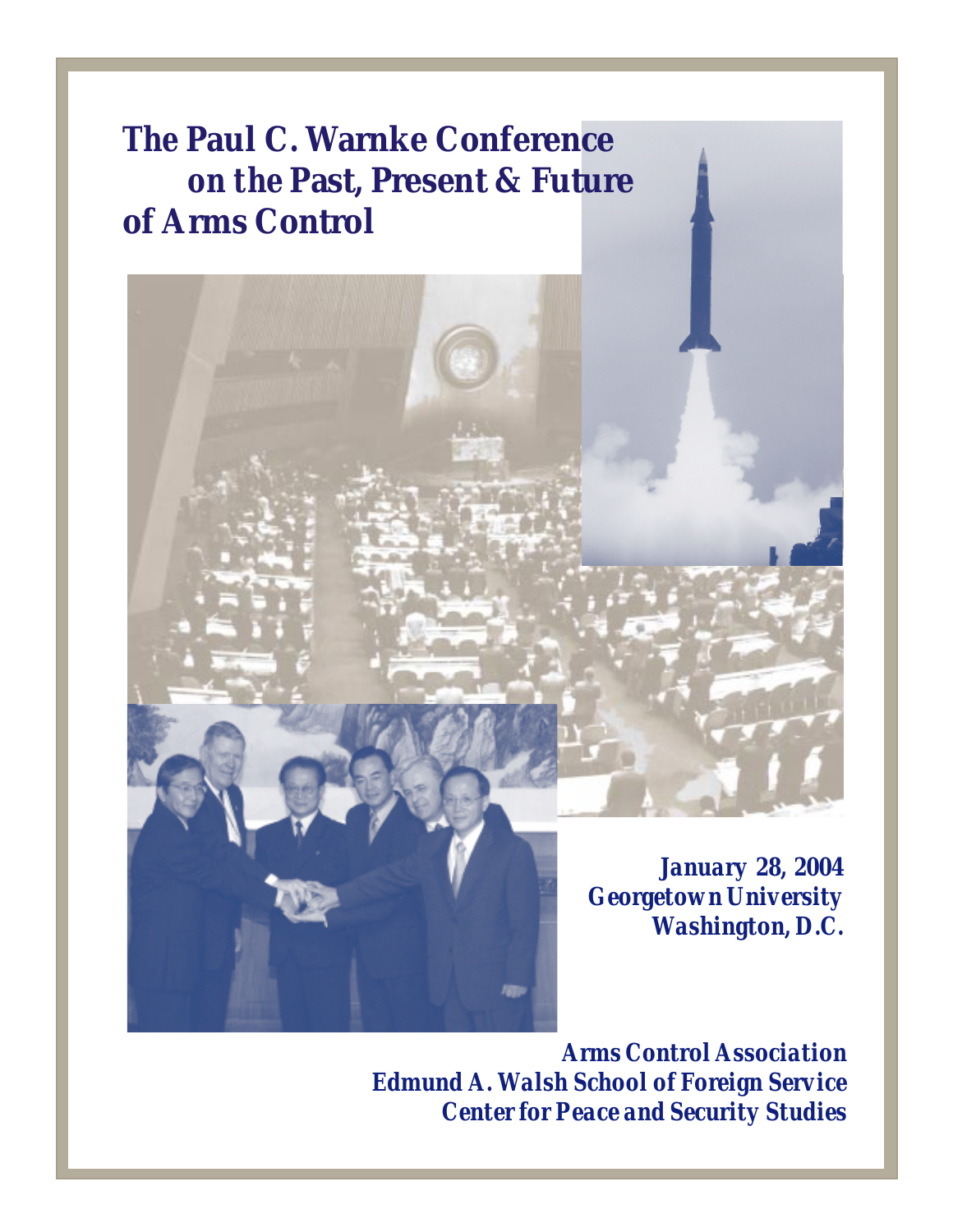# The Paul C. Warnke Conference on the Past, Present & Future of Arms Control

***January 28, 2004***
***Georgetown University***
***Washington, D.C.***

***Arms Control Association***
***Edmund A. Walsh School of Foreign Service***
***Center for Peace and Security Studies***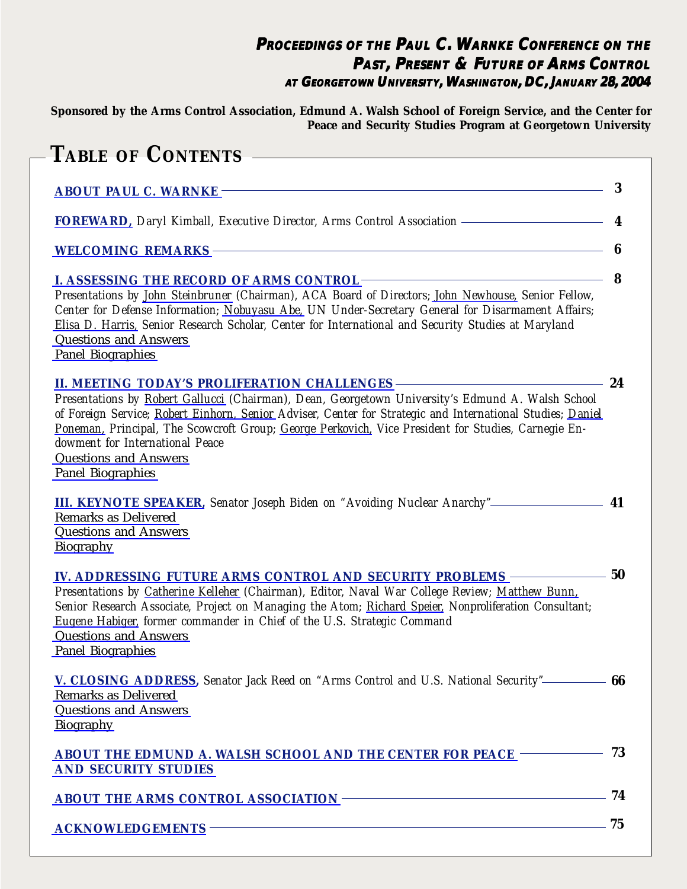***Proceedings of the Paul C. Warnke Conference on the Past, Present & Future of Arms Control at Georgetown University, Washington, DC, January 28, 2004***

**Sponsored by the Arms Control Association, Edmund A. Walsh School of Foreign Service, and the Center for Peace and Security Studies Program at Georgetown University**

# Table of Contents

**ABOUT PAUL C. WARNKE** — 3

**FOREWARD,** Daryl Kimball, Executive Director, Arms Control Association — 4

**WELCOMING REMARKS** — 6

**I. ASSESSING THE RECORD OF ARMS CONTROL** — 8

Presentations by John Steinbruner (Chairman), ACA Board of Directors; John Newhouse, Senior Fellow, Center for Defense Information; Nobuyasu Abe, UN Under-Secretary General for Disarmament Affairs; Elisa D. Harris, Senior Research Scholar, Center for International and Security Studies at Maryland

Questions and Answers

Panel Biographies

**II. MEETING TODAY'S PROLIFERATION CHALLENGES** — 24

Presentations by Robert Gallucci (Chairman), Dean, Georgetown University's Edmund A. Walsh School of Foreign Service; Robert Einhorn, Senior Adviser, Center for Strategic and International Studies; Daniel Poneman, Principal, The Scowcroft Group; George Perkovich, Vice President for Studies, Carnegie Endowment for International Peace

Questions and Answers

Panel Biographies

**III. KEYNOTE SPEAKER,** Senator Joseph Biden on "Avoiding Nuclear Anarchy" — 41

Remarks as Delivered

Questions and Answers

Biography

**IV. ADDRESSING FUTURE ARMS CONTROL AND SECURITY PROBLEMS** — 50

Presentations by Catherine Kelleher (Chairman), Editor, Naval War College Review; Matthew Bunn, Senior Research Associate, Project on Managing the Atom; Richard Speier, Nonproliferation Consultant; Eugene Habiger, former commander in Chief of the U.S. Strategic Command

Questions and Answers

Panel Biographies

**V. CLOSING ADDRESS,** Senator Jack Reed on "Arms Control and U.S. National Security" — 66

Remarks as Delivered

Questions and Answers

Biography

**ABOUT THE EDMUND A. WALSH SCHOOL AND THE CENTER FOR PEACE AND SECURITY STUDIES** — 73

**ABOUT THE ARMS CONTROL ASSOCIATION** — 74

**ACKNOWLEDGEMENTS** — 75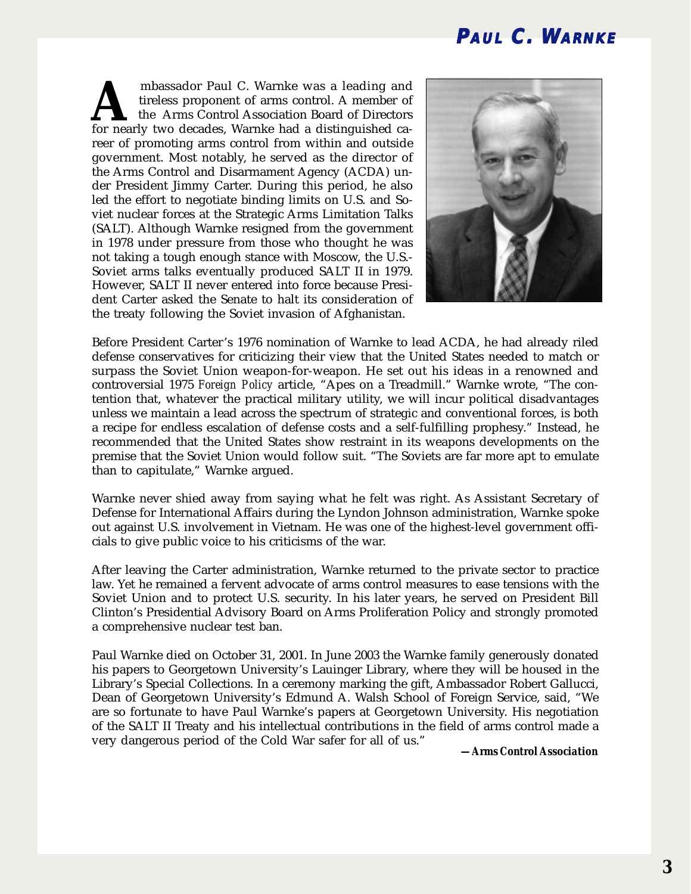# Paul C. Warnke

Ambassador Paul C. Warnke was a leading and tireless proponent of arms control. A member of the Arms Control Association Board of Directors for nearly two decades, Warnke had a distinguished career of promoting arms control from within and outside government. Most notably, he served as the director of the Arms Control and Disarmament Agency (ACDA) under President Jimmy Carter. During this period, he also led the effort to negotiate binding limits on U.S. and Soviet nuclear forces at the Strategic Arms Limitation Talks (SALT). Although Warnke resigned from the government in 1978 under pressure from those who thought he was not taking a tough enough stance with Moscow, the U.S.-Soviet arms talks eventually produced SALT II in 1979. However, SALT II never entered into force because President Carter asked the Senate to halt its consideration of the treaty following the Soviet invasion of Afghanistan.

Before President Carter's 1976 nomination of Warnke to lead ACDA, he had already riled defense conservatives for criticizing their view that the United States needed to match or surpass the Soviet Union weapon-for-weapon. He set out his ideas in a renowned and controversial 1975 *Foreign Policy* article, "Apes on a Treadmill." Warnke wrote, "The contention that, whatever the practical military utility, we will incur political disadvantages unless we maintain a lead across the spectrum of strategic and conventional forces, is both a recipe for endless escalation of defense costs and a self-fulfilling prophesy." Instead, he recommended that the United States show restraint in its weapons developments on the premise that the Soviet Union would follow suit. "The Soviets are far more apt to emulate than to capitulate," Warnke argued.

Warnke never shied away from saying what he felt was right. As Assistant Secretary of Defense for International Affairs during the Lyndon Johnson administration, Warnke spoke out against U.S. involvement in Vietnam. He was one of the highest-level government officials to give public voice to his criticisms of the war.

After leaving the Carter administration, Warnke returned to the private sector to practice law. Yet he remained a fervent advocate of arms control measures to ease tensions with the Soviet Union and to protect U.S. security. In his later years, he served on President Bill Clinton's Presidential Advisory Board on Arms Proliferation Policy and strongly promoted a comprehensive nuclear test ban.

Paul Warnke died on October 31, 2001. In June 2003 the Warnke family generously donated his papers to Georgetown University's Lauinger Library, where they will be housed in the Library's Special Collections. In a ceremony marking the gift, Ambassador Robert Gallucci, Dean of Georgetown University's Edmund A. Walsh School of Foreign Service, said, "We are so fortunate to have Paul Warnke's papers at Georgetown University. His negotiation of the SALT II Treaty and his intellectual contributions in the field of arms control made a very dangerous period of the Cold War safer for all of us."

***—Arms Control Association***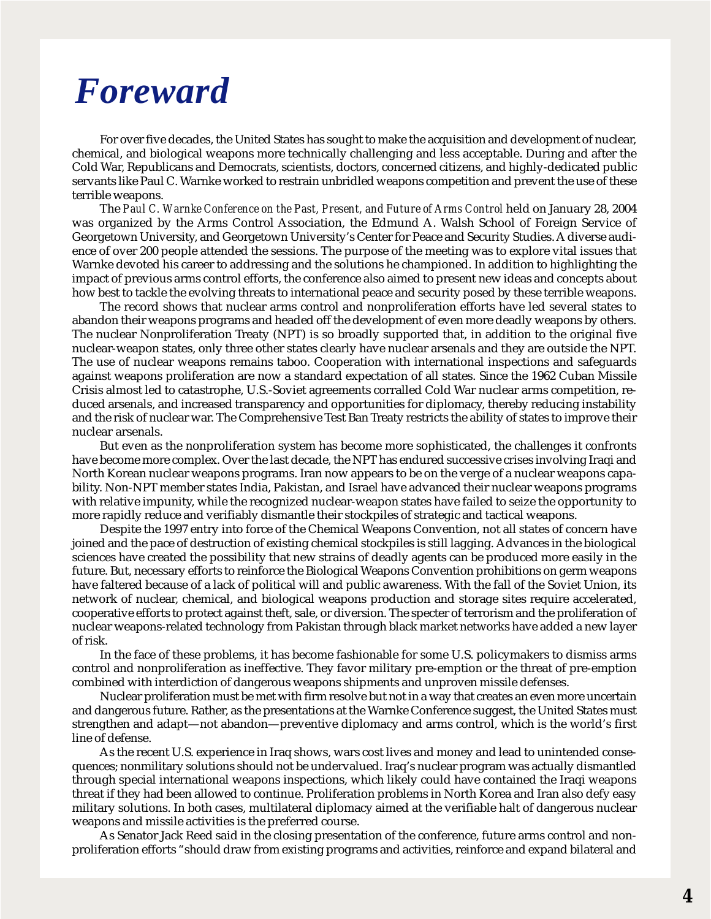# *Foreward*

For over five decades, the United States has sought to make the acquisition and development of nuclear, chemical, and biological weapons more technically challenging and less acceptable. During and after the Cold War, Republicans and Democrats, scientists, doctors, concerned citizens, and highly-dedicated public servants like Paul C. Warnke worked to restrain unbridled weapons competition and prevent the use of these terrible weapons.

The *Paul C. Warnke Conference on the Past, Present, and Future of Arms Control* held on January 28, 2004 was organized by the Arms Control Association, the Edmund A. Walsh School of Foreign Service of Georgetown University, and Georgetown University's Center for Peace and Security Studies. A diverse audience of over 200 people attended the sessions. The purpose of the meeting was to explore vital issues that Warnke devoted his career to addressing and the solutions he championed. In addition to highlighting the impact of previous arms control efforts, the conference also aimed to present new ideas and concepts about how best to tackle the evolving threats to international peace and security posed by these terrible weapons.

The record shows that nuclear arms control and nonproliferation efforts have led several states to abandon their weapons programs and headed off the development of even more deadly weapons by others. The nuclear Nonproliferation Treaty (NPT) is so broadly supported that, in addition to the original five nuclear-weapon states, only three other states clearly have nuclear arsenals and they are outside the NPT. The use of nuclear weapons remains taboo. Cooperation with international inspections and safeguards against weapons proliferation are now a standard expectation of all states. Since the 1962 Cuban Missile Crisis almost led to catastrophe, U.S.-Soviet agreements corralled Cold War nuclear arms competition, reduced arsenals, and increased transparency and opportunities for diplomacy, thereby reducing instability and the risk of nuclear war. The Comprehensive Test Ban Treaty restricts the ability of states to improve their nuclear arsenals.

But even as the nonproliferation system has become more sophisticated, the challenges it confronts have become more complex. Over the last decade, the NPT has endured successive crises involving Iraqi and North Korean nuclear weapons programs. Iran now appears to be on the verge of a nuclear weapons capability. Non-NPT member states India, Pakistan, and Israel have advanced their nuclear weapons programs with relative impunity, while the recognized nuclear-weapon states have failed to seize the opportunity to more rapidly reduce and verifiably dismantle their stockpiles of strategic and tactical weapons.

Despite the 1997 entry into force of the Chemical Weapons Convention, not all states of concern have joined and the pace of destruction of existing chemical stockpiles is still lagging. Advances in the biological sciences have created the possibility that new strains of deadly agents can be produced more easily in the future. But, necessary efforts to reinforce the Biological Weapons Convention prohibitions on germ weapons have faltered because of a lack of political will and public awareness. With the fall of the Soviet Union, its network of nuclear, chemical, and biological weapons production and storage sites require accelerated, cooperative efforts to protect against theft, sale, or diversion. The specter of terrorism and the proliferation of nuclear weapons-related technology from Pakistan through black market networks have added a new layer of risk.

In the face of these problems, it has become fashionable for some U.S. policymakers to dismiss arms control and nonproliferation as ineffective. They favor military pre-emption or the threat of pre-emption combined with interdiction of dangerous weapons shipments and unproven missile defenses.

Nuclear proliferation must be met with firm resolve but not in a way that creates an even more uncertain and dangerous future. Rather, as the presentations at the Warnke Conference suggest, the United States must strengthen and adapt—not abandon—preventive diplomacy and arms control, which is the world's first line of defense.

As the recent U.S. experience in Iraq shows, wars cost lives and money and lead to unintended consequences; nonmilitary solutions should not be undervalued. Iraq's nuclear program was actually dismantled through special international weapons inspections, which likely could have contained the Iraqi weapons threat if they had been allowed to continue. Proliferation problems in North Korea and Iran also defy easy military solutions. In both cases, multilateral diplomacy aimed at the verifiable halt of dangerous nuclear weapons and missile activities is the preferred course.

As Senator Jack Reed said in the closing presentation of the conference, future arms control and nonproliferation efforts "should draw from existing programs and activities, reinforce and expand bilateral and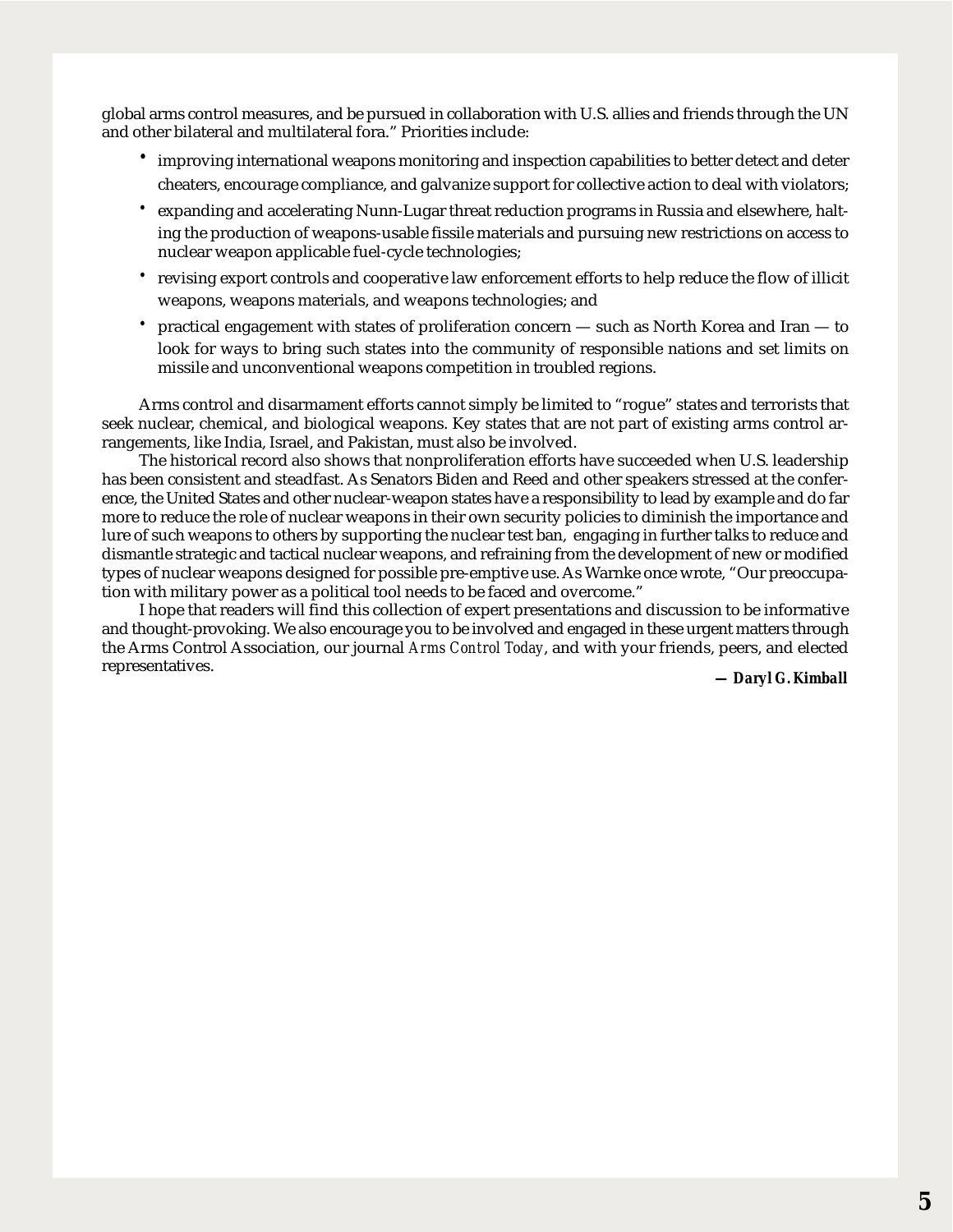global arms control measures, and be pursued in collaboration with U.S. allies and friends through the UN and other bilateral and multilateral fora." Priorities include:

- improving international weapons monitoring and inspection capabilities to better detect and deter cheaters, encourage compliance, and galvanize support for collective action to deal with violators;
- expanding and accelerating Nunn-Lugar threat reduction programs in Russia and elsewhere, halting the production of weapons-usable fissile materials and pursuing new restrictions on access to nuclear weapon applicable fuel-cycle technologies;
- revising export controls and cooperative law enforcement efforts to help reduce the flow of illicit weapons, weapons materials, and weapons technologies; and
- practical engagement with states of proliferation concern — such as North Korea and Iran — to look for ways to bring such states into the community of responsible nations and set limits on missile and unconventional weapons competition in troubled regions.

Arms control and disarmament efforts cannot simply be limited to "rogue" states and terrorists that seek nuclear, chemical, and biological weapons. Key states that are not part of existing arms control arrangements, like India, Israel, and Pakistan, must also be involved.

The historical record also shows that nonproliferation efforts have succeeded when U.S. leadership has been consistent and steadfast. As Senators Biden and Reed and other speakers stressed at the conference, the United States and other nuclear-weapon states have a responsibility to lead by example and do far more to reduce the role of nuclear weapons in their own security policies to diminish the importance and lure of such weapons to others by supporting the nuclear test ban, engaging in further talks to reduce and dismantle strategic and tactical nuclear weapons, and refraining from the development of new or modified types of nuclear weapons designed for possible pre-emptive use. As Warnke once wrote, "Our preoccupation with military power as a political tool needs to be faced and overcome."

I hope that readers will find this collection of expert presentations and discussion to be informative and thought-provoking. We also encourage you to be involved and engaged in these urgent matters through the Arms Control Association, our journal *Arms Control Today*, and with your friends, peers, and elected representatives.

***— Daryl G. Kimball***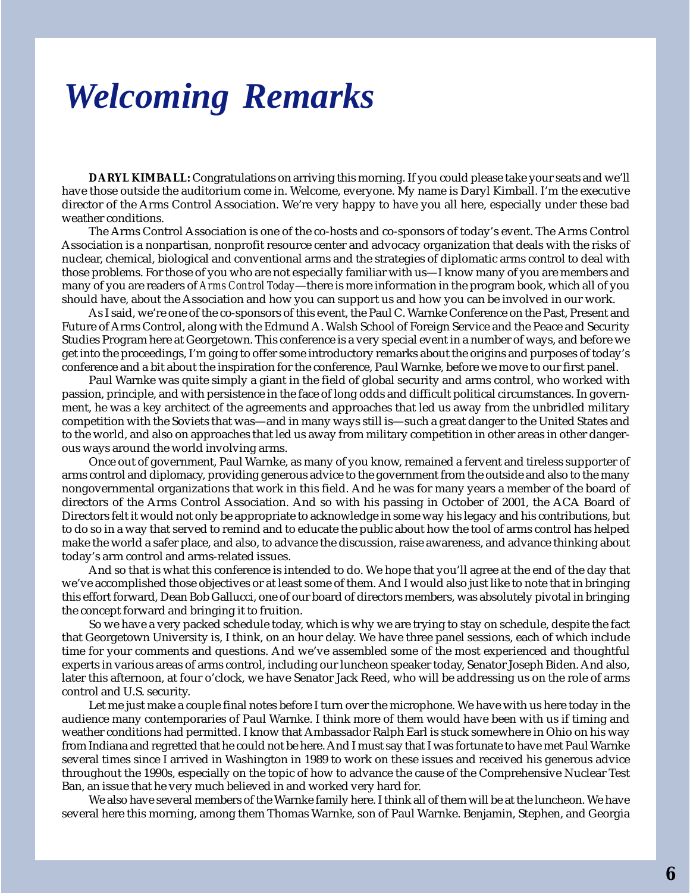# *Welcoming Remarks*

**DARYL KIMBALL:** Congratulations on arriving this morning. If you could please take your seats and we'll have those outside the auditorium come in. Welcome, everyone. My name is Daryl Kimball. I'm the executive director of the Arms Control Association. We're very happy to have you all here, especially under these bad weather conditions.

The Arms Control Association is one of the co-hosts and co-sponsors of today's event. The Arms Control Association is a nonpartisan, nonprofit resource center and advocacy organization that deals with the risks of nuclear, chemical, biological and conventional arms and the strategies of diplomatic arms control to deal with those problems. For those of you who are not especially familiar with us—I know many of you are members and many of you are readers of *Arms Control Today*—there is more information in the program book, which all of you should have, about the Association and how you can support us and how you can be involved in our work.

As I said, we're one of the co-sponsors of this event, the Paul C. Warnke Conference on the Past, Present and Future of Arms Control, along with the Edmund A. Walsh School of Foreign Service and the Peace and Security Studies Program here at Georgetown. This conference is a very special event in a number of ways, and before we get into the proceedings, I'm going to offer some introductory remarks about the origins and purposes of today's conference and a bit about the inspiration for the conference, Paul Warnke, before we move to our first panel.

Paul Warnke was quite simply a giant in the field of global security and arms control, who worked with passion, principle, and with persistence in the face of long odds and difficult political circumstances. In government, he was a key architect of the agreements and approaches that led us away from the unbridled military competition with the Soviets that was—and in many ways still is—such a great danger to the United States and to the world, and also on approaches that led us away from military competition in other areas in other dangerous ways around the world involving arms.

Once out of government, Paul Warnke, as many of you know, remained a fervent and tireless supporter of arms control and diplomacy, providing generous advice to the government from the outside and also to the many nongovernmental organizations that work in this field. And he was for many years a member of the board of directors of the Arms Control Association. And so with his passing in October of 2001, the ACA Board of Directors felt it would not only be appropriate to acknowledge in some way his legacy and his contributions, but to do so in a way that served to remind and to educate the public about how the tool of arms control has helped make the world a safer place, and also, to advance the discussion, raise awareness, and advance thinking about today's arm control and arms-related issues.

And so that is what this conference is intended to do. We hope that you'll agree at the end of the day that we've accomplished those objectives or at least some of them. And I would also just like to note that in bringing this effort forward, Dean Bob Gallucci, one of our board of directors members, was absolutely pivotal in bringing the concept forward and bringing it to fruition.

So we have a very packed schedule today, which is why we are trying to stay on schedule, despite the fact that Georgetown University is, I think, on an hour delay. We have three panel sessions, each of which include time for your comments and questions. And we've assembled some of the most experienced and thoughtful experts in various areas of arms control, including our luncheon speaker today, Senator Joseph Biden. And also, later this afternoon, at four o'clock, we have Senator Jack Reed, who will be addressing us on the role of arms control and U.S. security.

Let me just make a couple final notes before I turn over the microphone. We have with us here today in the audience many contemporaries of Paul Warnke. I think more of them would have been with us if timing and weather conditions had permitted. I know that Ambassador Ralph Earl is stuck somewhere in Ohio on his way from Indiana and regretted that he could not be here. And I must say that I was fortunate to have met Paul Warnke several times since I arrived in Washington in 1989 to work on these issues and received his generous advice throughout the 1990s, especially on the topic of how to advance the cause of the Comprehensive Nuclear Test Ban, an issue that he very much believed in and worked very hard for.

We also have several members of the Warnke family here. I think all of them will be at the luncheon. We have several here this morning, among them Thomas Warnke, son of Paul Warnke. Benjamin, Stephen, and Georgia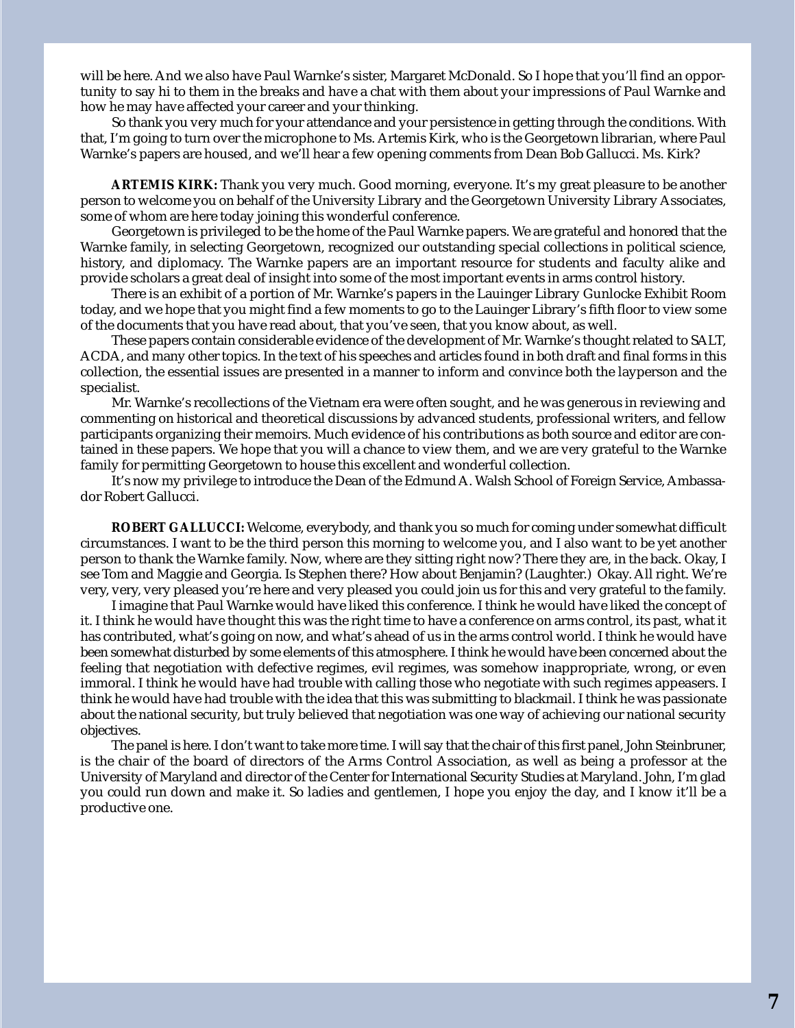will be here. And we also have Paul Warnke's sister, Margaret McDonald. So I hope that you'll find an opportunity to say hi to them in the breaks and have a chat with them about your impressions of Paul Warnke and how he may have affected your career and your thinking.

So thank you very much for your attendance and your persistence in getting through the conditions. With that, I'm going to turn over the microphone to Ms. Artemis Kirk, who is the Georgetown librarian, where Paul Warnke's papers are housed, and we'll hear a few opening comments from Dean Bob Gallucci. Ms. Kirk?

**ARTEMIS KIRK:** Thank you very much. Good morning, everyone. It's my great pleasure to be another person to welcome you on behalf of the University Library and the Georgetown University Library Associates, some of whom are here today joining this wonderful conference.

Georgetown is privileged to be the home of the Paul Warnke papers. We are grateful and honored that the Warnke family, in selecting Georgetown, recognized our outstanding special collections in political science, history, and diplomacy. The Warnke papers are an important resource for students and faculty alike and provide scholars a great deal of insight into some of the most important events in arms control history.

There is an exhibit of a portion of Mr. Warnke's papers in the Lauinger Library Gunlocke Exhibit Room today, and we hope that you might find a few moments to go to the Lauinger Library's fifth floor to view some of the documents that you have read about, that you've seen, that you know about, as well.

These papers contain considerable evidence of the development of Mr. Warnke's thought related to SALT, ACDA, and many other topics. In the text of his speeches and articles found in both draft and final forms in this collection, the essential issues are presented in a manner to inform and convince both the layperson and the specialist.

Mr. Warnke's recollections of the Vietnam era were often sought, and he was generous in reviewing and commenting on historical and theoretical discussions by advanced students, professional writers, and fellow participants organizing their memoirs. Much evidence of his contributions as both source and editor are contained in these papers. We hope that you will a chance to view them, and we are very grateful to the Warnke family for permitting Georgetown to house this excellent and wonderful collection.

It's now my privilege to introduce the Dean of the Edmund A. Walsh School of Foreign Service, Ambassador Robert Gallucci.

**ROBERT GALLUCCI:** Welcome, everybody, and thank you so much for coming under somewhat difficult circumstances. I want to be the third person this morning to welcome you, and I also want to be yet another person to thank the Warnke family. Now, where are they sitting right now? There they are, in the back. Okay, I see Tom and Maggie and Georgia. Is Stephen there? How about Benjamin? (Laughter.) Okay. All right. We're very, very, very pleased you're here and very pleased you could join us for this and very grateful to the family.

I imagine that Paul Warnke would have liked this conference. I think he would have liked the concept of it. I think he would have thought this was the right time to have a conference on arms control, its past, what it has contributed, what's going on now, and what's ahead of us in the arms control world. I think he would have been somewhat disturbed by some elements of this atmosphere. I think he would have been concerned about the feeling that negotiation with defective regimes, evil regimes, was somehow inappropriate, wrong, or even immoral. I think he would have had trouble with calling those who negotiate with such regimes appeasers. I think he would have had trouble with the idea that this was submitting to blackmail. I think he was passionate about the national security, but truly believed that negotiation was one way of achieving our national security objectives.

The panel is here. I don't want to take more time. I will say that the chair of this first panel, John Steinbruner, is the chair of the board of directors of the Arms Control Association, as well as being a professor at the University of Maryland and director of the Center for International Security Studies at Maryland. John, I'm glad you could run down and make it. So ladies and gentlemen, I hope you enjoy the day, and I know it'll be a productive one.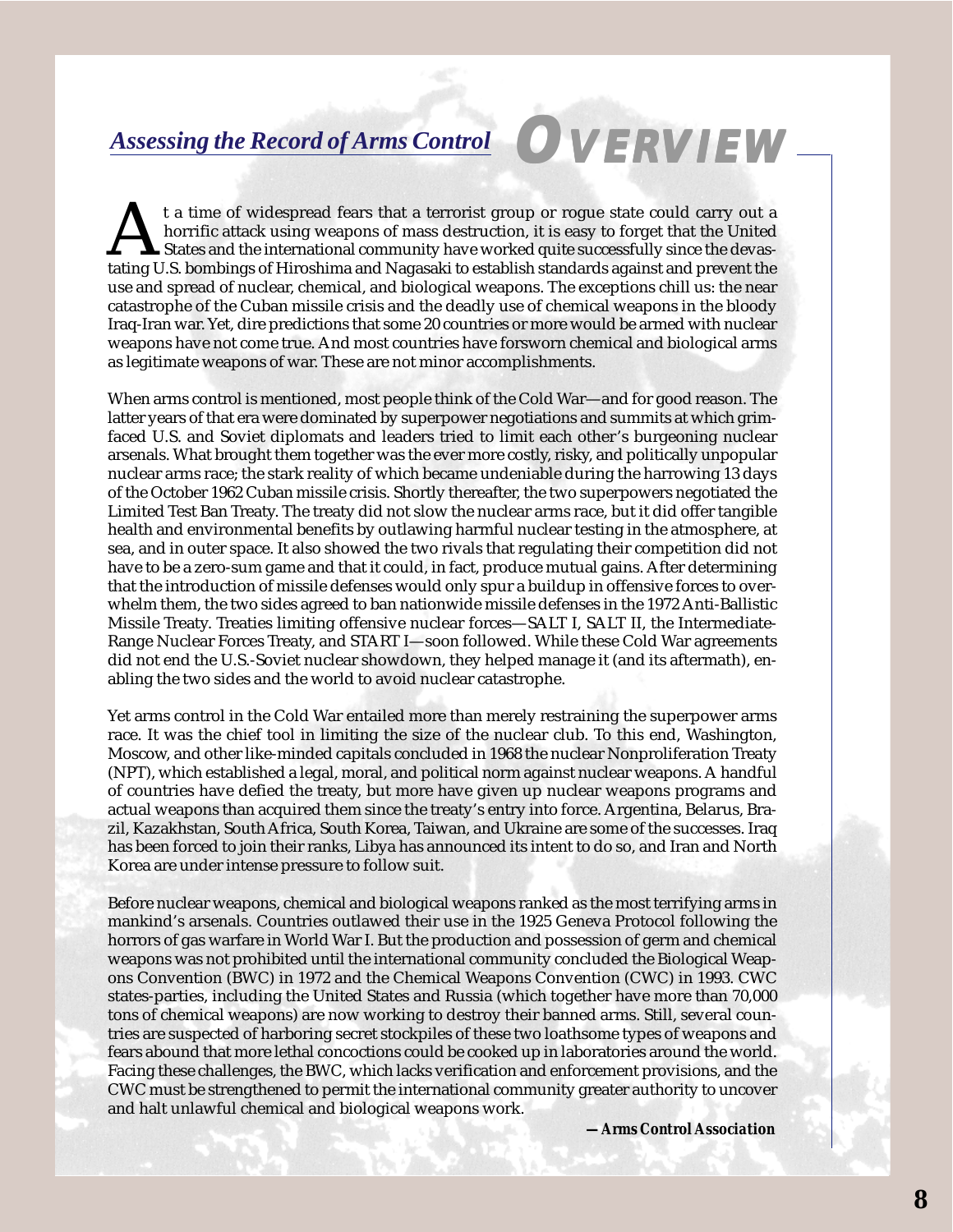## *Assessing the Record of Arms Control*

# OVERVIEW

At a time of widespread fears that a terrorist group or rogue state could carry out a horrific attack using weapons of mass destruction, it is easy to forget that the United States and the international community have worked quite successfully since the devastating U.S. bombings of Hiroshima and Nagasaki to establish standards against and prevent the use and spread of nuclear, chemical, and biological weapons. The exceptions chill us: the near catastrophe of the Cuban missile crisis and the deadly use of chemical weapons in the bloody Iraq-Iran war. Yet, dire predictions that some 20 countries or more would be armed with nuclear weapons have not come true. And most countries have forsworn chemical and biological arms as legitimate weapons of war. These are not minor accomplishments.

When arms control is mentioned, most people think of the Cold War—and for good reason. The latter years of that era were dominated by superpower negotiations and summits at which grim-faced U.S. and Soviet diplomats and leaders tried to limit each other's burgeoning nuclear arsenals. What brought them together was the ever more costly, risky, and politically unpopular nuclear arms race; the stark reality of which became undeniable during the harrowing 13 days of the October 1962 Cuban missile crisis. Shortly thereafter, the two superpowers negotiated the Limited Test Ban Treaty. The treaty did not slow the nuclear arms race, but it did offer tangible health and environmental benefits by outlawing harmful nuclear testing in the atmosphere, at sea, and in outer space. It also showed the two rivals that regulating their competition did not have to be a zero-sum game and that it could, in fact, produce mutual gains. After determining that the introduction of missile defenses would only spur a buildup in offensive forces to overwhelm them, the two sides agreed to ban nationwide missile defenses in the 1972 Anti-Ballistic Missile Treaty. Treaties limiting offensive nuclear forces—SALT I, SALT II, the Intermediate-Range Nuclear Forces Treaty, and START I—soon followed. While these Cold War agreements did not end the U.S.-Soviet nuclear showdown, they helped manage it (and its aftermath), enabling the two sides and the world to avoid nuclear catastrophe.

Yet arms control in the Cold War entailed more than merely restraining the superpower arms race. It was the chief tool in limiting the size of the nuclear club. To this end, Washington, Moscow, and other like-minded capitals concluded in 1968 the nuclear Nonproliferation Treaty (NPT), which established a legal, moral, and political norm against nuclear weapons. A handful of countries have defied the treaty, but more have given up nuclear weapons programs and actual weapons than acquired them since the treaty's entry into force. Argentina, Belarus, Brazil, Kazakhstan, South Africa, South Korea, Taiwan, and Ukraine are some of the successes. Iraq has been forced to join their ranks, Libya has announced its intent to do so, and Iran and North Korea are under intense pressure to follow suit.

Before nuclear weapons, chemical and biological weapons ranked as the most terrifying arms in mankind's arsenals. Countries outlawed their use in the 1925 Geneva Protocol following the horrors of gas warfare in World War I. But the production and possession of germ and chemical weapons was not prohibited until the international community concluded the Biological Weapons Convention (BWC) in 1972 and the Chemical Weapons Convention (CWC) in 1993. CWC states-parties, including the United States and Russia (which together have more than 70,000 tons of chemical weapons) are now working to destroy their banned arms. Still, several countries are suspected of harboring secret stockpiles of these two loathsome types of weapons and fears abound that more lethal concoctions could be cooked up in laboratories around the world. Facing these challenges, the BWC, which lacks verification and enforcement provisions, and the CWC must be strengthened to permit the international community greater authority to uncover and halt unlawful chemical and biological weapons work.

***—Arms Control Association***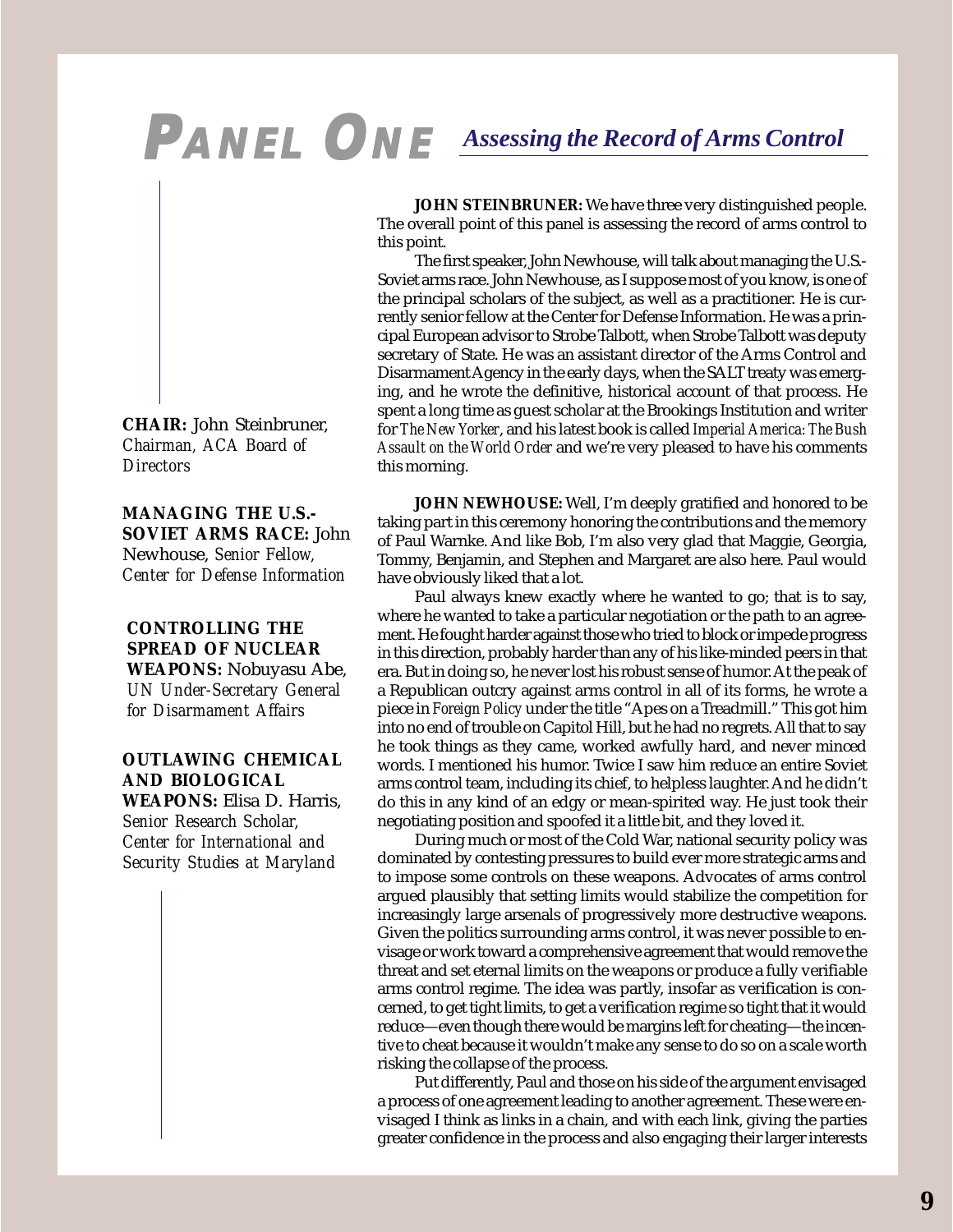# PANEL ONE *Assessing the Record of Arms Control*

**CHAIR:** John Steinbruner, *Chairman, ACA Board of Directors*

**MANAGING THE U.S.-SOVIET ARMS RACE:** John Newhouse, *Senior Fellow, Center for Defense Information*

**CONTROLLING THE SPREAD OF NUCLEAR WEAPONS:** Nobuyasu Abe, *UN Under-Secretary General for Disarmament Affairs*

**OUTLAWING CHEMICAL AND BIOLOGICAL WEAPONS:** Elisa D. Harris, *Senior Research Scholar, Center for International and Security Studies at Maryland*

**JOHN STEINBRUNER:** We have three very distinguished people. The overall point of this panel is assessing the record of arms control to this point.

The first speaker, John Newhouse, will talk about managing the U.S.-Soviet arms race. John Newhouse, as I suppose most of you know, is one of the principal scholars of the subject, as well as a practitioner. He is currently senior fellow at the Center for Defense Information. He was a principal European advisor to Strobe Talbott, when Strobe Talbott was deputy secretary of State. He was an assistant director of the Arms Control and Disarmament Agency in the early days, when the SALT treaty was emerging, and he wrote the definitive, historical account of that process. He spent a long time as guest scholar at the Brookings Institution and writer for *The New Yorker*, and his latest book is called *Imperial America: The Bush Assault on the World Order* and we're very pleased to have his comments this morning.

**JOHN NEWHOUSE:** Well, I'm deeply gratified and honored to be taking part in this ceremony honoring the contributions and the memory of Paul Warnke. And like Bob, I'm also very glad that Maggie, Georgia, Tommy, Benjamin, and Stephen and Margaret are also here. Paul would have obviously liked that a lot.

Paul always knew exactly where he wanted to go; that is to say, where he wanted to take a particular negotiation or the path to an agreement. He fought harder against those who tried to block or impede progress in this direction, probably harder than any of his like-minded peers in that era. But in doing so, he never lost his robust sense of humor. At the peak of a Republican outcry against arms control in all of its forms, he wrote a piece in *Foreign Policy* under the title "Apes on a Treadmill." This got him into no end of trouble on Capitol Hill, but he had no regrets. All that to say he took things as they came, worked awfully hard, and never minced words. I mentioned his humor. Twice I saw him reduce an entire Soviet arms control team, including its chief, to helpless laughter. And he didn't do this in any kind of an edgy or mean-spirited way. He just took their negotiating position and spoofed it a little bit, and they loved it.

During much or most of the Cold War, national security policy was dominated by contesting pressures to build ever more strategic arms and to impose some controls on these weapons. Advocates of arms control argued plausibly that setting limits would stabilize the competition for increasingly large arsenals of progressively more destructive weapons. Given the politics surrounding arms control, it was never possible to envisage or work toward a comprehensive agreement that would remove the threat and set eternal limits on the weapons or produce a fully verifiable arms control regime. The idea was partly, insofar as verification is concerned, to get tight limits, to get a verification regime so tight that it would reduce—even though there would be margins left for cheating—the incentive to cheat because it wouldn't make any sense to do so on a scale worth risking the collapse of the process.

Put differently, Paul and those on his side of the argument envisaged a process of one agreement leading to another agreement. These were envisaged I think as links in a chain, and with each link, giving the parties greater confidence in the process and also engaging their larger interests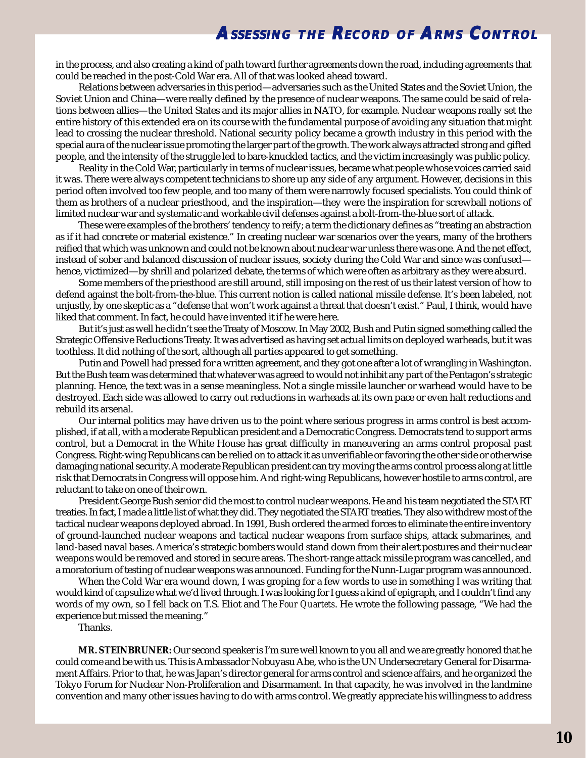in the process, and also creating a kind of path toward further agreements down the road, including agreements that could be reached in the post-Cold War era. All of that was looked ahead toward.

Relations between adversaries in this period—adversaries such as the United States and the Soviet Union, the Soviet Union and China—were really defined by the presence of nuclear weapons. The same could be said of relations between allies—the United States and its major allies in NATO, for example. Nuclear weapons really set the entire history of this extended era on its course with the fundamental purpose of avoiding any situation that might lead to crossing the nuclear threshold. National security policy became a growth industry in this period with the special aura of the nuclear issue promoting the larger part of the growth. The work always attracted strong and gifted people, and the intensity of the struggle led to bare-knuckled tactics, and the victim increasingly was public policy.

Reality in the Cold War, particularly in terms of nuclear issues, became what people whose voices carried said it was. There were always competent technicians to shore up any side of any argument. However, decisions in this period often involved too few people, and too many of them were narrowly focused specialists. You could think of them as brothers of a nuclear priesthood, and the inspiration—they were the inspiration for screwball notions of limited nuclear war and systematic and workable civil defenses against a bolt-from-the-blue sort of attack.

These were examples of the brothers' tendency to reify; a term the dictionary defines as "treating an abstraction as if it had concrete or material existence." In creating nuclear war scenarios over the years, many of the brothers reified that which was unknown and could not be known about nuclear war unless there was one. And the net effect, instead of sober and balanced discussion of nuclear issues, society during the Cold War and since was confused—hence, victimized—by shrill and polarized debate, the terms of which were often as arbitrary as they were absurd.

Some members of the priesthood are still around, still imposing on the rest of us their latest version of how to defend against the bolt-from-the-blue. This current notion is called national missile defense. It's been labeled, not unjustly, by one skeptic as a "defense that won't work against a threat that doesn't exist." Paul, I think, would have liked that comment. In fact, he could have invented it if he were here.

But it's just as well he didn't see the Treaty of Moscow. In May 2002, Bush and Putin signed something called the Strategic Offensive Reductions Treaty. It was advertised as having set actual limits on deployed warheads, but it was toothless. It did nothing of the sort, although all parties appeared to get something.

Putin and Powell had pressed for a written agreement, and they got one after a lot of wrangling in Washington. But the Bush team was determined that whatever was agreed to would not inhibit any part of the Pentagon's strategic planning. Hence, the text was in a sense meaningless. Not a single missile launcher or warhead would have to be destroyed. Each side was allowed to carry out reductions in warheads at its own pace or even halt reductions and rebuild its arsenal.

Our internal politics may have driven us to the point where serious progress in arms control is best accomplished, if at all, with a moderate Republican president and a Democratic Congress. Democrats tend to support arms control, but a Democrat in the White House has great difficulty in maneuvering an arms control proposal past Congress. Right-wing Republicans can be relied on to attack it as unverifiable or favoring the other side or otherwise damaging national security. A moderate Republican president can try moving the arms control process along at little risk that Democrats in Congress will oppose him. And right-wing Republicans, however hostile to arms control, are reluctant to take on one of their own.

President George Bush senior did the most to control nuclear weapons. He and his team negotiated the START treaties. In fact, I made a little list of what they did. They negotiated the START treaties. They also withdrew most of the tactical nuclear weapons deployed abroad. In 1991, Bush ordered the armed forces to eliminate the entire inventory of ground-launched nuclear weapons and tactical nuclear weapons from surface ships, attack submarines, and land-based naval bases. America's strategic bombers would stand down from their alert postures and their nuclear weapons would be removed and stored in secure areas. The short-range attack missile program was cancelled, and a moratorium of testing of nuclear weapons was announced. Funding for the Nunn-Lugar program was announced.

When the Cold War era wound down, I was groping for a few words to use in something I was writing that would kind of capsulize what we'd lived through. I was looking for I guess a kind of epigraph, and I couldn't find any words of my own, so I fell back on T.S. Eliot and *The Four Quartets*. He wrote the following passage, "We had the experience but missed the meaning."

Thanks.

**MR. STEINBRUNER:** Our second speaker is I'm sure well known to you all and we are greatly honored that he could come and be with us. This is Ambassador Nobuyasu Abe, who is the UN Undersecretary General for Disarmament Affairs. Prior to that, he was Japan's director general for arms control and science affairs, and he organized the Tokyo Forum for Nuclear Non-Proliferation and Disarmament. In that capacity, he was involved in the landmine convention and many other issues having to do with arms control. We greatly appreciate his willingness to address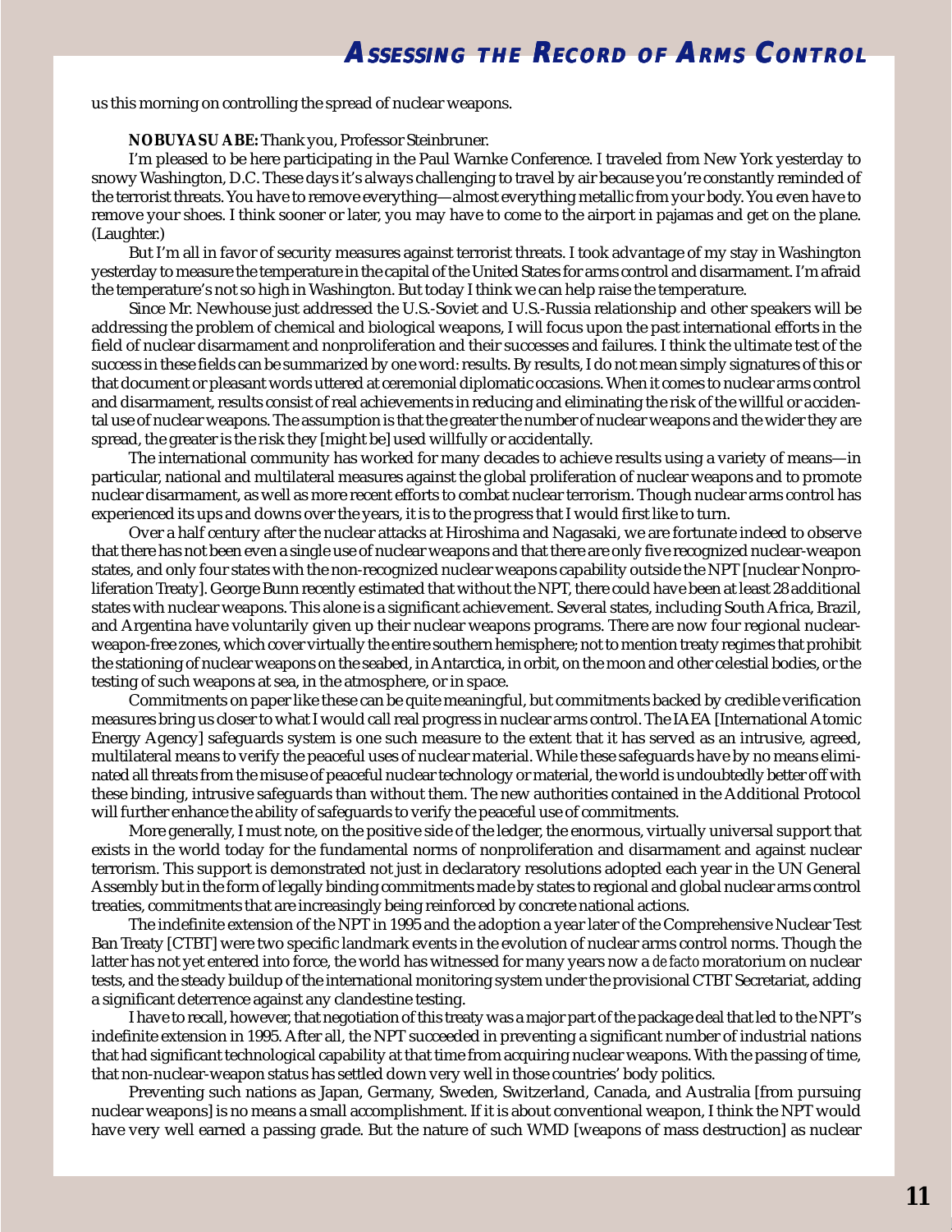us this morning on controlling the spread of nuclear weapons.

**NOBUYASU ABE:** Thank you, Professor Steinbruner.

I'm pleased to be here participating in the Paul Warnke Conference. I traveled from New York yesterday to snowy Washington, D.C. These days it's always challenging to travel by air because you're constantly reminded of the terrorist threats. You have to remove everything—almost everything metallic from your body. You even have to remove your shoes. I think sooner or later, you may have to come to the airport in pajamas and get on the plane. (Laughter.)

But I'm all in favor of security measures against terrorist threats. I took advantage of my stay in Washington yesterday to measure the temperature in the capital of the United States for arms control and disarmament. I'm afraid the temperature's not so high in Washington. But today I think we can help raise the temperature.

Since Mr. Newhouse just addressed the U.S.-Soviet and U.S.-Russia relationship and other speakers will be addressing the problem of chemical and biological weapons, I will focus upon the past international efforts in the field of nuclear disarmament and nonproliferation and their successes and failures. I think the ultimate test of the success in these fields can be summarized by one word: results. By results, I do not mean simply signatures of this or that document or pleasant words uttered at ceremonial diplomatic occasions. When it comes to nuclear arms control and disarmament, results consist of real achievements in reducing and eliminating the risk of the willful or accidental use of nuclear weapons. The assumption is that the greater the number of nuclear weapons and the wider they are spread, the greater is the risk they [might be] used willfully or accidentally.

The international community has worked for many decades to achieve results using a variety of means—in particular, national and multilateral measures against the global proliferation of nuclear weapons and to promote nuclear disarmament, as well as more recent efforts to combat nuclear terrorism. Though nuclear arms control has experienced its ups and downs over the years, it is to the progress that I would first like to turn.

Over a half century after the nuclear attacks at Hiroshima and Nagasaki, we are fortunate indeed to observe that there has not been even a single use of nuclear weapons and that there are only five recognized nuclear-weapon states, and only four states with the non-recognized nuclear weapons capability outside the NPT [nuclear Nonproliferation Treaty]. George Bunn recently estimated that without the NPT, there could have been at least 28 additional states with nuclear weapons. This alone is a significant achievement. Several states, including South Africa, Brazil, and Argentina have voluntarily given up their nuclear weapons programs. There are now four regional nuclear-weapon-free zones, which cover virtually the entire southern hemisphere; not to mention treaty regimes that prohibit the stationing of nuclear weapons on the seabed, in Antarctica, in orbit, on the moon and other celestial bodies, or the testing of such weapons at sea, in the atmosphere, or in space.

Commitments on paper like these can be quite meaningful, but commitments backed by credible verification measures bring us closer to what I would call real progress in nuclear arms control. The IAEA [International Atomic Energy Agency] safeguards system is one such measure to the extent that it has served as an intrusive, agreed, multilateral means to verify the peaceful uses of nuclear material. While these safeguards have by no means eliminated all threats from the misuse of peaceful nuclear technology or material, the world is undoubtedly better off with these binding, intrusive safeguards than without them. The new authorities contained in the Additional Protocol will further enhance the ability of safeguards to verify the peaceful use of commitments.

More generally, I must note, on the positive side of the ledger, the enormous, virtually universal support that exists in the world today for the fundamental norms of nonproliferation and disarmament and against nuclear terrorism. This support is demonstrated not just in declaratory resolutions adopted each year in the UN General Assembly but in the form of legally binding commitments made by states to regional and global nuclear arms control treaties, commitments that are increasingly being reinforced by concrete national actions.

The indefinite extension of the NPT in 1995 and the adoption a year later of the Comprehensive Nuclear Test Ban Treaty [CTBT] were two specific landmark events in the evolution of nuclear arms control norms. Though the latter has not yet entered into force, the world has witnessed for many years now a *de facto* moratorium on nuclear tests, and the steady buildup of the international monitoring system under the provisional CTBT Secretariat, adding a significant deterrence against any clandestine testing.

I have to recall, however, that negotiation of this treaty was a major part of the package deal that led to the NPT's indefinite extension in 1995. After all, the NPT succeeded in preventing a significant number of industrial nations that had significant technological capability at that time from acquiring nuclear weapons. With the passing of time, that non-nuclear-weapon status has settled down very well in those countries' body politics.

Preventing such nations as Japan, Germany, Sweden, Switzerland, Canada, and Australia [from pursuing nuclear weapons] is no means a small accomplishment. If it is about conventional weapon, I think the NPT would have very well earned a passing grade. But the nature of such WMD [weapons of mass destruction] as nuclear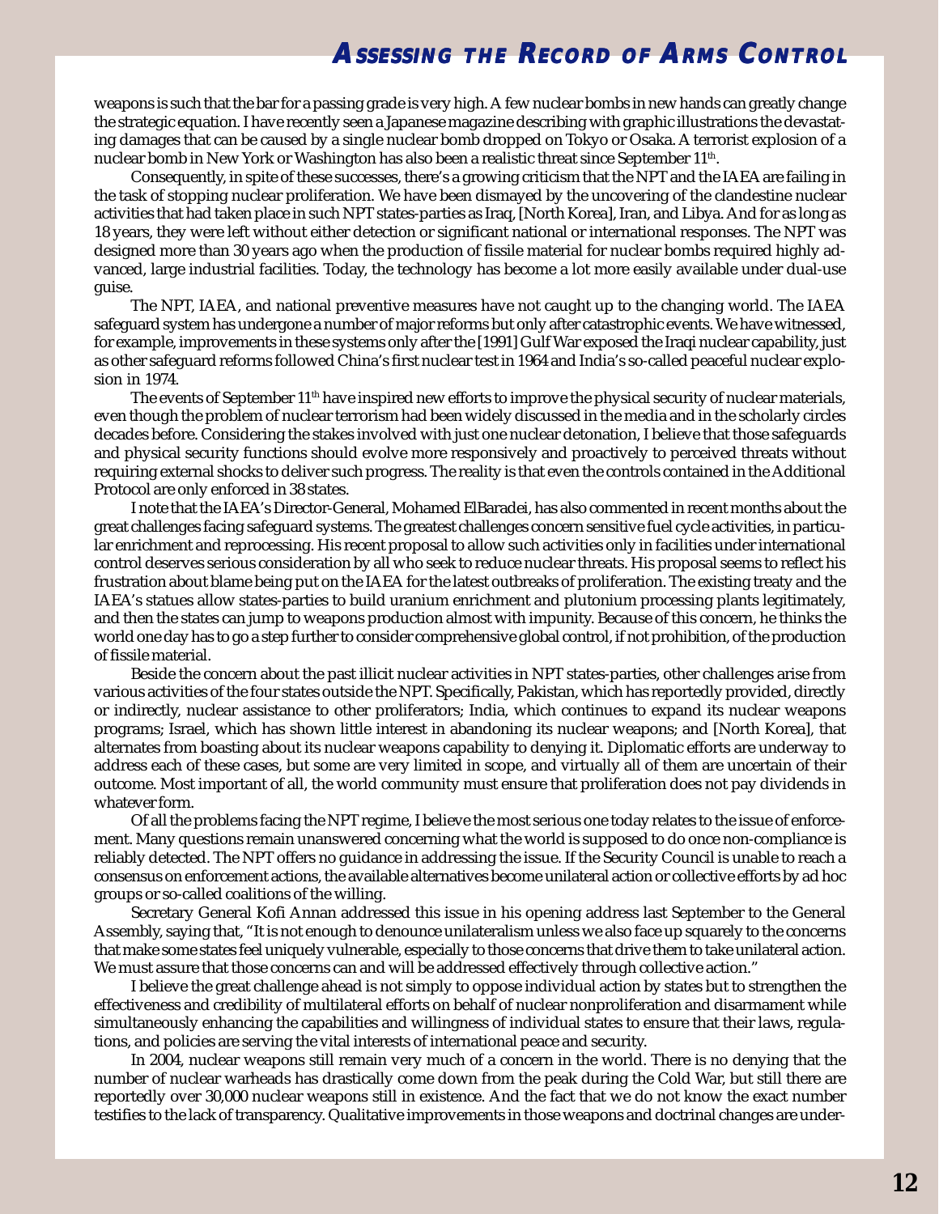weapons is such that the bar for a passing grade is very high. A few nuclear bombs in new hands can greatly change the strategic equation. I have recently seen a Japanese magazine describing with graphic illustrations the devastating damages that can be caused by a single nuclear bomb dropped on Tokyo or Osaka. A terrorist explosion of a nuclear bomb in New York or Washington has also been a realistic threat since September 11th.

Consequently, in spite of these successes, there's a growing criticism that the NPT and the IAEA are failing in the task of stopping nuclear proliferation. We have been dismayed by the uncovering of the clandestine nuclear activities that had taken place in such NPT states-parties as Iraq, [North Korea], Iran, and Libya. And for as long as 18 years, they were left without either detection or significant national or international responses. The NPT was designed more than 30 years ago when the production of fissile material for nuclear bombs required highly advanced, large industrial facilities. Today, the technology has become a lot more easily available under dual-use guise.

The NPT, IAEA, and national preventive measures have not caught up to the changing world. The IAEA safeguard system has undergone a number of major reforms but only after catastrophic events. We have witnessed, for example, improvements in these systems only after the [1991] Gulf War exposed the Iraqi nuclear capability, just as other safeguard reforms followed China's first nuclear test in 1964 and India's so-called peaceful nuclear explosion in 1974.

The events of September 11th have inspired new efforts to improve the physical security of nuclear materials, even though the problem of nuclear terrorism had been widely discussed in the media and in the scholarly circles decades before. Considering the stakes involved with just one nuclear detonation, I believe that those safeguards and physical security functions should evolve more responsively and proactively to perceived threats without requiring external shocks to deliver such progress. The reality is that even the controls contained in the Additional Protocol are only enforced in 38 states.

I note that the IAEA's Director-General, Mohamed ElBaradei, has also commented in recent months about the great challenges facing safeguard systems. The greatest challenges concern sensitive fuel cycle activities, in particular enrichment and reprocessing. His recent proposal to allow such activities only in facilities under international control deserves serious consideration by all who seek to reduce nuclear threats. His proposal seems to reflect his frustration about blame being put on the IAEA for the latest outbreaks of proliferation. The existing treaty and the IAEA's statues allow states-parties to build uranium enrichment and plutonium processing plants legitimately, and then the states can jump to weapons production almost with impunity. Because of this concern, he thinks the world one day has to go a step further to consider comprehensive global control, if not prohibition, of the production of fissile material.

Beside the concern about the past illicit nuclear activities in NPT states-parties, other challenges arise from various activities of the four states outside the NPT. Specifically, Pakistan, which has reportedly provided, directly or indirectly, nuclear assistance to other proliferators; India, which continues to expand its nuclear weapons programs; Israel, which has shown little interest in abandoning its nuclear weapons; and [North Korea], that alternates from boasting about its nuclear weapons capability to denying it. Diplomatic efforts are underway to address each of these cases, but some are very limited in scope, and virtually all of them are uncertain of their outcome. Most important of all, the world community must ensure that proliferation does not pay dividends in whatever form.

Of all the problems facing the NPT regime, I believe the most serious one today relates to the issue of enforcement. Many questions remain unanswered concerning what the world is supposed to do once non-compliance is reliably detected. The NPT offers no guidance in addressing the issue. If the Security Council is unable to reach a consensus on enforcement actions, the available alternatives become unilateral action or collective efforts by ad hoc groups or so-called coalitions of the willing.

Secretary General Kofi Annan addressed this issue in his opening address last September to the General Assembly, saying that, "It is not enough to denounce unilateralism unless we also face up squarely to the concerns that make some states feel uniquely vulnerable, especially to those concerns that drive them to take unilateral action. We must assure that those concerns can and will be addressed effectively through collective action."

I believe the great challenge ahead is not simply to oppose individual action by states but to strengthen the effectiveness and credibility of multilateral efforts on behalf of nuclear nonproliferation and disarmament while simultaneously enhancing the capabilities and willingness of individual states to ensure that their laws, regulations, and policies are serving the vital interests of international peace and security.

In 2004, nuclear weapons still remain very much of a concern in the world. There is no denying that the number of nuclear warheads has drastically come down from the peak during the Cold War, but still there are reportedly over 30,000 nuclear weapons still in existence. And the fact that we do not know the exact number testifies to the lack of transparency. Qualitative improvements in those weapons and doctrinal changes are under-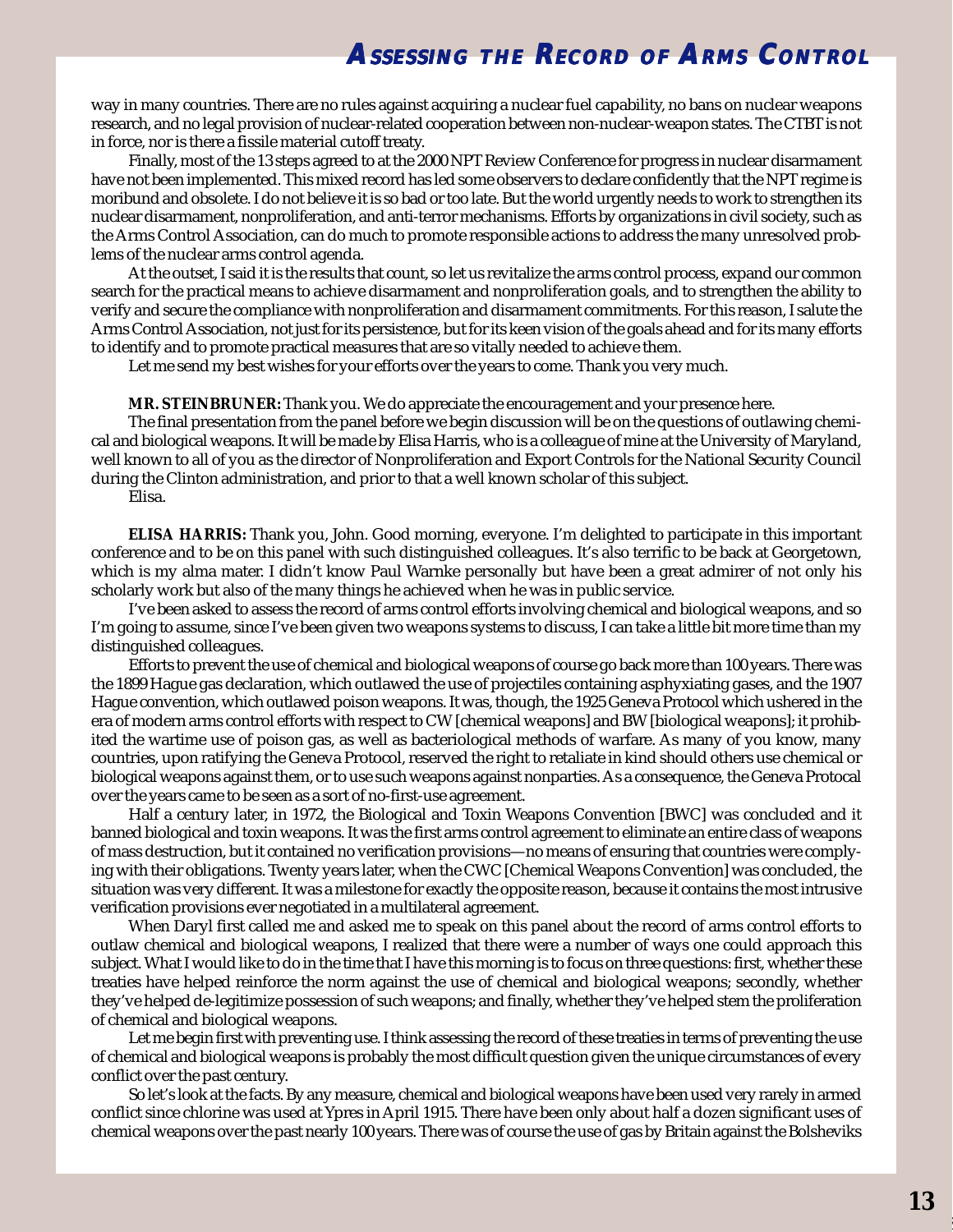way in many countries. There are no rules against acquiring a nuclear fuel capability, no bans on nuclear weapons research, and no legal provision of nuclear-related cooperation between non-nuclear-weapon states. The CTBT is not in force, nor is there a fissile material cutoff treaty.

Finally, most of the 13 steps agreed to at the 2000 NPT Review Conference for progress in nuclear disarmament have not been implemented. This mixed record has led some observers to declare confidently that the NPT regime is moribund and obsolete. I do not believe it is so bad or too late. But the world urgently needs to work to strengthen its nuclear disarmament, nonproliferation, and anti-terror mechanisms. Efforts by organizations in civil society, such as the Arms Control Association, can do much to promote responsible actions to address the many unresolved problems of the nuclear arms control agenda.

At the outset, I said it is the results that count, so let us revitalize the arms control process, expand our common search for the practical means to achieve disarmament and nonproliferation goals, and to strengthen the ability to verify and secure the compliance with nonproliferation and disarmament commitments. For this reason, I salute the Arms Control Association, not just for its persistence, but for its keen vision of the goals ahead and for its many efforts to identify and to promote practical measures that are so vitally needed to achieve them.

Let me send my best wishes for your efforts over the years to come. Thank you very much.

**MR. STEINBRUNER:** Thank you. We do appreciate the encouragement and your presence here.

The final presentation from the panel before we begin discussion will be on the questions of outlawing chemical and biological weapons. It will be made by Elisa Harris, who is a colleague of mine at the University of Maryland, well known to all of you as the director of Nonproliferation and Export Controls for the National Security Council during the Clinton administration, and prior to that a well known scholar of this subject.

Elisa.

**ELISA HARRIS:** Thank you, John. Good morning, everyone. I'm delighted to participate in this important conference and to be on this panel with such distinguished colleagues. It's also terrific to be back at Georgetown, which is my alma mater. I didn't know Paul Warnke personally but have been a great admirer of not only his scholarly work but also of the many things he achieved when he was in public service.

I've been asked to assess the record of arms control efforts involving chemical and biological weapons, and so I'm going to assume, since I've been given two weapons systems to discuss, I can take a little bit more time than my distinguished colleagues.

Efforts to prevent the use of chemical and biological weapons of course go back more than 100 years. There was the 1899 Hague gas declaration, which outlawed the use of projectiles containing asphyxiating gases, and the 1907 Hague convention, which outlawed poison weapons. It was, though, the 1925 Geneva Protocol which ushered in the era of modern arms control efforts with respect to CW [chemical weapons] and BW [biological weapons]; it prohibited the wartime use of poison gas, as well as bacteriological methods of warfare. As many of you know, many countries, upon ratifying the Geneva Protocol, reserved the right to retaliate in kind should others use chemical or biological weapons against them, or to use such weapons against nonparties. As a consequence, the Geneva Protocal over the years came to be seen as a sort of no-first-use agreement.

Half a century later, in 1972, the Biological and Toxin Weapons Convention [BWC] was concluded and it banned biological and toxin weapons. It was the first arms control agreement to eliminate an entire class of weapons of mass destruction, but it contained no verification provisions—no means of ensuring that countries were complying with their obligations. Twenty years later, when the CWC [Chemical Weapons Convention] was concluded, the situation was very different. It was a milestone for exactly the opposite reason, because it contains the most intrusive verification provisions ever negotiated in a multilateral agreement.

When Daryl first called me and asked me to speak on this panel about the record of arms control efforts to outlaw chemical and biological weapons, I realized that there were a number of ways one could approach this subject. What I would like to do in the time that I have this morning is to focus on three questions: first, whether these treaties have helped reinforce the norm against the use of chemical and biological weapons; secondly, whether they've helped de-legitimize possession of such weapons; and finally, whether they've helped stem the proliferation of chemical and biological weapons.

Let me begin first with preventing use. I think assessing the record of these treaties in terms of preventing the use of chemical and biological weapons is probably the most difficult question given the unique circumstances of every conflict over the past century.

So let's look at the facts. By any measure, chemical and biological weapons have been used very rarely in armed conflict since chlorine was used at Ypres in April 1915. There have been only about half a dozen significant uses of chemical weapons over the past nearly 100 years. There was of course the use of gas by Britain against the Bolsheviks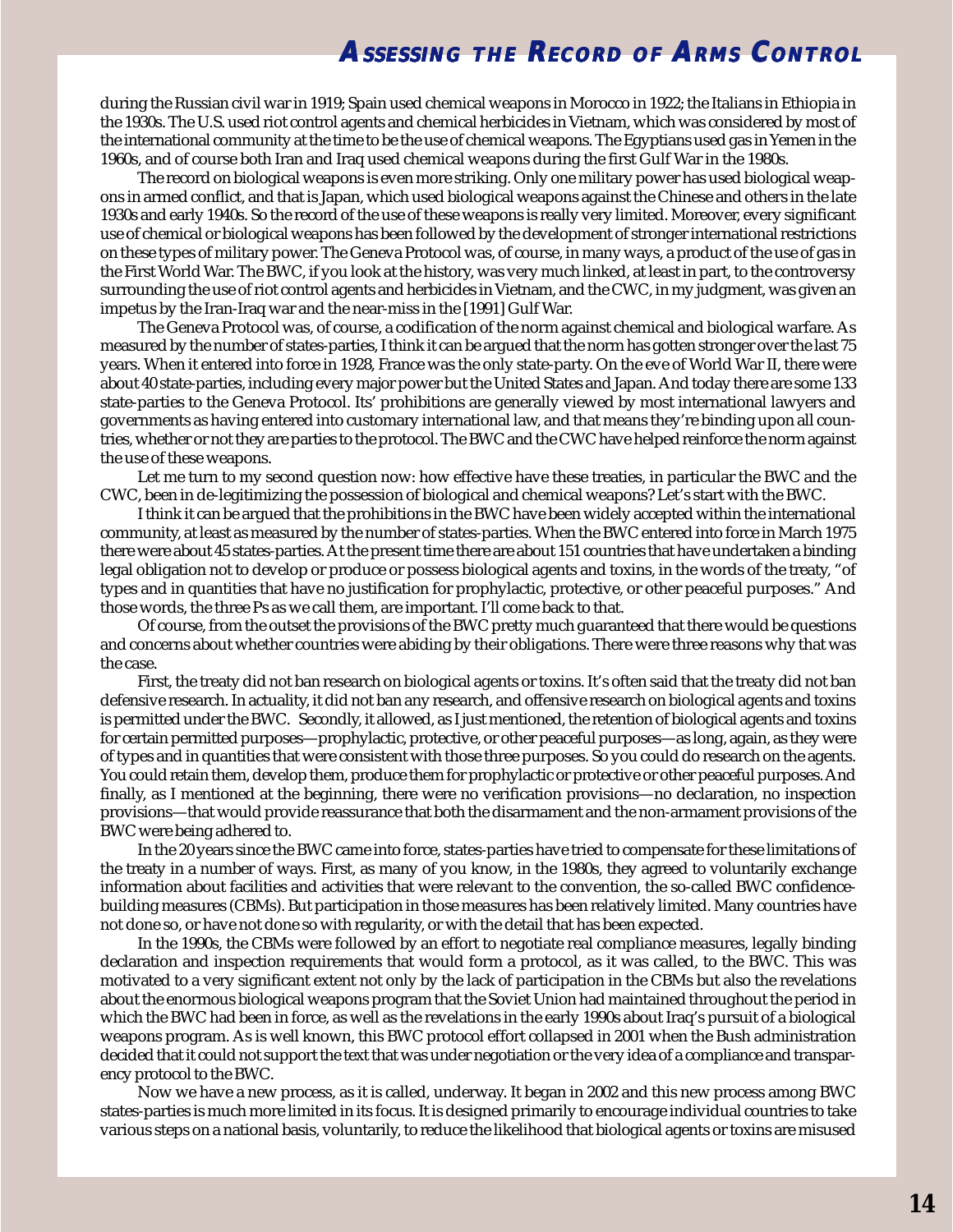during the Russian civil war in 1919; Spain used chemical weapons in Morocco in 1922; the Italians in Ethiopia in the 1930s. The U.S. used riot control agents and chemical herbicides in Vietnam, which was considered by most of the international community at the time to be the use of chemical weapons. The Egyptians used gas in Yemen in the 1960s, and of course both Iran and Iraq used chemical weapons during the first Gulf War in the 1980s.

The record on biological weapons is even more striking. Only one military power has used biological weapons in armed conflict, and that is Japan, which used biological weapons against the Chinese and others in the late 1930s and early 1940s. So the record of the use of these weapons is really very limited. Moreover, every significant use of chemical or biological weapons has been followed by the development of stronger international restrictions on these types of military power. The Geneva Protocol was, of course, in many ways, a product of the use of gas in the First World War. The BWC, if you look at the history, was very much linked, at least in part, to the controversy surrounding the use of riot control agents and herbicides in Vietnam, and the CWC, in my judgment, was given an impetus by the Iran-Iraq war and the near-miss in the [1991] Gulf War.

The Geneva Protocol was, of course, a codification of the norm against chemical and biological warfare. As measured by the number of states-parties, I think it can be argued that the norm has gotten stronger over the last 75 years. When it entered into force in 1928, France was the only state-party. On the eve of World War II, there were about 40 state-parties, including every major power but the United States and Japan. And today there are some 133 state-parties to the Geneva Protocol. Its' prohibitions are generally viewed by most international lawyers and governments as having entered into customary international law, and that means they're binding upon all countries, whether or not they are parties to the protocol. The BWC and the CWC have helped reinforce the norm against the use of these weapons.

Let me turn to my second question now: how effective have these treaties, in particular the BWC and the CWC, been in de-legitimizing the possession of biological and chemical weapons? Let's start with the BWC.

I think it can be argued that the prohibitions in the BWC have been widely accepted within the international community, at least as measured by the number of states-parties. When the BWC entered into force in March 1975 there were about 45 states-parties. At the present time there are about 151 countries that have undertaken a binding legal obligation not to develop or produce or possess biological agents and toxins, in the words of the treaty, "of types and in quantities that have no justification for prophylactic, protective, or other peaceful purposes." And those words, the three Ps as we call them, are important. I'll come back to that.

Of course, from the outset the provisions of the BWC pretty much guaranteed that there would be questions and concerns about whether countries were abiding by their obligations. There were three reasons why that was the case.

First, the treaty did not ban research on biological agents or toxins. It's often said that the treaty did not ban defensive research. In actuality, it did not ban any research, and offensive research on biological agents and toxins is permitted under the BWC. Secondly, it allowed, as I just mentioned, the retention of biological agents and toxins for certain permitted purposes—prophylactic, protective, or other peaceful purposes—as long, again, as they were of types and in quantities that were consistent with those three purposes. So you could do research on the agents. You could retain them, develop them, produce them for prophylactic or protective or other peaceful purposes. And finally, as I mentioned at the beginning, there were no verification provisions—no declaration, no inspection provisions—that would provide reassurance that both the disarmament and the non-armament provisions of the BWC were being adhered to.

In the 20 years since the BWC came into force, states-parties have tried to compensate for these limitations of the treaty in a number of ways. First, as many of you know, in the 1980s, they agreed to voluntarily exchange information about facilities and activities that were relevant to the convention, the so-called BWC confidence-building measures (CBMs). But participation in those measures has been relatively limited. Many countries have not done so, or have not done so with regularity, or with the detail that has been expected.

In the 1990s, the CBMs were followed by an effort to negotiate real compliance measures, legally binding declaration and inspection requirements that would form a protocol, as it was called, to the BWC. This was motivated to a very significant extent not only by the lack of participation in the CBMs but also the revelations about the enormous biological weapons program that the Soviet Union had maintained throughout the period in which the BWC had been in force, as well as the revelations in the early 1990s about Iraq's pursuit of a biological weapons program. As is well known, this BWC protocol effort collapsed in 2001 when the Bush administration decided that it could not support the text that was under negotiation or the very idea of a compliance and transparency protocol to the BWC.

Now we have a new process, as it is called, underway. It began in 2002 and this new process among BWC states-parties is much more limited in its focus. It is designed primarily to encourage individual countries to take various steps on a national basis, voluntarily, to reduce the likelihood that biological agents or toxins are misused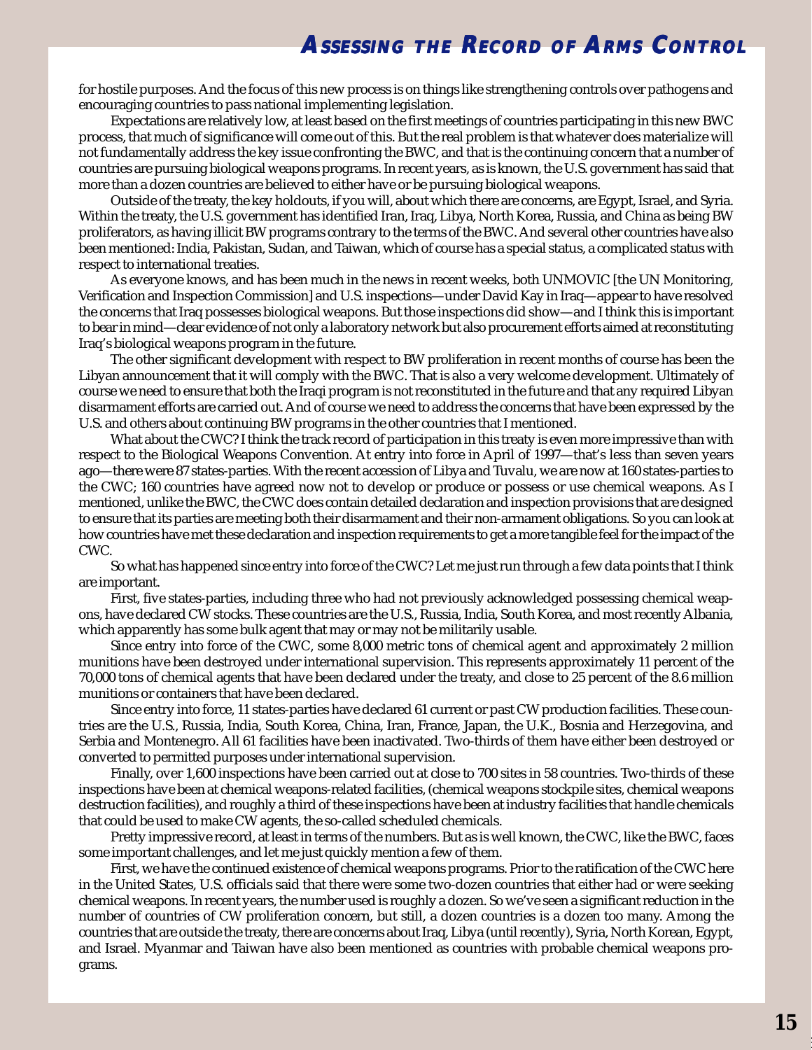for hostile purposes. And the focus of this new process is on things like strengthening controls over pathogens and encouraging countries to pass national implementing legislation.

Expectations are relatively low, at least based on the first meetings of countries participating in this new BWC process, that much of significance will come out of this. But the real problem is that whatever does materialize will not fundamentally address the key issue confronting the BWC, and that is the continuing concern that a number of countries are pursuing biological weapons programs. In recent years, as is known, the U.S. government has said that more than a dozen countries are believed to either have or be pursuing biological weapons.

Outside of the treaty, the key holdouts, if you will, about which there are concerns, are Egypt, Israel, and Syria. Within the treaty, the U.S. government has identified Iran, Iraq, Libya, North Korea, Russia, and China as being BW proliferators, as having illicit BW programs contrary to the terms of the BWC. And several other countries have also been mentioned: India, Pakistan, Sudan, and Taiwan, which of course has a special status, a complicated status with respect to international treaties.

As everyone knows, and has been much in the news in recent weeks, both UNMOVIC [the UN Monitoring, Verification and Inspection Commission] and U.S. inspections—under David Kay in Iraq—appear to have resolved the concerns that Iraq possesses biological weapons. But those inspections did show—and I think this is important to bear in mind—clear evidence of not only a laboratory network but also procurement efforts aimed at reconstituting Iraq's biological weapons program in the future.

The other significant development with respect to BW proliferation in recent months of course has been the Libyan announcement that it will comply with the BWC. That is also a very welcome development. Ultimately of course we need to ensure that both the Iraqi program is not reconstituted in the future and that any required Libyan disarmament efforts are carried out. And of course we need to address the concerns that have been expressed by the U.S. and others about continuing BW programs in the other countries that I mentioned.

What about the CWC? I think the track record of participation in this treaty is even more impressive than with respect to the Biological Weapons Convention. At entry into force in April of 1997—that's less than seven years ago—there were 87 states-parties. With the recent accession of Libya and Tuvalu, we are now at 160 states-parties to the CWC; 160 countries have agreed now not to develop or produce or possess or use chemical weapons. As I mentioned, unlike the BWC, the CWC does contain detailed declaration and inspection provisions that are designed to ensure that its parties are meeting both their disarmament and their non-armament obligations. So you can look at how countries have met these declaration and inspection requirements to get a more tangible feel for the impact of the CWC.

So what has happened since entry into force of the CWC? Let me just run through a few data points that I think are important.

First, five states-parties, including three who had not previously acknowledged possessing chemical weapons, have declared CW stocks. These countries are the U.S., Russia, India, South Korea, and most recently Albania, which apparently has some bulk agent that may or may not be militarily usable.

Since entry into force of the CWC, some 8,000 metric tons of chemical agent and approximately 2 million munitions have been destroyed under international supervision. This represents approximately 11 percent of the 70,000 tons of chemical agents that have been declared under the treaty, and close to 25 percent of the 8.6 million munitions or containers that have been declared.

Since entry into force, 11 states-parties have declared 61 current or past CW production facilities. These countries are the U.S., Russia, India, South Korea, China, Iran, France, Japan, the U.K., Bosnia and Herzegovina, and Serbia and Montenegro. All 61 facilities have been inactivated. Two-thirds of them have either been destroyed or converted to permitted purposes under international supervision.

Finally, over 1,600 inspections have been carried out at close to 700 sites in 58 countries. Two-thirds of these inspections have been at chemical weapons-related facilities, (chemical weapons stockpile sites, chemical weapons destruction facilities), and roughly a third of these inspections have been at industry facilities that handle chemicals that could be used to make CW agents, the so-called scheduled chemicals.

Pretty impressive record, at least in terms of the numbers. But as is well known, the CWC, like the BWC, faces some important challenges, and let me just quickly mention a few of them.

First, we have the continued existence of chemical weapons programs. Prior to the ratification of the CWC here in the United States, U.S. officials said that there were some two-dozen countries that either had or were seeking chemical weapons. In recent years, the number used is roughly a dozen. So we've seen a significant reduction in the number of countries of CW proliferation concern, but still, a dozen countries is a dozen too many. Among the countries that are outside the treaty, there are concerns about Iraq, Libya (until recently), Syria, North Korean, Egypt, and Israel. Myanmar and Taiwan have also been mentioned as countries with probable chemical weapons programs.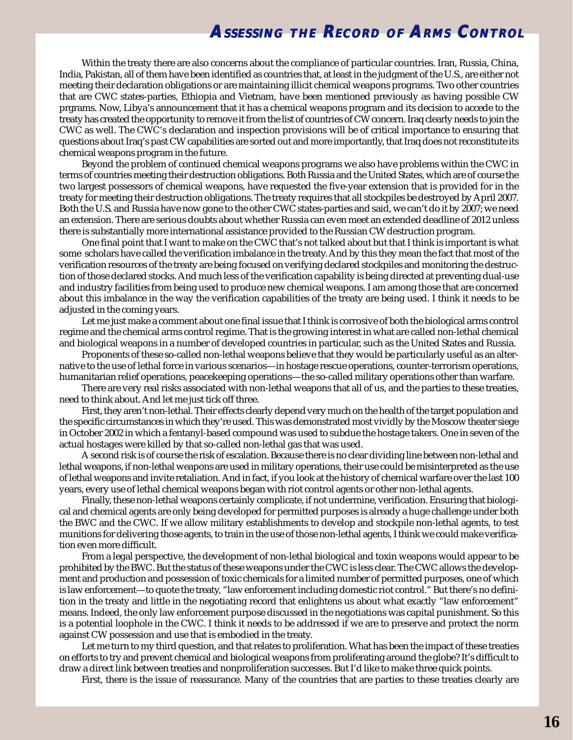Within the treaty there are also concerns about the compliance of particular countries. Iran, Russia, China, India, Pakistan, all of them have been identified as countries that, at least in the judgment of the U.S., are either not meeting their declaration obligations or are maintaining illicit chemical weapons programs. Two other countries that are CWC states-parties, Ethiopia and Vietnam, have been mentioned previously as having possible CW prgrams. Now, Libya's announcement that it has a chemical weapons program and its decision to accede to the treaty has created the opportunity to remove it from the list of countries of CW concern. Iraq clearly needs to join the CWC as well. The CWC's declaration and inspection provisions will be of critical importance to ensuring that questions about Iraq's past CW capabilities are sorted out and more importantly, that Iraq does not reconstitute its chemical weapons program in the future.

Beyond the problem of continued chemical weapons programs we also have problems within the CWC in terms of countries meeting their destruction obligations. Both Russia and the United States, which are of course the two largest possessors of chemical weapons, have requested the five-year extension that is provided for in the treaty for meeting their destruction obligations. The treaty requires that all stockpiles be destroyed by April 2007. Both the U.S. and Russia have now gone to the other CWC states-parties and said, we can't do it by 2007; we need an extension. There are serious doubts about whether Russia can even meet an extended deadline of 2012 unless there is substantially more international assistance provided to the Russian CW destruction program.

One final point that I want to make on the CWC that's not talked about but that I think is important is what some scholars have called the verification imbalance in the treaty. And by this they mean the fact that most of the verification resources of the treaty are being focused on verifying declared stockpiles and monitoring the destruction of those declared stocks. And much less of the verification capability is being directed at preventing dual-use and industry facilities from being used to produce new chemical weapons. I am among those that are concerned about this imbalance in the way the verification capabilities of the treaty are being used. I think it needs to be adjusted in the coming years.

Let me just make a comment about one final issue that I think is corrosive of both the biological arms control regime and the chemical arms control regime. That is the growing interest in what are called non-lethal chemical and biological weapons in a number of developed countries in particular, such as the United States and Russia.

Proponents of these so-called non-lethal weapons believe that they would be particularly useful as an alternative to the use of lethal force in various scenarios—in hostage rescue operations, counter-terrorism operations, humanitarian relief operations, peacekeeping operations—the so-called military operations other than warfare.

There are very real risks associated with non-lethal weapons that all of us, and the parties to these treaties, need to think about. And let me just tick off three.

First, they aren't non-lethal. Their effects clearly depend very much on the health of the target population and the specific circumstances in which they're used. This was demonstrated most vividly by the Moscow theater siege in October 2002 in which a fentanyl-based compound was used to subdue the hostage takers. One in seven of the actual hostages were killed by that so-called non-lethal gas that was used.

A second risk is of course the risk of escalation. Because there is no clear dividing line between non-lethal and lethal weapons, if non-lethal weapons are used in military operations, their use could be misinterpreted as the use of lethal weapons and invite retaliation. And in fact, if you look at the history of chemical warfare over the last 100 years, every use of lethal chemical weapons began with riot control agents or other non-lethal agents.

Finally, these non-lethal weapons certainly complicate, if not undermine, verification. Ensuring that biological and chemical agents are only being developed for permitted purposes is already a huge challenge under both the BWC and the CWC. If we allow military establishments to develop and stockpile non-lethal agents, to test munitions for delivering those agents, to train in the use of those non-lethal agents, I think we could make verification even more difficult.

From a legal perspective, the development of non-lethal biological and toxin weapons would appear to be prohibited by the BWC. But the status of these weapons under the CWC is less clear. The CWC allows the development and production and possession of toxic chemicals for a limited number of permitted purposes, one of which is law enforcement—to quote the treaty, "law enforcement including domestic riot control." But there's no definition in the treaty and little in the negotiating record that enlightens us about what exactly "law enforcement" means. Indeed, the only law enforcement purpose discussed in the negotiations was capital punishment. So this is a potential loophole in the CWC. I think it needs to be addressed if we are to preserve and protect the norm against CW possession and use that is embodied in the treaty.

Let me turn to my third question, and that relates to proliferation. What has been the impact of these treaties on efforts to try and prevent chemical and biological weapons from proliferating around the globe? It's difficult to draw a direct link between treaties and nonproliferation successes. But I'd like to make three quick points.

First, there is the issue of reassurance. Many of the countries that are parties to these treaties clearly are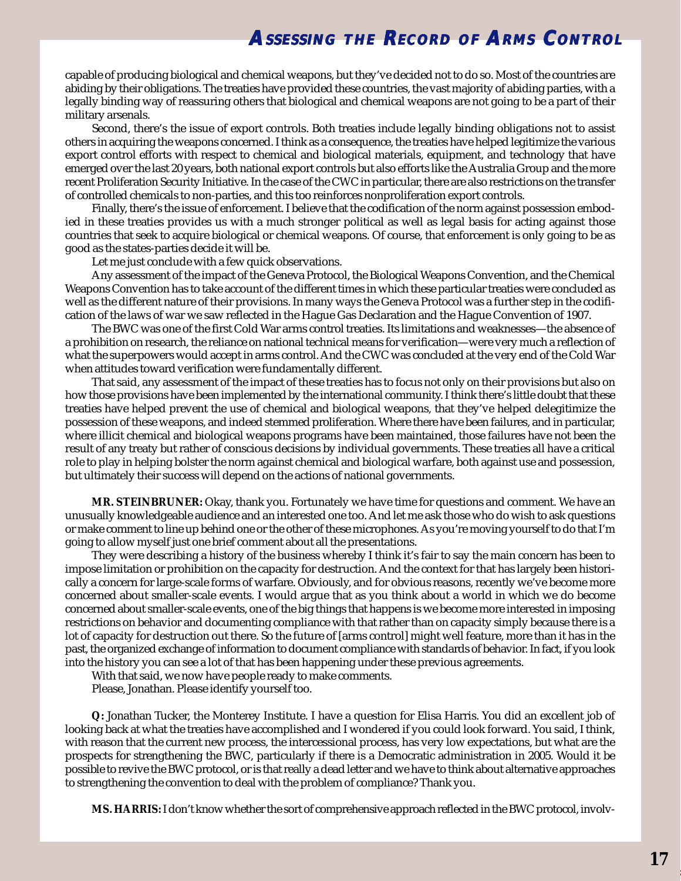capable of producing biological and chemical weapons, but they've decided not to do so. Most of the countries are abiding by their obligations. The treaties have provided these countries, the vast majority of abiding parties, with a legally binding way of reassuring others that biological and chemical weapons are not going to be a part of their military arsenals.

Second, there's the issue of export controls. Both treaties include legally binding obligations not to assist others in acquiring the weapons concerned. I think as a consequence, the treaties have helped legitimize the various export control efforts with respect to chemical and biological materials, equipment, and technology that have emerged over the last 20 years, both national export controls but also efforts like the Australia Group and the more recent Proliferation Security Initiative. In the case of the CWC in particular, there are also restrictions on the transfer of controlled chemicals to non-parties, and this too reinforces nonproliferation export controls.

Finally, there's the issue of enforcement. I believe that the codification of the norm against possession embodied in these treaties provides us with a much stronger political as well as legal basis for acting against those countries that seek to acquire biological or chemical weapons. Of course, that enforcement is only going to be as good as the states-parties decide it will be.

Let me just conclude with a few quick observations.

Any assessment of the impact of the Geneva Protocol, the Biological Weapons Convention, and the Chemical Weapons Convention has to take account of the different times in which these particular treaties were concluded as well as the different nature of their provisions. In many ways the Geneva Protocol was a further step in the codification of the laws of war we saw reflected in the Hague Gas Declaration and the Hague Convention of 1907.

The BWC was one of the first Cold War arms control treaties. Its limitations and weaknesses—the absence of a prohibition on research, the reliance on national technical means for verification—were very much a reflection of what the superpowers would accept in arms control. And the CWC was concluded at the very end of the Cold War when attitudes toward verification were fundamentally different.

That said, any assessment of the impact of these treaties has to focus not only on their provisions but also on how those provisions have been implemented by the international community. I think there's little doubt that these treaties have helped prevent the use of chemical and biological weapons, that they've helped delegitimize the possession of these weapons, and indeed stemmed proliferation. Where there have been failures, and in particular, where illicit chemical and biological weapons programs have been maintained, those failures have not been the result of any treaty but rather of conscious decisions by individual governments. These treaties all have a critical role to play in helping bolster the norm against chemical and biological warfare, both against use and possession, but ultimately their success will depend on the actions of national governments.

**MR. STEINBRUNER:** Okay, thank you. Fortunately we have time for questions and comment. We have an unusually knowledgeable audience and an interested one too. And let me ask those who do wish to ask questions or make comment to line up behind one or the other of these microphones. As you're moving yourself to do that I'm going to allow myself just one brief comment about all the presentations.

They were describing a history of the business whereby I think it's fair to say the main concern has been to impose limitation or prohibition on the capacity for destruction. And the context for that has largely been historically a concern for large-scale forms of warfare. Obviously, and for obvious reasons, recently we've become more concerned about smaller-scale events. I would argue that as you think about a world in which we do become concerned about smaller-scale events, one of the big things that happens is we become more interested in imposing restrictions on behavior and documenting compliance with that rather than on capacity simply because there is a lot of capacity for destruction out there. So the future of [arms control] might well feature, more than it has in the past, the organized exchange of information to document compliance with standards of behavior. In fact, if you look into the history you can see a lot of that has been happening under these previous agreements.

With that said, we now have people ready to make comments.

Please, Jonathan. Please identify yourself too.

**Q:** Jonathan Tucker, the Monterey Institute. I have a question for Elisa Harris. You did an excellent job of looking back at what the treaties have accomplished and I wondered if you could look forward. You said, I think, with reason that the current new process, the intercessional process, has very low expectations, but what are the prospects for strengthening the BWC, particularly if there is a Democratic administration in 2005. Would it be possible to revive the BWC protocol, or is that really a dead letter and we have to think about alternative approaches to strengthening the convention to deal with the problem of compliance? Thank you.

**MS. HARRIS:** I don't know whether the sort of comprehensive approach reflected in the BWC protocol, involv-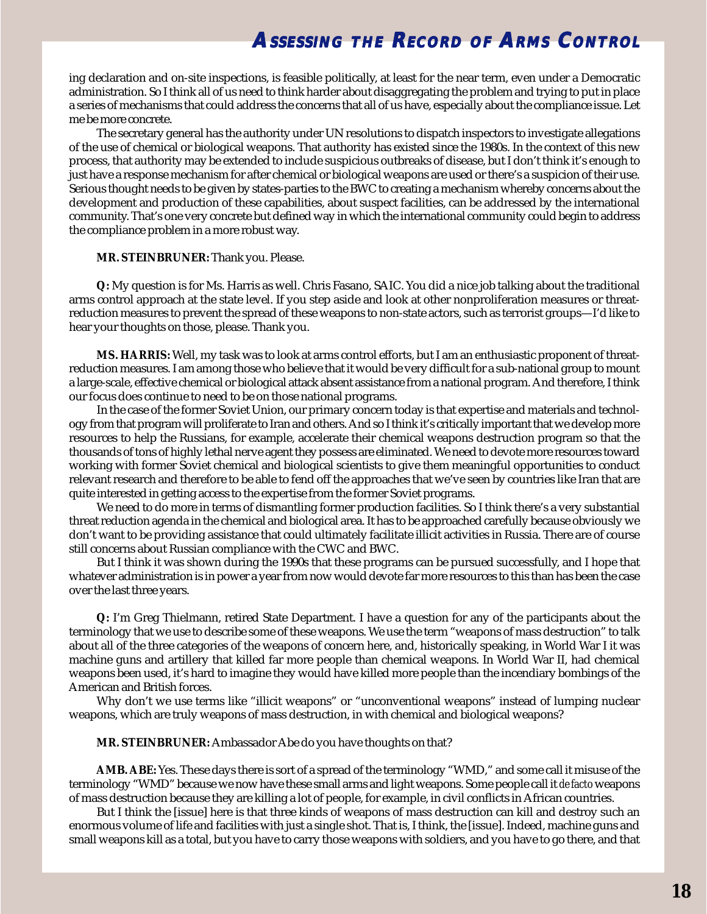ing declaration and on-site inspections, is feasible politically, at least for the near term, even under a Democratic administration. So I think all of us need to think harder about disaggregating the problem and trying to put in place a series of mechanisms that could address the concerns that all of us have, especially about the compliance issue. Let me be more concrete.

The secretary general has the authority under UN resolutions to dispatch inspectors to investigate allegations of the use of chemical or biological weapons. That authority has existed since the 1980s. In the context of this new process, that authority may be extended to include suspicious outbreaks of disease, but I don't think it's enough to just have a response mechanism for after chemical or biological weapons are used or there's a suspicion of their use. Serious thought needs to be given by states-parties to the BWC to creating a mechanism whereby concerns about the development and production of these capabilities, about suspect facilities, can be addressed by the international community. That's one very concrete but defined way in which the international community could begin to address the compliance problem in a more robust way.

**MR. STEINBRUNER:** Thank you. Please.

**Q:** My question is for Ms. Harris as well. Chris Fasano, SAIC. You did a nice job talking about the traditional arms control approach at the state level. If you step aside and look at other nonproliferation measures or threat-reduction measures to prevent the spread of these weapons to non-state actors, such as terrorist groups—I'd like to hear your thoughts on those, please. Thank you.

**MS. HARRIS:** Well, my task was to look at arms control efforts, but I am an enthusiastic proponent of threat-reduction measures. I am among those who believe that it would be very difficult for a sub-national group to mount a large-scale, effective chemical or biological attack absent assistance from a national program. And therefore, I think our focus does continue to need to be on those national programs.

In the case of the former Soviet Union, our primary concern today is that expertise and materials and technology from that program will proliferate to Iran and others. And so I think it's critically important that we develop more resources to help the Russians, for example, accelerate their chemical weapons destruction program so that the thousands of tons of highly lethal nerve agent they possess are eliminated. We need to devote more resources toward working with former Soviet chemical and biological scientists to give them meaningful opportunities to conduct relevant research and therefore to be able to fend off the approaches that we've seen by countries like Iran that are quite interested in getting access to the expertise from the former Soviet programs.

We need to do more in terms of dismantling former production facilities. So I think there's a very substantial threat reduction agenda in the chemical and biological area. It has to be approached carefully because obviously we don't want to be providing assistance that could ultimately facilitate illicit activities in Russia. There are of course still concerns about Russian compliance with the CWC and BWC.

But I think it was shown during the 1990s that these programs can be pursued successfully, and I hope that whatever administration is in power a year from now would devote far more resources to this than has been the case over the last three years.

**Q:** I'm Greg Thielmann, retired State Department. I have a question for any of the participants about the terminology that we use to describe some of these weapons. We use the term "weapons of mass destruction" to talk about all of the three categories of the weapons of concern here, and, historically speaking, in World War I it was machine guns and artillery that killed far more people than chemical weapons. In World War II, had chemical weapons been used, it's hard to imagine they would have killed more people than the incendiary bombings of the American and British forces.

Why don't we use terms like "illicit weapons" or "unconventional weapons" instead of lumping nuclear weapons, which are truly weapons of mass destruction, in with chemical and biological weapons?

**MR. STEINBRUNER:** Ambassador Abe do you have thoughts on that?

**AMB. ABE:** Yes. These days there is sort of a spread of the terminology "WMD," and some call it misuse of the terminology "WMD" because we now have these small arms and light weapons. Some people call it *de facto* weapons of mass destruction because they are killing a lot of people, for example, in civil conflicts in African countries.

But I think the [issue] here is that three kinds of weapons of mass destruction can kill and destroy such an enormous volume of life and facilities with just a single shot. That is, I think, the [issue]. Indeed, machine guns and small weapons kill as a total, but you have to carry those weapons with soldiers, and you have to go there, and that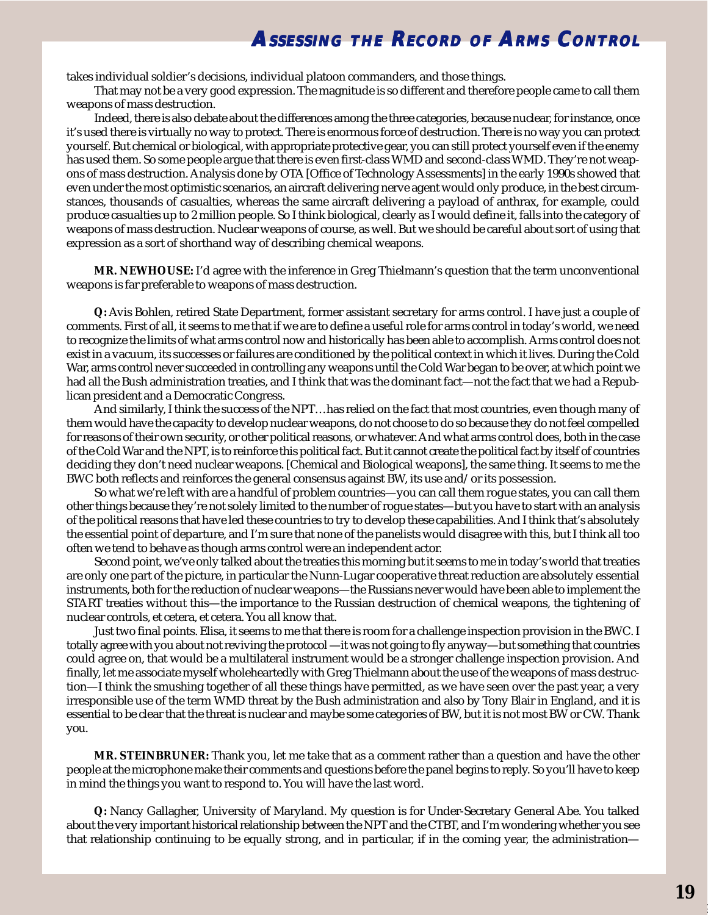takes individual soldier's decisions, individual platoon commanders, and those things.

That may not be a very good expression. The magnitude is so different and therefore people came to call them weapons of mass destruction.

Indeed, there is also debate about the differences among the three categories, because nuclear, for instance, once it's used there is virtually no way to protect. There is enormous force of destruction. There is no way you can protect yourself. But chemical or biological, with appropriate protective gear, you can still protect yourself even if the enemy has used them. So some people argue that there is even first-class WMD and second-class WMD. They're not weapons of mass destruction. Analysis done by OTA [Office of Technology Assessments] in the early 1990s showed that even under the most optimistic scenarios, an aircraft delivering nerve agent would only produce, in the best circumstances, thousands of casualties, whereas the same aircraft delivering a payload of anthrax, for example, could produce casualties up to 2 million people. So I think biological, clearly as I would define it, falls into the category of weapons of mass destruction. Nuclear weapons of course, as well. But we should be careful about sort of using that expression as a sort of shorthand way of describing chemical weapons.

**MR. NEWHOUSE:** I'd agree with the inference in Greg Thielmann's question that the term unconventional weapons is far preferable to weapons of mass destruction.

**Q:** Avis Bohlen, retired State Department, former assistant secretary for arms control. I have just a couple of comments. First of all, it seems to me that if we are to define a useful role for arms control in today's world, we need to recognize the limits of what arms control now and historically has been able to accomplish. Arms control does not exist in a vacuum, its successes or failures are conditioned by the political context in which it lives. During the Cold War, arms control never succeeded in controlling any weapons until the Cold War began to be over, at which point we had all the Bush administration treaties, and I think that was the dominant fact—not the fact that we had a Republican president and a Democratic Congress.

And similarly, I think the success of the NPT…has relied on the fact that most countries, even though many of them would have the capacity to develop nuclear weapons, do not choose to do so because they do not feel compelled for reasons of their own security, or other political reasons, or whatever. And what arms control does, both in the case of the Cold War and the NPT, is to reinforce this political fact. But it cannot create the political fact by itself of countries deciding they don't need nuclear weapons. [Chemical and Biological weapons], the same thing. It seems to me the BWC both reflects and reinforces the general consensus against BW, its use and/or its possession.

So what we're left with are a handful of problem countries—you can call them rogue states, you can call them other things because they're not solely limited to the number of rogue states—but you have to start with an analysis of the political reasons that have led these countries to try to develop these capabilities. And I think that's absolutely the essential point of departure, and I'm sure that none of the panelists would disagree with this, but I think all too often we tend to behave as though arms control were an independent actor.

Second point, we've only talked about the treaties this morning but it seems to me in today's world that treaties are only one part of the picture, in particular the Nunn-Lugar cooperative threat reduction are absolutely essential instruments, both for the reduction of nuclear weapons—the Russians never would have been able to implement the START treaties without this—the importance to the Russian destruction of chemical weapons, the tightening of nuclear controls, et cetera, et cetera. You all know that.

Just two final points. Elisa, it seems to me that there is room for a challenge inspection provision in the BWC. I totally agree with you about not reviving the protocol —it was not going to fly anyway—but something that countries could agree on, that would be a multilateral instrument would be a stronger challenge inspection provision. And finally, let me associate myself wholeheartedly with Greg Thielmann about the use of the weapons of mass destruction—I think the smushing together of all these things have permitted, as we have seen over the past year, a very irresponsible use of the term WMD threat by the Bush administration and also by Tony Blair in England, and it is essential to be clear that the threat is nuclear and maybe some categories of BW, but it is not most BW or CW. Thank you.

**MR. STEINBRUNER:** Thank you, let me take that as a comment rather than a question and have the other people at the microphone make their comments and questions before the panel begins to reply. So you'll have to keep in mind the things you want to respond to. You will have the last word.

**Q:** Nancy Gallagher, University of Maryland. My question is for Under-Secretary General Abe. You talked about the very important historical relationship between the NPT and the CTBT, and I'm wondering whether you see that relationship continuing to be equally strong, and in particular, if in the coming year, the administration—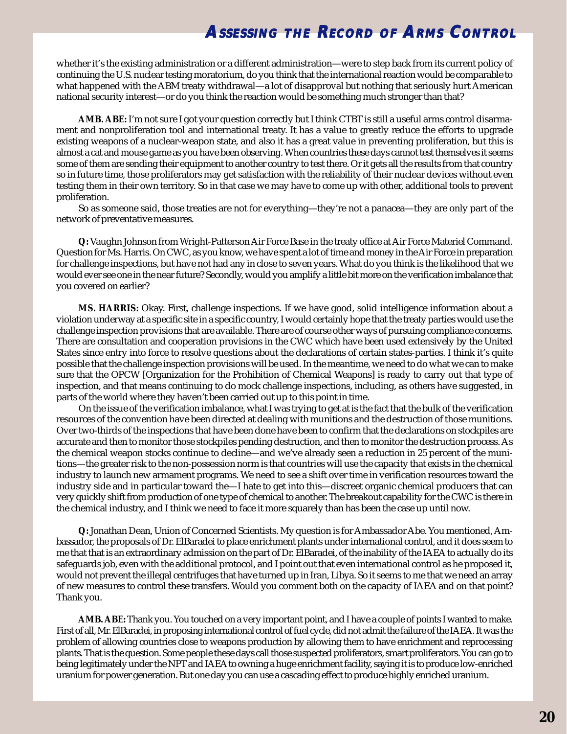whether it's the existing administration or a different administration—were to step back from its current policy of continuing the U.S. nuclear testing moratorium, do you think that the international reaction would be comparable to what happened with the ABM treaty withdrawal—a lot of disapproval but nothing that seriously hurt American national security interest—or do you think the reaction would be something much stronger than that?

**AMB. ABE:** I'm not sure I got your question correctly but I think CTBT is still a useful arms control disarmament and nonproliferation tool and international treaty. It has a value to greatly reduce the efforts to upgrade existing weapons of a nuclear-weapon state, and also it has a great value in preventing proliferation, but this is almost a cat and mouse game as you have been observing. When countries these days cannot test themselves it seems some of them are sending their equipment to another country to test there. Or it gets all the results from that country so in future time, those proliferators may get satisfaction with the reliability of their nuclear devices without even testing them in their own territory. So in that case we may have to come up with other, additional tools to prevent proliferation.

So as someone said, those treaties are not for everything—they're not a panacea—they are only part of the network of preventative measures.

**Q:** Vaughn Johnson from Wright-Patterson Air Force Base in the treaty office at Air Force Materiel Command. Question for Ms. Harris. On CWC, as you know, we have spent a lot of time and money in the Air Force in preparation for challenge inspections, but have not had any in close to seven years. What do you think is the likelihood that we would ever see one in the near future? Secondly, would you amplify a little bit more on the verification imbalance that you covered on earlier?

**MS. HARRIS:** Okay. First, challenge inspections. If we have good, solid intelligence information about a violation underway at a specific site in a specific country, I would certainly hope that the treaty parties would use the challenge inspection provisions that are available. There are of course other ways of pursuing compliance concerns. There are consultation and cooperation provisions in the CWC which have been used extensively by the United States since entry into force to resolve questions about the declarations of certain states-parties. I think it's quite possible that the challenge inspection provisions will be used. In the meantime, we need to do what we can to make sure that the OPCW [Organization for the Prohibition of Chemical Weapons] is ready to carry out that type of inspection, and that means continuing to do mock challenge inspections, including, as others have suggested, in parts of the world where they haven't been carried out up to this point in time.

On the issue of the verification imbalance, what I was trying to get at is the fact that the bulk of the verification resources of the convention have been directed at dealing with munitions and the destruction of those munitions. Over two-thirds of the inspections that have been done have been to confirm that the declarations on stockpiles are accurate and then to monitor those stockpiles pending destruction, and then to monitor the destruction process. As the chemical weapon stocks continue to decline—and we've already seen a reduction in 25 percent of the munitions—the greater risk to the non-possession norm is that countries will use the capacity that exists in the chemical industry to launch new armament programs. We need to see a shift over time in verification resources toward the industry side and in particular toward the—I hate to get into this—discreet organic chemical producers that can very quickly shift from production of one type of chemical to another. The breakout capability for the CWC is there in the chemical industry, and I think we need to face it more squarely than has been the case up until now.

**Q:** Jonathan Dean, Union of Concerned Scientists. My question is for Ambassador Abe. You mentioned, Ambassador, the proposals of Dr. ElBaradei to place enrichment plants under international control, and it does seem to me that that is an extraordinary admission on the part of Dr. ElBaradei, of the inability of the IAEA to actually do its safeguards job, even with the additional protocol, and I point out that even international control as he proposed it, would not prevent the illegal centrifuges that have turned up in Iran, Libya. So it seems to me that we need an array of new measures to control these transfers. Would you comment both on the capacity of IAEA and on that point? Thank you.

**AMB. ABE:** Thank you. You touched on a very important point, and I have a couple of points I wanted to make. First of all, Mr. ElBaradei, in proposing international control of fuel cycle, did not admit the failure of the IAEA. It was the problem of allowing countries close to weapons production by allowing them to have enrichment and reprocessing plants. That is the question. Some people these days call those suspected proliferators, smart proliferators. You can go to being legitimately under the NPT and IAEA to owning a huge enrichment facility, saying it is to produce low-enriched uranium for power generation. But one day you can use a cascading effect to produce highly enriched uranium.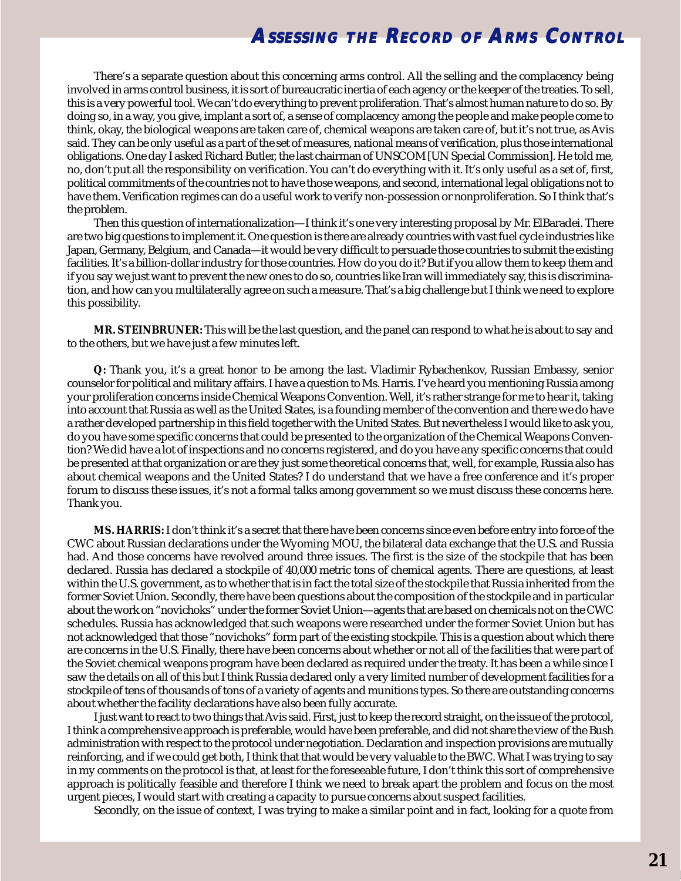There's a separate question about this concerning arms control. All the selling and the complacency being involved in arms control business, it is sort of bureaucratic inertia of each agency or the keeper of the treaties. To sell, this is a very powerful tool. We can't do everything to prevent proliferation. That's almost human nature to do so. By doing so, in a way, you give, implant a sort of, a sense of complacency among the people and make people come to think, okay, the biological weapons are taken care of, chemical weapons are taken care of, but it's not true, as Avis said. They can be only useful as a part of the set of measures, national means of verification, plus those international obligations. One day I asked Richard Butler, the last chairman of UNSCOM [UN Special Commission]. He told me, no, don't put all the responsibility on verification. You can't do everything with it. It's only useful as a set of, first, political commitments of the countries not to have those weapons, and second, international legal obligations not to have them. Verification regimes can do a useful work to verify non-possession or nonproliferation. So I think that's the problem.

Then this question of internationalization—I think it's one very interesting proposal by Mr. ElBaradei. There are two big questions to implement it. One question is there are already countries with vast fuel cycle industries like Japan, Germany, Belgium, and Canada—it would be very difficult to persuade those countries to submit the existing facilities. It's a billion-dollar industry for those countries. How do you do it? But if you allow them to keep them and if you say we just want to prevent the new ones to do so, countries like Iran will immediately say, this is discrimination, and how can you multilaterally agree on such a measure. That's a big challenge but I think we need to explore this possibility.

**MR. STEINBRUNER:** This will be the last question, and the panel can respond to what he is about to say and to the others, but we have just a few minutes left.

**Q:** Thank you, it's a great honor to be among the last. Vladimir Rybachenkov, Russian Embassy, senior counselor for political and military affairs. I have a question to Ms. Harris. I've heard you mentioning Russia among your proliferation concerns inside Chemical Weapons Convention. Well, it's rather strange for me to hear it, taking into account that Russia as well as the United States, is a founding member of the convention and there we do have a rather developed partnership in this field together with the United States. But nevertheless I would like to ask you, do you have some specific concerns that could be presented to the organization of the Chemical Weapons Convention? We did have a lot of inspections and no concerns registered, and do you have any specific concerns that could be presented at that organization or are they just some theoretical concerns that, well, for example, Russia also has about chemical weapons and the United States? I do understand that we have a free conference and it's proper forum to discuss these issues, it's not a formal talks among government so we must discuss these concerns here. Thank you.

**MS. HARRIS:** I don't think it's a secret that there have been concerns since even before entry into force of the CWC about Russian declarations under the Wyoming MOU, the bilateral data exchange that the U.S. and Russia had. And those concerns have revolved around three issues. The first is the size of the stockpile that has been declared. Russia has declared a stockpile of 40,000 metric tons of chemical agents. There are questions, at least within the U.S. government, as to whether that is in fact the total size of the stockpile that Russia inherited from the former Soviet Union. Secondly, there have been questions about the composition of the stockpile and in particular about the work on "novichoks" under the former Soviet Union—agents that are based on chemicals not on the CWC schedules. Russia has acknowledged that such weapons were researched under the former Soviet Union but has not acknowledged that those "novichoks" form part of the existing stockpile. This is a question about which there are concerns in the U.S. Finally, there have been concerns about whether or not all of the facilities that were part of the Soviet chemical weapons program have been declared as required under the treaty. It has been a while since I saw the details on all of this but I think Russia declared only a very limited number of development facilities for a stockpile of tens of thousands of tons of a variety of agents and munitions types. So there are outstanding concerns about whether the facility declarations have also been fully accurate.

I just want to react to two things that Avis said. First, just to keep the record straight, on the issue of the protocol, I think a comprehensive approach is preferable, would have been preferable, and did not share the view of the Bush administration with respect to the protocol under negotiation. Declaration and inspection provisions are mutually reinforcing, and if we could get both, I think that that would be very valuable to the BWC. What I was trying to say in my comments on the protocol is that, at least for the foreseeable future, I don't think this sort of comprehensive approach is politically feasible and therefore I think we need to break apart the problem and focus on the most urgent pieces, I would start with creating a capacity to pursue concerns about suspect facilities.

Secondly, on the issue of context, I was trying to make a similar point and in fact, looking for a quote from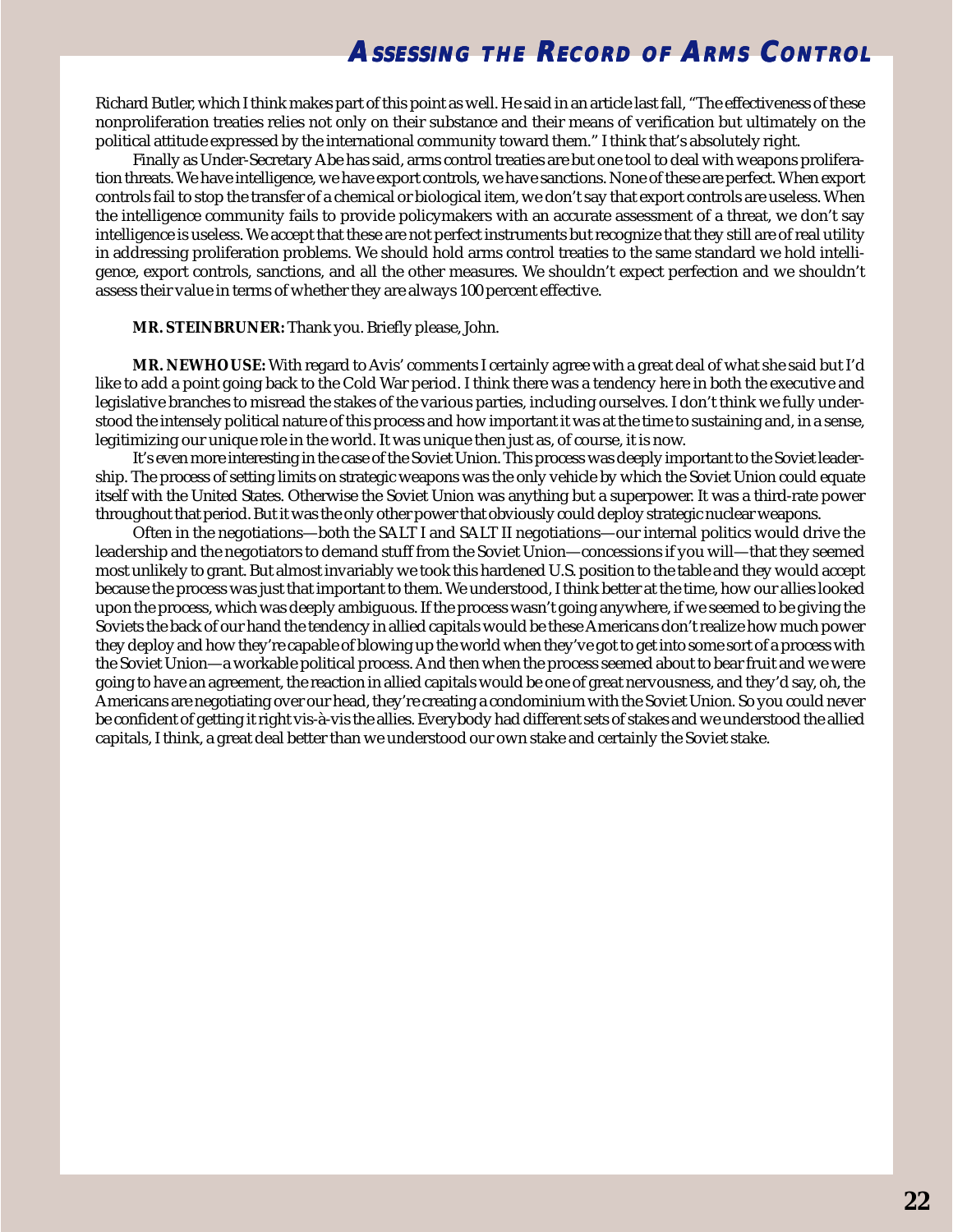Richard Butler, which I think makes part of this point as well. He said in an article last fall, "The effectiveness of these nonproliferation treaties relies not only on their substance and their means of verification but ultimately on the political attitude expressed by the international community toward them." I think that's absolutely right.

Finally as Under-Secretary Abe has said, arms control treaties are but one tool to deal with weapons proliferation threats. We have intelligence, we have export controls, we have sanctions. None of these are perfect. When export controls fail to stop the transfer of a chemical or biological item, we don't say that export controls are useless. When the intelligence community fails to provide policymakers with an accurate assessment of a threat, we don't say intelligence is useless. We accept that these are not perfect instruments but recognize that they still are of real utility in addressing proliferation problems. We should hold arms control treaties to the same standard we hold intelligence, export controls, sanctions, and all the other measures. We shouldn't expect perfection and we shouldn't assess their value in terms of whether they are always 100 percent effective.

**MR. STEINBRUNER:** Thank you. Briefly please, John.

**MR. NEWHOUSE:** With regard to Avis' comments I certainly agree with a great deal of what she said but I'd like to add a point going back to the Cold War period. I think there was a tendency here in both the executive and legislative branches to misread the stakes of the various parties, including ourselves. I don't think we fully understood the intensely political nature of this process and how important it was at the time to sustaining and, in a sense, legitimizing our unique role in the world. It was unique then just as, of course, it is now.

It's even more interesting in the case of the Soviet Union. This process was deeply important to the Soviet leadership. The process of setting limits on strategic weapons was the only vehicle by which the Soviet Union could equate itself with the United States. Otherwise the Soviet Union was anything but a superpower. It was a third-rate power throughout that period. But it was the only other power that obviously could deploy strategic nuclear weapons.

Often in the negotiations—both the SALT I and SALT II negotiations—our internal politics would drive the leadership and the negotiators to demand stuff from the Soviet Union—concessions if you will—that they seemed most unlikely to grant. But almost invariably we took this hardened U.S. position to the table and they would accept because the process was just that important to them. We understood, I think better at the time, how our allies looked upon the process, which was deeply ambiguous. If the process wasn't going anywhere, if we seemed to be giving the Soviets the back of our hand the tendency in allied capitals would be these Americans don't realize how much power they deploy and how they're capable of blowing up the world when they've got to get into some sort of a process with the Soviet Union—a workable political process. And then when the process seemed about to bear fruit and we were going to have an agreement, the reaction in allied capitals would be one of great nervousness, and they'd say, oh, the Americans are negotiating over our head, they're creating a condominium with the Soviet Union. So you could never be confident of getting it right vis-à-vis the allies. Everybody had different sets of stakes and we understood the allied capitals, I think, a great deal better than we understood our own stake and certainly the Soviet stake.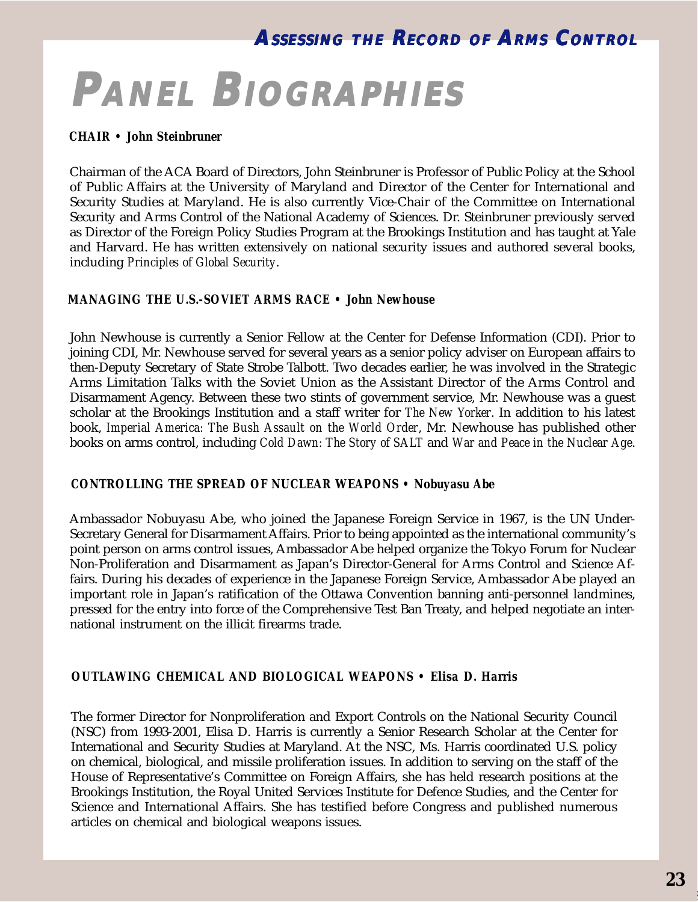# Panel Biographies

**CHAIR • John Steinbruner**

Chairman of the ACA Board of Directors, John Steinbruner is Professor of Public Policy at the School of Public Affairs at the University of Maryland and Director of the Center for International and Security Studies at Maryland. He is also currently Vice-Chair of the Committee on International Security and Arms Control of the National Academy of Sciences. Dr. Steinbruner previously served as Director of the Foreign Policy Studies Program at the Brookings Institution and has taught at Yale and Harvard. He has written extensively on national security issues and authored several books, including *Principles of Global Security*.

**MANAGING THE U.S.-SOVIET ARMS RACE • John Newhouse**

John Newhouse is currently a Senior Fellow at the Center for Defense Information (CDI). Prior to joining CDI, Mr. Newhouse served for several years as a senior policy adviser on European affairs to then-Deputy Secretary of State Strobe Talbott. Two decades earlier, he was involved in the Strategic Arms Limitation Talks with the Soviet Union as the Assistant Director of the Arms Control and Disarmament Agency. Between these two stints of government service, Mr. Newhouse was a guest scholar at the Brookings Institution and a staff writer for *The New Yorker*. In addition to his latest book, *Imperial America: The Bush Assault on the World Order*, Mr. Newhouse has published other books on arms control, including *Cold Dawn: The Story of SALT* and *War and Peace in the Nuclear Age*.

**CONTROLLING THE SPREAD OF NUCLEAR WEAPONS • Nobuyasu Abe**

Ambassador Nobuyasu Abe, who joined the Japanese Foreign Service in 1967, is the UN Under-Secretary General for Disarmament Affairs. Prior to being appointed as the international community's point person on arms control issues, Ambassador Abe helped organize the Tokyo Forum for Nuclear Non-Proliferation and Disarmament as Japan's Director-General for Arms Control and Science Affairs. During his decades of experience in the Japanese Foreign Service, Ambassador Abe played an important role in Japan's ratification of the Ottawa Convention banning anti-personnel landmines, pressed for the entry into force of the Comprehensive Test Ban Treaty, and helped negotiate an international instrument on the illicit firearms trade.

**OUTLAWING CHEMICAL AND BIOLOGICAL WEAPONS • Elisa D. Harris**

The former Director for Nonproliferation and Export Controls on the National Security Council (NSC) from 1993-2001, Elisa D. Harris is currently a Senior Research Scholar at the Center for International and Security Studies at Maryland. At the NSC, Ms. Harris coordinated U.S. policy on chemical, biological, and missile proliferation issues. In addition to serving on the staff of the House of Representative's Committee on Foreign Affairs, she has held research positions at the Brookings Institution, the Royal United Services Institute for Defence Studies, and the Center for Science and International Affairs. She has testified before Congress and published numerous articles on chemical and biological weapons issues.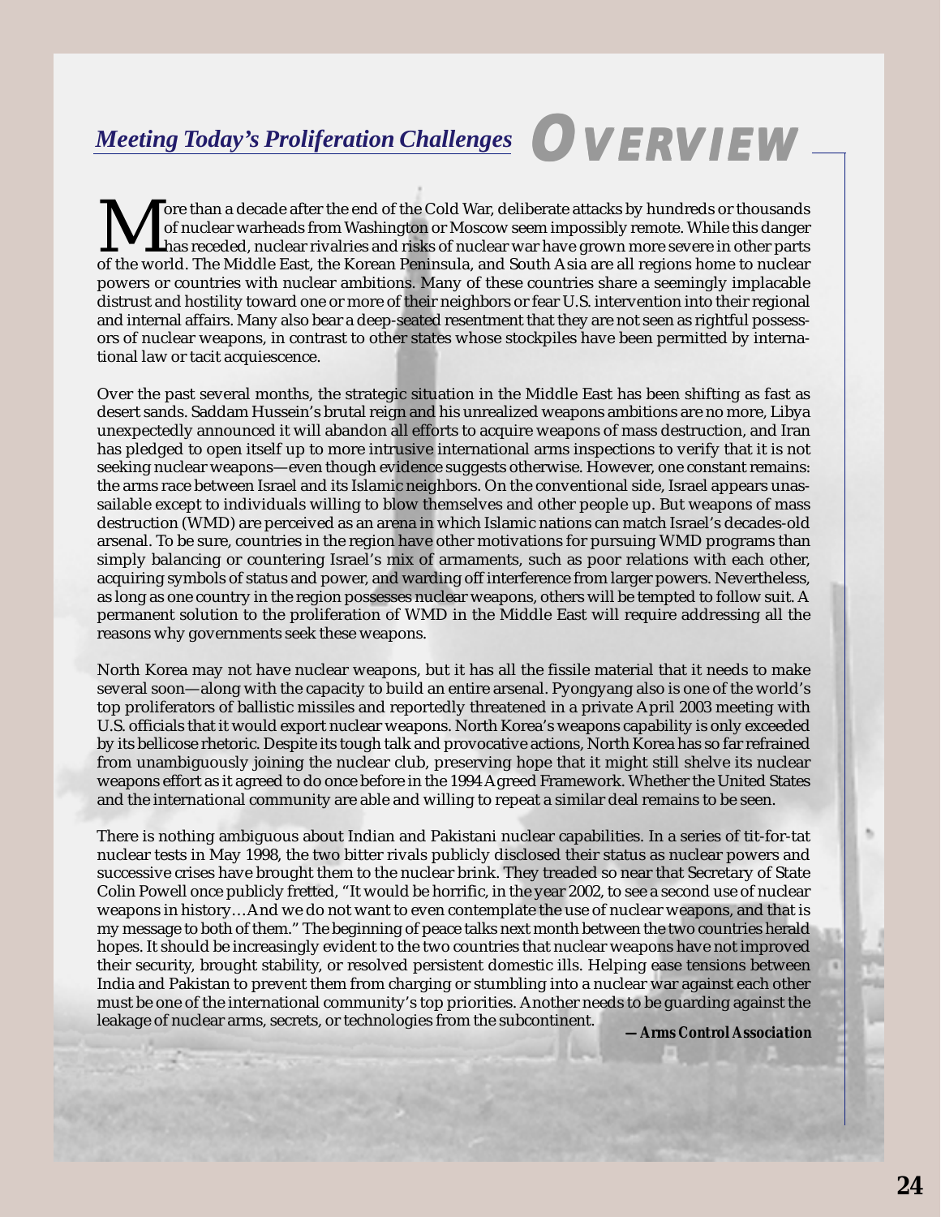## *Meeting Today's Proliferation Challenges*

# OVERVIEW

More than a decade after the end of the Cold War, deliberate attacks by hundreds or thousands of nuclear warheads from Washington or Moscow seem impossibly remote. While this danger has receded, nuclear rivalries and risks of nuclear war have grown more severe in other parts of the world. The Middle East, the Korean Peninsula, and South Asia are all regions home to nuclear powers or countries with nuclear ambitions. Many of these countries share a seemingly implacable distrust and hostility toward one or more of their neighbors or fear U.S. intervention into their regional and internal affairs. Many also bear a deep-seated resentment that they are not seen as rightful possessors of nuclear weapons, in contrast to other states whose stockpiles have been permitted by international law or tacit acquiescence.

Over the past several months, the strategic situation in the Middle East has been shifting as fast as desert sands. Saddam Hussein's brutal reign and his unrealized weapons ambitions are no more, Libya unexpectedly announced it will abandon all efforts to acquire weapons of mass destruction, and Iran has pledged to open itself up to more intrusive international arms inspections to verify that it is not seeking nuclear weapons—even though evidence suggests otherwise. However, one constant remains: the arms race between Israel and its Islamic neighbors. On the conventional side, Israel appears unassailable except to individuals willing to blow themselves and other people up. But weapons of mass destruction (WMD) are perceived as an arena in which Islamic nations can match Israel's decades-old arsenal. To be sure, countries in the region have other motivations for pursuing WMD programs than simply balancing or countering Israel's mix of armaments, such as poor relations with each other, acquiring symbols of status and power, and warding off interference from larger powers. Nevertheless, as long as one country in the region possesses nuclear weapons, others will be tempted to follow suit. A permanent solution to the proliferation of WMD in the Middle East will require addressing all the reasons why governments seek these weapons.

North Korea may not have nuclear weapons, but it has all the fissile material that it needs to make several soon—along with the capacity to build an entire arsenal. Pyongyang also is one of the world's top proliferators of ballistic missiles and reportedly threatened in a private April 2003 meeting with U.S. officials that it would export nuclear weapons. North Korea's weapons capability is only exceeded by its bellicose rhetoric. Despite its tough talk and provocative actions, North Korea has so far refrained from unambiguously joining the nuclear club, preserving hope that it might still shelve its nuclear weapons effort as it agreed to do once before in the 1994 Agreed Framework. Whether the United States and the international community are able and willing to repeat a similar deal remains to be seen.

There is nothing ambiguous about Indian and Pakistani nuclear capabilities. In a series of tit-for-tat nuclear tests in May 1998, the two bitter rivals publicly disclosed their status as nuclear powers and successive crises have brought them to the nuclear brink. They treaded so near that Secretary of State Colin Powell once publicly fretted, "It would be horrific, in the year 2002, to see a second use of nuclear weapons in history…And we do not want to even contemplate the use of nuclear weapons, and that is my message to both of them." The beginning of peace talks next month between the two countries herald hopes. It should be increasingly evident to the two countries that nuclear weapons have not improved their security, brought stability, or resolved persistent domestic ills. Helping ease tensions between India and Pakistan to prevent them from charging or stumbling into a nuclear war against each other must be one of the international community's top priorities. Another needs to be guarding against the leakage of nuclear arms, secrets, or technologies from the subcontinent.

***—Arms Control Association***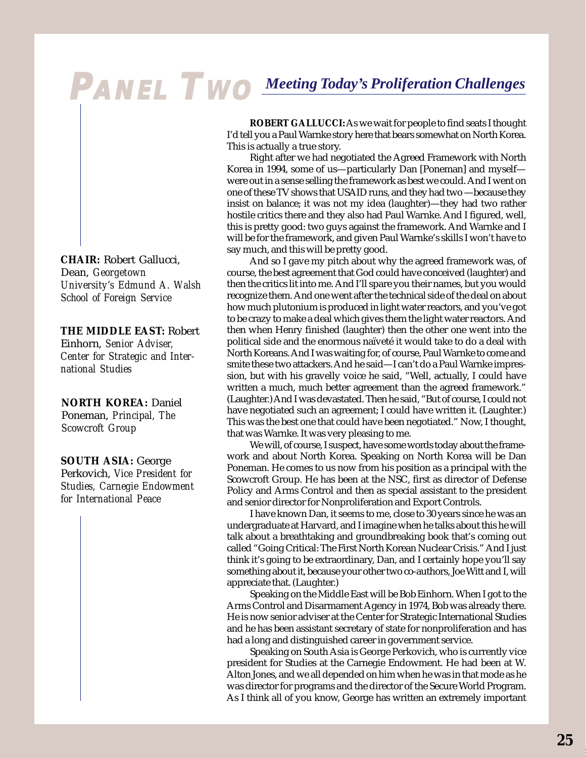# PANEL TWO *Meeting Today's Proliferation Challenges*

**CHAIR:** Robert Gallucci, Dean, *Georgetown University's Edmund A. Walsh School of Foreign Service*

**THE MIDDLE EAST:** Robert Einhorn, *Senior Adviser, Center for Strategic and International Studies*

**NORTH KOREA:** Daniel Poneman, *Principal, The Scowcroft Group*

**SOUTH ASIA:** George Perkovich, *Vice President for Studies, Carnegie Endowment for International Peace*

**ROBERT GALLUCCI:** As we wait for people to find seats I thought I'd tell you a Paul Warnke story here that bears somewhat on North Korea. This is actually a true story.

Right after we had negotiated the Agreed Framework with North Korea in 1994, some of us—particularly Dan [Poneman] and myself—were out in a sense selling the framework as best we could. And I went on one of these TV shows that USAID runs, and they had two —because they insist on balance; it was not my idea (laughter)—they had two rather hostile critics there and they also had Paul Warnke. And I figured, well, this is pretty good: two guys against the framework. And Warnke and I will be for the framework, and given Paul Warnke's skills I won't have to say much, and this will be pretty good.

And so I gave my pitch about why the agreed framework was, of course, the best agreement that God could have conceived (laughter) and then the critics lit into me. And I'll spare you their names, but you would recognize them. And one went after the technical side of the deal on about how much plutonium is produced in light water reactors, and you've got to be crazy to make a deal which gives them the light water reactors. And then when Henry finished (laughter) then the other one went into the political side and the enormous naïveté it would take to do a deal with North Koreans. And I was waiting for, of course, Paul Warnke to come and smite these two attackers. And he said—I can't do a Paul Warnke impression, but with his gravelly voice he said, "Well, actually, I could have written a much, much better agreement than the agreed framework." (Laughter.) And I was devastated. Then he said, "But of course, I could not have negotiated such an agreement; I could have written it. (Laughter.) This was the best one that could have been negotiated." Now, I thought, that was Warnke. It was very pleasing to me.

We will, of course, I suspect, have some words today about the framework and about North Korea. Speaking on North Korea will be Dan Poneman. He comes to us now from his position as a principal with the Scowcroft Group. He has been at the NSC, first as director of Defense Policy and Arms Control and then as special assistant to the president and senior director for Nonproliferation and Export Controls.

I have known Dan, it seems to me, close to 30 years since he was an undergraduate at Harvard, and I imagine when he talks about this he will talk about a breathtaking and groundbreaking book that's coming out called "Going Critical: The First North Korean Nuclear Crisis." And I just think it's going to be extraordinary, Dan, and I certainly hope you'll say something about it, because your other two co-authors, Joe Witt and I, will appreciate that. (Laughter.)

Speaking on the Middle East will be Bob Einhorn. When I got to the Arms Control and Disarmament Agency in 1974, Bob was already there. He is now senior adviser at the Center for Strategic International Studies and he has been assistant secretary of state for nonproliferation and has had a long and distinguished career in government service.

Speaking on South Asia is George Perkovich, who is currently vice president for Studies at the Carnegie Endowment. He had been at W. Alton Jones, and we all depended on him when he was in that mode as he was director for programs and the director of the Secure World Program. As I think all of you know, George has written an extremely important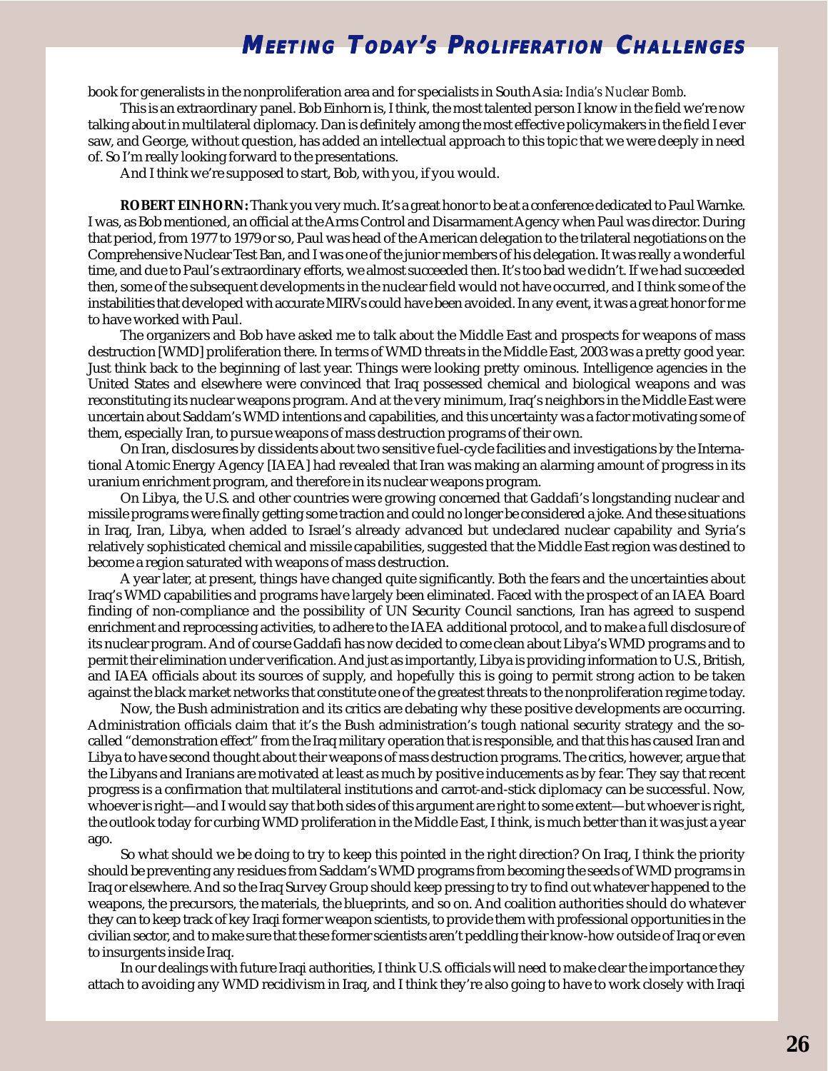book for generalists in the nonproliferation area and for specialists in South Asia: *India's Nuclear Bomb*.

This is an extraordinary panel. Bob Einhorn is, I think, the most talented person I know in the field we're now talking about in multilateral diplomacy. Dan is definitely among the most effective policymakers in the field I ever saw, and George, without question, has added an intellectual approach to this topic that we were deeply in need of. So I'm really looking forward to the presentations.

And I think we're supposed to start, Bob, with you, if you would.

**ROBERT EINHORN:** Thank you very much. It's a great honor to be at a conference dedicated to Paul Warnke. I was, as Bob mentioned, an official at the Arms Control and Disarmament Agency when Paul was director. During that period, from 1977 to 1979 or so, Paul was head of the American delegation to the trilateral negotiations on the Comprehensive Nuclear Test Ban, and I was one of the junior members of his delegation. It was really a wonderful time, and due to Paul's extraordinary efforts, we almost succeeded then. It's too bad we didn't. If we had succeeded then, some of the subsequent developments in the nuclear field would not have occurred, and I think some of the instabilities that developed with accurate MIRVs could have been avoided. In any event, it was a great honor for me to have worked with Paul.

The organizers and Bob have asked me to talk about the Middle East and prospects for weapons of mass destruction [WMD] proliferation there. In terms of WMD threats in the Middle East, 2003 was a pretty good year. Just think back to the beginning of last year. Things were looking pretty ominous. Intelligence agencies in the United States and elsewhere were convinced that Iraq possessed chemical and biological weapons and was reconstituting its nuclear weapons program. And at the very minimum, Iraq's neighbors in the Middle East were uncertain about Saddam's WMD intentions and capabilities, and this uncertainty was a factor motivating some of them, especially Iran, to pursue weapons of mass destruction programs of their own.

On Iran, disclosures by dissidents about two sensitive fuel-cycle facilities and investigations by the International Atomic Energy Agency [IAEA] had revealed that Iran was making an alarming amount of progress in its uranium enrichment program, and therefore in its nuclear weapons program.

On Libya, the U.S. and other countries were growing concerned that Gaddafi's longstanding nuclear and missile programs were finally getting some traction and could no longer be considered a joke. And these situations in Iraq, Iran, Libya, when added to Israel's already advanced but undeclared nuclear capability and Syria's relatively sophisticated chemical and missile capabilities, suggested that the Middle East region was destined to become a region saturated with weapons of mass destruction.

A year later, at present, things have changed quite significantly. Both the fears and the uncertainties about Iraq's WMD capabilities and programs have largely been eliminated. Faced with the prospect of an IAEA Board finding of non-compliance and the possibility of UN Security Council sanctions, Iran has agreed to suspend enrichment and reprocessing activities, to adhere to the IAEA additional protocol, and to make a full disclosure of its nuclear program. And of course Gaddafi has now decided to come clean about Libya's WMD programs and to permit their elimination under verification. And just as importantly, Libya is providing information to U.S., British, and IAEA officials about its sources of supply, and hopefully this is going to permit strong action to be taken against the black market networks that constitute one of the greatest threats to the nonproliferation regime today.

Now, the Bush administration and its critics are debating why these positive developments are occurring. Administration officials claim that it's the Bush administration's tough national security strategy and the so-called "demonstration effect" from the Iraq military operation that is responsible, and that this has caused Iran and Libya to have second thought about their weapons of mass destruction programs. The critics, however, argue that the Libyans and Iranians are motivated at least as much by positive inducements as by fear. They say that recent progress is a confirmation that multilateral institutions and carrot-and-stick diplomacy can be successful. Now, whoever is right—and I would say that both sides of this argument are right to some extent—but whoever is right, the outlook today for curbing WMD proliferation in the Middle East, I think, is much better than it was just a year ago.

So what should we be doing to try to keep this pointed in the right direction? On Iraq, I think the priority should be preventing any residues from Saddam's WMD programs from becoming the seeds of WMD programs in Iraq or elsewhere. And so the Iraq Survey Group should keep pressing to try to find out whatever happened to the weapons, the precursors, the materials, the blueprints, and so on. And coalition authorities should do whatever they can to keep track of key Iraqi former weapon scientists, to provide them with professional opportunities in the civilian sector, and to make sure that these former scientists aren't peddling their know-how outside of Iraq or even to insurgents inside Iraq.

In our dealings with future Iraqi authorities, I think U.S. officials will need to make clear the importance they attach to avoiding any WMD recidivism in Iraq, and I think they're also going to have to work closely with Iraqi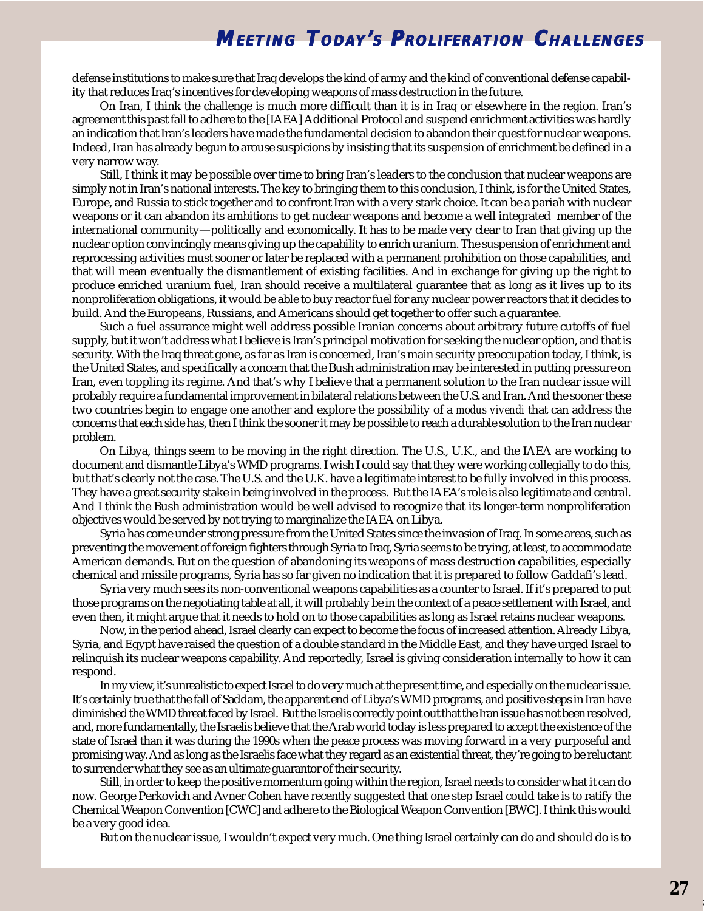defense institutions to make sure that Iraq develops the kind of army and the kind of conventional defense capability that reduces Iraq's incentives for developing weapons of mass destruction in the future.

On Iran, I think the challenge is much more difficult than it is in Iraq or elsewhere in the region. Iran's agreement this past fall to adhere to the [IAEA] Additional Protocol and suspend enrichment activities was hardly an indication that Iran's leaders have made the fundamental decision to abandon their quest for nuclear weapons. Indeed, Iran has already begun to arouse suspicions by insisting that its suspension of enrichment be defined in a very narrow way.

Still, I think it may be possible over time to bring Iran's leaders to the conclusion that nuclear weapons are simply not in Iran's national interests. The key to bringing them to this conclusion, I think, is for the United States, Europe, and Russia to stick together and to confront Iran with a very stark choice. It can be a pariah with nuclear weapons or it can abandon its ambitions to get nuclear weapons and become a well integrated member of the international community—politically and economically. It has to be made very clear to Iran that giving up the nuclear option convincingly means giving up the capability to enrich uranium. The suspension of enrichment and reprocessing activities must sooner or later be replaced with a permanent prohibition on those capabilities, and that will mean eventually the dismantlement of existing facilities. And in exchange for giving up the right to produce enriched uranium fuel, Iran should receive a multilateral guarantee that as long as it lives up to its nonproliferation obligations, it would be able to buy reactor fuel for any nuclear power reactors that it decides to build. And the Europeans, Russians, and Americans should get together to offer such a guarantee.

Such a fuel assurance might well address possible Iranian concerns about arbitrary future cutoffs of fuel supply, but it won't address what I believe is Iran's principal motivation for seeking the nuclear option, and that is security. With the Iraq threat gone, as far as Iran is concerned, Iran's main security preoccupation today, I think, is the United States, and specifically a concern that the Bush administration may be interested in putting pressure on Iran, even toppling its regime. And that's why I believe that a permanent solution to the Iran nuclear issue will probably require a fundamental improvement in bilateral relations between the U.S. and Iran. And the sooner these two countries begin to engage one another and explore the possibility of a *modus vivendi* that can address the concerns that each side has, then I think the sooner it may be possible to reach a durable solution to the Iran nuclear problem.

On Libya, things seem to be moving in the right direction. The U.S., U.K., and the IAEA are working to document and dismantle Libya's WMD programs. I wish I could say that they were working collegially to do this, but that's clearly not the case. The U.S. and the U.K. have a legitimate interest to be fully involved in this process. They have a great security stake in being involved in the process. But the IAEA's role is also legitimate and central. And I think the Bush administration would be well advised to recognize that its longer-term nonproliferation objectives would be served by not trying to marginalize the IAEA on Libya.

Syria has come under strong pressure from the United States since the invasion of Iraq. In some areas, such as preventing the movement of foreign fighters through Syria to Iraq, Syria seems to be trying, at least, to accommodate American demands. But on the question of abandoning its weapons of mass destruction capabilities, especially chemical and missile programs, Syria has so far given no indication that it is prepared to follow Gaddafi's lead.

Syria very much sees its non-conventional weapons capabilities as a counter to Israel. If it's prepared to put those programs on the negotiating table at all, it will probably be in the context of a peace settlement with Israel, and even then, it might argue that it needs to hold on to those capabilities as long as Israel retains nuclear weapons.

Now, in the period ahead, Israel clearly can expect to become the focus of increased attention. Already Libya, Syria, and Egypt have raised the question of a double standard in the Middle East, and they have urged Israel to relinquish its nuclear weapons capability. And reportedly, Israel is giving consideration internally to how it can respond.

In my view, it's unrealistic to expect Israel to do very much at the present time, and especially on the nuclear issue. It's certainly true that the fall of Saddam, the apparent end of Libya's WMD programs, and positive steps in Iran have diminished the WMD threat faced by Israel. But the Israelis correctly point out that the Iran issue has not been resolved, and, more fundamentally, the Israelis believe that the Arab world today is less prepared to accept the existence of the state of Israel than it was during the 1990s when the peace process was moving forward in a very purposeful and promising way. And as long as the Israelis face what they regard as an existential threat, they're going to be reluctant to surrender what they see as an ultimate guarantor of their security.

Still, in order to keep the positive momentum going within the region, Israel needs to consider what it can do now. George Perkovich and Avner Cohen have recently suggested that one step Israel could take is to ratify the Chemical Weapon Convention [CWC] and adhere to the Biological Weapon Convention [BWC]. I think this would be a very good idea.

But on the nuclear issue, I wouldn't expect very much. One thing Israel certainly can do and should do is to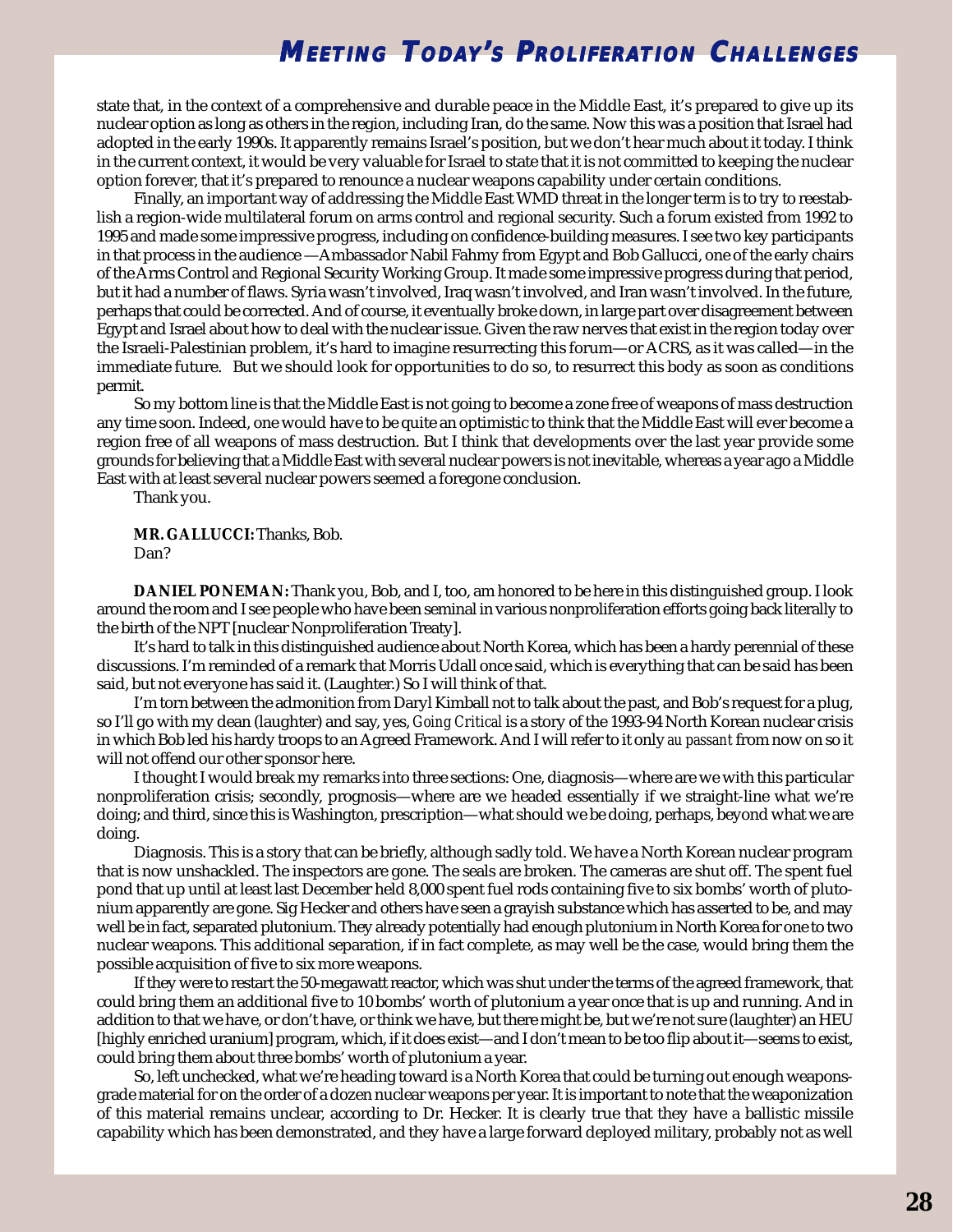state that, in the context of a comprehensive and durable peace in the Middle East, it's prepared to give up its nuclear option as long as others in the region, including Iran, do the same. Now this was a position that Israel had adopted in the early 1990s. It apparently remains Israel's position, but we don't hear much about it today. I think in the current context, it would be very valuable for Israel to state that it is not committed to keeping the nuclear option forever, that it's prepared to renounce a nuclear weapons capability under certain conditions.

Finally, an important way of addressing the Middle East WMD threat in the longer term is to try to reestablish a region-wide multilateral forum on arms control and regional security. Such a forum existed from 1992 to 1995 and made some impressive progress, including on confidence-building measures. I see two key participants in that process in the audience —Ambassador Nabil Fahmy from Egypt and Bob Gallucci, one of the early chairs of the Arms Control and Regional Security Working Group. It made some impressive progress during that period, but it had a number of flaws. Syria wasn't involved, Iraq wasn't involved, and Iran wasn't involved. In the future, perhaps that could be corrected. And of course, it eventually broke down, in large part over disagreement between Egypt and Israel about how to deal with the nuclear issue. Given the raw nerves that exist in the region today over the Israeli-Palestinian problem, it's hard to imagine resurrecting this forum—or ACRS, as it was called—in the immediate future. But we should look for opportunities to do so, to resurrect this body as soon as conditions permit.

So my bottom line is that the Middle East is not going to become a zone free of weapons of mass destruction any time soon. Indeed, one would have to be quite an optimistic to think that the Middle East will ever become a region free of all weapons of mass destruction. But I think that developments over the last year provide some grounds for believing that a Middle East with several nuclear powers is not inevitable, whereas a year ago a Middle East with at least several nuclear powers seemed a foregone conclusion.

Thank you.

**MR. GALLUCCI:** Thanks, Bob.
Dan?

**DANIEL PONEMAN:** Thank you, Bob, and I, too, am honored to be here in this distinguished group. I look around the room and I see people who have been seminal in various nonproliferation efforts going back literally to the birth of the NPT [nuclear Nonproliferation Treaty].

It's hard to talk in this distinguished audience about North Korea, which has been a hardy perennial of these discussions. I'm reminded of a remark that Morris Udall once said, which is everything that can be said has been said, but not everyone has said it. (Laughter.) So I will think of that.

I'm torn between the admonition from Daryl Kimball not to talk about the past, and Bob's request for a plug, so I'll go with my dean (laughter) and say, yes, *Going Critical* is a story of the 1993-94 North Korean nuclear crisis in which Bob led his hardy troops to an Agreed Framework. And I will refer to it only *au passant* from now on so it will not offend our other sponsor here.

I thought I would break my remarks into three sections: One, diagnosis—where are we with this particular nonproliferation crisis; secondly, prognosis—where are we headed essentially if we straight-line what we're doing; and third, since this is Washington, prescription—what should we be doing, perhaps, beyond what we are doing.

Diagnosis. This is a story that can be briefly, although sadly told. We have a North Korean nuclear program that is now unshackled. The inspectors are gone. The seals are broken. The cameras are shut off. The spent fuel pond that up until at least last December held 8,000 spent fuel rods containing five to six bombs' worth of plutonium apparently are gone. Sig Hecker and others have seen a grayish substance which has asserted to be, and may well be in fact, separated plutonium. They already potentially had enough plutonium in North Korea for one to two nuclear weapons. This additional separation, if in fact complete, as may well be the case, would bring them the possible acquisition of five to six more weapons.

If they were to restart the 50-megawatt reactor, which was shut under the terms of the agreed framework, that could bring them an additional five to 10 bombs' worth of plutonium a year once that is up and running. And in addition to that we have, or don't have, or think we have, but there might be, but we're not sure (laughter) an HEU [highly enriched uranium] program, which, if it does exist—and I don't mean to be too flip about it—seems to exist, could bring them about three bombs' worth of plutonium a year.

So, left unchecked, what we're heading toward is a North Korea that could be turning out enough weapons-grade material for on the order of a dozen nuclear weapons per year. It is important to note that the weaponization of this material remains unclear, according to Dr. Hecker. It is clearly true that they have a ballistic missile capability which has been demonstrated, and they have a large forward deployed military, probably not as well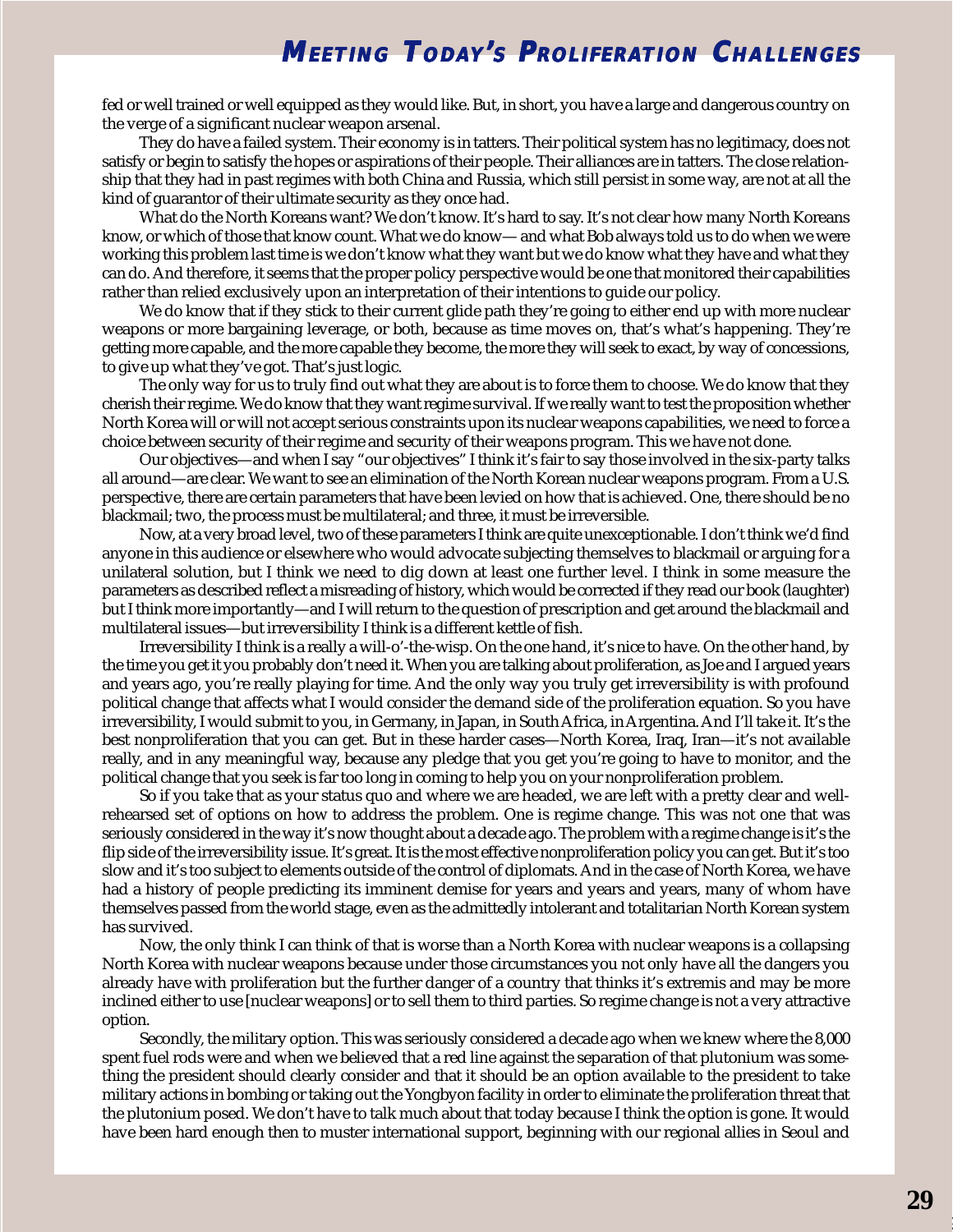fed or well trained or well equipped as they would like. But, in short, you have a large and dangerous country on the verge of a significant nuclear weapon arsenal.

They do have a failed system. Their economy is in tatters. Their political system has no legitimacy, does not satisfy or begin to satisfy the hopes or aspirations of their people. Their alliances are in tatters. The close relationship that they had in past regimes with both China and Russia, which still persist in some way, are not at all the kind of guarantor of their ultimate security as they once had.

What do the North Koreans want? We don't know. It's hard to say. It's not clear how many North Koreans know, or which of those that know count. What we do know— and what Bob always told us to do when we were working this problem last time is we don't know what they want but we do know what they have and what they can do. And therefore, it seems that the proper policy perspective would be one that monitored their capabilities rather than relied exclusively upon an interpretation of their intentions to guide our policy.

We do know that if they stick to their current glide path they're going to either end up with more nuclear weapons or more bargaining leverage, or both, because as time moves on, that's what's happening. They're getting more capable, and the more capable they become, the more they will seek to exact, by way of concessions, to give up what they've got. That's just logic.

The only way for us to truly find out what they are about is to force them to choose. We do know that they cherish their regime. We do know that they want regime survival. If we really want to test the proposition whether North Korea will or will not accept serious constraints upon its nuclear weapons capabilities, we need to force a choice between security of their regime and security of their weapons program. This we have not done.

Our objectives—and when I say "our objectives" I think it's fair to say those involved in the six-party talks all around—are clear. We want to see an elimination of the North Korean nuclear weapons program. From a U.S. perspective, there are certain parameters that have been levied on how that is achieved. One, there should be no blackmail; two, the process must be multilateral; and three, it must be irreversible.

Now, at a very broad level, two of these parameters I think are quite unexceptionable. I don't think we'd find anyone in this audience or elsewhere who would advocate subjecting themselves to blackmail or arguing for a unilateral solution, but I think we need to dig down at least one further level. I think in some measure the parameters as described reflect a misreading of history, which would be corrected if they read our book (laughter) but I think more importantly—and I will return to the question of prescription and get around the blackmail and multilateral issues—but irreversibility I think is a different kettle of fish.

Irreversibility I think is a really a will-o'-the-wisp. On the one hand, it's nice to have. On the other hand, by the time you get it you probably don't need it. When you are talking about proliferation, as Joe and I argued years and years ago, you're really playing for time. And the only way you truly get irreversibility is with profound political change that affects what I would consider the demand side of the proliferation equation. So you have irreversibility, I would submit to you, in Germany, in Japan, in South Africa, in Argentina. And I'll take it. It's the best nonproliferation that you can get. But in these harder cases—North Korea, Iraq, Iran—it's not available really, and in any meaningful way, because any pledge that you get you're going to have to monitor, and the political change that you seek is far too long in coming to help you on your nonproliferation problem.

So if you take that as your status quo and where we are headed, we are left with a pretty clear and well-rehearsed set of options on how to address the problem. One is regime change. This was not one that was seriously considered in the way it's now thought about a decade ago. The problem with a regime change is it's the flip side of the irreversibility issue. It's great. It is the most effective nonproliferation policy you can get. But it's too slow and it's too subject to elements outside of the control of diplomats. And in the case of North Korea, we have had a history of people predicting its imminent demise for years and years and years, many of whom have themselves passed from the world stage, even as the admittedly intolerant and totalitarian North Korean system has survived.

Now, the only think I can think of that is worse than a North Korea with nuclear weapons is a collapsing North Korea with nuclear weapons because under those circumstances you not only have all the dangers you already have with proliferation but the further danger of a country that thinks it's extremis and may be more inclined either to use [nuclear weapons] or to sell them to third parties. So regime change is not a very attractive option.

Secondly, the military option. This was seriously considered a decade ago when we knew where the 8,000 spent fuel rods were and when we believed that a red line against the separation of that plutonium was something the president should clearly consider and that it should be an option available to the president to take military actions in bombing or taking out the Yongbyon facility in order to eliminate the proliferation threat that the plutonium posed. We don't have to talk much about that today because I think the option is gone. It would have been hard enough then to muster international support, beginning with our regional allies in Seoul and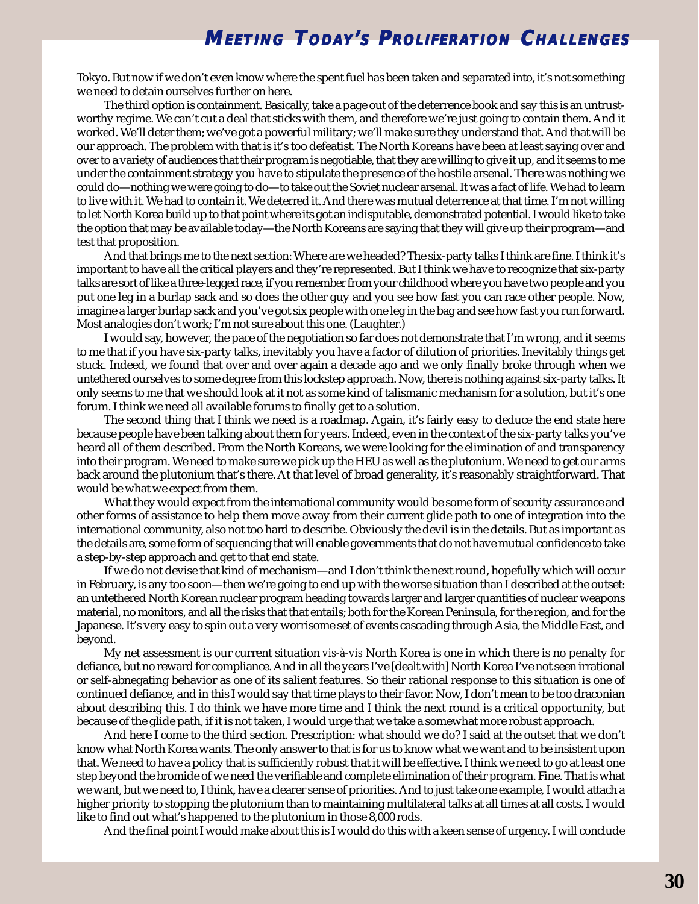Tokyo. But now if we don't even know where the spent fuel has been taken and separated into, it's not something we need to detain ourselves further on here.

The third option is containment. Basically, take a page out of the deterrence book and say this is an untrustworthy regime. We can't cut a deal that sticks with them, and therefore we're just going to contain them. And it worked. We'll deter them; we've got a powerful military; we'll make sure they understand that. And that will be our approach. The problem with that is it's too defeatist. The North Koreans have been at least saying over and over to a variety of audiences that their program is negotiable, that they are willing to give it up, and it seems to me under the containment strategy you have to stipulate the presence of the hostile arsenal. There was nothing we could do—nothing we were going to do—to take out the Soviet nuclear arsenal. It was a fact of life. We had to learn to live with it. We had to contain it. We deterred it. And there was mutual deterrence at that time. I'm not willing to let North Korea build up to that point where its got an indisputable, demonstrated potential. I would like to take the option that may be available today—the North Koreans are saying that they will give up their program—and test that proposition.

And that brings me to the next section: Where are we headed? The six-party talks I think are fine. I think it's important to have all the critical players and they're represented. But I think we have to recognize that six-party talks are sort of like a three-legged race, if you remember from your childhood where you have two people and you put one leg in a burlap sack and so does the other guy and you see how fast you can race other people. Now, imagine a larger burlap sack and you've got six people with one leg in the bag and see how fast you run forward. Most analogies don't work; I'm not sure about this one. (Laughter.)

I would say, however, the pace of the negotiation so far does not demonstrate that I'm wrong, and it seems to me that if you have six-party talks, inevitably you have a factor of dilution of priorities. Inevitably things get stuck. Indeed, we found that over and over again a decade ago and we only finally broke through when we untethered ourselves to some degree from this lockstep approach. Now, there is nothing against six-party talks. It only seems to me that we should look at it not as some kind of talismanic mechanism for a solution, but it's one forum. I think we need all available forums to finally get to a solution.

The second thing that I think we need is a roadmap. Again, it's fairly easy to deduce the end state here because people have been talking about them for years. Indeed, even in the context of the six-party talks you've heard all of them described. From the North Koreans, we were looking for the elimination of and transparency into their program. We need to make sure we pick up the HEU as well as the plutonium. We need to get our arms back around the plutonium that's there. At that level of broad generality, it's reasonably straightforward. That would be what we expect from them.

What they would expect from the international community would be some form of security assurance and other forms of assistance to help them move away from their current glide path to one of integration into the international community, also not too hard to describe. Obviously the devil is in the details. But as important as the details are, some form of sequencing that will enable governments that do not have mutual confidence to take a step-by-step approach and get to that end state.

If we do not devise that kind of mechanism—and I don't think the next round, hopefully which will occur in February, is any too soon—then we're going to end up with the worse situation than I described at the outset: an untethered North Korean nuclear program heading towards larger and larger quantities of nuclear weapons material, no monitors, and all the risks that that entails; both for the Korean Peninsula, for the region, and for the Japanese. It's very easy to spin out a very worrisome set of events cascading through Asia, the Middle East, and beyond.

My net assessment is our current situation *vis-à-vis* North Korea is one in which there is no penalty for defiance, but no reward for compliance. And in all the years I've [dealt with] North Korea I've not seen irrational or self-abnegating behavior as one of its salient features. So their rational response to this situation is one of continued defiance, and in this I would say that time plays to their favor. Now, I don't mean to be too draconian about describing this. I do think we have more time and I think the next round is a critical opportunity, but because of the glide path, if it is not taken, I would urge that we take a somewhat more robust approach.

And here I come to the third section. Prescription: what should we do? I said at the outset that we don't know what North Korea wants. The only answer to that is for us to know what we want and to be insistent upon that. We need to have a policy that is sufficiently robust that it will be effective. I think we need to go at least one step beyond the bromide of we need the verifiable and complete elimination of their program. Fine. That is what we want, but we need to, I think, have a clearer sense of priorities. And to just take one example, I would attach a higher priority to stopping the plutonium than to maintaining multilateral talks at all times at all costs. I would like to find out what's happened to the plutonium in those 8,000 rods.

And the final point I would make about this is I would do this with a keen sense of urgency. I will conclude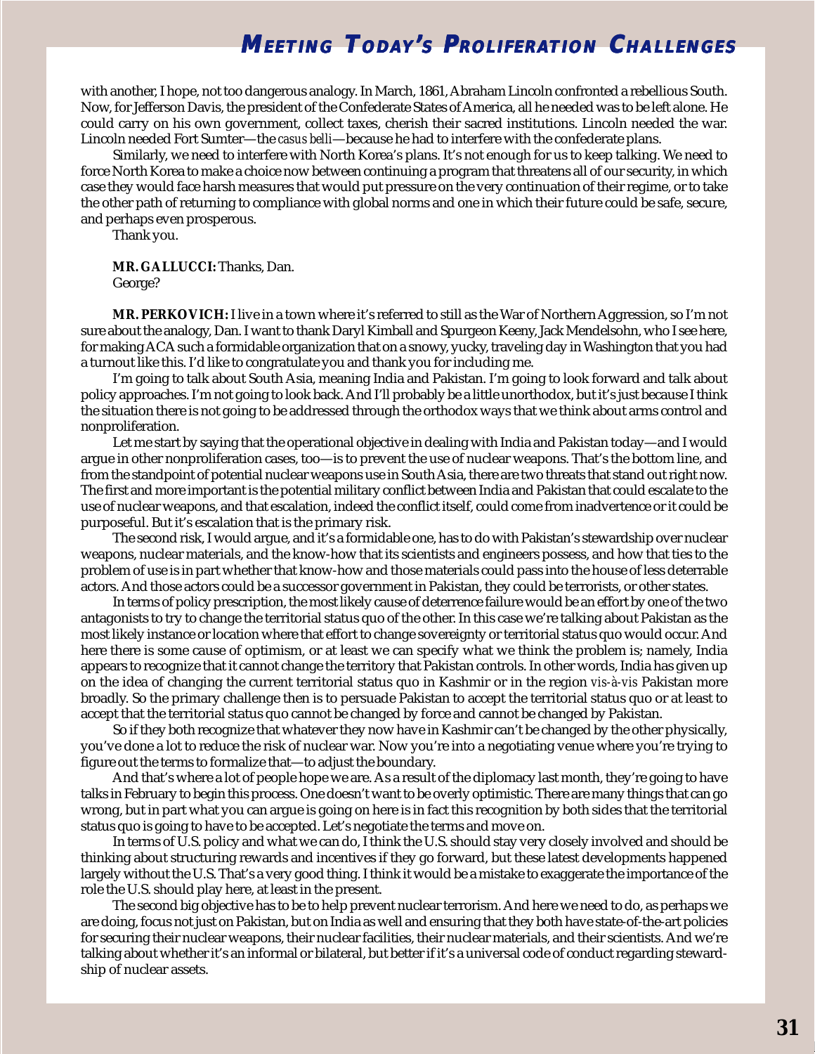with another, I hope, not too dangerous analogy. In March, 1861, Abraham Lincoln confronted a rebellious South. Now, for Jefferson Davis, the president of the Confederate States of America, all he needed was to be left alone. He could carry on his own government, collect taxes, cherish their sacred institutions. Lincoln needed the war. Lincoln needed Fort Sumter—the *casus belli*—because he had to interfere with the confederate plans.

Similarly, we need to interfere with North Korea's plans. It's not enough for us to keep talking. We need to force North Korea to make a choice now between continuing a program that threatens all of our security, in which case they would face harsh measures that would put pressure on the very continuation of their regime, or to take the other path of returning to compliance with global norms and one in which their future could be safe, secure, and perhaps even prosperous.

Thank you.

**MR. GALLUCCI:** Thanks, Dan.
George?

**MR. PERKOVICH:** I live in a town where it's referred to still as the War of Northern Aggression, so I'm not sure about the analogy, Dan. I want to thank Daryl Kimball and Spurgeon Keeny, Jack Mendelsohn, who I see here, for making ACA such a formidable organization that on a snowy, yucky, traveling day in Washington that you had a turnout like this. I'd like to congratulate you and thank you for including me.

I'm going to talk about South Asia, meaning India and Pakistan. I'm going to look forward and talk about policy approaches. I'm not going to look back. And I'll probably be a little unorthodox, but it's just because I think the situation there is not going to be addressed through the orthodox ways that we think about arms control and nonproliferation.

Let me start by saying that the operational objective in dealing with India and Pakistan today—and I would argue in other nonproliferation cases, too—is to prevent the use of nuclear weapons. That's the bottom line, and from the standpoint of potential nuclear weapons use in South Asia, there are two threats that stand out right now. The first and more important is the potential military conflict between India and Pakistan that could escalate to the use of nuclear weapons, and that escalation, indeed the conflict itself, could come from inadvertence or it could be purposeful. But it's escalation that is the primary risk.

The second risk, I would argue, and it's a formidable one, has to do with Pakistan's stewardship over nuclear weapons, nuclear materials, and the know-how that its scientists and engineers possess, and how that ties to the problem of use is in part whether that know-how and those materials could pass into the house of less deterrable actors. And those actors could be a successor government in Pakistan, they could be terrorists, or other states.

In terms of policy prescription, the most likely cause of deterrence failure would be an effort by one of the two antagonists to try to change the territorial status quo of the other. In this case we're talking about Pakistan as the most likely instance or location where that effort to change sovereignty or territorial status quo would occur. And here there is some cause of optimism, or at least we can specify what we think the problem is; namely, India appears to recognize that it cannot change the territory that Pakistan controls. In other words, India has given up on the idea of changing the current territorial status quo in Kashmir or in the region *vis-à-vis* Pakistan more broadly. So the primary challenge then is to persuade Pakistan to accept the territorial status quo or at least to accept that the territorial status quo cannot be changed by force and cannot be changed by Pakistan.

So if they both recognize that whatever they now have in Kashmir can't be changed by the other physically, you've done a lot to reduce the risk of nuclear war. Now you're into a negotiating venue where you're trying to figure out the terms to formalize that—to adjust the boundary.

And that's where a lot of people hope we are. As a result of the diplomacy last month, they're going to have talks in February to begin this process. One doesn't want to be overly optimistic. There are many things that can go wrong, but in part what you can argue is going on here is in fact this recognition by both sides that the territorial status quo is going to have to be accepted. Let's negotiate the terms and move on.

In terms of U.S. policy and what we can do, I think the U.S. should stay very closely involved and should be thinking about structuring rewards and incentives if they go forward, but these latest developments happened largely without the U.S. That's a very good thing. I think it would be a mistake to exaggerate the importance of the role the U.S. should play here, at least in the present.

The second big objective has to be to help prevent nuclear terrorism. And here we need to do, as perhaps we are doing, focus not just on Pakistan, but on India as well and ensuring that they both have state-of-the-art policies for securing their nuclear weapons, their nuclear facilities, their nuclear materials, and their scientists. And we're talking about whether it's an informal or bilateral, but better if it's a universal code of conduct regarding stewardship of nuclear assets.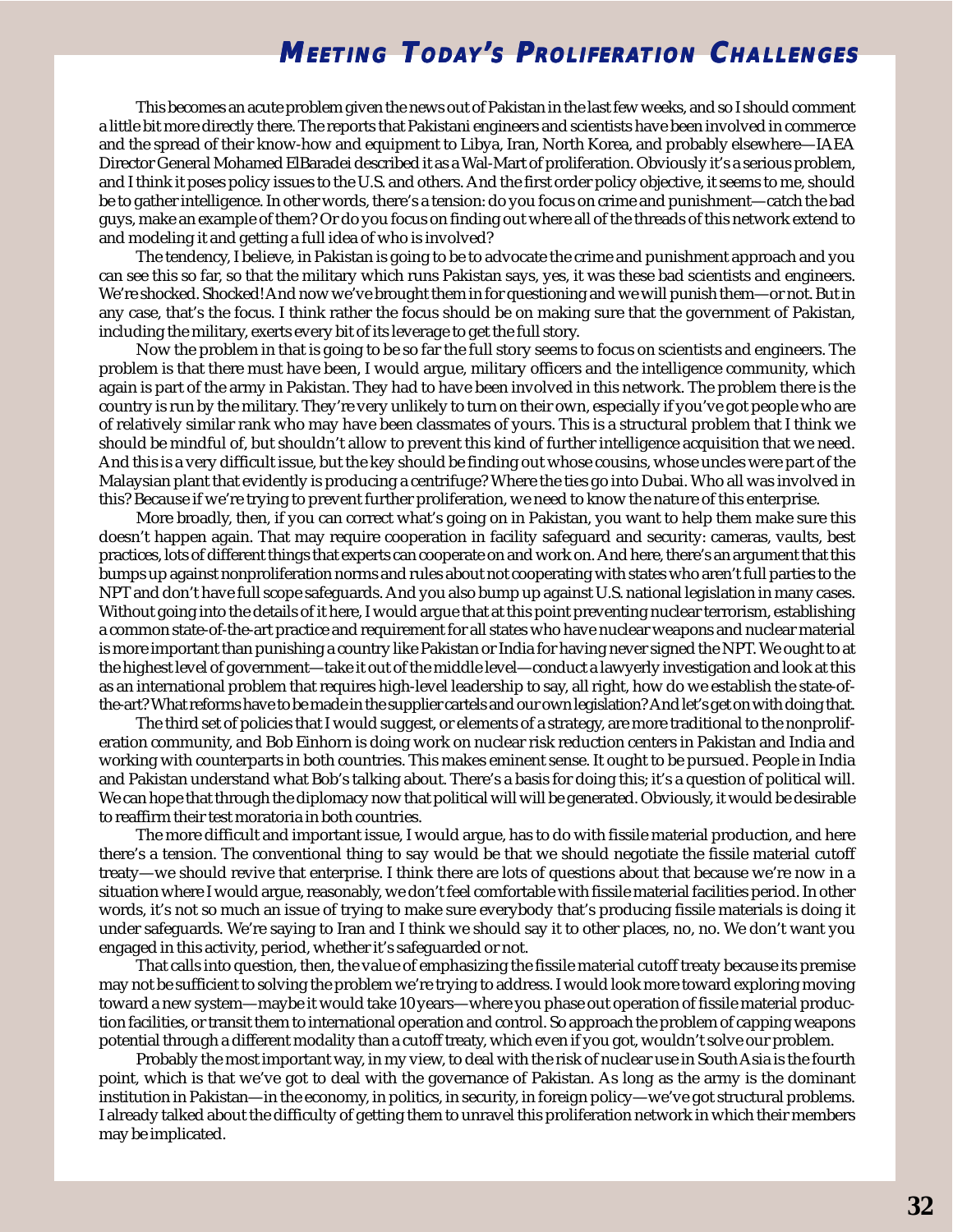This becomes an acute problem given the news out of Pakistan in the last few weeks, and so I should comment a little bit more directly there. The reports that Pakistani engineers and scientists have been involved in commerce and the spread of their know-how and equipment to Libya, Iran, North Korea, and probably elsewhere—IAEA Director General Mohamed ElBaradei described it as a Wal-Mart of proliferation. Obviously it's a serious problem, and I think it poses policy issues to the U.S. and others. And the first order policy objective, it seems to me, should be to gather intelligence. In other words, there's a tension: do you focus on crime and punishment—catch the bad guys, make an example of them? Or do you focus on finding out where all of the threads of this network extend to and modeling it and getting a full idea of who is involved?

The tendency, I believe, in Pakistan is going to be to advocate the crime and punishment approach and you can see this so far, so that the military which runs Pakistan says, yes, it was these bad scientists and engineers. We're shocked. Shocked! And now we've brought them in for questioning and we will punish them—or not. But in any case, that's the focus. I think rather the focus should be on making sure that the government of Pakistan, including the military, exerts every bit of its leverage to get the full story.

Now the problem in that is going to be so far the full story seems to focus on scientists and engineers. The problem is that there must have been, I would argue, military officers and the intelligence community, which again is part of the army in Pakistan. They had to have been involved in this network. The problem there is the country is run by the military. They're very unlikely to turn on their own, especially if you've got people who are of relatively similar rank who may have been classmates of yours. This is a structural problem that I think we should be mindful of, but shouldn't allow to prevent this kind of further intelligence acquisition that we need. And this is a very difficult issue, but the key should be finding out whose cousins, whose uncles were part of the Malaysian plant that evidently is producing a centrifuge? Where the ties go into Dubai. Who all was involved in this? Because if we're trying to prevent further proliferation, we need to know the nature of this enterprise.

More broadly, then, if you can correct what's going on in Pakistan, you want to help them make sure this doesn't happen again. That may require cooperation in facility safeguard and security: cameras, vaults, best practices, lots of different things that experts can cooperate on and work on. And here, there's an argument that this bumps up against nonproliferation norms and rules about not cooperating with states who aren't full parties to the NPT and don't have full scope safeguards. And you also bump up against U.S. national legislation in many cases. Without going into the details of it here, I would argue that at this point preventing nuclear terrorism, establishing a common state-of-the-art practice and requirement for all states who have nuclear weapons and nuclear material is more important than punishing a country like Pakistan or India for having never signed the NPT. We ought to at the highest level of government—take it out of the middle level—conduct a lawyerly investigation and look at this as an international problem that requires high-level leadership to say, all right, how do we establish the state-of-the-art? What reforms have to be made in the supplier cartels and our own legislation? And let's get on with doing that.

The third set of policies that I would suggest, or elements of a strategy, are more traditional to the nonproliferation community, and Bob Einhorn is doing work on nuclear risk reduction centers in Pakistan and India and working with counterparts in both countries. This makes eminent sense. It ought to be pursued. People in India and Pakistan understand what Bob's talking about. There's a basis for doing this; it's a question of political will. We can hope that through the diplomacy now that political will will be generated. Obviously, it would be desirable to reaffirm their test moratoria in both countries.

The more difficult and important issue, I would argue, has to do with fissile material production, and here there's a tension. The conventional thing to say would be that we should negotiate the fissile material cutoff treaty—we should revive that enterprise. I think there are lots of questions about that because we're now in a situation where I would argue, reasonably, we don't feel comfortable with fissile material facilities period. In other words, it's not so much an issue of trying to make sure everybody that's producing fissile materials is doing it under safeguards. We're saying to Iran and I think we should say it to other places, no, no. We don't want you engaged in this activity, period, whether it's safeguarded or not.

That calls into question, then, the value of emphasizing the fissile material cutoff treaty because its premise may not be sufficient to solving the problem we're trying to address. I would look more toward exploring moving toward a new system—maybe it would take 10 years—where you phase out operation of fissile material production facilities, or transit them to international operation and control. So approach the problem of capping weapons potential through a different modality than a cutoff treaty, which even if you got, wouldn't solve our problem.

Probably the most important way, in my view, to deal with the risk of nuclear use in South Asia is the fourth point, which is that we've got to deal with the governance of Pakistan. As long as the army is the dominant institution in Pakistan—in the economy, in politics, in security, in foreign policy—we've got structural problems. I already talked about the difficulty of getting them to unravel this proliferation network in which their members may be implicated.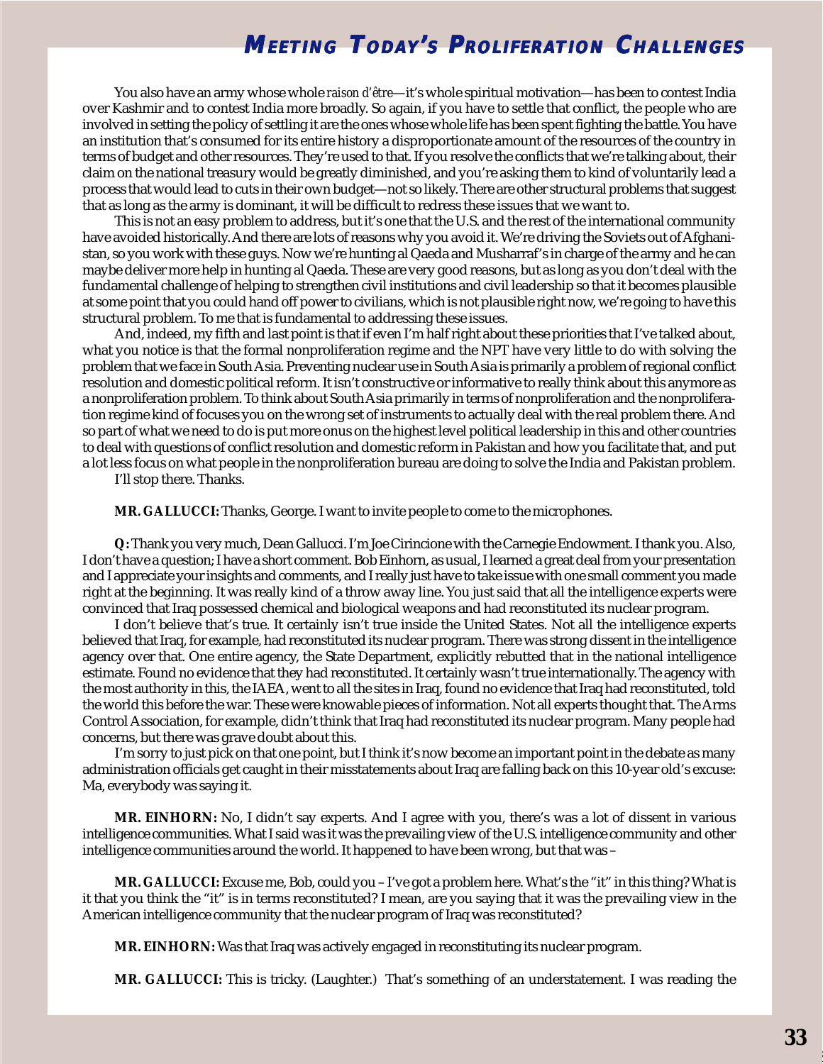You also have an army whose whole *raison d'être*—it's whole spiritual motivation—has been to contest India over Kashmir and to contest India more broadly. So again, if you have to settle that conflict, the people who are involved in setting the policy of settling it are the ones whose whole life has been spent fighting the battle. You have an institution that's consumed for its entire history a disproportionate amount of the resources of the country in terms of budget and other resources. They're used to that. If you resolve the conflicts that we're talking about, their claim on the national treasury would be greatly diminished, and you're asking them to kind of voluntarily lead a process that would lead to cuts in their own budget—not so likely. There are other structural problems that suggest that as long as the army is dominant, it will be difficult to redress these issues that we want to.

This is not an easy problem to address, but it's one that the U.S. and the rest of the international community have avoided historically. And there are lots of reasons why you avoid it. We're driving the Soviets out of Afghanistan, so you work with these guys. Now we're hunting al Qaeda and Musharraf's in charge of the army and he can maybe deliver more help in hunting al Qaeda. These are very good reasons, but as long as you don't deal with the fundamental challenge of helping to strengthen civil institutions and civil leadership so that it becomes plausible at some point that you could hand off power to civilians, which is not plausible right now, we're going to have this structural problem. To me that is fundamental to addressing these issues.

And, indeed, my fifth and last point is that if even I'm half right about these priorities that I've talked about, what you notice is that the formal nonproliferation regime and the NPT have very little to do with solving the problem that we face in South Asia. Preventing nuclear use in South Asia is primarily a problem of regional conflict resolution and domestic political reform. It isn't constructive or informative to really think about this anymore as a nonproliferation problem. To think about South Asia primarily in terms of nonproliferation and the nonproliferation regime kind of focuses you on the wrong set of instruments to actually deal with the real problem there. And so part of what we need to do is put more onus on the highest level political leadership in this and other countries to deal with questions of conflict resolution and domestic reform in Pakistan and how you facilitate that, and put a lot less focus on what people in the nonproliferation bureau are doing to solve the India and Pakistan problem.

I'll stop there. Thanks.

**MR. GALLUCCI:** Thanks, George. I want to invite people to come to the microphones.

**Q:** Thank you very much, Dean Gallucci. I'm Joe Cirincione with the Carnegie Endowment. I thank you. Also, I don't have a question; I have a short comment. Bob Einhorn, as usual, I learned a great deal from your presentation and I appreciate your insights and comments, and I really just have to take issue with one small comment you made right at the beginning. It was really kind of a throw away line. You just said that all the intelligence experts were convinced that Iraq possessed chemical and biological weapons and had reconstituted its nuclear program.

I don't believe that's true. It certainly isn't true inside the United States. Not all the intelligence experts believed that Iraq, for example, had reconstituted its nuclear program. There was strong dissent in the intelligence agency over that. One entire agency, the State Department, explicitly rebutted that in the national intelligence estimate. Found no evidence that they had reconstituted. It certainly wasn't true internationally. The agency with the most authority in this, the IAEA, went to all the sites in Iraq, found no evidence that Iraq had reconstituted, told the world this before the war. These were knowable pieces of information. Not all experts thought that. The Arms Control Association, for example, didn't think that Iraq had reconstituted its nuclear program. Many people had concerns, but there was grave doubt about this.

I'm sorry to just pick on that one point, but I think it's now become an important point in the debate as many administration officials get caught in their misstatements about Iraq are falling back on this 10-year old's excuse: Ma, everybody was saying it.

**MR. EINHORN:** No, I didn't say experts. And I agree with you, there's was a lot of dissent in various intelligence communities. What I said was it was the prevailing view of the U.S. intelligence community and other intelligence communities around the world. It happened to have been wrong, but that was –

**MR. GALLUCCI:** Excuse me, Bob, could you – I've got a problem here. What's the "it" in this thing? What is it that you think the "it" is in terms reconstituted? I mean, are you saying that it was the prevailing view in the American intelligence community that the nuclear program of Iraq was reconstituted?

**MR. EINHORN:** Was that Iraq was actively engaged in reconstituting its nuclear program.

**MR. GALLUCCI:** This is tricky. (Laughter.) That's something of an understatement. I was reading the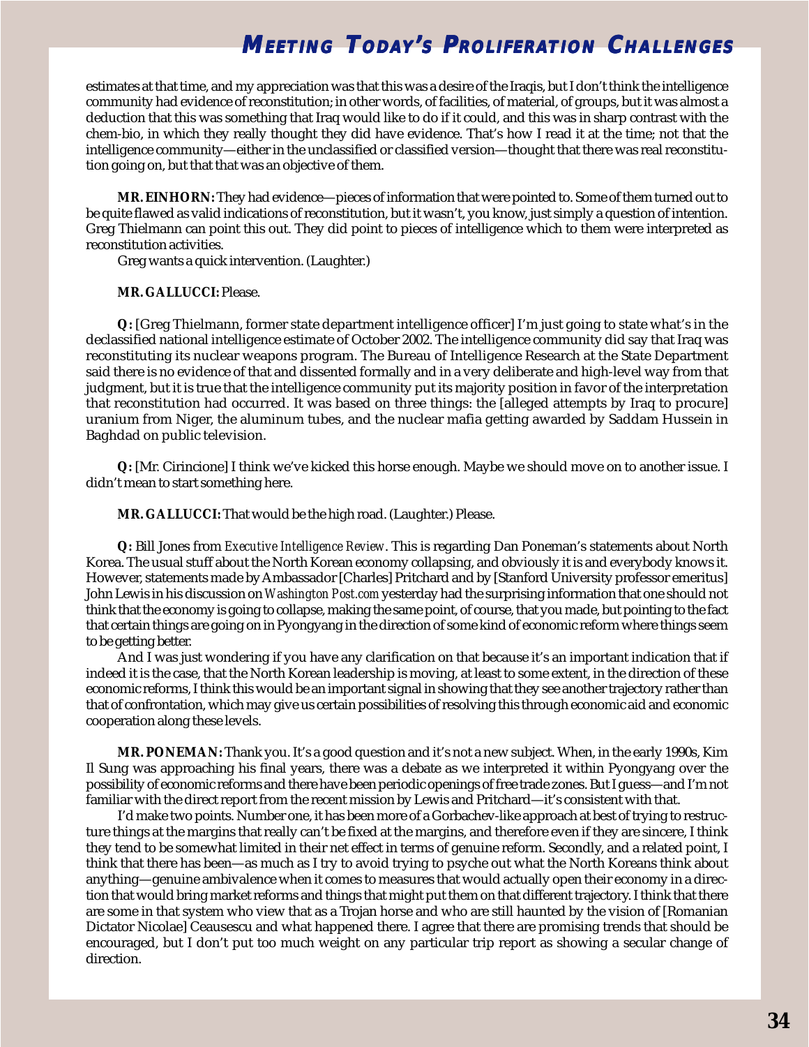estimates at that time, and my appreciation was that this was a desire of the Iraqis, but I don't think the intelligence community had evidence of reconstitution; in other words, of facilities, of material, of groups, but it was almost a deduction that this was something that Iraq would like to do if it could, and this was in sharp contrast with the chem-bio, in which they really thought they did have evidence. That's how I read it at the time; not that the intelligence community—either in the unclassified or classified version—thought that there was real reconstitution going on, but that that was an objective of them.

**MR. EINHORN:** They had evidence—pieces of information that were pointed to. Some of them turned out to be quite flawed as valid indications of reconstitution, but it wasn't, you know, just simply a question of intention. Greg Thielmann can point this out. They did point to pieces of intelligence which to them were interpreted as reconstitution activities.

Greg wants a quick intervention. (Laughter.)

**MR. GALLUCCI:** Please.

**Q:** [Greg Thielmann, former state department intelligence officer] I'm just going to state what's in the declassified national intelligence estimate of October 2002. The intelligence community did say that Iraq was reconstituting its nuclear weapons program. The Bureau of Intelligence Research at the State Department said there is no evidence of that and dissented formally and in a very deliberate and high-level way from that judgment, but it is true that the intelligence community put its majority position in favor of the interpretation that reconstitution had occurred. It was based on three things: the [alleged attempts by Iraq to procure] uranium from Niger, the aluminum tubes, and the nuclear mafia getting awarded by Saddam Hussein in Baghdad on public television.

**Q:** [Mr. Cirincione] I think we've kicked this horse enough. Maybe we should move on to another issue. I didn't mean to start something here.

**MR. GALLUCCI:** That would be the high road. (Laughter.) Please.

**Q:** Bill Jones from *Executive Intelligence Review*. This is regarding Dan Poneman's statements about North Korea. The usual stuff about the North Korean economy collapsing, and obviously it is and everybody knows it. However, statements made by Ambassador [Charles] Pritchard and by [Stanford University professor emeritus] John Lewis in his discussion on *Washington Post.com* yesterday had the surprising information that one should not think that the economy is going to collapse, making the same point, of course, that you made, but pointing to the fact that certain things are going on in Pyongyang in the direction of some kind of economic reform where things seem to be getting better.

And I was just wondering if you have any clarification on that because it's an important indication that if indeed it is the case, that the North Korean leadership is moving, at least to some extent, in the direction of these economic reforms, I think this would be an important signal in showing that they see another trajectory rather than that of confrontation, which may give us certain possibilities of resolving this through economic aid and economic cooperation along these levels.

**MR. PONEMAN:** Thank you. It's a good question and it's not a new subject. When, in the early 1990s, Kim Il Sung was approaching his final years, there was a debate as we interpreted it within Pyongyang over the possibility of economic reforms and there have been periodic openings of free trade zones. But I guess—and I'm not familiar with the direct report from the recent mission by Lewis and Pritchard—it's consistent with that.

I'd make two points. Number one, it has been more of a Gorbachev-like approach at best of trying to restructure things at the margins that really can't be fixed at the margins, and therefore even if they are sincere, I think they tend to be somewhat limited in their net effect in terms of genuine reform. Secondly, and a related point, I think that there has been—as much as I try to avoid trying to psyche out what the North Koreans think about anything—genuine ambivalence when it comes to measures that would actually open their economy in a direction that would bring market reforms and things that might put them on that different trajectory. I think that there are some in that system who view that as a Trojan horse and who are still haunted by the vision of [Romanian Dictator Nicolae] Ceausescu and what happened there. I agree that there are promising trends that should be encouraged, but I don't put too much weight on any particular trip report as showing a secular change of direction.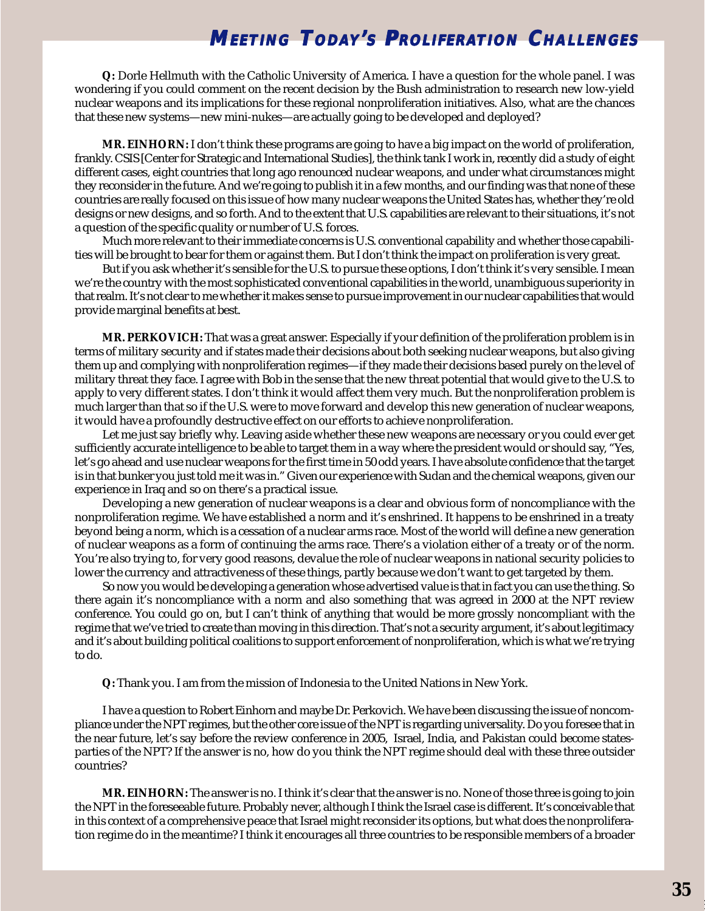**Q:** Dorle Hellmuth with the Catholic University of America. I have a question for the whole panel. I was wondering if you could comment on the recent decision by the Bush administration to research new low-yield nuclear weapons and its implications for these regional nonproliferation initiatives. Also, what are the chances that these new systems—new mini-nukes—are actually going to be developed and deployed?

**MR. EINHORN:** I don't think these programs are going to have a big impact on the world of proliferation, frankly. CSIS [Center for Strategic and International Studies], the think tank I work in, recently did a study of eight different cases, eight countries that long ago renounced nuclear weapons, and under what circumstances might they reconsider in the future. And we're going to publish it in a few months, and our finding was that none of these countries are really focused on this issue of how many nuclear weapons the United States has, whether they're old designs or new designs, and so forth. And to the extent that U.S. capabilities are relevant to their situations, it's not a question of the specific quality or number of U.S. forces.

Much more relevant to their immediate concerns is U.S. conventional capability and whether those capabilities will be brought to bear for them or against them. But I don't think the impact on proliferation is very great.

But if you ask whether it's sensible for the U.S. to pursue these options, I don't think it's very sensible. I mean we're the country with the most sophisticated conventional capabilities in the world, unambiguous superiority in that realm. It's not clear to me whether it makes sense to pursue improvement in our nuclear capabilities that would provide marginal benefits at best.

**MR. PERKOVICH:** That was a great answer. Especially if your definition of the proliferation problem is in terms of military security and if states made their decisions about both seeking nuclear weapons, but also giving them up and complying with nonproliferation regimes—if they made their decisions based purely on the level of military threat they face. I agree with Bob in the sense that the new threat potential that would give to the U.S. to apply to very different states. I don't think it would affect them very much. But the nonproliferation problem is much larger than that so if the U.S. were to move forward and develop this new generation of nuclear weapons, it would have a profoundly destructive effect on our efforts to achieve nonproliferation.

Let me just say briefly why. Leaving aside whether these new weapons are necessary or you could ever get sufficiently accurate intelligence to be able to target them in a way where the president would or should say, "Yes, let's go ahead and use nuclear weapons for the first time in 50 odd years. I have absolute confidence that the target is in that bunker you just told me it was in." Given our experience with Sudan and the chemical weapons, given our experience in Iraq and so on there's a practical issue.

Developing a new generation of nuclear weapons is a clear and obvious form of noncompliance with the nonproliferation regime. We have established a norm and it's enshrined. It happens to be enshrined in a treaty beyond being a norm, which is a cessation of a nuclear arms race. Most of the world will define a new generation of nuclear weapons as a form of continuing the arms race. There's a violation either of a treaty or of the norm. You're also trying to, for very good reasons, devalue the role of nuclear weapons in national security policies to lower the currency and attractiveness of these things, partly because we don't want to get targeted by them.

So now you would be developing a generation whose advertised value is that in fact you can use the thing. So there again it's noncompliance with a norm and also something that was agreed in 2000 at the NPT review conference. You could go on, but I can't think of anything that would be more grossly noncompliant with the regime that we've tried to create than moving in this direction. That's not a security argument, it's about legitimacy and it's about building political coalitions to support enforcement of nonproliferation, which is what we're trying to do.

**Q:** Thank you. I am from the mission of Indonesia to the United Nations in New York.

I have a question to Robert Einhorn and maybe Dr. Perkovich. We have been discussing the issue of noncompliance under the NPT regimes, but the other core issue of the NPT is regarding universality. Do you foresee that in the near future, let's say before the review conference in 2005, Israel, India, and Pakistan could become states-parties of the NPT? If the answer is no, how do you think the NPT regime should deal with these three outsider countries?

**MR. EINHORN:** The answer is no. I think it's clear that the answer is no. None of those three is going to join the NPT in the foreseeable future. Probably never, although I think the Israel case is different. It's conceivable that in this context of a comprehensive peace that Israel might reconsider its options, but what does the nonproliferation regime do in the meantime? I think it encourages all three countries to be responsible members of a broader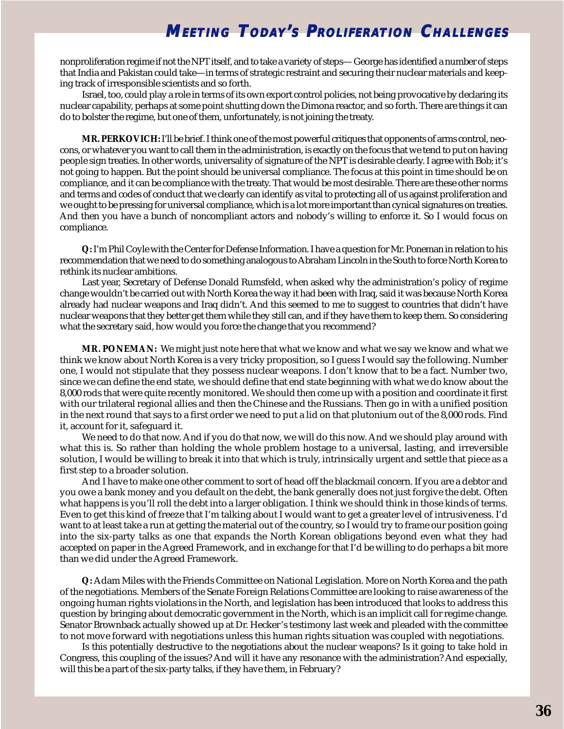nonproliferation regime if not the NPT itself, and to take a variety of steps— George has identified a number of steps that India and Pakistan could take—in terms of strategic restraint and securing their nuclear materials and keeping track of irresponsible scientists and so forth.

Israel, too, could play a role in terms of its own export control policies, not being provocative by declaring its nuclear capability, perhaps at some point shutting down the Dimona reactor, and so forth. There are things it can do to bolster the regime, but one of them, unfortunately, is not joining the treaty.

**MR. PERKOVICH:** I'll be brief. I think one of the most powerful critiques that opponents of arms control, neocons, or whatever you want to call them in the administration, is exactly on the focus that we tend to put on having people sign treaties. In other words, universality of signature of the NPT is desirable clearly. I agree with Bob; it's not going to happen. But the point should be universal compliance. The focus at this point in time should be on compliance, and it can be compliance with the treaty. That would be most desirable. There are these other norms and terms and codes of conduct that we clearly can identify as vital to protecting all of us against proliferation and we ought to be pressing for universal compliance, which is a lot more important than cynical signatures on treaties. And then you have a bunch of noncompliant actors and nobody's willing to enforce it. So I would focus on compliance.

**Q:** I'm Phil Coyle with the Center for Defense Information. I have a question for Mr. Poneman in relation to his recommendation that we need to do something analogous to Abraham Lincoln in the South to force North Korea to rethink its nuclear ambitions.

Last year, Secretary of Defense Donald Rumsfeld, when asked why the administration's policy of regime change wouldn't be carried out with North Korea the way it had been with Iraq, said it was because North Korea already had nuclear weapons and Iraq didn't. And this seemed to me to suggest to countries that didn't have nuclear weapons that they better get them while they still can, and if they have them to keep them. So considering what the secretary said, how would you force the change that you recommend?

**MR. PONEMAN:** We might just note here that what we know and what we say we know and what we think we know about North Korea is a very tricky proposition, so I guess I would say the following. Number one, I would not stipulate that they possess nuclear weapons. I don't know that to be a fact. Number two, since we can define the end state, we should define that end state beginning with what we do know about the 8,000 rods that were quite recently monitored. We should then come up with a position and coordinate it first with our trilateral regional allies and then the Chinese and the Russians. Then go in with a unified position in the next round that says to a first order we need to put a lid on that plutonium out of the 8,000 rods. Find it, account for it, safeguard it.

We need to do that now. And if you do that now, we will do this now. And we should play around with what this is. So rather than holding the whole problem hostage to a universal, lasting, and irreversible solution, I would be willing to break it into that which is truly, intrinsically urgent and settle that piece as a first step to a broader solution.

And I have to make one other comment to sort of head off the blackmail concern. If you are a debtor and you owe a bank money and you default on the debt, the bank generally does not just forgive the debt. Often what happens is you'll roll the debt into a larger obligation. I think we should think in those kinds of terms. Even to get this kind of freeze that I'm talking about I would want to get a greater level of intrusiveness. I'd want to at least take a run at getting the material out of the country, so I would try to frame our position going into the six-party talks as one that expands the North Korean obligations beyond even what they had accepted on paper in the Agreed Framework, and in exchange for that I'd be willing to do perhaps a bit more than we did under the Agreed Framework.

**Q:** Adam Miles with the Friends Committee on National Legislation. More on North Korea and the path of the negotiations. Members of the Senate Foreign Relations Committee are looking to raise awareness of the ongoing human rights violations in the North, and legislation has been introduced that looks to address this question by bringing about democratic government in the North, which is an implicit call for regime change. Senator Brownback actually showed up at Dr. Hecker's testimony last week and pleaded with the committee to not move forward with negotiations unless this human rights situation was coupled with negotiations.

Is this potentially destructive to the negotiations about the nuclear weapons? Is it going to take hold in Congress, this coupling of the issues? And will it have any resonance with the administration? And especially, will this be a part of the six-party talks, if they have them, in February?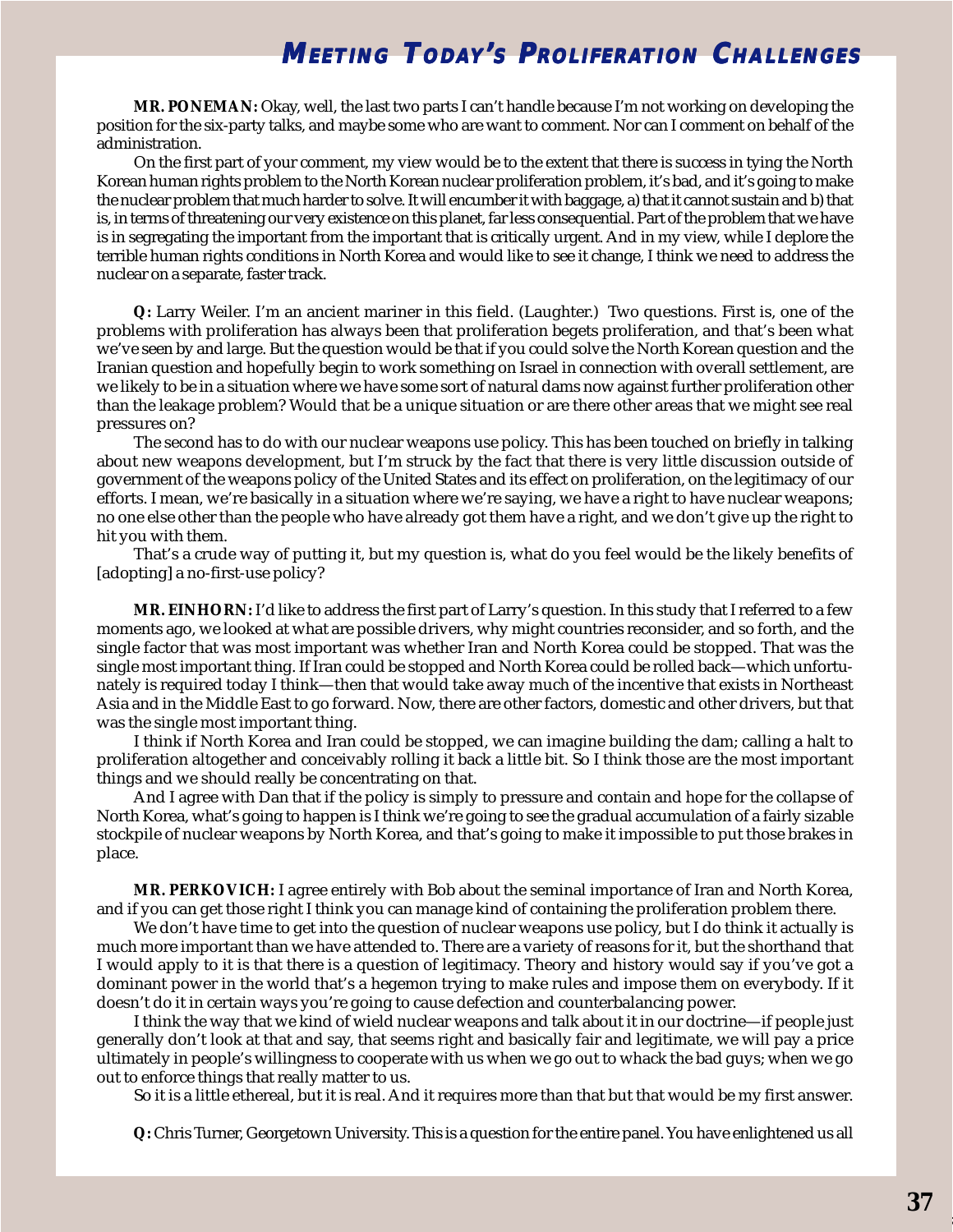**MR. PONEMAN:** Okay, well, the last two parts I can't handle because I'm not working on developing the position for the six-party talks, and maybe some who are want to comment. Nor can I comment on behalf of the administration.

On the first part of your comment, my view would be to the extent that there is success in tying the North Korean human rights problem to the North Korean nuclear proliferation problem, it's bad, and it's going to make the nuclear problem that much harder to solve. It will encumber it with baggage, a) that it cannot sustain and b) that is, in terms of threatening our very existence on this planet, far less consequential. Part of the problem that we have is in segregating the important from the important that is critically urgent. And in my view, while I deplore the terrible human rights conditions in North Korea and would like to see it change, I think we need to address the nuclear on a separate, faster track.

**Q:** Larry Weiler. I'm an ancient mariner in this field. (Laughter.) Two questions. First is, one of the problems with proliferation has always been that proliferation begets proliferation, and that's been what we've seen by and large. But the question would be that if you could solve the North Korean question and the Iranian question and hopefully begin to work something on Israel in connection with overall settlement, are we likely to be in a situation where we have some sort of natural dams now against further proliferation other than the leakage problem? Would that be a unique situation or are there other areas that we might see real pressures on?

The second has to do with our nuclear weapons use policy. This has been touched on briefly in talking about new weapons development, but I'm struck by the fact that there is very little discussion outside of government of the weapons policy of the United States and its effect on proliferation, on the legitimacy of our efforts. I mean, we're basically in a situation where we're saying, we have a right to have nuclear weapons; no one else other than the people who have already got them have a right, and we don't give up the right to hit you with them.

That's a crude way of putting it, but my question is, what do you feel would be the likely benefits of [adopting] a no-first-use policy?

**MR. EINHORN:** I'd like to address the first part of Larry's question. In this study that I referred to a few moments ago, we looked at what are possible drivers, why might countries reconsider, and so forth, and the single factor that was most important was whether Iran and North Korea could be stopped. That was the single most important thing. If Iran could be stopped and North Korea could be rolled back—which unfortunately is required today I think—then that would take away much of the incentive that exists in Northeast Asia and in the Middle East to go forward. Now, there are other factors, domestic and other drivers, but that was the single most important thing.

I think if North Korea and Iran could be stopped, we can imagine building the dam; calling a halt to proliferation altogether and conceivably rolling it back a little bit. So I think those are the most important things and we should really be concentrating on that.

And I agree with Dan that if the policy is simply to pressure and contain and hope for the collapse of North Korea, what's going to happen is I think we're going to see the gradual accumulation of a fairly sizable stockpile of nuclear weapons by North Korea, and that's going to make it impossible to put those brakes in place.

**MR. PERKOVICH:** I agree entirely with Bob about the seminal importance of Iran and North Korea, and if you can get those right I think you can manage kind of containing the proliferation problem there.

We don't have time to get into the question of nuclear weapons use policy, but I do think it actually is much more important than we have attended to. There are a variety of reasons for it, but the shorthand that I would apply to it is that there is a question of legitimacy. Theory and history would say if you've got a dominant power in the world that's a hegemon trying to make rules and impose them on everybody. If it doesn't do it in certain ways you're going to cause defection and counterbalancing power.

I think the way that we kind of wield nuclear weapons and talk about it in our doctrine—if people just generally don't look at that and say, that seems right and basically fair and legitimate, we will pay a price ultimately in people's willingness to cooperate with us when we go out to whack the bad guys; when we go out to enforce things that really matter to us.

So it is a little ethereal, but it is real. And it requires more than that but that would be my first answer.

**Q:** Chris Turner, Georgetown University. This is a question for the entire panel. You have enlightened us all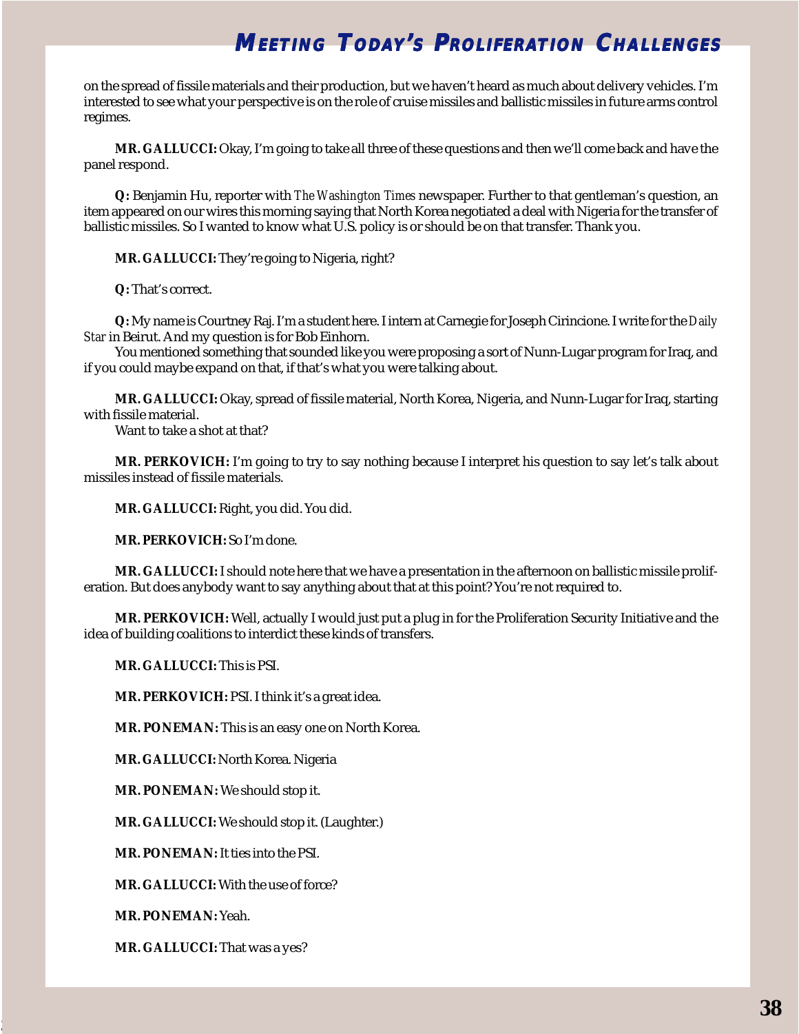on the spread of fissile materials and their production, but we haven't heard as much about delivery vehicles. I'm interested to see what your perspective is on the role of cruise missiles and ballistic missiles in future arms control regimes.

**MR. GALLUCCI:** Okay, I'm going to take all three of these questions and then we'll come back and have the panel respond.

**Q:** Benjamin Hu, reporter with *The Washington Times* newspaper. Further to that gentleman's question, an item appeared on our wires this morning saying that North Korea negotiated a deal with Nigeria for the transfer of ballistic missiles. So I wanted to know what U.S. policy is or should be on that transfer. Thank you.

**MR. GALLUCCI:** They're going to Nigeria, right?

**Q:** That's correct.

**Q:** My name is Courtney Raj. I'm a student here. I intern at Carnegie for Joseph Cirincione. I write for the *Daily Star* in Beirut. And my question is for Bob Einhorn.

You mentioned something that sounded like you were proposing a sort of Nunn-Lugar program for Iraq, and if you could maybe expand on that, if that's what you were talking about.

**MR. GALLUCCI:** Okay, spread of fissile material, North Korea, Nigeria, and Nunn-Lugar for Iraq, starting with fissile material.

Want to take a shot at that?

**MR. PERKOVICH:** I'm going to try to say nothing because I interpret his question to say let's talk about missiles instead of fissile materials.

**MR. GALLUCCI:** Right, you did. You did.

**MR. PERKOVICH:** So I'm done.

**MR. GALLUCCI:** I should note here that we have a presentation in the afternoon on ballistic missile proliferation. But does anybody want to say anything about that at this point? You're not required to.

**MR. PERKOVICH:** Well, actually I would just put a plug in for the Proliferation Security Initiative and the idea of building coalitions to interdict these kinds of transfers.

**MR. GALLUCCI:** This is PSI.

**MR. PERKOVICH:** PSI. I think it's a great idea.

**MR. PONEMAN:** This is an easy one on North Korea.

**MR. GALLUCCI:** North Korea. Nigeria

**MR. PONEMAN:** We should stop it.

**MR. GALLUCCI:** We should stop it. (Laughter.)

**MR. PONEMAN:** It ties into the PSI.

**MR. GALLUCCI:** With the use of force?

**MR. PONEMAN:** Yeah.

**MR. GALLUCCI:** That was a yes?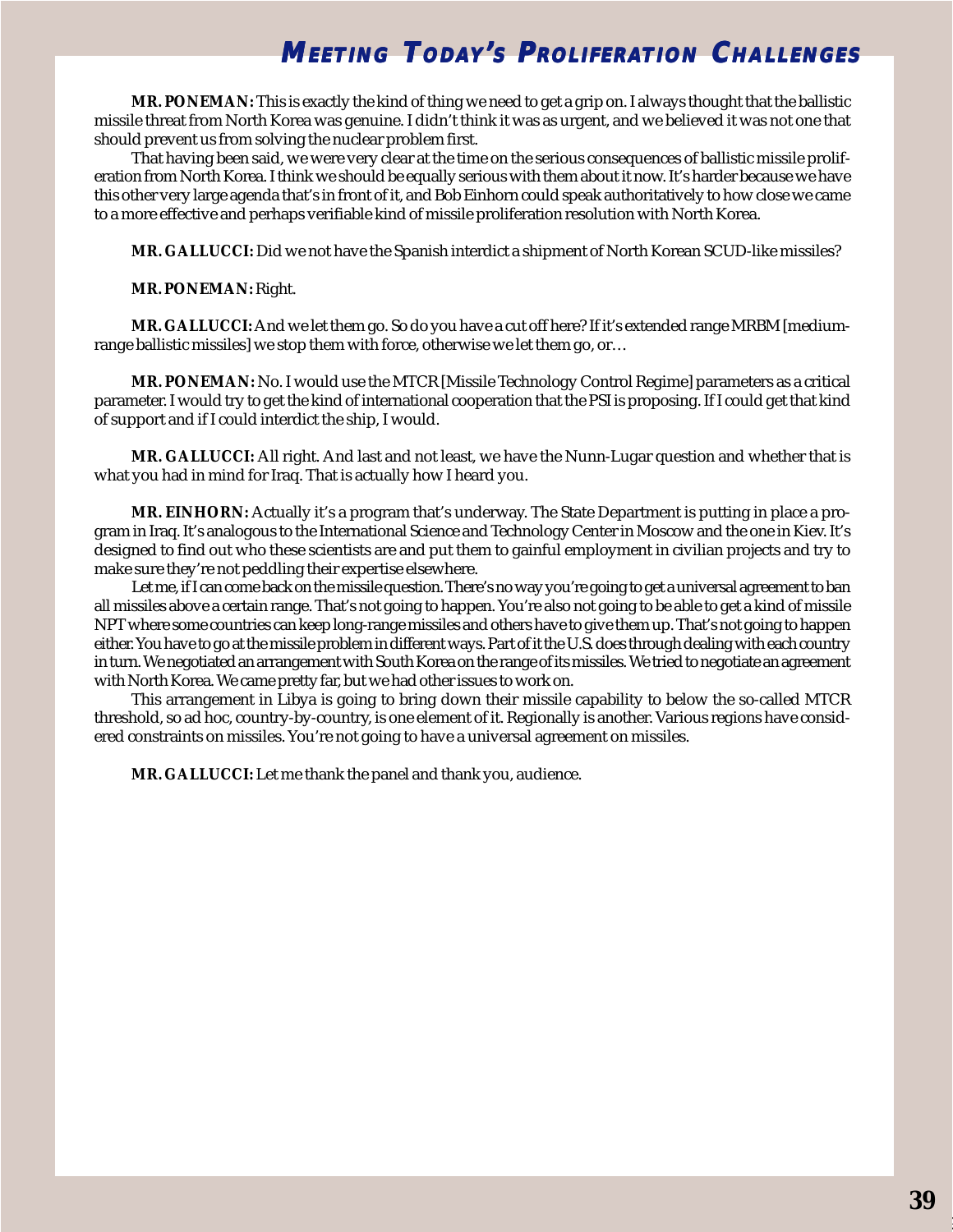**MR. PONEMAN:** This is exactly the kind of thing we need to get a grip on. I always thought that the ballistic missile threat from North Korea was genuine. I didn't think it was as urgent, and we believed it was not one that should prevent us from solving the nuclear problem first.

That having been said, we were very clear at the time on the serious consequences of ballistic missile proliferation from North Korea. I think we should be equally serious with them about it now. It's harder because we have this other very large agenda that's in front of it, and Bob Einhorn could speak authoritatively to how close we came to a more effective and perhaps verifiable kind of missile proliferation resolution with North Korea.

**MR. GALLUCCI:** Did we not have the Spanish interdict a shipment of North Korean SCUD-like missiles?

**MR. PONEMAN:** Right.

**MR. GALLUCCI:** And we let them go. So do you have a cut off here? If it's extended range MRBM [medium-range ballistic missiles] we stop them with force, otherwise we let them go, or…

**MR. PONEMAN:** No. I would use the MTCR [Missile Technology Control Regime] parameters as a critical parameter. I would try to get the kind of international cooperation that the PSI is proposing. If I could get that kind of support and if I could interdict the ship, I would.

**MR. GALLUCCI:** All right. And last and not least, we have the Nunn-Lugar question and whether that is what you had in mind for Iraq. That is actually how I heard you.

**MR. EINHORN:** Actually it's a program that's underway. The State Department is putting in place a program in Iraq. It's analogous to the International Science and Technology Center in Moscow and the one in Kiev. It's designed to find out who these scientists are and put them to gainful employment in civilian projects and try to make sure they're not peddling their expertise elsewhere.

Let me, if I can come back on the missile question. There's no way you're going to get a universal agreement to ban all missiles above a certain range. That's not going to happen. You're also not going to be able to get a kind of missile NPT where some countries can keep long-range missiles and others have to give them up. That's not going to happen either. You have to go at the missile problem in different ways. Part of it the U.S. does through dealing with each country in turn. We negotiated an arrangement with South Korea on the range of its missiles. We tried to negotiate an agreement with North Korea. We came pretty far, but we had other issues to work on.

This arrangement in Libya is going to bring down their missile capability to below the so-called MTCR threshold, so ad hoc, country-by-country, is one element of it. Regionally is another. Various regions have considered constraints on missiles. You're not going to have a universal agreement on missiles.

**MR. GALLUCCI:** Let me thank the panel and thank you, audience.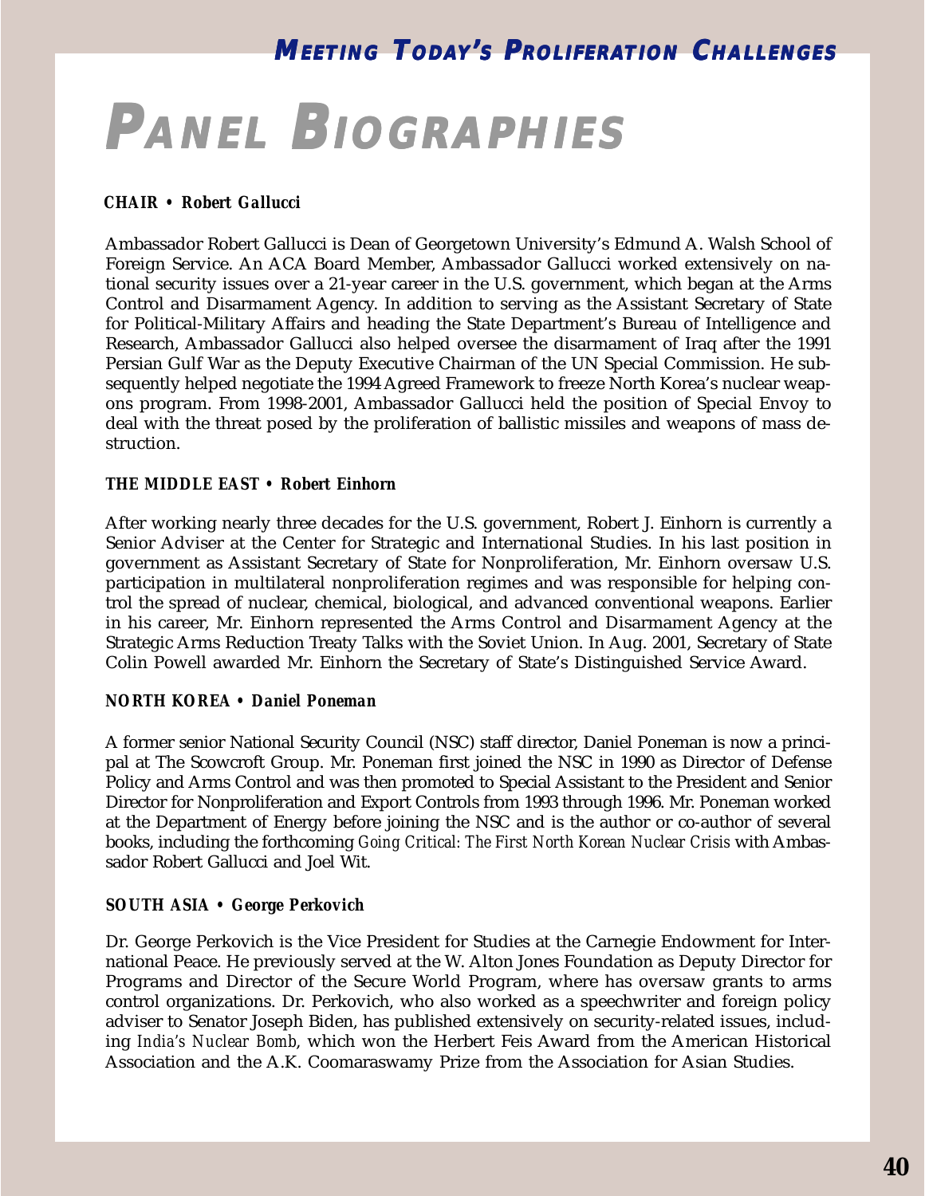# PANEL BIOGRAPHIES

**CHAIR • Robert Gallucci**

Ambassador Robert Gallucci is Dean of Georgetown University's Edmund A. Walsh School of Foreign Service. An ACA Board Member, Ambassador Gallucci worked extensively on national security issues over a 21-year career in the U.S. government, which began at the Arms Control and Disarmament Agency. In addition to serving as the Assistant Secretary of State for Political-Military Affairs and heading the State Department's Bureau of Intelligence and Research, Ambassador Gallucci also helped oversee the disarmament of Iraq after the 1991 Persian Gulf War as the Deputy Executive Chairman of the UN Special Commission. He subsequently helped negotiate the 1994 Agreed Framework to freeze North Korea's nuclear weapons program. From 1998-2001, Ambassador Gallucci held the position of Special Envoy to deal with the threat posed by the proliferation of ballistic missiles and weapons of mass destruction.

**THE MIDDLE EAST • Robert Einhorn**

After working nearly three decades for the U.S. government, Robert J. Einhorn is currently a Senior Adviser at the Center for Strategic and International Studies. In his last position in government as Assistant Secretary of State for Nonproliferation, Mr. Einhorn oversaw U.S. participation in multilateral nonproliferation regimes and was responsible for helping control the spread of nuclear, chemical, biological, and advanced conventional weapons. Earlier in his career, Mr. Einhorn represented the Arms Control and Disarmament Agency at the Strategic Arms Reduction Treaty Talks with the Soviet Union. In Aug. 2001, Secretary of State Colin Powell awarded Mr. Einhorn the Secretary of State's Distinguished Service Award.

**NORTH KOREA • Daniel Poneman**

A former senior National Security Council (NSC) staff director, Daniel Poneman is now a principal at The Scowcroft Group. Mr. Poneman first joined the NSC in 1990 as Director of Defense Policy and Arms Control and was then promoted to Special Assistant to the President and Senior Director for Nonproliferation and Export Controls from 1993 through 1996. Mr. Poneman worked at the Department of Energy before joining the NSC and is the author or co-author of several books, including the forthcoming *Going Critical: The First North Korean Nuclear Crisis* with Ambassador Robert Gallucci and Joel Wit.

**SOUTH ASIA • George Perkovich**

Dr. George Perkovich is the Vice President for Studies at the Carnegie Endowment for International Peace. He previously served at the W. Alton Jones Foundation as Deputy Director for Programs and Director of the Secure World Program, where has oversaw grants to arms control organizations. Dr. Perkovich, who also worked as a speechwriter and foreign policy adviser to Senator Joseph Biden, has published extensively on security-related issues, including *India's Nuclear Bomb*, which won the Herbert Feis Award from the American Historical Association and the A.K. Coomaraswamy Prize from the Association for Asian Studies.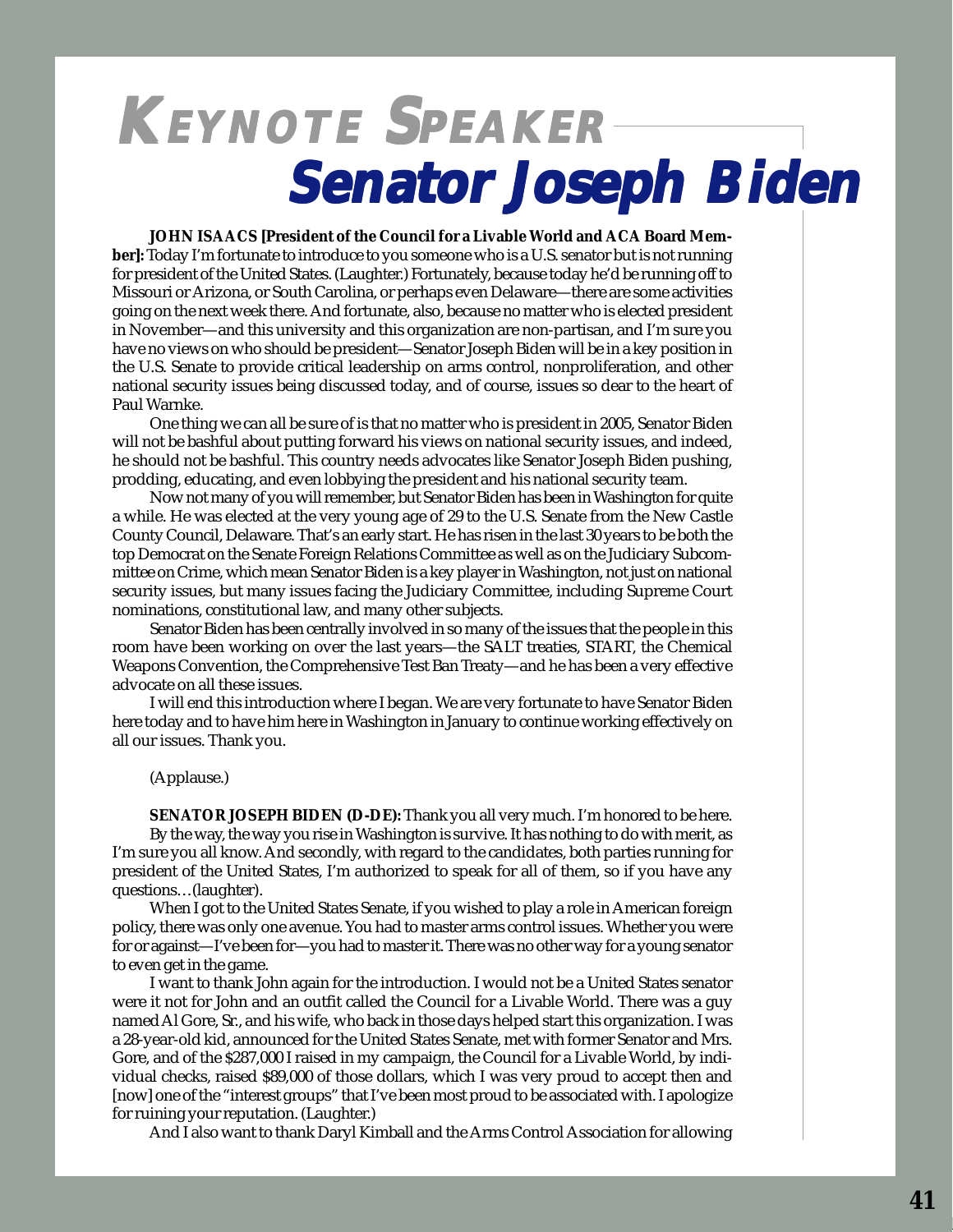# KEYNOTE SPEAKER

## Senator Joseph Biden

**JOHN ISAACS [President of the Council for a Livable World and ACA Board Member]:** Today I'm fortunate to introduce to you someone who is a U.S. senator but is not running for president of the United States. (Laughter.) Fortunately, because today he'd be running off to Missouri or Arizona, or South Carolina, or perhaps even Delaware—there are some activities going on the next week there. And fortunate, also, because no matter who is elected president in November—and this university and this organization are non-partisan, and I'm sure you have no views on who should be president—Senator Joseph Biden will be in a key position in the U.S. Senate to provide critical leadership on arms control, nonproliferation, and other national security issues being discussed today, and of course, issues so dear to the heart of Paul Warnke.

One thing we can all be sure of is that no matter who is president in 2005, Senator Biden will not be bashful about putting forward his views on national security issues, and indeed, he should not be bashful. This country needs advocates like Senator Joseph Biden pushing, prodding, educating, and even lobbying the president and his national security team.

Now not many of you will remember, but Senator Biden has been in Washington for quite a while. He was elected at the very young age of 29 to the U.S. Senate from the New Castle County Council, Delaware. That's an early start. He has risen in the last 30 years to be both the top Democrat on the Senate Foreign Relations Committee as well as on the Judiciary Subcommittee on Crime, which mean Senator Biden is a key player in Washington, not just on national security issues, but many issues facing the Judiciary Committee, including Supreme Court nominations, constitutional law, and many other subjects.

Senator Biden has been centrally involved in so many of the issues that the people in this room have been working on over the last years—the SALT treaties, START, the Chemical Weapons Convention, the Comprehensive Test Ban Treaty—and he has been a very effective advocate on all these issues.

I will end this introduction where I began. We are very fortunate to have Senator Biden here today and to have him here in Washington in January to continue working effectively on all our issues. Thank you.

(Applause.)

**SENATOR JOSEPH BIDEN (D-DE):** Thank you all very much. I'm honored to be here.

By the way, the way you rise in Washington is survive. It has nothing to do with merit, as I'm sure you all know. And secondly, with regard to the candidates, both parties running for president of the United States, I'm authorized to speak for all of them, so if you have any questions…(laughter).

When I got to the United States Senate, if you wished to play a role in American foreign policy, there was only one avenue. You had to master arms control issues. Whether you were for or against—I've been for—you had to master it. There was no other way for a young senator to even get in the game.

I want to thank John again for the introduction. I would not be a United States senator were it not for John and an outfit called the Council for a Livable World. There was a guy named Al Gore, Sr., and his wife, who back in those days helped start this organization. I was a 28-year-old kid, announced for the United States Senate, met with former Senator and Mrs. Gore, and of the $287,000 I raised in my campaign, the Council for a Livable World, by individual checks, raised $89,000 of those dollars, which I was very proud to accept then and [now] one of the "interest groups" that I've been most proud to be associated with. I apologize for ruining your reputation. (Laughter.)

And I also want to thank Daryl Kimball and the Arms Control Association for allowing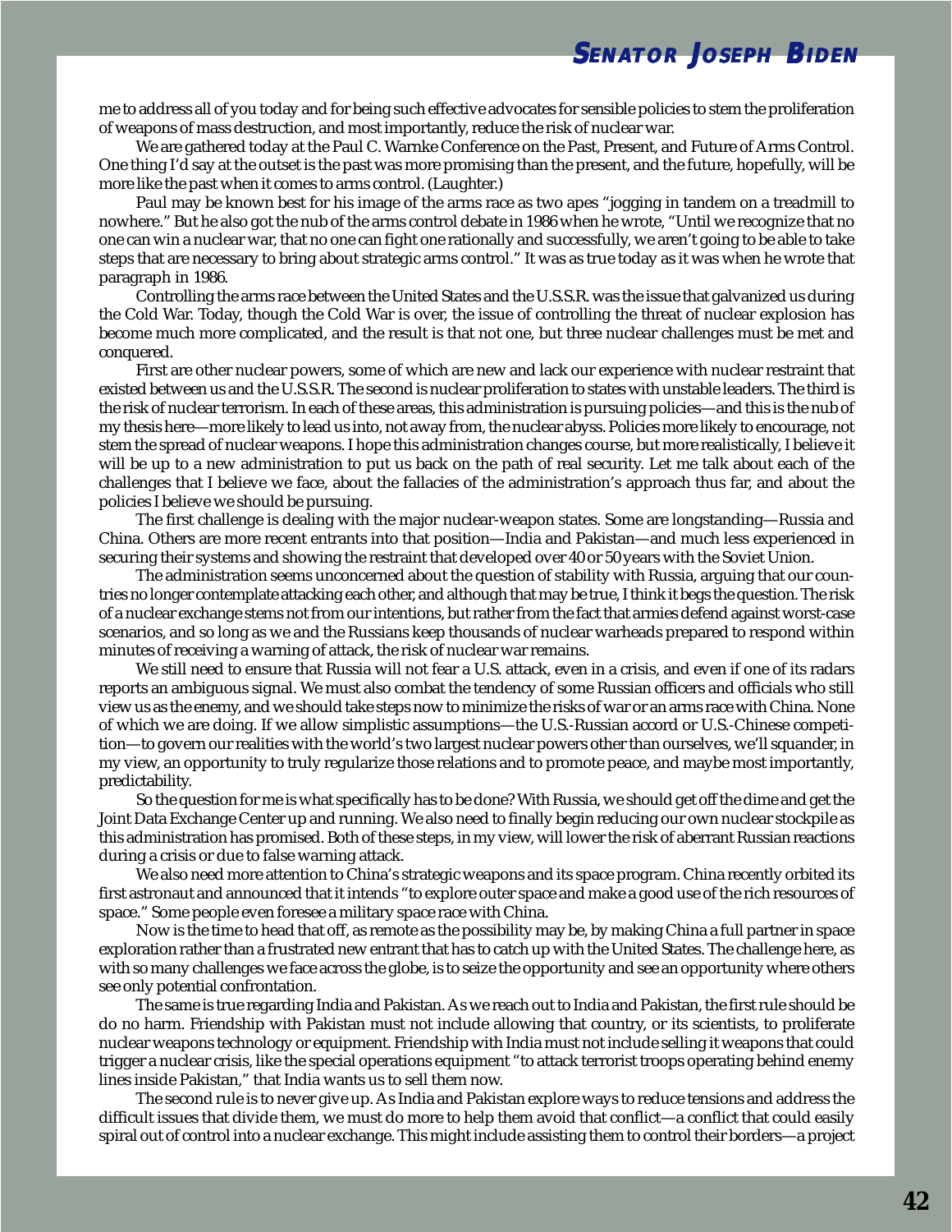me to address all of you today and for being such effective advocates for sensible policies to stem the proliferation of weapons of mass destruction, and most importantly, reduce the risk of nuclear war.

We are gathered today at the Paul C. Warnke Conference on the Past, Present, and Future of Arms Control. One thing I'd say at the outset is the past was more promising than the present, and the future, hopefully, will be more like the past when it comes to arms control. (Laughter.)

Paul may be known best for his image of the arms race as two apes "jogging in tandem on a treadmill to nowhere." But he also got the nub of the arms control debate in 1986 when he wrote, "Until we recognize that no one can win a nuclear war, that no one can fight one rationally and successfully, we aren't going to be able to take steps that are necessary to bring about strategic arms control." It was as true today as it was when he wrote that paragraph in 1986.

Controlling the arms race between the United States and the U.S.S.R. was the issue that galvanized us during the Cold War. Today, though the Cold War is over, the issue of controlling the threat of nuclear explosion has become much more complicated, and the result is that not one, but three nuclear challenges must be met and conquered.

First are other nuclear powers, some of which are new and lack our experience with nuclear restraint that existed between us and the U.S.S.R. The second is nuclear proliferation to states with unstable leaders. The third is the risk of nuclear terrorism. In each of these areas, this administration is pursuing policies—and this is the nub of my thesis here—more likely to lead us into, not away from, the nuclear abyss. Policies more likely to encourage, not stem the spread of nuclear weapons. I hope this administration changes course, but more realistically, I believe it will be up to a new administration to put us back on the path of real security. Let me talk about each of the challenges that I believe we face, about the fallacies of the administration's approach thus far, and about the policies I believe we should be pursuing.

The first challenge is dealing with the major nuclear-weapon states. Some are longstanding—Russia and China. Others are more recent entrants into that position—India and Pakistan—and much less experienced in securing their systems and showing the restraint that developed over 40 or 50 years with the Soviet Union.

The administration seems unconcerned about the question of stability with Russia, arguing that our countries no longer contemplate attacking each other, and although that may be true, I think it begs the question. The risk of a nuclear exchange stems not from our intentions, but rather from the fact that armies defend against worst-case scenarios, and so long as we and the Russians keep thousands of nuclear warheads prepared to respond within minutes of receiving a warning of attack, the risk of nuclear war remains.

We still need to ensure that Russia will not fear a U.S. attack, even in a crisis, and even if one of its radars reports an ambiguous signal. We must also combat the tendency of some Russian officers and officials who still view us as the enemy, and we should take steps now to minimize the risks of war or an arms race with China. None of which we are doing. If we allow simplistic assumptions—the U.S.-Russian accord or U.S.-Chinese competition—to govern our realities with the world's two largest nuclear powers other than ourselves, we'll squander, in my view, an opportunity to truly regularize those relations and to promote peace, and maybe most importantly, predictability.

So the question for me is what specifically has to be done? With Russia, we should get off the dime and get the Joint Data Exchange Center up and running. We also need to finally begin reducing our own nuclear stockpile as this administration has promised. Both of these steps, in my view, will lower the risk of aberrant Russian reactions during a crisis or due to false warning attack.

We also need more attention to China's strategic weapons and its space program. China recently orbited its first astronaut and announced that it intends "to explore outer space and make a good use of the rich resources of space." Some people even foresee a military space race with China.

Now is the time to head that off, as remote as the possibility may be, by making China a full partner in space exploration rather than a frustrated new entrant that has to catch up with the United States. The challenge here, as with so many challenges we face across the globe, is to seize the opportunity and see an opportunity where others see only potential confrontation.

The same is true regarding India and Pakistan. As we reach out to India and Pakistan, the first rule should be do no harm. Friendship with Pakistan must not include allowing that country, or its scientists, to proliferate nuclear weapons technology or equipment. Friendship with India must not include selling it weapons that could trigger a nuclear crisis, like the special operations equipment "to attack terrorist troops operating behind enemy lines inside Pakistan," that India wants us to sell them now.

The second rule is to never give up. As India and Pakistan explore ways to reduce tensions and address the difficult issues that divide them, we must do more to help them avoid that conflict—a conflict that could easily spiral out of control into a nuclear exchange. This might include assisting them to control their borders—a project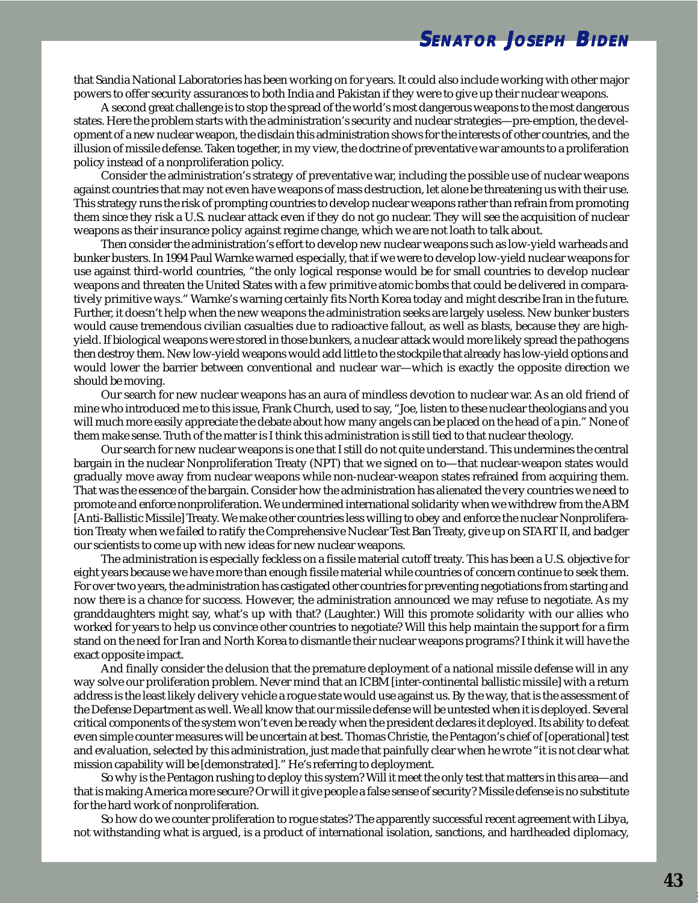that Sandia National Laboratories has been working on for years. It could also include working with other major powers to offer security assurances to both India and Pakistan if they were to give up their nuclear weapons.

A second great challenge is to stop the spread of the world's most dangerous weapons to the most dangerous states. Here the problem starts with the administration's security and nuclear strategies—pre-emption, the development of a new nuclear weapon, the disdain this administration shows for the interests of other countries, and the illusion of missile defense. Taken together, in my view, the doctrine of preventative war amounts to a proliferation policy instead of a nonproliferation policy.

Consider the administration's strategy of preventative war, including the possible use of nuclear weapons against countries that may not even have weapons of mass destruction, let alone be threatening us with their use. This strategy runs the risk of prompting countries to develop nuclear weapons rather than refrain from promoting them since they risk a U.S. nuclear attack even if they do not go nuclear. They will see the acquisition of nuclear weapons as their insurance policy against regime change, which we are not loath to talk about.

Then consider the administration's effort to develop new nuclear weapons such as low-yield warheads and bunker busters. In 1994 Paul Warnke warned especially, that if we were to develop low-yield nuclear weapons for use against third-world countries, "the only logical response would be for small countries to develop nuclear weapons and threaten the United States with a few primitive atomic bombs that could be delivered in comparatively primitive ways." Warnke's warning certainly fits North Korea today and might describe Iran in the future. Further, it doesn't help when the new weapons the administration seeks are largely useless. New bunker busters would cause tremendous civilian casualties due to radioactive fallout, as well as blasts, because they are high-yield. If biological weapons were stored in those bunkers, a nuclear attack would more likely spread the pathogens then destroy them. New low-yield weapons would add little to the stockpile that already has low-yield options and would lower the barrier between conventional and nuclear war—which is exactly the opposite direction we should be moving.

Our search for new nuclear weapons has an aura of mindless devotion to nuclear war. As an old friend of mine who introduced me to this issue, Frank Church, used to say, "Joe, listen to these nuclear theologians and you will much more easily appreciate the debate about how many angels can be placed on the head of a pin." None of them make sense. Truth of the matter is I think this administration is still tied to that nuclear theology.

Our search for new nuclear weapons is one that I still do not quite understand. This undermines the central bargain in the nuclear Nonproliferation Treaty (NPT) that we signed on to—that nuclear-weapon states would gradually move away from nuclear weapons while non-nuclear-weapon states refrained from acquiring them. That was the essence of the bargain. Consider how the administration has alienated the very countries we need to promote and enforce nonproliferation. We undermined international solidarity when we withdrew from the ABM [Anti-Ballistic Missile] Treaty. We make other countries less willing to obey and enforce the nuclear Nonproliferation Treaty when we failed to ratify the Comprehensive Nuclear Test Ban Treaty, give up on START II, and badger our scientists to come up with new ideas for new nuclear weapons.

The administration is especially feckless on a fissile material cutoff treaty. This has been a U.S. objective for eight years because we have more than enough fissile material while countries of concern continue to seek them. For over two years, the administration has castigated other countries for preventing negotiations from starting and now there is a chance for success. However, the administration announced we may refuse to negotiate. As my granddaughters might say, what's up with that? (Laughter.) Will this promote solidarity with our allies who worked for years to help us convince other countries to negotiate? Will this help maintain the support for a firm stand on the need for Iran and North Korea to dismantle their nuclear weapons programs? I think it will have the exact opposite impact.

And finally consider the delusion that the premature deployment of a national missile defense will in any way solve our proliferation problem. Never mind that an ICBM [inter-continental ballistic missile] with a return address is the least likely delivery vehicle a rogue state would use against us. By the way, that is the assessment of the Defense Department as well. We all know that our missile defense will be untested when it is deployed. Several critical components of the system won't even be ready when the president declares it deployed. Its ability to defeat even simple counter measures will be uncertain at best. Thomas Christie, the Pentagon's chief of [operational] test and evaluation, selected by this administration, just made that painfully clear when he wrote "it is not clear what mission capability will be [demonstrated]." He's referring to deployment.

So why is the Pentagon rushing to deploy this system? Will it meet the only test that matters in this area—and that is making America more secure? Or will it give people a false sense of security? Missile defense is no substitute for the hard work of nonproliferation.

So how do we counter proliferation to rogue states? The apparently successful recent agreement with Libya, not withstanding what is argued, is a product of international isolation, sanctions, and hardheaded diplomacy,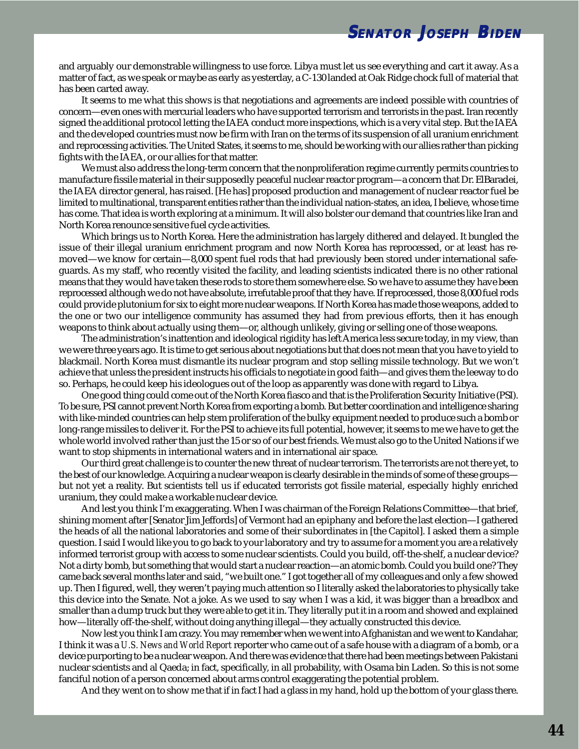and arguably our demonstrable willingness to use force. Libya must let us see everything and cart it away. As a matter of fact, as we speak or maybe as early as yesterday, a C-130 landed at Oak Ridge chock full of material that has been carted away.

It seems to me what this shows is that negotiations and agreements are indeed possible with countries of concern—even ones with mercurial leaders who have supported terrorism and terrorists in the past. Iran recently signed the additional protocol letting the IAEA conduct more inspections, which is a very vital step. But the IAEA and the developed countries must now be firm with Iran on the terms of its suspension of all uranium enrichment and reprocessing activities. The United States, it seems to me, should be working with our allies rather than picking fights with the IAEA, or our allies for that matter.

We must also address the long-term concern that the nonproliferation regime currently permits countries to manufacture fissile material in their supposedly peaceful nuclear reactor program—a concern that Dr. ElBaradei, the IAEA director general, has raised. [He has] proposed production and management of nuclear reactor fuel be limited to multinational, transparent entities rather than the individual nation-states, an idea, I believe, whose time has come. That idea is worth exploring at a minimum. It will also bolster our demand that countries like Iran and North Korea renounce sensitive fuel cycle activities.

Which brings us to North Korea. Here the administration has largely dithered and delayed. It bungled the issue of their illegal uranium enrichment program and now North Korea has reprocessed, or at least has removed—we know for certain—8,000 spent fuel rods that had previously been stored under international safeguards. As my staff, who recently visited the facility, and leading scientists indicated there is no other rational means that they would have taken these rods to store them somewhere else. So we have to assume they have been reprocessed although we do not have absolute, irrefutable proof that they have. If reprocessed, those 8,000 fuel rods could provide plutonium for six to eight more nuclear weapons. If North Korea has made those weapons, added to the one or two our intelligence community has assumed they had from previous efforts, then it has enough weapons to think about actually using them—or, although unlikely, giving or selling one of those weapons.

The administration's inattention and ideological rigidity has left America less secure today, in my view, than we were three years ago. It is time to get serious about negotiations but that does not mean that you have to yield to blackmail. North Korea must dismantle its nuclear program and stop selling missile technology. But we won't achieve that unless the president instructs his officials to negotiate in good faith—and gives them the leeway to do so. Perhaps, he could keep his ideologues out of the loop as apparently was done with regard to Libya.

One good thing could come out of the North Korea fiasco and that is the Proliferation Security Initiative (PSI). To be sure, PSI cannot prevent North Korea from exporting a bomb. But better coordination and intelligence sharing with like-minded countries can help stem proliferation of the bulky equipment needed to produce such a bomb or long-range missiles to deliver it. For the PSI to achieve its full potential, however, it seems to me we have to get the whole world involved rather than just the 15 or so of our best friends. We must also go to the United Nations if we want to stop shipments in international waters and in international air space.

Our third great challenge is to counter the new threat of nuclear terrorism. The terrorists are not there yet, to the best of our knowledge. Acquiring a nuclear weapon is clearly desirable in the minds of some of these groups—but not yet a reality. But scientists tell us if educated terrorists got fissile material, especially highly enriched uranium, they could make a workable nuclear device.

And lest you think I'm exaggerating. When I was chairman of the Foreign Relations Committee—that brief, shining moment after [Senator Jim Jeffords] of Vermont had an epiphany and before the last election—I gathered the heads of all the national laboratories and some of their subordinates in [the Capitol]. I asked them a simple question. I said I would like you to go back to your laboratory and try to assume for a moment you are a relatively informed terrorist group with access to some nuclear scientists. Could you build, off-the-shelf, a nuclear device? Not a dirty bomb, but something that would start a nuclear reaction—an atomic bomb. Could you build one? They came back several months later and said, "we built one." I got together all of my colleagues and only a few showed up. Then I figured, well, they weren't paying much attention so I literally asked the laboratories to physically take this device into the Senate. Not a joke. As we used to say when I was a kid, it was bigger than a breadbox and smaller than a dump truck but they were able to get it in. They literally put it in a room and showed and explained how—literally off-the-shelf, without doing anything illegal—they actually constructed this device.

Now lest you think I am crazy. You may remember when we went into Afghanistan and we went to Kandahar, I think it was a *U.S. News and World Report* reporter who came out of a safe house with a diagram of a bomb, or a device purporting to be a nuclear weapon. And there was evidence that there had been meetings between Pakistani nuclear scientists and al Qaeda; in fact, specifically, in all probability, with Osama bin Laden. So this is not some fanciful notion of a person concerned about arms control exaggerating the potential problem.

And they went on to show me that if in fact I had a glass in my hand, hold up the bottom of your glass there.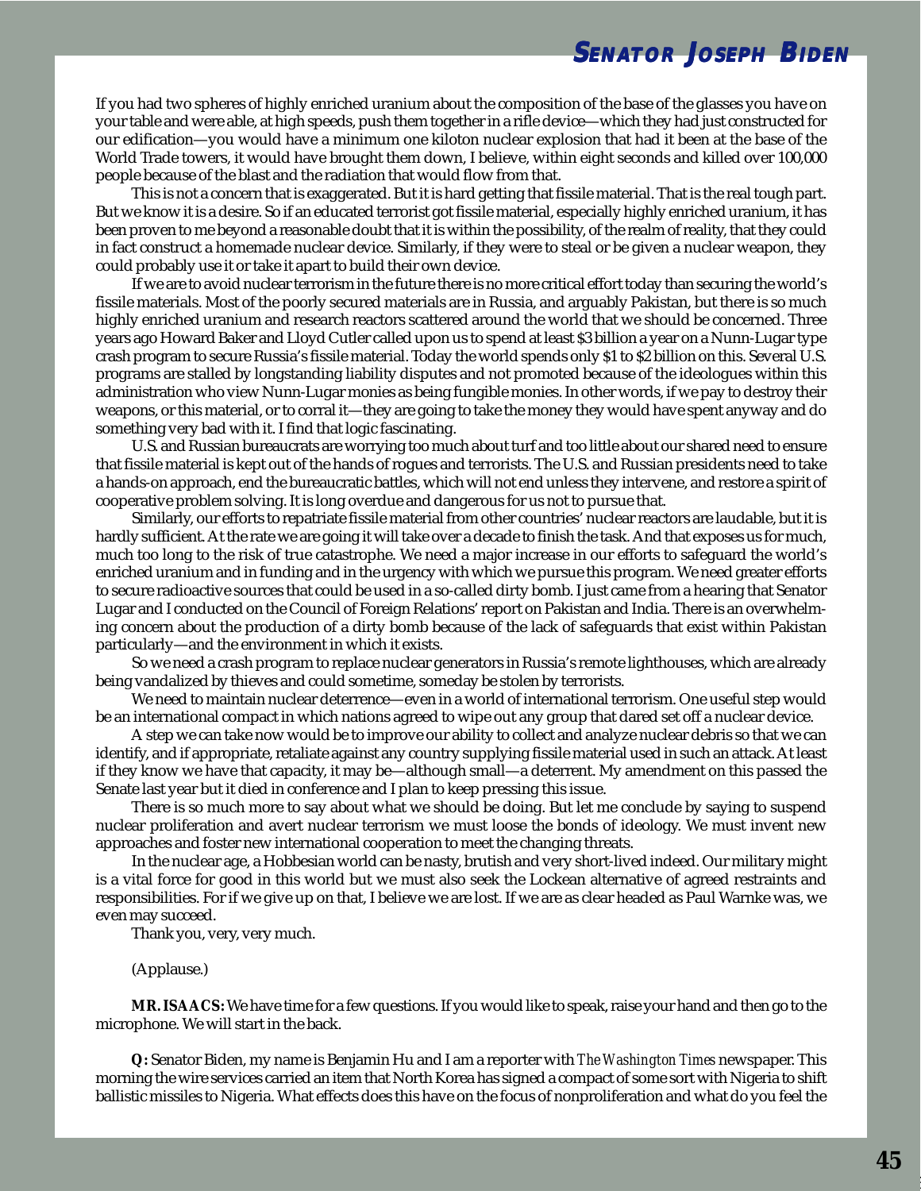If you had two spheres of highly enriched uranium about the composition of the base of the glasses you have on your table and were able, at high speeds, push them together in a rifle device—which they had just constructed for our edification—you would have a minimum one kiloton nuclear explosion that had it been at the base of the World Trade towers, it would have brought them down, I believe, within eight seconds and killed over 100,000 people because of the blast and the radiation that would flow from that.

This is not a concern that is exaggerated. But it is hard getting that fissile material. That is the real tough part. But we know it is a desire. So if an educated terrorist got fissile material, especially highly enriched uranium, it has been proven to me beyond a reasonable doubt that it is within the possibility, of the realm of reality, that they could in fact construct a homemade nuclear device. Similarly, if they were to steal or be given a nuclear weapon, they could probably use it or take it apart to build their own device.

If we are to avoid nuclear terrorism in the future there is no more critical effort today than securing the world's fissile materials. Most of the poorly secured materials are in Russia, and arguably Pakistan, but there is so much highly enriched uranium and research reactors scattered around the world that we should be concerned. Three years ago Howard Baker and Lloyd Cutler called upon us to spend at least $3 billion a year on a Nunn-Lugar type crash program to secure Russia's fissile material. Today the world spends only $1 to $2 billion on this. Several U.S. programs are stalled by longstanding liability disputes and not promoted because of the ideologues within this administration who view Nunn-Lugar monies as being fungible monies. In other words, if we pay to destroy their weapons, or this material, or to corral it—they are going to take the money they would have spent anyway and do something very bad with it. I find that logic fascinating.

U.S. and Russian bureaucrats are worrying too much about turf and too little about our shared need to ensure that fissile material is kept out of the hands of rogues and terrorists. The U.S. and Russian presidents need to take a hands-on approach, end the bureaucratic battles, which will not end unless they intervene, and restore a spirit of cooperative problem solving. It is long overdue and dangerous for us not to pursue that.

Similarly, our efforts to repatriate fissile material from other countries' nuclear reactors are laudable, but it is hardly sufficient. At the rate we are going it will take over a decade to finish the task. And that exposes us for much, much too long to the risk of true catastrophe. We need a major increase in our efforts to safeguard the world's enriched uranium and in funding and in the urgency with which we pursue this program. We need greater efforts to secure radioactive sources that could be used in a so-called dirty bomb. I just came from a hearing that Senator Lugar and I conducted on the Council of Foreign Relations' report on Pakistan and India. There is an overwhelming concern about the production of a dirty bomb because of the lack of safeguards that exist within Pakistan particularly—and the environment in which it exists.

So we need a crash program to replace nuclear generators in Russia's remote lighthouses, which are already being vandalized by thieves and could sometime, someday be stolen by terrorists.

We need to maintain nuclear deterrence—even in a world of international terrorism. One useful step would be an international compact in which nations agreed to wipe out any group that dared set off a nuclear device.

A step we can take now would be to improve our ability to collect and analyze nuclear debris so that we can identify, and if appropriate, retaliate against any country supplying fissile material used in such an attack. At least if they know we have that capacity, it may be—although small—a deterrent. My amendment on this passed the Senate last year but it died in conference and I plan to keep pressing this issue.

There is so much more to say about what we should be doing. But let me conclude by saying to suspend nuclear proliferation and avert nuclear terrorism we must loose the bonds of ideology. We must invent new approaches and foster new international cooperation to meet the changing threats.

In the nuclear age, a Hobbesian world can be nasty, brutish and very short-lived indeed. Our military might is a vital force for good in this world but we must also seek the Lockean alternative of agreed restraints and responsibilities. For if we give up on that, I believe we are lost. If we are as clear headed as Paul Warnke was, we even may succeed.

Thank you, very, very much.

(Applause.)

**MR. ISAACS:** We have time for a few questions. If you would like to speak, raise your hand and then go to the microphone. We will start in the back.

**Q:** Senator Biden, my name is Benjamin Hu and I am a reporter with *The Washington Times* newspaper. This morning the wire services carried an item that North Korea has signed a compact of some sort with Nigeria to shift ballistic missiles to Nigeria. What effects does this have on the focus of nonproliferation and what do you feel the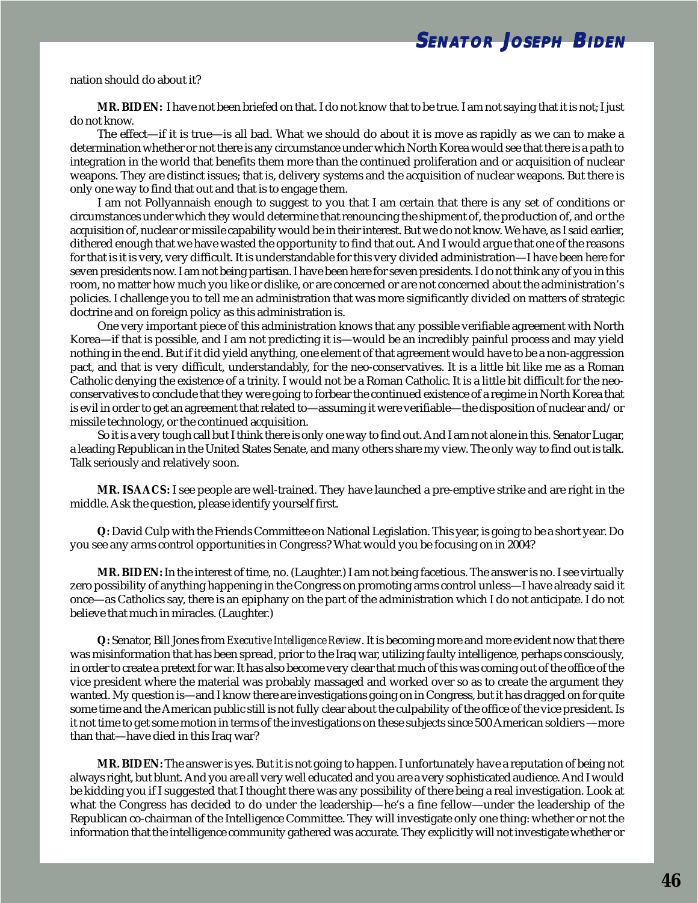nation should do about it?

**MR. BIDEN:** I have not been briefed on that. I do not know that to be true. I am not saying that it is not; I just do not know.

The effect—if it is true—is all bad. What we should do about it is move as rapidly as we can to make a determination whether or not there is any circumstance under which North Korea would see that there is a path to integration in the world that benefits them more than the continued proliferation and or acquisition of nuclear weapons. They are distinct issues; that is, delivery systems and the acquisition of nuclear weapons. But there is only one way to find that out and that is to engage them.

I am not Pollyannaish enough to suggest to you that I am certain that there is any set of conditions or circumstances under which they would determine that renouncing the shipment of, the production of, and or the acquisition of, nuclear or missile capability would be in their interest. But we do not know. We have, as I said earlier, dithered enough that we have wasted the opportunity to find that out. And I would argue that one of the reasons for that is it is very, very difficult. It is understandable for this very divided administration—I have been here for seven presidents now. I am not being partisan. I have been here for seven presidents. I do not think any of you in this room, no matter how much you like or dislike, or are concerned or are not concerned about the administration's policies. I challenge you to tell me an administration that was more significantly divided on matters of strategic doctrine and on foreign policy as this administration is.

One very important piece of this administration knows that any possible verifiable agreement with North Korea—if that is possible, and I am not predicting it is—would be an incredibly painful process and may yield nothing in the end. But if it did yield anything, one element of that agreement would have to be a non-aggression pact, and that is very difficult, understandably, for the neo-conservatives. It is a little bit like me as a Roman Catholic denying the existence of a trinity. I would not be a Roman Catholic. It is a little bit difficult for the neo-conservatives to conclude that they were going to forbear the continued existence of a regime in North Korea that is evil in order to get an agreement that related to—assuming it were verifiable—the disposition of nuclear and/or missile technology, or the continued acquisition.

So it is a very tough call but I think there is only one way to find out. And I am not alone in this. Senator Lugar, a leading Republican in the United States Senate, and many others share my view. The only way to find out is talk. Talk seriously and relatively soon.

**MR. ISAACS:** I see people are well-trained. They have launched a pre-emptive strike and are right in the middle. Ask the question, please identify yourself first.

**Q:** David Culp with the Friends Committee on National Legislation. This year, is going to be a short year. Do you see any arms control opportunities in Congress? What would you be focusing on in 2004?

**MR. BIDEN:** In the interest of time, no. (Laughter.) I am not being facetious. The answer is no. I see virtually zero possibility of anything happening in the Congress on promoting arms control unless—I have already said it once—as Catholics say, there is an epiphany on the part of the administration which I do not anticipate. I do not believe that much in miracles. (Laughter.)

**Q:** Senator, Bill Jones from *Executive Intelligence Review*. It is becoming more and more evident now that there was misinformation that has been spread, prior to the Iraq war, utilizing faulty intelligence, perhaps consciously, in order to create a pretext for war. It has also become very clear that much of this was coming out of the office of the vice president where the material was probably massaged and worked over so as to create the argument they wanted. My question is—and I know there are investigations going on in Congress, but it has dragged on for quite some time and the American public still is not fully clear about the culpability of the office of the vice president. Is it not time to get some motion in terms of the investigations on these subjects since 500 American soldiers —more than that—have died in this Iraq war?

**MR. BIDEN:** The answer is yes. But it is not going to happen. I unfortunately have a reputation of being not always right, but blunt. And you are all very well educated and you are a very sophisticated audience. And I would be kidding you if I suggested that I thought there was any possibility of there being a real investigation. Look at what the Congress has decided to do under the leadership—he's a fine fellow—under the leadership of the Republican co-chairman of the Intelligence Committee. They will investigate only one thing: whether or not the information that the intelligence community gathered was accurate. They explicitly will not investigate whether or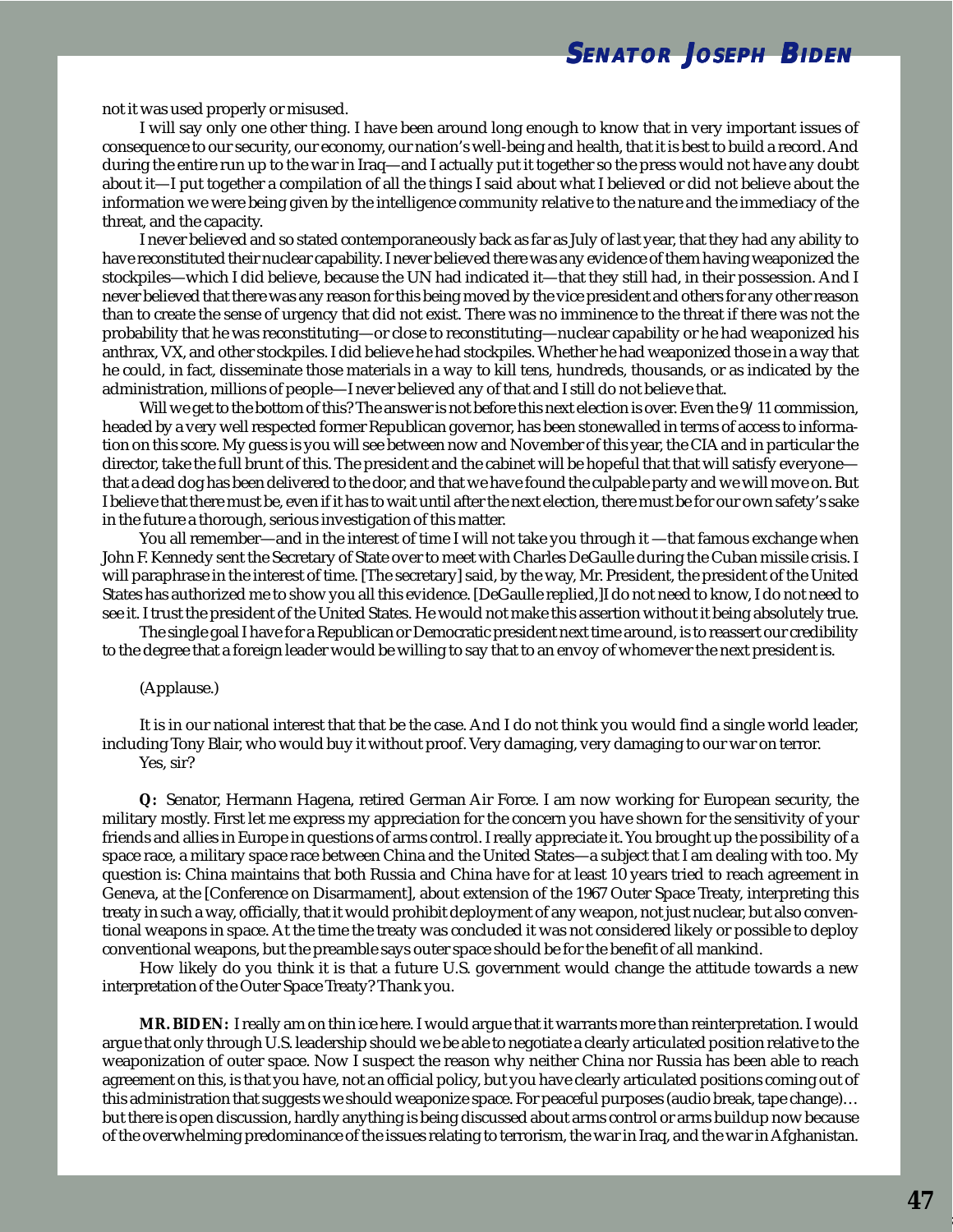not it was used properly or misused.

I will say only one other thing. I have been around long enough to know that in very important issues of consequence to our security, our economy, our nation's well-being and health, that it is best to build a record. And during the entire run up to the war in Iraq—and I actually put it together so the press would not have any doubt about it—I put together a compilation of all the things I said about what I believed or did not believe about the information we were being given by the intelligence community relative to the nature and the immediacy of the threat, and the capacity.

I never believed and so stated contemporaneously back as far as July of last year, that they had any ability to have reconstituted their nuclear capability. I never believed there was any evidence of them having weaponized the stockpiles—which I did believe, because the UN had indicated it—that they still had, in their possession. And I never believed that there was any reason for this being moved by the vice president and others for any other reason than to create the sense of urgency that did not exist. There was no imminence to the threat if there was not the probability that he was reconstituting—or close to reconstituting—nuclear capability or he had weaponized his anthrax, VX, and other stockpiles. I did believe he had stockpiles. Whether he had weaponized those in a way that he could, in fact, disseminate those materials in a way to kill tens, hundreds, thousands, or as indicated by the administration, millions of people—I never believed any of that and I still do not believe that.

Will we get to the bottom of this? The answer is not before this next election is over. Even the 9/11 commission, headed by a very well respected former Republican governor, has been stonewalled in terms of access to information on this score. My guess is you will see between now and November of this year, the CIA and in particular the director, take the full brunt of this. The president and the cabinet will be hopeful that that will satisfy everyone—that a dead dog has been delivered to the door, and that we have found the culpable party and we will move on. But I believe that there must be, even if it has to wait until after the next election, there must be for our own safety's sake in the future a thorough, serious investigation of this matter.

You all remember—and in the interest of time I will not take you through it —that famous exchange when John F. Kennedy sent the Secretary of State over to meet with Charles DeGaulle during the Cuban missile crisis. I will paraphrase in the interest of time. [The secretary] said, by the way, Mr. President, the president of the United States has authorized me to show you all this evidence. [DeGaulle replied,]I do not need to know, I do not need to see it. I trust the president of the United States. He would not make this assertion without it being absolutely true.

The single goal I have for a Republican or Democratic president next time around, is to reassert our credibility to the degree that a foreign leader would be willing to say that to an envoy of whomever the next president is.

(Applause.)

It is in our national interest that that be the case. And I do not think you would find a single world leader, including Tony Blair, who would buy it without proof. Very damaging, very damaging to our war on terror.

Yes, sir?

**Q:** Senator, Hermann Hagena, retired German Air Force. I am now working for European security, the military mostly. First let me express my appreciation for the concern you have shown for the sensitivity of your friends and allies in Europe in questions of arms control. I really appreciate it. You brought up the possibility of a space race, a military space race between China and the United States—a subject that I am dealing with too. My question is: China maintains that both Russia and China have for at least 10 years tried to reach agreement in Geneva, at the [Conference on Disarmament], about extension of the 1967 Outer Space Treaty, interpreting this treaty in such a way, officially, that it would prohibit deployment of any weapon, not just nuclear, but also conventional weapons in space. At the time the treaty was concluded it was not considered likely or possible to deploy conventional weapons, but the preamble says outer space should be for the benefit of all mankind.

How likely do you think it is that a future U.S. government would change the attitude towards a new interpretation of the Outer Space Treaty? Thank you.

**MR. BIDEN:** I really am on thin ice here. I would argue that it warrants more than reinterpretation. I would argue that only through U.S. leadership should we be able to negotiate a clearly articulated position relative to the weaponization of outer space. Now I suspect the reason why neither China nor Russia has been able to reach agreement on this, is that you have, not an official policy, but you have clearly articulated positions coming out of this administration that suggests we should weaponize space. For peaceful purposes (audio break, tape change)… but there is open discussion, hardly anything is being discussed about arms control or arms buildup now because of the overwhelming predominance of the issues relating to terrorism, the war in Iraq, and the war in Afghanistan.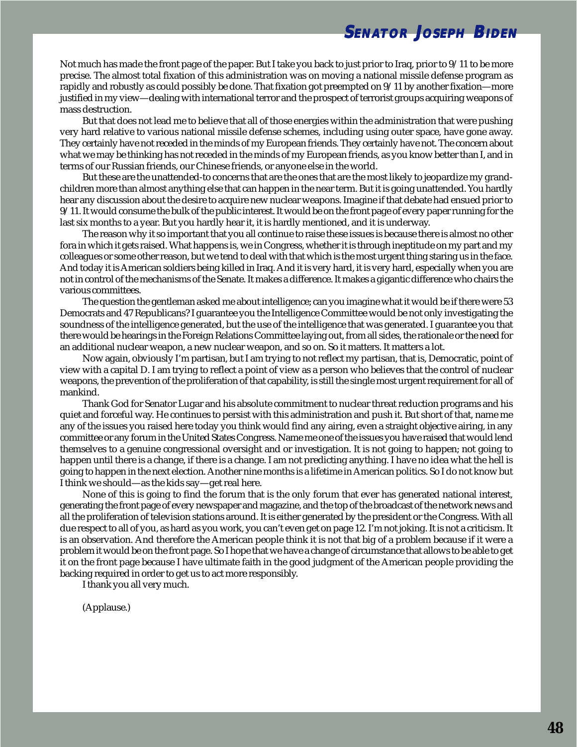Not much has made the front page of the paper. But I take you back to just prior to Iraq, prior to 9/11 to be more precise. The almost total fixation of this administration was on moving a national missile defense program as rapidly and robustly as could possibly be done. That fixation got preempted on 9/11 by another fixation—more justified in my view—dealing with international terror and the prospect of terrorist groups acquiring weapons of mass destruction.

But that does not lead me to believe that all of those energies within the administration that were pushing very hard relative to various national missile defense schemes, including using outer space, have gone away. They certainly have not receded in the minds of my European friends. They certainly have not. The concern about what we may be thinking has not receded in the minds of my European friends, as you know better than I, and in terms of our Russian friends, our Chinese friends, or anyone else in the world.

But these are the unattended-to concerns that are the ones that are the most likely to jeopardize my grandchildren more than almost anything else that can happen in the near term. But it is going unattended. You hardly hear any discussion about the desire to acquire new nuclear weapons. Imagine if that debate had ensued prior to 9/11. It would consume the bulk of the public interest. It would be on the front page of every paper running for the last six months to a year. But you hardly hear it, it is hardly mentioned, and it is underway.

The reason why it so important that you all continue to raise these issues is because there is almost no other fora in which it gets raised. What happens is, we in Congress, whether it is through ineptitude on my part and my colleagues or some other reason, but we tend to deal with that which is the most urgent thing staring us in the face. And today it is American soldiers being killed in Iraq. And it is very hard, it is very hard, especially when you are not in control of the mechanisms of the Senate. It makes a difference. It makes a gigantic difference who chairs the various committees.

The question the gentleman asked me about intelligence; can you imagine what it would be if there were 53 Democrats and 47 Republicans? I guarantee you the Intelligence Committee would be not only investigating the soundness of the intelligence generated, but the use of the intelligence that was generated. I guarantee you that there would be hearings in the Foreign Relations Committee laying out, from all sides, the rationale or the need for an additional nuclear weapon, a new nuclear weapon, and so on. So it matters. It matters a lot.

Now again, obviously I'm partisan, but I am trying to not reflect my partisan, that is, Democratic, point of view with a capital D. I am trying to reflect a point of view as a person who believes that the control of nuclear weapons, the prevention of the proliferation of that capability, is still the single most urgent requirement for all of mankind.

Thank God for Senator Lugar and his absolute commitment to nuclear threat reduction programs and his quiet and forceful way. He continues to persist with this administration and push it. But short of that, name me any of the issues you raised here today you think would find any airing, even a straight objective airing, in any committee or any forum in the United States Congress. Name me one of the issues you have raised that would lend themselves to a genuine congressional oversight and or investigation. It is not going to happen; not going to happen until there is a change, if there is a change. I am not predicting anything. I have no idea what the hell is going to happen in the next election. Another nine months is a lifetime in American politics. So I do not know but I think we should—as the kids say—get real here.

None of this is going to find the forum that is the only forum that ever has generated national interest, generating the front page of every newspaper and magazine, and the top of the broadcast of the network news and all the proliferation of television stations around. It is either generated by the president or the Congress. With all due respect to all of you, as hard as you work, you can't even get on page 12. I'm not joking. It is not a criticism. It is an observation. And therefore the American people think it is not that big of a problem because if it were a problem it would be on the front page. So I hope that we have a change of circumstance that allows to be able to get it on the front page because I have ultimate faith in the good judgment of the American people providing the backing required in order to get us to act more responsibly.

I thank you all very much.

(Applause.)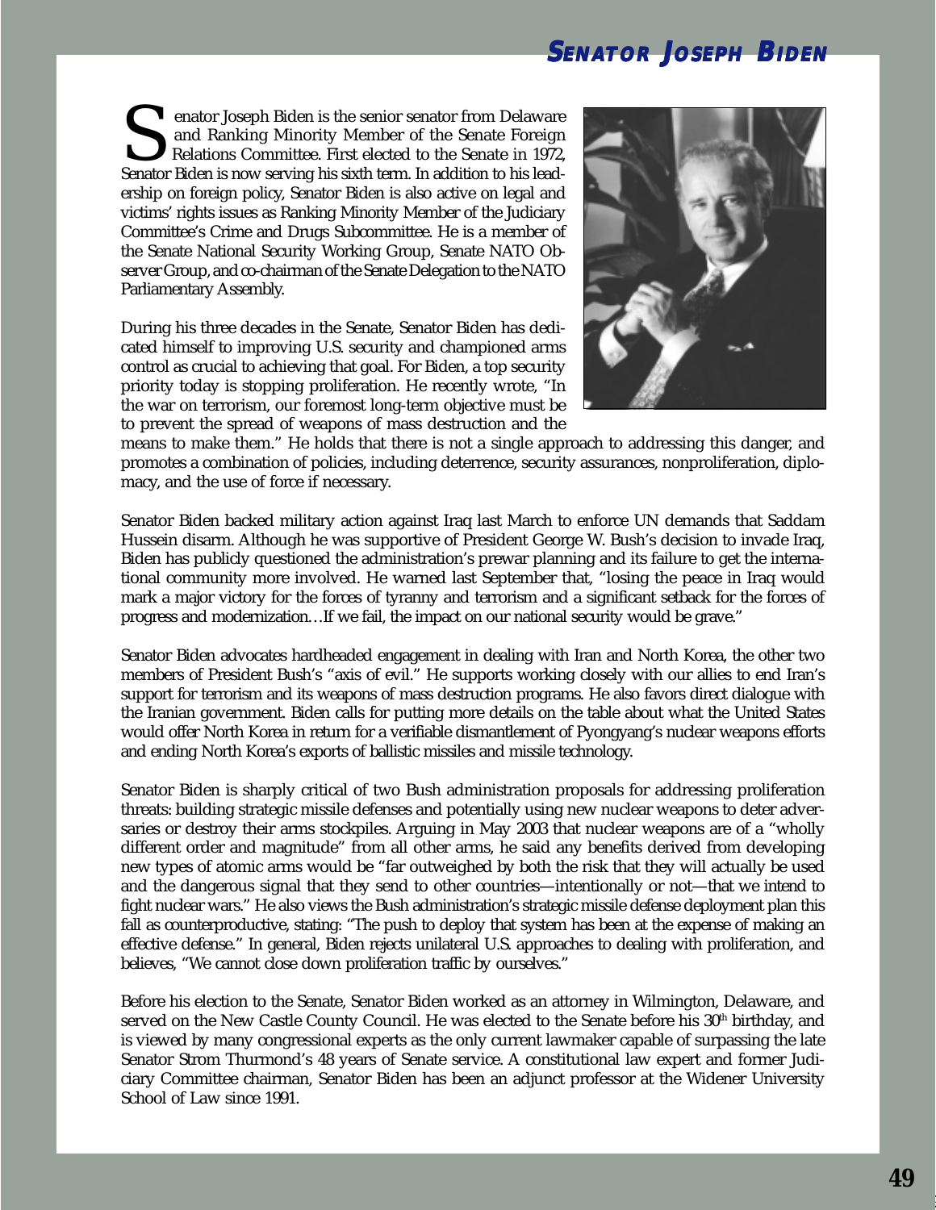# SENATOR JOSEPH BIDEN

Senator Joseph Biden is the senior senator from Delaware and Ranking Minority Member of the Senate Foreign Relations Committee. First elected to the Senate in 1972, Senator Biden is now serving his sixth term. In addition to his leadership on foreign policy, Senator Biden is also active on legal and victims' rights issues as Ranking Minority Member of the Judiciary Committee's Crime and Drugs Subcommittee. He is a member of the Senate National Security Working Group, Senate NATO Observer Group, and co-chairman of the Senate Delegation to the NATO Parliamentary Assembly.

During his three decades in the Senate, Senator Biden has dedicated himself to improving U.S. security and championed arms control as crucial to achieving that goal. For Biden, a top security priority today is stopping proliferation. He recently wrote, "In the war on terrorism, our foremost long-term objective must be to prevent the spread of weapons of mass destruction and the means to make them." He holds that there is not a single approach to addressing this danger, and promotes a combination of policies, including deterrence, security assurances, nonproliferation, diplomacy, and the use of force if necessary.

Senator Biden backed military action against Iraq last March to enforce UN demands that Saddam Hussein disarm. Although he was supportive of President George W. Bush's decision to invade Iraq, Biden has publicly questioned the administration's prewar planning and its failure to get the international community more involved. He warned last September that, "losing the peace in Iraq would mark a major victory for the forces of tyranny and terrorism and a significant setback for the forces of progress and modernization…If we fail, the impact on our national security would be grave."

Senator Biden advocates hardheaded engagement in dealing with Iran and North Korea, the other two members of President Bush's "axis of evil." He supports working closely with our allies to end Iran's support for terrorism and its weapons of mass destruction programs. He also favors direct dialogue with the Iranian government. Biden calls for putting more details on the table about what the United States would offer North Korea in return for a verifiable dismantlement of Pyongyang's nuclear weapons efforts and ending North Korea's exports of ballistic missiles and missile technology.

Senator Biden is sharply critical of two Bush administration proposals for addressing proliferation threats: building strategic missile defenses and potentially using new nuclear weapons to deter adversaries or destroy their arms stockpiles. Arguing in May 2003 that nuclear weapons are of a "wholly different order and magnitude" from all other arms, he said any benefits derived from developing new types of atomic arms would be "far outweighed by both the risk that they will actually be used and the dangerous signal that they send to other countries—intentionally or not—that we intend to fight nuclear wars." He also views the Bush administration's strategic missile defense deployment plan this fall as counterproductive, stating: "The push to deploy that system has been at the expense of making an effective defense." In general, Biden rejects unilateral U.S. approaches to dealing with proliferation, and believes, "We cannot close down proliferation traffic by ourselves."

Before his election to the Senate, Senator Biden worked as an attorney in Wilmington, Delaware, and served on the New Castle County Council. He was elected to the Senate before his 30th birthday, and is viewed by many congressional experts as the only current lawmaker capable of surpassing the late Senator Strom Thurmond's 48 years of Senate service. A constitutional law expert and former Judiciary Committee chairman, Senator Biden has been an adjunct professor at the Widener University School of Law since 1991.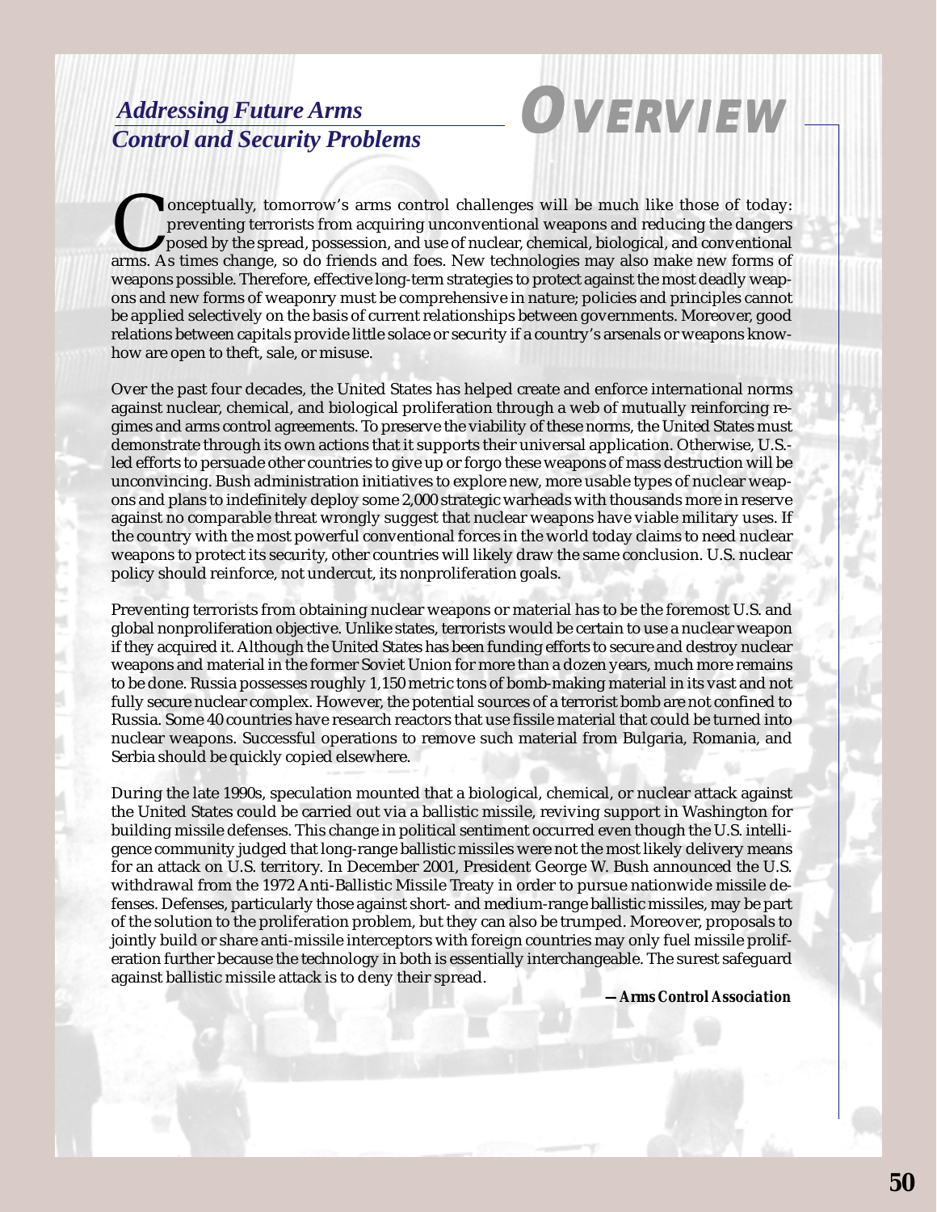# Overview

## Addressing Future Arms Control and Security Problems

Conceptually, tomorrow's arms control challenges will be much like those of today: preventing terrorists from acquiring unconventional weapons and reducing the dangers posed by the spread, possession, and use of nuclear, chemical, biological, and conventional arms. As times change, so do friends and foes. New technologies may also make new forms of weapons possible. Therefore, effective long-term strategies to protect against the most deadly weapons and new forms of weaponry must be comprehensive in nature; policies and principles cannot be applied selectively on the basis of current relationships between governments. Moreover, good relations between capitals provide little solace or security if a country's arsenals or weapons know-how are open to theft, sale, or misuse.

Over the past four decades, the United States has helped create and enforce international norms against nuclear, chemical, and biological proliferation through a web of mutually reinforcing regimes and arms control agreements. To preserve the viability of these norms, the United States must demonstrate through its own actions that it supports their universal application. Otherwise, U.S.-led efforts to persuade other countries to give up or forgo these weapons of mass destruction will be unconvincing. Bush administration initiatives to explore new, more usable types of nuclear weapons and plans to indefinitely deploy some 2,000 strategic warheads with thousands more in reserve against no comparable threat wrongly suggest that nuclear weapons have viable military uses. If the country with the most powerful conventional forces in the world today claims to need nuclear weapons to protect its security, other countries will likely draw the same conclusion. U.S. nuclear policy should reinforce, not undercut, its nonproliferation goals.

Preventing terrorists from obtaining nuclear weapons or material has to be the foremost U.S. and global nonproliferation objective. Unlike states, terrorists would be certain to use a nuclear weapon if they acquired it. Although the United States has been funding efforts to secure and destroy nuclear weapons and material in the former Soviet Union for more than a dozen years, much more remains to be done. Russia possesses roughly 1,150 metric tons of bomb-making material in its vast and not fully secure nuclear complex. However, the potential sources of a terrorist bomb are not confined to Russia. Some 40 countries have research reactors that use fissile material that could be turned into nuclear weapons. Successful operations to remove such material from Bulgaria, Romania, and Serbia should be quickly copied elsewhere.

During the late 1990s, speculation mounted that a biological, chemical, or nuclear attack against the United States could be carried out via a ballistic missile, reviving support in Washington for building missile defenses. This change in political sentiment occurred even though the U.S. intelligence community judged that long-range ballistic missiles were not the most likely delivery means for an attack on U.S. territory. In December 2001, President George W. Bush announced the U.S. withdrawal from the 1972 Anti-Ballistic Missile Treaty in order to pursue nationwide missile defenses. Defenses, particularly those against short- and medium-range ballistic missiles, may be part of the solution to the proliferation problem, but they can also be trumped. Moreover, proposals to jointly build or share anti-missile interceptors with foreign countries may only fuel missile proliferation further because the technology in both is essentially interchangeable. The surest safeguard against ballistic missile attack is to deny their spread.

***—Arms Control Association***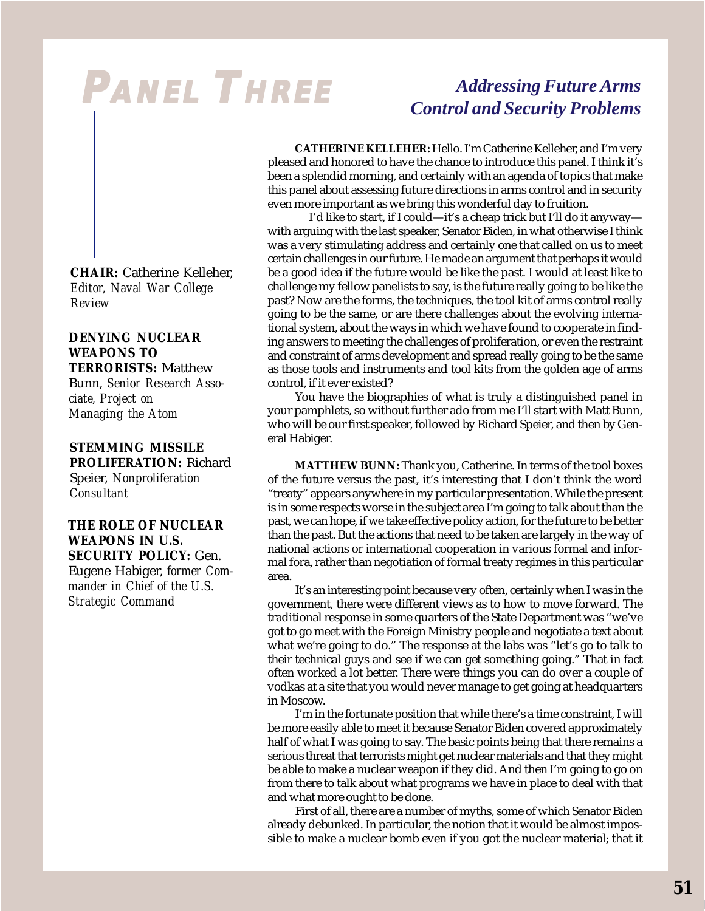# PANEL THREE

## Addressing Future Arms Control and Security Problems

**CHAIR:** Catherine Kelleher, *Editor, Naval War College Review*

**DENYING NUCLEAR WEAPONS TO TERRORISTS:** Matthew Bunn, *Senior Research Associate, Project on Managing the Atom*

**STEMMING MISSILE PROLIFERATION:** Richard Speier, *Nonproliferation Consultant*

**THE ROLE OF NUCLEAR WEAPONS IN U.S. SECURITY POLICY:** Gen. Eugene Habiger, *former Commander in Chief of the U.S. Strategic Command*

**CATHERINE KELLEHER:** Hello. I'm Catherine Kelleher, and I'm very pleased and honored to have the chance to introduce this panel. I think it's been a splendid morning, and certainly with an agenda of topics that make this panel about assessing future directions in arms control and in security even more important as we bring this wonderful day to fruition.

I'd like to start, if I could—it's a cheap trick but I'll do it anyway—with arguing with the last speaker, Senator Biden, in what otherwise I think was a very stimulating address and certainly one that called on us to meet certain challenges in our future. He made an argument that perhaps it would be a good idea if the future would be like the past. I would at least like to challenge my fellow panelists to say, is the future really going to be like the past? Now are the forms, the techniques, the tool kit of arms control really going to be the same, or are there challenges about the evolving international system, about the ways in which we have found to cooperate in finding answers to meeting the challenges of proliferation, or even the restraint and constraint of arms development and spread really going to be the same as those tools and instruments and tool kits from the golden age of arms control, if it ever existed?

You have the biographies of what is truly a distinguished panel in your pamphlets, so without further ado from me I'll start with Matt Bunn, who will be our first speaker, followed by Richard Speier, and then by General Habiger.

**MATTHEW BUNN:** Thank you, Catherine. In terms of the tool boxes of the future versus the past, it's interesting that I don't think the word "treaty" appears anywhere in my particular presentation. While the present is in some respects worse in the subject area I'm going to talk about than the past, we can hope, if we take effective policy action, for the future to be better than the past. But the actions that need to be taken are largely in the way of national actions or international cooperation in various formal and informal fora, rather than negotiation of formal treaty regimes in this particular area.

It's an interesting point because very often, certainly when I was in the government, there were different views as to how to move forward. The traditional response in some quarters of the State Department was "we've got to go meet with the Foreign Ministry people and negotiate a text about what we're going to do." The response at the labs was "let's go to talk to their technical guys and see if we can get something going." That in fact often worked a lot better. There were things you can do over a couple of vodkas at a site that you would never manage to get going at headquarters in Moscow.

I'm in the fortunate position that while there's a time constraint, I will be more easily able to meet it because Senator Biden covered approximately half of what I was going to say. The basic points being that there remains a serious threat that terrorists might get nuclear materials and that they might be able to make a nuclear weapon if they did. And then I'm going to go on from there to talk about what programs we have in place to deal with that and what more ought to be done.

First of all, there are a number of myths, some of which Senator Biden already debunked. In particular, the notion that it would be almost impossible to make a nuclear bomb even if you got the nuclear material; that it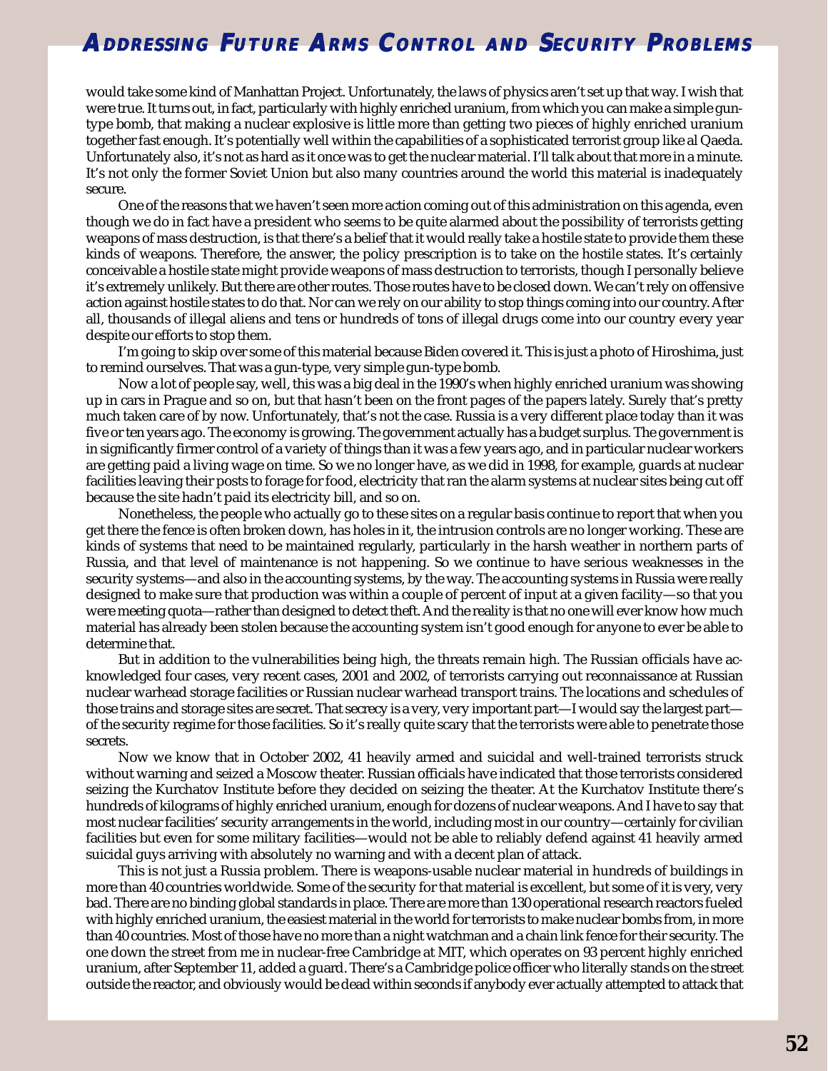would take some kind of Manhattan Project. Unfortunately, the laws of physics aren't set up that way. I wish that were true. It turns out, in fact, particularly with highly enriched uranium, from which you can make a simple gun-type bomb, that making a nuclear explosive is little more than getting two pieces of highly enriched uranium together fast enough. It's potentially well within the capabilities of a sophisticated terrorist group like al Qaeda. Unfortunately also, it's not as hard as it once was to get the nuclear material. I'll talk about that more in a minute. It's not only the former Soviet Union but also many countries around the world this material is inadequately secure.

One of the reasons that we haven't seen more action coming out of this administration on this agenda, even though we do in fact have a president who seems to be quite alarmed about the possibility of terrorists getting weapons of mass destruction, is that there's a belief that it would really take a hostile state to provide them these kinds of weapons. Therefore, the answer, the policy prescription is to take on the hostile states. It's certainly conceivable a hostile state might provide weapons of mass destruction to terrorists, though I personally believe it's extremely unlikely. But there are other routes. Those routes have to be closed down. We can't rely on offensive action against hostile states to do that. Nor can we rely on our ability to stop things coming into our country. After all, thousands of illegal aliens and tens or hundreds of tons of illegal drugs come into our country every year despite our efforts to stop them.

I'm going to skip over some of this material because Biden covered it. This is just a photo of Hiroshima, just to remind ourselves. That was a gun-type, very simple gun-type bomb.

Now a lot of people say, well, this was a big deal in the 1990's when highly enriched uranium was showing up in cars in Prague and so on, but that hasn't been on the front pages of the papers lately. Surely that's pretty much taken care of by now. Unfortunately, that's not the case. Russia is a very different place today than it was five or ten years ago. The economy is growing. The government actually has a budget surplus. The government is in significantly firmer control of a variety of things than it was a few years ago, and in particular nuclear workers are getting paid a living wage on time. So we no longer have, as we did in 1998, for example, guards at nuclear facilities leaving their posts to forage for food, electricity that ran the alarm systems at nuclear sites being cut off because the site hadn't paid its electricity bill, and so on.

Nonetheless, the people who actually go to these sites on a regular basis continue to report that when you get there the fence is often broken down, has holes in it, the intrusion controls are no longer working. These are kinds of systems that need to be maintained regularly, particularly in the harsh weather in northern parts of Russia, and that level of maintenance is not happening. So we continue to have serious weaknesses in the security systems—and also in the accounting systems, by the way. The accounting systems in Russia were really designed to make sure that production was within a couple of percent of input at a given facility—so that you were meeting quota—rather than designed to detect theft. And the reality is that no one will ever know how much material has already been stolen because the accounting system isn't good enough for anyone to ever be able to determine that.

But in addition to the vulnerabilities being high, the threats remain high. The Russian officials have acknowledged four cases, very recent cases, 2001 and 2002, of terrorists carrying out reconnaissance at Russian nuclear warhead storage facilities or Russian nuclear warhead transport trains. The locations and schedules of those trains and storage sites are secret. That secrecy is a very, very important part—I would say the largest part—of the security regime for those facilities. So it's really quite scary that the terrorists were able to penetrate those secrets.

Now we know that in October 2002, 41 heavily armed and suicidal and well-trained terrorists struck without warning and seized a Moscow theater. Russian officials have indicated that those terrorists considered seizing the Kurchatov Institute before they decided on seizing the theater. At the Kurchatov Institute there's hundreds of kilograms of highly enriched uranium, enough for dozens of nuclear weapons. And I have to say that most nuclear facilities' security arrangements in the world, including most in our country—certainly for civilian facilities but even for some military facilities—would not be able to reliably defend against 41 heavily armed suicidal guys arriving with absolutely no warning and with a decent plan of attack.

This is not just a Russia problem. There is weapons-usable nuclear material in hundreds of buildings in more than 40 countries worldwide. Some of the security for that material is excellent, but some of it is very, very bad. There are no binding global standards in place. There are more than 130 operational research reactors fueled with highly enriched uranium, the easiest material in the world for terrorists to make nuclear bombs from, in more than 40 countries. Most of those have no more than a night watchman and a chain link fence for their security. The one down the street from me in nuclear-free Cambridge at MIT, which operates on 93 percent highly enriched uranium, after September 11, added a guard. There's a Cambridge police officer who literally stands on the street outside the reactor, and obviously would be dead within seconds if anybody ever actually attempted to attack that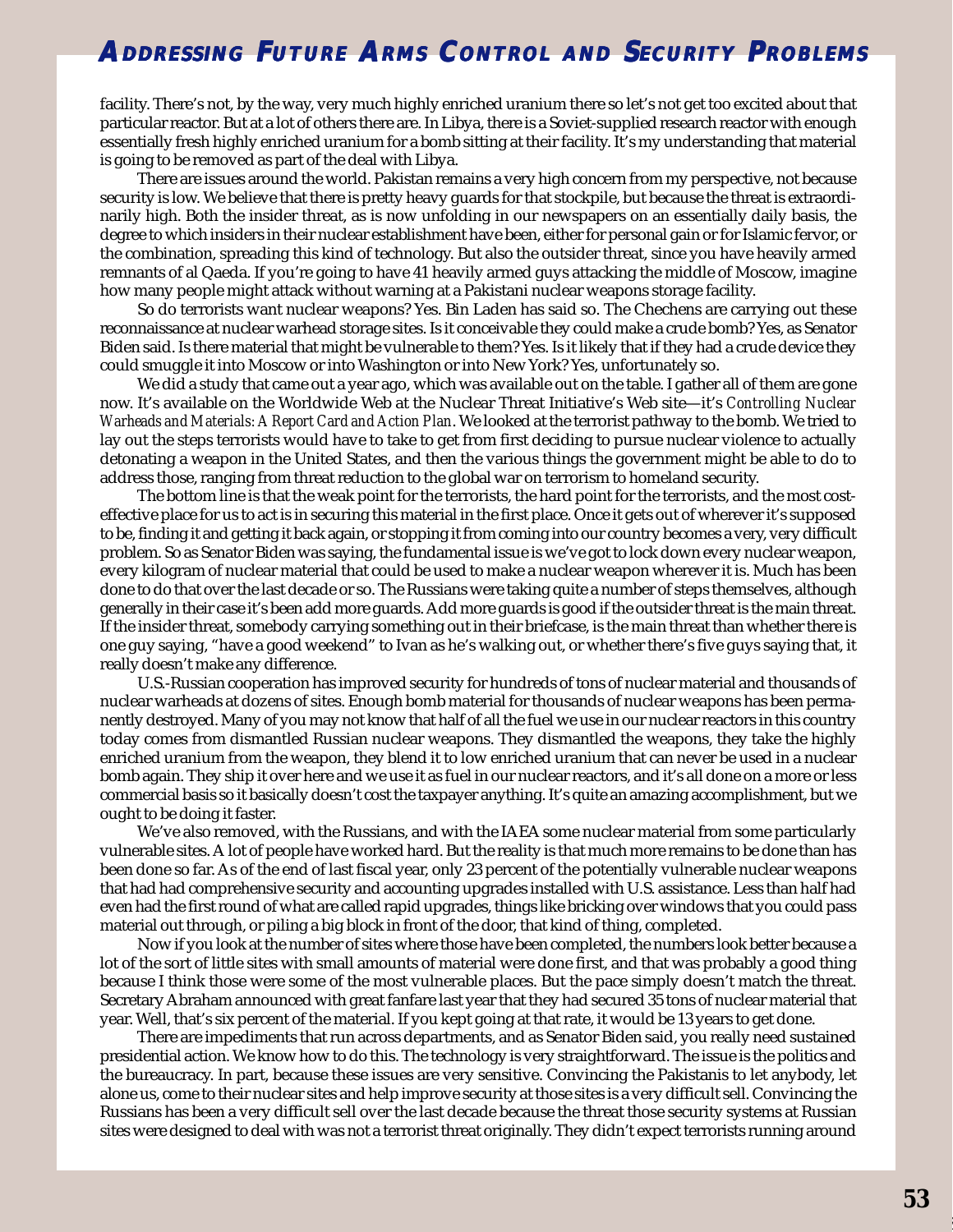facility. There's not, by the way, very much highly enriched uranium there so let's not get too excited about that particular reactor. But at a lot of others there are. In Libya, there is a Soviet-supplied research reactor with enough essentially fresh highly enriched uranium for a bomb sitting at their facility. It's my understanding that material is going to be removed as part of the deal with Libya.

There are issues around the world. Pakistan remains a very high concern from my perspective, not because security is low. We believe that there is pretty heavy guards for that stockpile, but because the threat is extraordinarily high. Both the insider threat, as is now unfolding in our newspapers on an essentially daily basis, the degree to which insiders in their nuclear establishment have been, either for personal gain or for Islamic fervor, or the combination, spreading this kind of technology. But also the outsider threat, since you have heavily armed remnants of al Qaeda. If you're going to have 41 heavily armed guys attacking the middle of Moscow, imagine how many people might attack without warning at a Pakistani nuclear weapons storage facility.

So do terrorists want nuclear weapons? Yes. Bin Laden has said so. The Chechens are carrying out these reconnaissance at nuclear warhead storage sites. Is it conceivable they could make a crude bomb? Yes, as Senator Biden said. Is there material that might be vulnerable to them? Yes. Is it likely that if they had a crude device they could smuggle it into Moscow or into Washington or into New York? Yes, unfortunately so.

We did a study that came out a year ago, which was available out on the table. I gather all of them are gone now. It's available on the Worldwide Web at the Nuclear Threat Initiative's Web site—it's *Controlling Nuclear Warheads and Materials: A Report Card and Action Plan*. We looked at the terrorist pathway to the bomb. We tried to lay out the steps terrorists would have to take to get from first deciding to pursue nuclear violence to actually detonating a weapon in the United States, and then the various things the government might be able to do to address those, ranging from threat reduction to the global war on terrorism to homeland security.

The bottom line is that the weak point for the terrorists, the hard point for the terrorists, and the most cost-effective place for us to act is in securing this material in the first place. Once it gets out of wherever it's supposed to be, finding it and getting it back again, or stopping it from coming into our country becomes a very, very difficult problem. So as Senator Biden was saying, the fundamental issue is we've got to lock down every nuclear weapon, every kilogram of nuclear material that could be used to make a nuclear weapon wherever it is. Much has been done to do that over the last decade or so. The Russians were taking quite a number of steps themselves, although generally in their case it's been add more guards. Add more guards is good if the outsider threat is the main threat. If the insider threat, somebody carrying something out in their briefcase, is the main threat than whether there is one guy saying, "have a good weekend" to Ivan as he's walking out, or whether there's five guys saying that, it really doesn't make any difference.

U.S.-Russian cooperation has improved security for hundreds of tons of nuclear material and thousands of nuclear warheads at dozens of sites. Enough bomb material for thousands of nuclear weapons has been permanently destroyed. Many of you may not know that half of all the fuel we use in our nuclear reactors in this country today comes from dismantled Russian nuclear weapons. They dismantled the weapons, they take the highly enriched uranium from the weapon, they blend it to low enriched uranium that can never be used in a nuclear bomb again. They ship it over here and we use it as fuel in our nuclear reactors, and it's all done on a more or less commercial basis so it basically doesn't cost the taxpayer anything. It's quite an amazing accomplishment, but we ought to be doing it faster.

We've also removed, with the Russians, and with the IAEA some nuclear material from some particularly vulnerable sites. A lot of people have worked hard. But the reality is that much more remains to be done than has been done so far. As of the end of last fiscal year, only 23 percent of the potentially vulnerable nuclear weapons that had had comprehensive security and accounting upgrades installed with U.S. assistance. Less than half had even had the first round of what are called rapid upgrades, things like bricking over windows that you could pass material out through, or piling a big block in front of the door, that kind of thing, completed.

Now if you look at the number of sites where those have been completed, the numbers look better because a lot of the sort of little sites with small amounts of material were done first, and that was probably a good thing because I think those were some of the most vulnerable places. But the pace simply doesn't match the threat. Secretary Abraham announced with great fanfare last year that they had secured 35 tons of nuclear material that year. Well, that's six percent of the material. If you kept going at that rate, it would be 13 years to get done.

There are impediments that run across departments, and as Senator Biden said, you really need sustained presidential action. We know how to do this. The technology is very straightforward. The issue is the politics and the bureaucracy. In part, because these issues are very sensitive. Convincing the Pakistanis to let anybody, let alone us, come to their nuclear sites and help improve security at those sites is a very difficult sell. Convincing the Russians has been a very difficult sell over the last decade because the threat those security systems at Russian sites were designed to deal with was not a terrorist threat originally. They didn't expect terrorists running around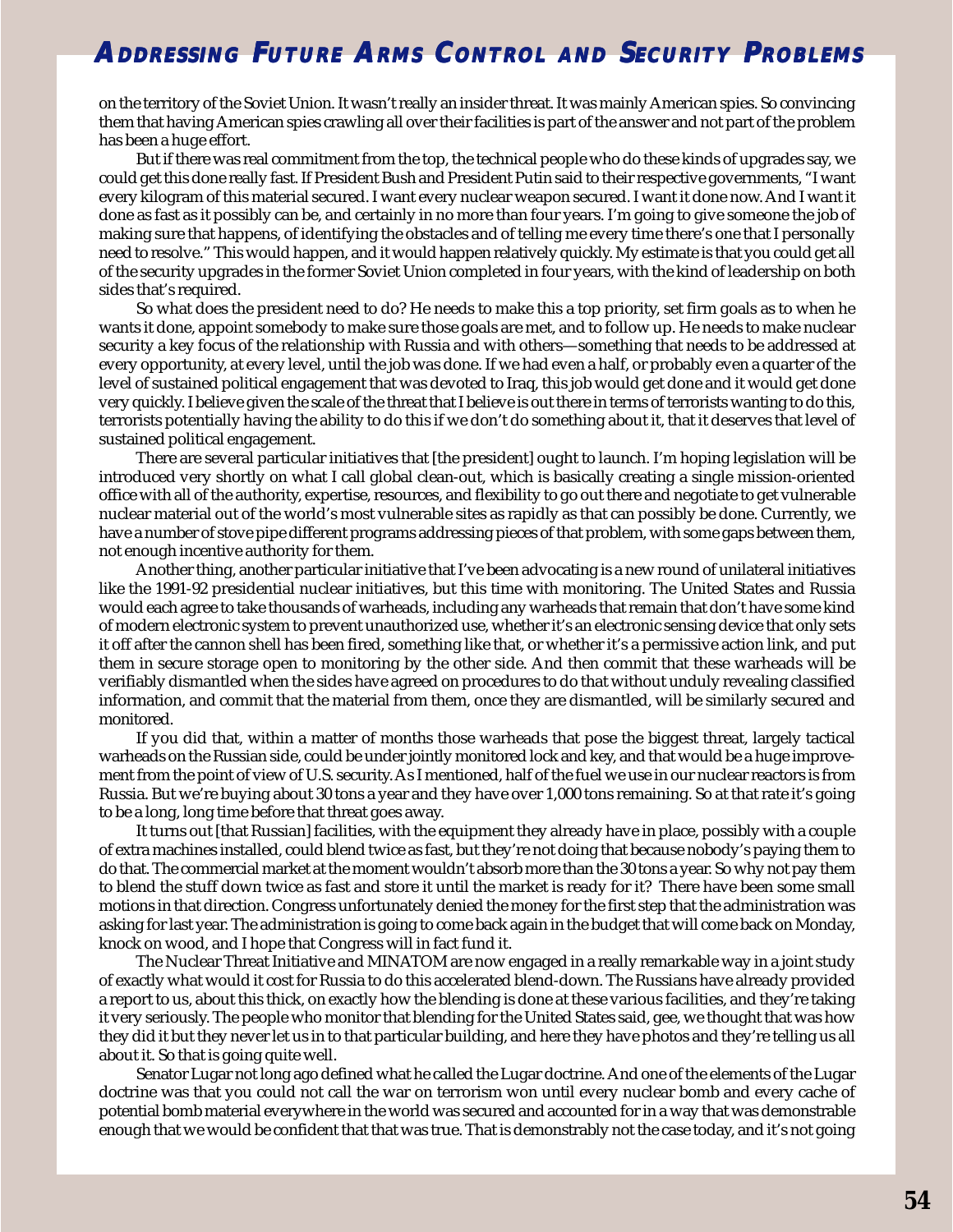on the territory of the Soviet Union. It wasn't really an insider threat. It was mainly American spies. So convincing them that having American spies crawling all over their facilities is part of the answer and not part of the problem has been a huge effort.

But if there was real commitment from the top, the technical people who do these kinds of upgrades say, we could get this done really fast. If President Bush and President Putin said to their respective governments, "I want every kilogram of this material secured. I want every nuclear weapon secured. I want it done now. And I want it done as fast as it possibly can be, and certainly in no more than four years. I'm going to give someone the job of making sure that happens, of identifying the obstacles and of telling me every time there's one that I personally need to resolve." This would happen, and it would happen relatively quickly. My estimate is that you could get all of the security upgrades in the former Soviet Union completed in four years, with the kind of leadership on both sides that's required.

So what does the president need to do? He needs to make this a top priority, set firm goals as to when he wants it done, appoint somebody to make sure those goals are met, and to follow up. He needs to make nuclear security a key focus of the relationship with Russia and with others—something that needs to be addressed at every opportunity, at every level, until the job was done. If we had even a half, or probably even a quarter of the level of sustained political engagement that was devoted to Iraq, this job would get done and it would get done very quickly. I believe given the scale of the threat that I believe is out there in terms of terrorists wanting to do this, terrorists potentially having the ability to do this if we don't do something about it, that it deserves that level of sustained political engagement.

There are several particular initiatives that [the president] ought to launch. I'm hoping legislation will be introduced very shortly on what I call global clean-out, which is basically creating a single mission-oriented office with all of the authority, expertise, resources, and flexibility to go out there and negotiate to get vulnerable nuclear material out of the world's most vulnerable sites as rapidly as that can possibly be done. Currently, we have a number of stove pipe different programs addressing pieces of that problem, with some gaps between them, not enough incentive authority for them.

Another thing, another particular initiative that I've been advocating is a new round of unilateral initiatives like the 1991-92 presidential nuclear initiatives, but this time with monitoring. The United States and Russia would each agree to take thousands of warheads, including any warheads that remain that don't have some kind of modern electronic system to prevent unauthorized use, whether it's an electronic sensing device that only sets it off after the cannon shell has been fired, something like that, or whether it's a permissive action link, and put them in secure storage open to monitoring by the other side. And then commit that these warheads will be verifiably dismantled when the sides have agreed on procedures to do that without unduly revealing classified information, and commit that the material from them, once they are dismantled, will be similarly secured and monitored.

If you did that, within a matter of months those warheads that pose the biggest threat, largely tactical warheads on the Russian side, could be under jointly monitored lock and key, and that would be a huge improvement from the point of view of U.S. security. As I mentioned, half of the fuel we use in our nuclear reactors is from Russia. But we're buying about 30 tons a year and they have over 1,000 tons remaining. So at that rate it's going to be a long, long time before that threat goes away.

It turns out [that Russian] facilities, with the equipment they already have in place, possibly with a couple of extra machines installed, could blend twice as fast, but they're not doing that because nobody's paying them to do that. The commercial market at the moment wouldn't absorb more than the 30 tons a year. So why not pay them to blend the stuff down twice as fast and store it until the market is ready for it? There have been some small motions in that direction. Congress unfortunately denied the money for the first step that the administration was asking for last year. The administration is going to come back again in the budget that will come back on Monday, knock on wood, and I hope that Congress will in fact fund it.

The Nuclear Threat Initiative and MINATOM are now engaged in a really remarkable way in a joint study of exactly what would it cost for Russia to do this accelerated blend-down. The Russians have already provided a report to us, about this thick, on exactly how the blending is done at these various facilities, and they're taking it very seriously. The people who monitor that blending for the United States said, gee, we thought that was how they did it but they never let us in to that particular building, and here they have photos and they're telling us all about it. So that is going quite well.

Senator Lugar not long ago defined what he called the Lugar doctrine. And one of the elements of the Lugar doctrine was that you could not call the war on terrorism won until every nuclear bomb and every cache of potential bomb material everywhere in the world was secured and accounted for in a way that was demonstrable enough that we would be confident that that was true. That is demonstrably not the case today, and it's not going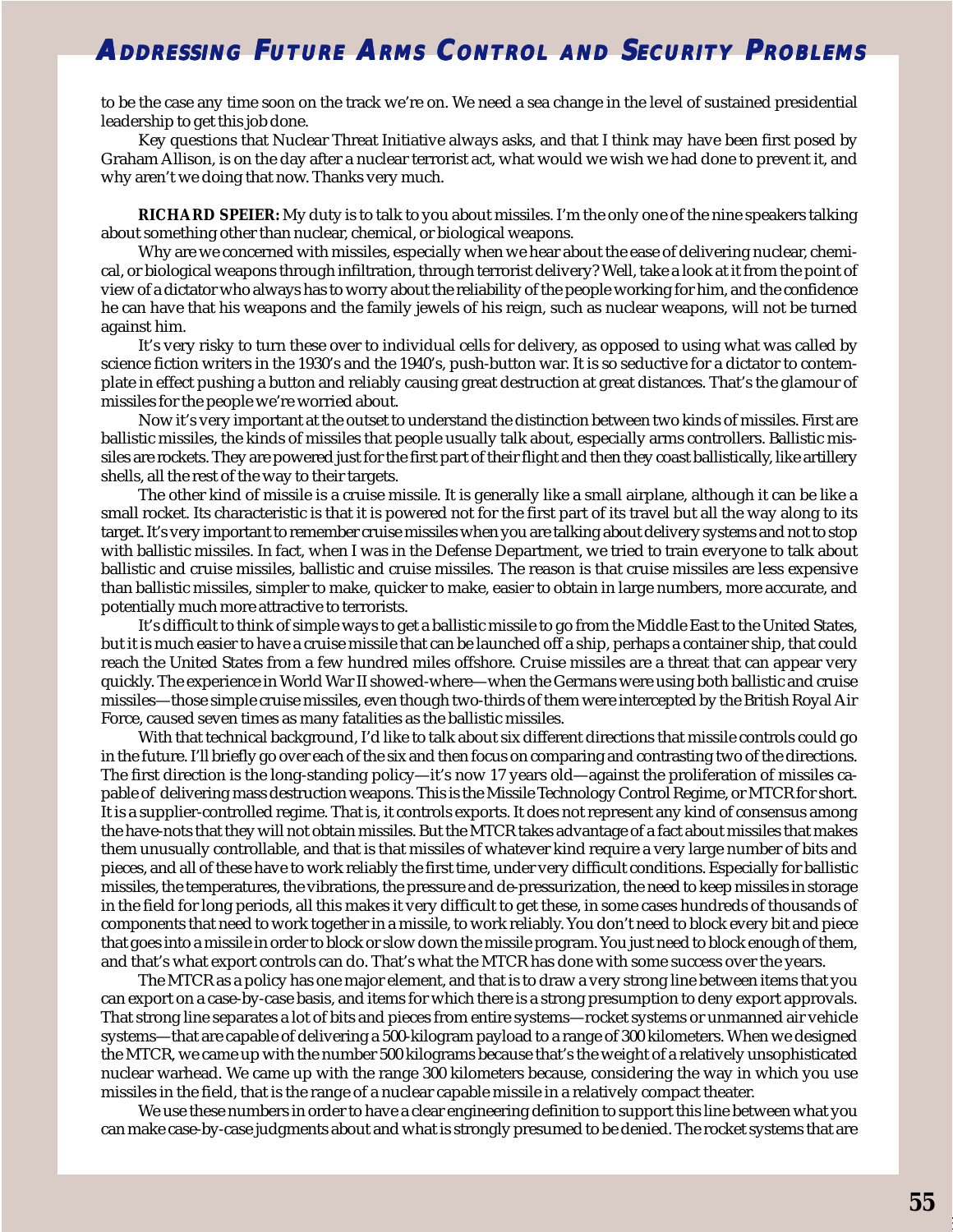to be the case any time soon on the track we're on. We need a sea change in the level of sustained presidential leadership to get this job done.

Key questions that Nuclear Threat Initiative always asks, and that I think may have been first posed by Graham Allison, is on the day after a nuclear terrorist act, what would we wish we had done to prevent it, and why aren't we doing that now. Thanks very much.

**RICHARD SPEIER:** My duty is to talk to you about missiles. I'm the only one of the nine speakers talking about something other than nuclear, chemical, or biological weapons.

Why are we concerned with missiles, especially when we hear about the ease of delivering nuclear, chemical, or biological weapons through infiltration, through terrorist delivery? Well, take a look at it from the point of view of a dictator who always has to worry about the reliability of the people working for him, and the confidence he can have that his weapons and the family jewels of his reign, such as nuclear weapons, will not be turned against him.

It's very risky to turn these over to individual cells for delivery, as opposed to using what was called by science fiction writers in the 1930's and the 1940's, push-button war. It is so seductive for a dictator to contemplate in effect pushing a button and reliably causing great destruction at great distances. That's the glamour of missiles for the people we're worried about.

Now it's very important at the outset to understand the distinction between two kinds of missiles. First are ballistic missiles, the kinds of missiles that people usually talk about, especially arms controllers. Ballistic missiles are rockets. They are powered just for the first part of their flight and then they coast ballistically, like artillery shells, all the rest of the way to their targets.

The other kind of missile is a cruise missile. It is generally like a small airplane, although it can be like a small rocket. Its characteristic is that it is powered not for the first part of its travel but all the way along to its target. It's very important to remember cruise missiles when you are talking about delivery systems and not to stop with ballistic missiles. In fact, when I was in the Defense Department, we tried to train everyone to talk about ballistic and cruise missiles, ballistic and cruise missiles. The reason is that cruise missiles are less expensive than ballistic missiles, simpler to make, quicker to make, easier to obtain in large numbers, more accurate, and potentially much more attractive to terrorists.

It's difficult to think of simple ways to get a ballistic missile to go from the Middle East to the United States, but it is much easier to have a cruise missile that can be launched off a ship, perhaps a container ship, that could reach the United States from a few hundred miles offshore. Cruise missiles are a threat that can appear very quickly. The experience in World War II showed-where—when the Germans were using both ballistic and cruise missiles—those simple cruise missiles, even though two-thirds of them were intercepted by the British Royal Air Force, caused seven times as many fatalities as the ballistic missiles.

With that technical background, I'd like to talk about six different directions that missile controls could go in the future. I'll briefly go over each of the six and then focus on comparing and contrasting two of the directions. The first direction is the long-standing policy—it's now 17 years old—against the proliferation of missiles capable of delivering mass destruction weapons. This is the Missile Technology Control Regime, or MTCR for short. It is a supplier-controlled regime. That is, it controls exports. It does not represent any kind of consensus among the have-nots that they will not obtain missiles. But the MTCR takes advantage of a fact about missiles that makes them unusually controllable, and that is that missiles of whatever kind require a very large number of bits and pieces, and all of these have to work reliably the first time, under very difficult conditions. Especially for ballistic missiles, the temperatures, the vibrations, the pressure and de-pressurization, the need to keep missiles in storage in the field for long periods, all this makes it very difficult to get these, in some cases hundreds of thousands of components that need to work together in a missile, to work reliably. You don't need to block every bit and piece that goes into a missile in order to block or slow down the missile program. You just need to block enough of them, and that's what export controls can do. That's what the MTCR has done with some success over the years.

The MTCR as a policy has one major element, and that is to draw a very strong line between items that you can export on a case-by-case basis, and items for which there is a strong presumption to deny export approvals. That strong line separates a lot of bits and pieces from entire systems—rocket systems or unmanned air vehicle systems—that are capable of delivering a 500-kilogram payload to a range of 300 kilometers. When we designed the MTCR, we came up with the number 500 kilograms because that's the weight of a relatively unsophisticated nuclear warhead. We came up with the range 300 kilometers because, considering the way in which you use missiles in the field, that is the range of a nuclear capable missile in a relatively compact theater.

We use these numbers in order to have a clear engineering definition to support this line between what you can make case-by-case judgments about and what is strongly presumed to be denied. The rocket systems that are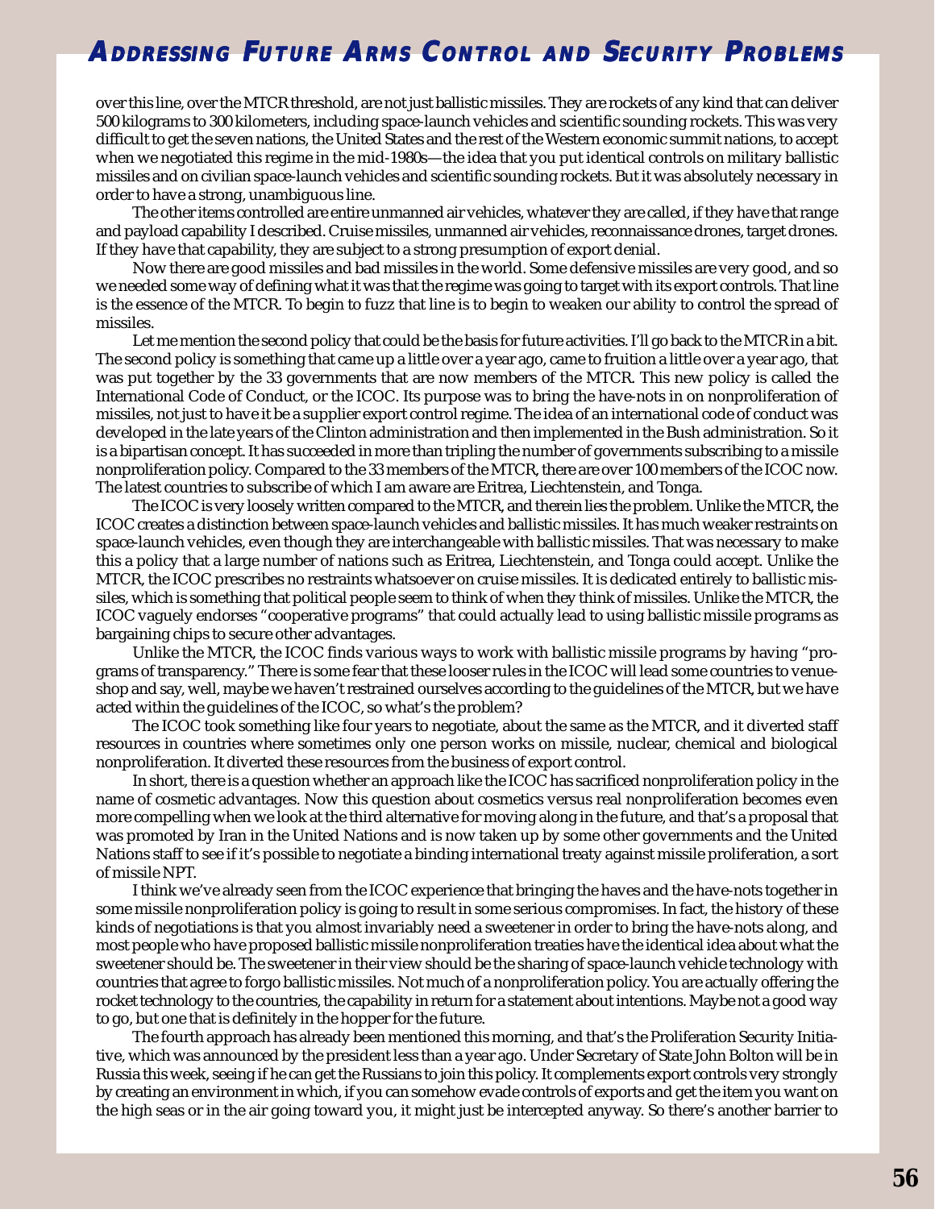over this line, over the MTCR threshold, are not just ballistic missiles. They are rockets of any kind that can deliver 500 kilograms to 300 kilometers, including space-launch vehicles and scientific sounding rockets. This was very difficult to get the seven nations, the United States and the rest of the Western economic summit nations, to accept when we negotiated this regime in the mid-1980s—the idea that you put identical controls on military ballistic missiles and on civilian space-launch vehicles and scientific sounding rockets. But it was absolutely necessary in order to have a strong, unambiguous line.

The other items controlled are entire unmanned air vehicles, whatever they are called, if they have that range and payload capability I described. Cruise missiles, unmanned air vehicles, reconnaissance drones, target drones. If they have that capability, they are subject to a strong presumption of export denial.

Now there are good missiles and bad missiles in the world. Some defensive missiles are very good, and so we needed some way of defining what it was that the regime was going to target with its export controls. That line is the essence of the MTCR. To begin to fuzz that line is to begin to weaken our ability to control the spread of missiles.

Let me mention the second policy that could be the basis for future activities. I'll go back to the MTCR in a bit. The second policy is something that came up a little over a year ago, came to fruition a little over a year ago, that was put together by the 33 governments that are now members of the MTCR. This new policy is called the International Code of Conduct, or the ICOC. Its purpose was to bring the have-nots in on nonproliferation of missiles, not just to have it be a supplier export control regime. The idea of an international code of conduct was developed in the late years of the Clinton administration and then implemented in the Bush administration. So it is a bipartisan concept. It has succeeded in more than tripling the number of governments subscribing to a missile nonproliferation policy. Compared to the 33 members of the MTCR, there are over 100 members of the ICOC now. The latest countries to subscribe of which I am aware are Eritrea, Liechtenstein, and Tonga.

The ICOC is very loosely written compared to the MTCR, and therein lies the problem. Unlike the MTCR, the ICOC creates a distinction between space-launch vehicles and ballistic missiles. It has much weaker restraints on space-launch vehicles, even though they are interchangeable with ballistic missiles. That was necessary to make this a policy that a large number of nations such as Eritrea, Liechtenstein, and Tonga could accept. Unlike the MTCR, the ICOC prescribes no restraints whatsoever on cruise missiles. It is dedicated entirely to ballistic missiles, which is something that political people seem to think of when they think of missiles. Unlike the MTCR, the ICOC vaguely endorses "cooperative programs" that could actually lead to using ballistic missile programs as bargaining chips to secure other advantages.

Unlike the MTCR, the ICOC finds various ways to work with ballistic missile programs by having "programs of transparency." There is some fear that these looser rules in the ICOC will lead some countries to venue-shop and say, well, maybe we haven't restrained ourselves according to the guidelines of the MTCR, but we have acted within the guidelines of the ICOC, so what's the problem?

The ICOC took something like four years to negotiate, about the same as the MTCR, and it diverted staff resources in countries where sometimes only one person works on missile, nuclear, chemical and biological nonproliferation. It diverted these resources from the business of export control.

In short, there is a question whether an approach like the ICOC has sacrificed nonproliferation policy in the name of cosmetic advantages. Now this question about cosmetics versus real nonproliferation becomes even more compelling when we look at the third alternative for moving along in the future, and that's a proposal that was promoted by Iran in the United Nations and is now taken up by some other governments and the United Nations staff to see if it's possible to negotiate a binding international treaty against missile proliferation, a sort of missile NPT.

I think we've already seen from the ICOC experience that bringing the haves and the have-nots together in some missile nonproliferation policy is going to result in some serious compromises. In fact, the history of these kinds of negotiations is that you almost invariably need a sweetener in order to bring the have-nots along, and most people who have proposed ballistic missile nonproliferation treaties have the identical idea about what the sweetener should be. The sweetener in their view should be the sharing of space-launch vehicle technology with countries that agree to forgo ballistic missiles. Not much of a nonproliferation policy. You are actually offering the rocket technology to the countries, the capability in return for a statement about intentions. Maybe not a good way to go, but one that is definitely in the hopper for the future.

The fourth approach has already been mentioned this morning, and that's the Proliferation Security Initiative, which was announced by the president less than a year ago. Under Secretary of State John Bolton will be in Russia this week, seeing if he can get the Russians to join this policy. It complements export controls very strongly by creating an environment in which, if you can somehow evade controls of exports and get the item you want on the high seas or in the air going toward you, it might just be intercepted anyway. So there's another barrier to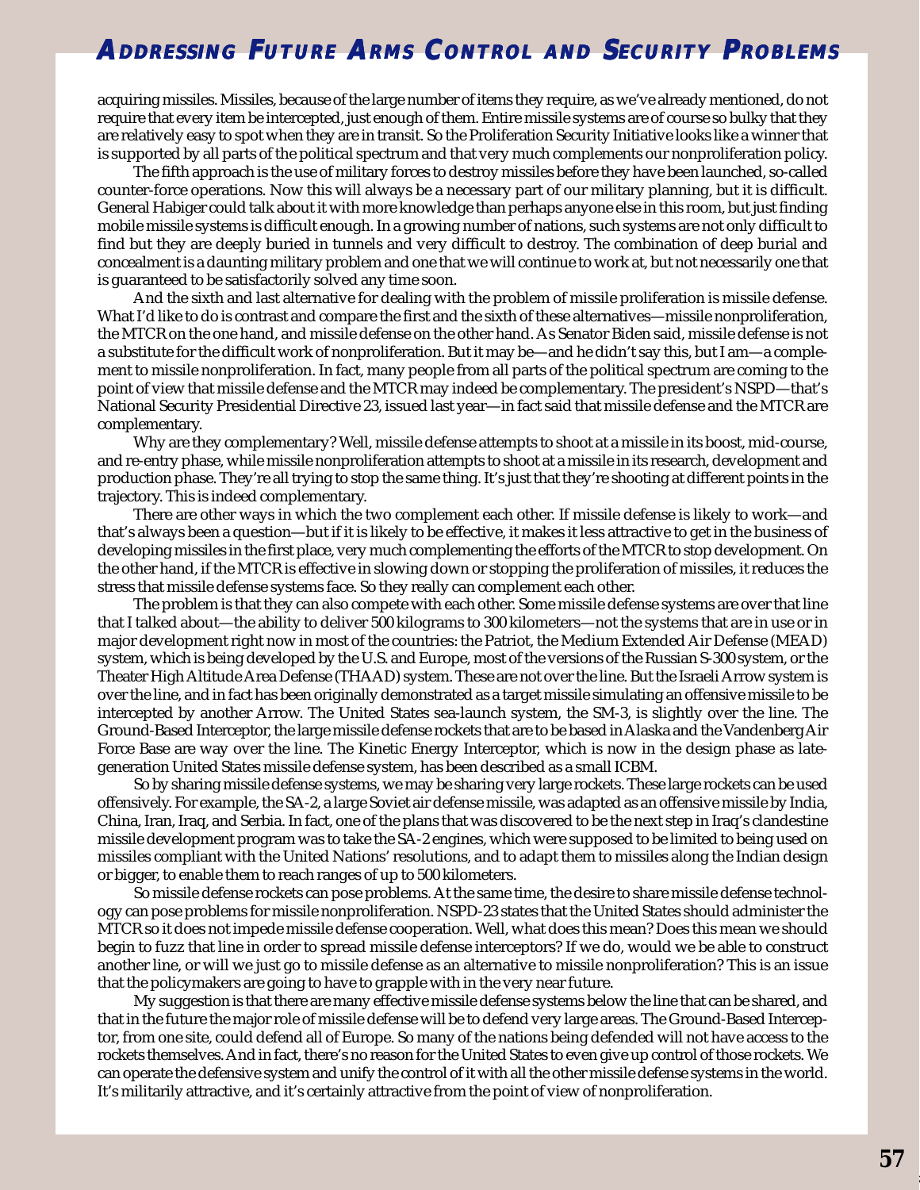acquiring missiles. Missiles, because of the large number of items they require, as we've already mentioned, do not require that every item be intercepted, just enough of them. Entire missile systems are of course so bulky that they are relatively easy to spot when they are in transit. So the Proliferation Security Initiative looks like a winner that is supported by all parts of the political spectrum and that very much complements our nonproliferation policy.

The fifth approach is the use of military forces to destroy missiles before they have been launched, so-called counter-force operations. Now this will always be a necessary part of our military planning, but it is difficult. General Habiger could talk about it with more knowledge than perhaps anyone else in this room, but just finding mobile missile systems is difficult enough. In a growing number of nations, such systems are not only difficult to find but they are deeply buried in tunnels and very difficult to destroy. The combination of deep burial and concealment is a daunting military problem and one that we will continue to work at, but not necessarily one that is guaranteed to be satisfactorily solved any time soon.

And the sixth and last alternative for dealing with the problem of missile proliferation is missile defense. What I'd like to do is contrast and compare the first and the sixth of these alternatives—missile nonproliferation, the MTCR on the one hand, and missile defense on the other hand. As Senator Biden said, missile defense is not a substitute for the difficult work of nonproliferation. But it may be—and he didn't say this, but I am—a complement to missile nonproliferation. In fact, many people from all parts of the political spectrum are coming to the point of view that missile defense and the MTCR may indeed be complementary. The president's NSPD—that's National Security Presidential Directive 23, issued last year—in fact said that missile defense and the MTCR are complementary.

Why are they complementary? Well, missile defense attempts to shoot at a missile in its boost, mid-course, and re-entry phase, while missile nonproliferation attempts to shoot at a missile in its research, development and production phase. They're all trying to stop the same thing. It's just that they're shooting at different points in the trajectory. This is indeed complementary.

There are other ways in which the two complement each other. If missile defense is likely to work—and that's always been a question—but if it is likely to be effective, it makes it less attractive to get in the business of developing missiles in the first place, very much complementing the efforts of the MTCR to stop development. On the other hand, if the MTCR is effective in slowing down or stopping the proliferation of missiles, it reduces the stress that missile defense systems face. So they really can complement each other.

The problem is that they can also compete with each other. Some missile defense systems are over that line that I talked about—the ability to deliver 500 kilograms to 300 kilometers—not the systems that are in use or in major development right now in most of the countries: the Patriot, the Medium Extended Air Defense (MEAD) system, which is being developed by the U.S. and Europe, most of the versions of the Russian S-300 system, or the Theater High Altitude Area Defense (THAAD) system. These are not over the line. But the Israeli Arrow system is over the line, and in fact has been originally demonstrated as a target missile simulating an offensive missile to be intercepted by another Arrow. The United States sea-launch system, the SM-3, is slightly over the line. The Ground-Based Interceptor, the large missile defense rockets that are to be based in Alaska and the Vandenberg Air Force Base are way over the line. The Kinetic Energy Interceptor, which is now in the design phase as late-generation United States missile defense system, has been described as a small ICBM.

So by sharing missile defense systems, we may be sharing very large rockets. These large rockets can be used offensively. For example, the SA-2, a large Soviet air defense missile, was adapted as an offensive missile by India, China, Iran, Iraq, and Serbia. In fact, one of the plans that was discovered to be the next step in Iraq's clandestine missile development program was to take the SA-2 engines, which were supposed to be limited to being used on missiles compliant with the United Nations' resolutions, and to adapt them to missiles along the Indian design or bigger, to enable them to reach ranges of up to 500 kilometers.

So missile defense rockets can pose problems. At the same time, the desire to share missile defense technology can pose problems for missile nonproliferation. NSPD-23 states that the United States should administer the MTCR so it does not impede missile defense cooperation. Well, what does this mean? Does this mean we should begin to fuzz that line in order to spread missile defense interceptors? If we do, would we be able to construct another line, or will we just go to missile defense as an alternative to missile nonproliferation? This is an issue that the policymakers are going to have to grapple with in the very near future.

My suggestion is that there are many effective missile defense systems below the line that can be shared, and that in the future the major role of missile defense will be to defend very large areas. The Ground-Based Interceptor, from one site, could defend all of Europe. So many of the nations being defended will not have access to the rockets themselves. And in fact, there's no reason for the United States to even give up control of those rockets. We can operate the defensive system and unify the control of it with all the other missile defense systems in the world. It's militarily attractive, and it's certainly attractive from the point of view of nonproliferation.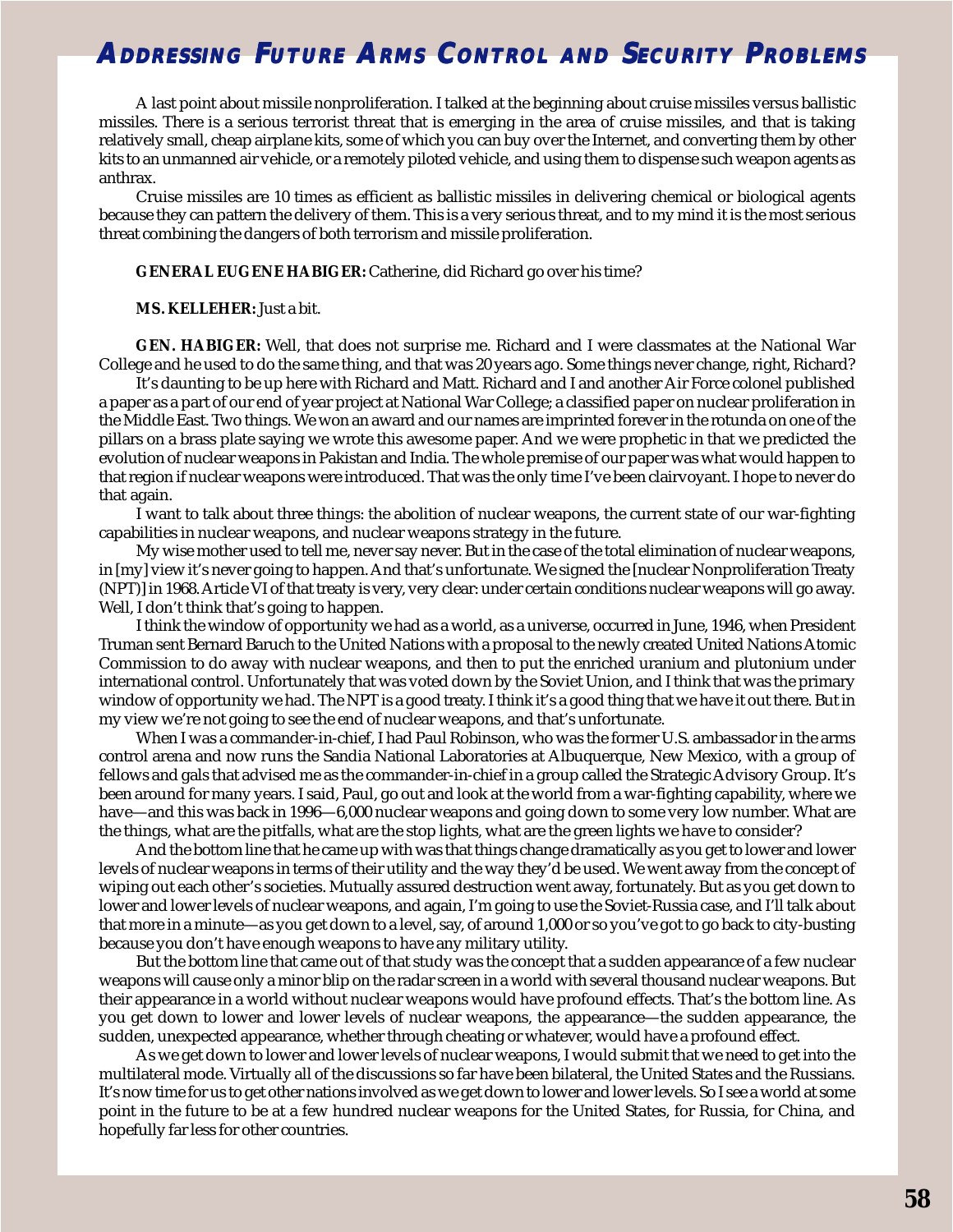A last point about missile nonproliferation. I talked at the beginning about cruise missiles versus ballistic missiles. There is a serious terrorist threat that is emerging in the area of cruise missiles, and that is taking relatively small, cheap airplane kits, some of which you can buy over the Internet, and converting them by other kits to an unmanned air vehicle, or a remotely piloted vehicle, and using them to dispense such weapon agents as anthrax.

Cruise missiles are 10 times as efficient as ballistic missiles in delivering chemical or biological agents because they can pattern the delivery of them. This is a very serious threat, and to my mind it is the most serious threat combining the dangers of both terrorism and missile proliferation.

**GENERAL EUGENE HABIGER:** Catherine, did Richard go over his time?

**MS. KELLEHER:** Just a bit.

**GEN. HABIGER:** Well, that does not surprise me. Richard and I were classmates at the National War College and he used to do the same thing, and that was 20 years ago. Some things never change, right, Richard?

It's daunting to be up here with Richard and Matt. Richard and I and another Air Force colonel published a paper as a part of our end of year project at National War College; a classified paper on nuclear proliferation in the Middle East. Two things. We won an award and our names are imprinted forever in the rotunda on one of the pillars on a brass plate saying we wrote this awesome paper. And we were prophetic in that we predicted the evolution of nuclear weapons in Pakistan and India. The whole premise of our paper was what would happen to that region if nuclear weapons were introduced. That was the only time I've been clairvoyant. I hope to never do that again.

I want to talk about three things: the abolition of nuclear weapons, the current state of our war-fighting capabilities in nuclear weapons, and nuclear weapons strategy in the future.

My wise mother used to tell me, never say never. But in the case of the total elimination of nuclear weapons, in [my] view it's never going to happen. And that's unfortunate. We signed the [nuclear Nonproliferation Treaty (NPT)] in 1968. Article VI of that treaty is very, very clear: under certain conditions nuclear weapons will go away. Well, I don't think that's going to happen.

I think the window of opportunity we had as a world, as a universe, occurred in June, 1946, when President Truman sent Bernard Baruch to the United Nations with a proposal to the newly created United Nations Atomic Commission to do away with nuclear weapons, and then to put the enriched uranium and plutonium under international control. Unfortunately that was voted down by the Soviet Union, and I think that was the primary window of opportunity we had. The NPT is a good treaty. I think it's a good thing that we have it out there. But in my view we're not going to see the end of nuclear weapons, and that's unfortunate.

When I was a commander-in-chief, I had Paul Robinson, who was the former U.S. ambassador in the arms control arena and now runs the Sandia National Laboratories at Albuquerque, New Mexico, with a group of fellows and gals that advised me as the commander-in-chief in a group called the Strategic Advisory Group. It's been around for many years. I said, Paul, go out and look at the world from a war-fighting capability, where we have—and this was back in 1996—6,000 nuclear weapons and going down to some very low number. What are the things, what are the pitfalls, what are the stop lights, what are the green lights we have to consider?

And the bottom line that he came up with was that things change dramatically as you get to lower and lower levels of nuclear weapons in terms of their utility and the way they'd be used. We went away from the concept of wiping out each other's societies. Mutually assured destruction went away, fortunately. But as you get down to lower and lower levels of nuclear weapons, and again, I'm going to use the Soviet-Russia case, and I'll talk about that more in a minute—as you get down to a level, say, of around 1,000 or so you've got to go back to city-busting because you don't have enough weapons to have any military utility.

But the bottom line that came out of that study was the concept that a sudden appearance of a few nuclear weapons will cause only a minor blip on the radar screen in a world with several thousand nuclear weapons. But their appearance in a world without nuclear weapons would have profound effects. That's the bottom line. As you get down to lower and lower levels of nuclear weapons, the appearance—the sudden appearance, the sudden, unexpected appearance, whether through cheating or whatever, would have a profound effect.

As we get down to lower and lower levels of nuclear weapons, I would submit that we need to get into the multilateral mode. Virtually all of the discussions so far have been bilateral, the United States and the Russians. It's now time for us to get other nations involved as we get down to lower and lower levels. So I see a world at some point in the future to be at a few hundred nuclear weapons for the United States, for Russia, for China, and hopefully far less for other countries.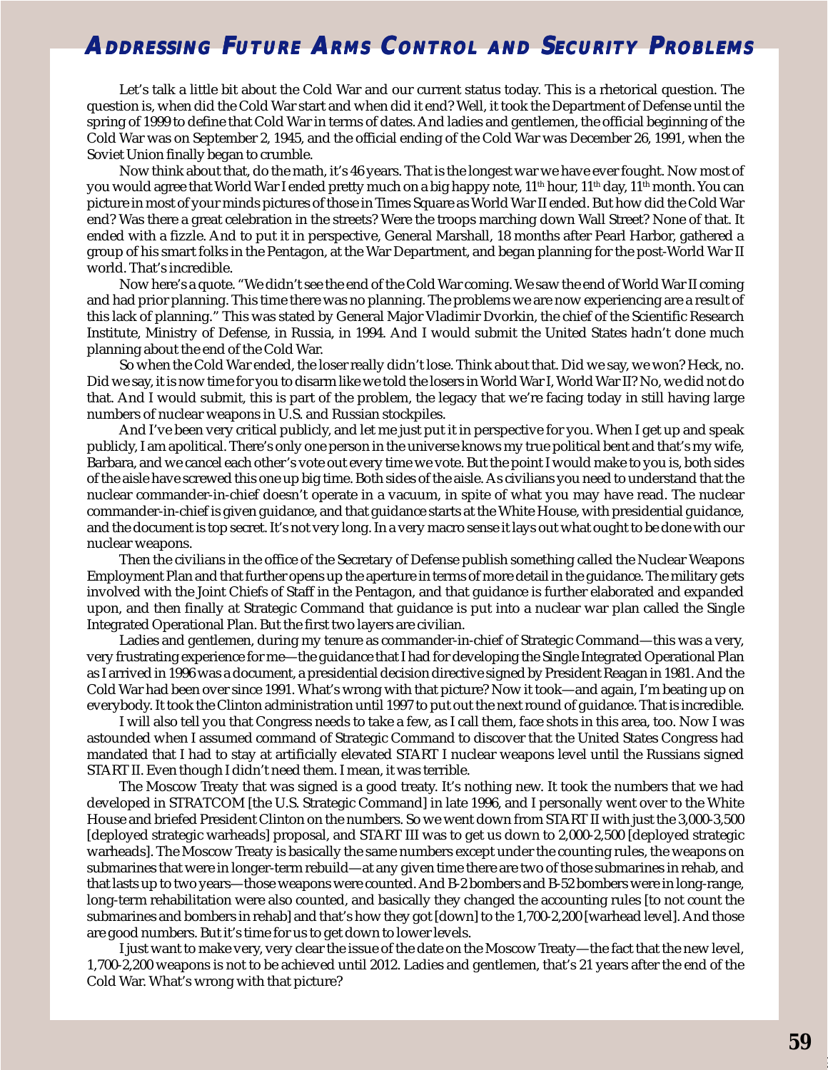Let's talk a little bit about the Cold War and our current status today. This is a rhetorical question. The question is, when did the Cold War start and when did it end? Well, it took the Department of Defense until the spring of 1999 to define that Cold War in terms of dates. And ladies and gentlemen, the official beginning of the Cold War was on September 2, 1945, and the official ending of the Cold War was December 26, 1991, when the Soviet Union finally began to crumble.

Now think about that, do the math, it's 46 years. That is the longest war we have ever fought. Now most of you would agree that World War I ended pretty much on a big happy note, 11th hour, 11th day, 11th month. You can picture in most of your minds pictures of those in Times Square as World War II ended. But how did the Cold War end? Was there a great celebration in the streets? Were the troops marching down Wall Street? None of that. It ended with a fizzle. And to put it in perspective, General Marshall, 18 months after Pearl Harbor, gathered a group of his smart folks in the Pentagon, at the War Department, and began planning for the post-World War II world. That's incredible.

Now here's a quote. "We didn't see the end of the Cold War coming. We saw the end of World War II coming and had prior planning. This time there was no planning. The problems we are now experiencing are a result of this lack of planning." This was stated by General Major Vladimir Dvorkin, the chief of the Scientific Research Institute, Ministry of Defense, in Russia, in 1994. And I would submit the United States hadn't done much planning about the end of the Cold War.

So when the Cold War ended, the loser really didn't lose. Think about that. Did we say, we won? Heck, no. Did we say, it is now time for you to disarm like we told the losers in World War I, World War II? No, we did not do that. And I would submit, this is part of the problem, the legacy that we're facing today in still having large numbers of nuclear weapons in U.S. and Russian stockpiles.

And I've been very critical publicly, and let me just put it in perspective for you. When I get up and speak publicly, I am apolitical. There's only one person in the universe knows my true political bent and that's my wife, Barbara, and we cancel each other's vote out every time we vote. But the point I would make to you is, both sides of the aisle have screwed this one up big time. Both sides of the aisle. As civilians you need to understand that the nuclear commander-in-chief doesn't operate in a vacuum, in spite of what you may have read. The nuclear commander-in-chief is given guidance, and that guidance starts at the White House, with presidential guidance, and the document is top secret. It's not very long. In a very macro sense it lays out what ought to be done with our nuclear weapons.

Then the civilians in the office of the Secretary of Defense publish something called the Nuclear Weapons Employment Plan and that further opens up the aperture in terms of more detail in the guidance. The military gets involved with the Joint Chiefs of Staff in the Pentagon, and that guidance is further elaborated and expanded upon, and then finally at Strategic Command that guidance is put into a nuclear war plan called the Single Integrated Operational Plan. But the first two layers are civilian.

Ladies and gentlemen, during my tenure as commander-in-chief of Strategic Command—this was a very, very frustrating experience for me—the guidance that I had for developing the Single Integrated Operational Plan as I arrived in 1996 was a document, a presidential decision directive signed by President Reagan in 1981. And the Cold War had been over since 1991. What's wrong with that picture? Now it took—and again, I'm beating up on everybody. It took the Clinton administration until 1997 to put out the next round of guidance. That is incredible.

I will also tell you that Congress needs to take a few, as I call them, face shots in this area, too. Now I was astounded when I assumed command of Strategic Command to discover that the United States Congress had mandated that I had to stay at artificially elevated START I nuclear weapons level until the Russians signed START II. Even though I didn't need them. I mean, it was terrible.

The Moscow Treaty that was signed is a good treaty. It's nothing new. It took the numbers that we had developed in STRATCOM [the U.S. Strategic Command] in late 1996, and I personally went over to the White House and briefed President Clinton on the numbers. So we went down from START II with just the 3,000-3,500 [deployed strategic warheads] proposal, and START III was to get us down to 2,000-2,500 [deployed strategic warheads]. The Moscow Treaty is basically the same numbers except under the counting rules, the weapons on submarines that were in longer-term rebuild—at any given time there are two of those submarines in rehab, and that lasts up to two years—those weapons were counted. And B-2 bombers and B-52 bombers were in long-range, long-term rehabilitation were also counted, and basically they changed the accounting rules [to not count the submarines and bombers in rehab] and that's how they got [down] to the 1,700-2,200 [warhead level]. And those are good numbers. But it's time for us to get down to lower levels.

I just want to make very, very clear the issue of the date on the Moscow Treaty—the fact that the new level, 1,700-2,200 weapons is not to be achieved until 2012. Ladies and gentlemen, that's 21 years after the end of the Cold War. What's wrong with that picture?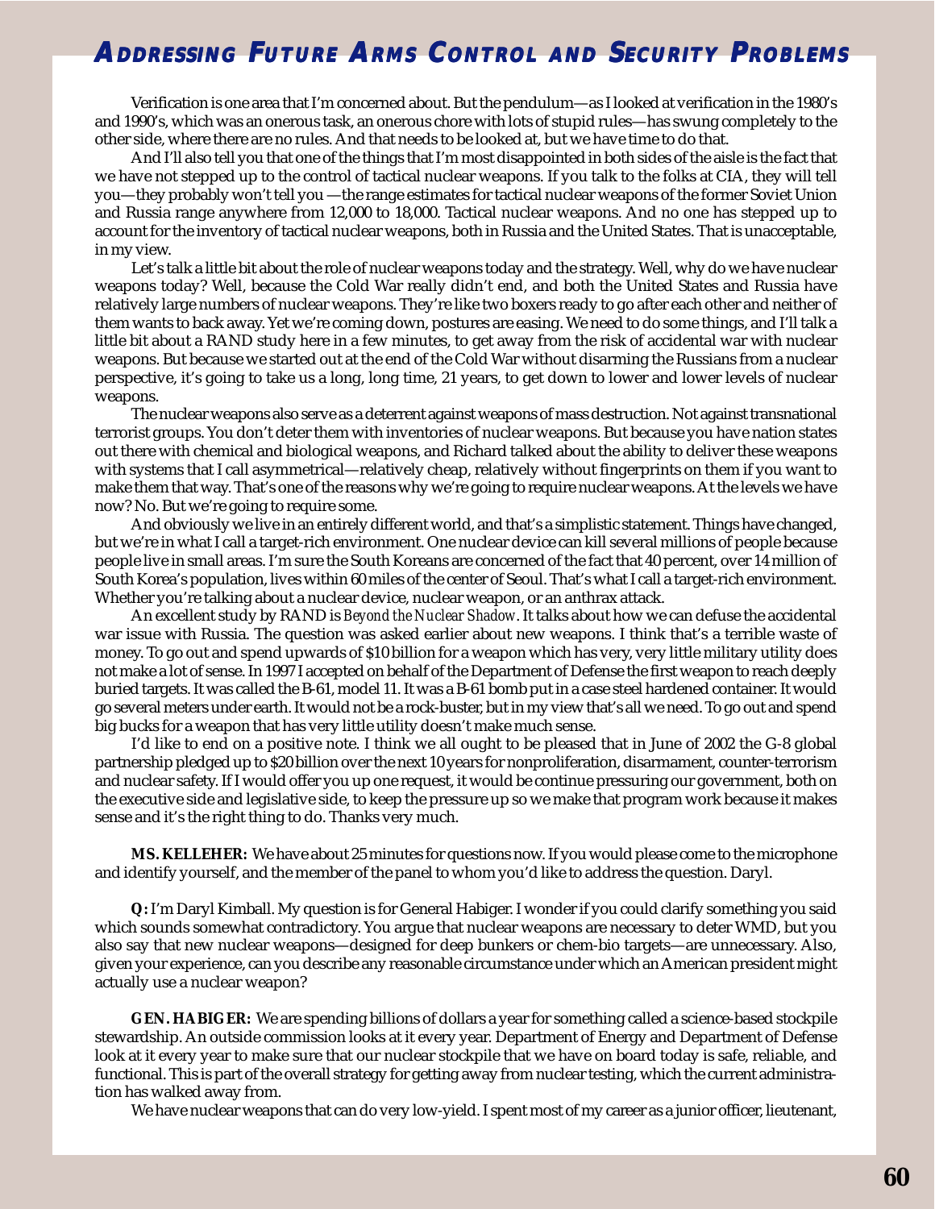Verification is one area that I'm concerned about. But the pendulum—as I looked at verification in the 1980's and 1990's, which was an onerous task, an onerous chore with lots of stupid rules—has swung completely to the other side, where there are no rules. And that needs to be looked at, but we have time to do that.

And I'll also tell you that one of the things that I'm most disappointed in both sides of the aisle is the fact that we have not stepped up to the control of tactical nuclear weapons. If you talk to the folks at CIA, they will tell you—they probably won't tell you —the range estimates for tactical nuclear weapons of the former Soviet Union and Russia range anywhere from 12,000 to 18,000. Tactical nuclear weapons. And no one has stepped up to account for the inventory of tactical nuclear weapons, both in Russia and the United States. That is unacceptable, in my view.

Let's talk a little bit about the role of nuclear weapons today and the strategy. Well, why do we have nuclear weapons today? Well, because the Cold War really didn't end, and both the United States and Russia have relatively large numbers of nuclear weapons. They're like two boxers ready to go after each other and neither of them wants to back away. Yet we're coming down, postures are easing. We need to do some things, and I'll talk a little bit about a RAND study here in a few minutes, to get away from the risk of accidental war with nuclear weapons. But because we started out at the end of the Cold War without disarming the Russians from a nuclear perspective, it's going to take us a long, long time, 21 years, to get down to lower and lower levels of nuclear weapons.

The nuclear weapons also serve as a deterrent against weapons of mass destruction. Not against transnational terrorist groups. You don't deter them with inventories of nuclear weapons. But because you have nation states out there with chemical and biological weapons, and Richard talked about the ability to deliver these weapons with systems that I call asymmetrical—relatively cheap, relatively without fingerprints on them if you want to make them that way. That's one of the reasons why we're going to require nuclear weapons. At the levels we have now? No. But we're going to require some.

And obviously we live in an entirely different world, and that's a simplistic statement. Things have changed, but we're in what I call a target-rich environment. One nuclear device can kill several millions of people because people live in small areas. I'm sure the South Koreans are concerned of the fact that 40 percent, over 14 million of South Korea's population, lives within 60 miles of the center of Seoul. That's what I call a target-rich environment. Whether you're talking about a nuclear device, nuclear weapon, or an anthrax attack.

An excellent study by RAND is *Beyond the Nuclear Shadow*. It talks about how we can defuse the accidental war issue with Russia. The question was asked earlier about new weapons. I think that's a terrible waste of money. To go out and spend upwards of $10 billion for a weapon which has very, very little military utility does not make a lot of sense. In 1997 I accepted on behalf of the Department of Defense the first weapon to reach deeply buried targets. It was called the B-61, model 11. It was a B-61 bomb put in a case steel hardened container. It would go several meters under earth. It would not be a rock-buster, but in my view that's all we need. To go out and spend big bucks for a weapon that has very little utility doesn't make much sense.

I'd like to end on a positive note. I think we all ought to be pleased that in June of 2002 the G-8 global partnership pledged up to $20 billion over the next 10 years for nonproliferation, disarmament, counter-terrorism and nuclear safety. If I would offer you up one request, it would be continue pressuring our government, both on the executive side and legislative side, to keep the pressure up so we make that program work because it makes sense and it's the right thing to do. Thanks very much.

**MS. KELLEHER:** We have about 25 minutes for questions now. If you would please come to the microphone and identify yourself, and the member of the panel to whom you'd like to address the question. Daryl.

***Q:*** I'm Daryl Kimball. My question is for General Habiger. I wonder if you could clarify something you said which sounds somewhat contradictory. You argue that nuclear weapons are necessary to deter WMD, but you also say that new nuclear weapons—designed for deep bunkers or chem-bio targets—are unnecessary. Also, given your experience, can you describe any reasonable circumstance under which an American president might actually use a nuclear weapon?

**GEN. HABIGER:** We are spending billions of dollars a year for something called a science-based stockpile stewardship. An outside commission looks at it every year. Department of Energy and Department of Defense look at it every year to make sure that our nuclear stockpile that we have on board today is safe, reliable, and functional. This is part of the overall strategy for getting away from nuclear testing, which the current administration has walked away from.

We have nuclear weapons that can do very low-yield. I spent most of my career as a junior officer, lieutenant,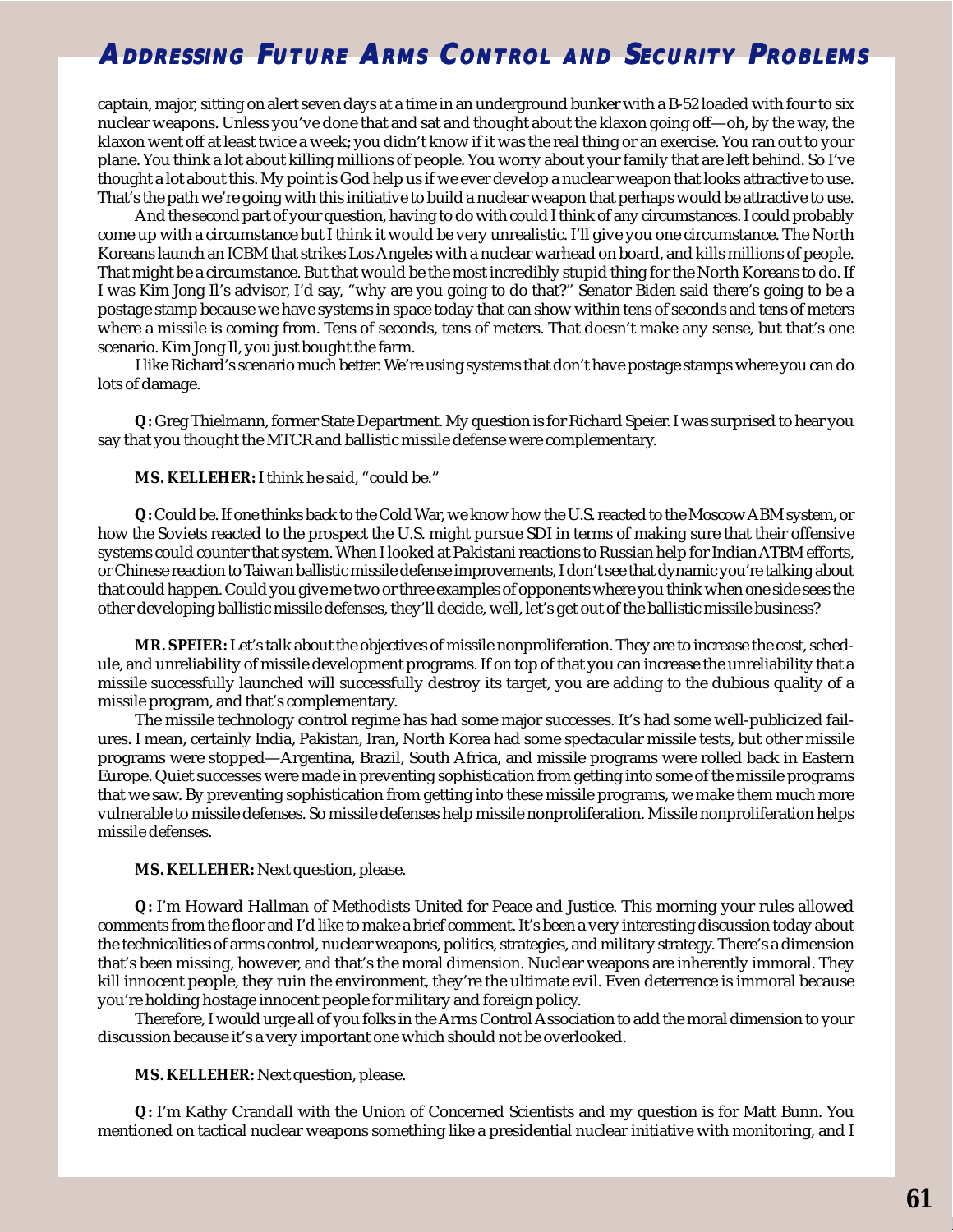captain, major, sitting on alert seven days at a time in an underground bunker with a B-52 loaded with four to six nuclear weapons. Unless you've done that and sat and thought about the klaxon going off—oh, by the way, the klaxon went off at least twice a week; you didn't know if it was the real thing or an exercise. You ran out to your plane. You think a lot about killing millions of people. You worry about your family that are left behind. So I've thought a lot about this. My point is God help us if we ever develop a nuclear weapon that looks attractive to use. That's the path we're going with this initiative to build a nuclear weapon that perhaps would be attractive to use.

And the second part of your question, having to do with could I think of any circumstances. I could probably come up with a circumstance but I think it would be very unrealistic. I'll give you one circumstance. The North Koreans launch an ICBM that strikes Los Angeles with a nuclear warhead on board, and kills millions of people. That might be a circumstance. But that would be the most incredibly stupid thing for the North Koreans to do. If I was Kim Jong Il's advisor, I'd say, "why are you going to do that?" Senator Biden said there's going to be a postage stamp because we have systems in space today that can show within tens of seconds and tens of meters where a missile is coming from. Tens of seconds, tens of meters. That doesn't make any sense, but that's one scenario. Kim Jong Il, you just bought the farm.

I like Richard's scenario much better. We're using systems that don't have postage stamps where you can do lots of damage.

**Q:** Greg Thielmann, former State Department. My question is for Richard Speier. I was surprised to hear you say that you thought the MTCR and ballistic missile defense were complementary.

**MS. KELLEHER:** I think he said, "could be."

**Q:** Could be. If one thinks back to the Cold War, we know how the U.S. reacted to the Moscow ABM system, or how the Soviets reacted to the prospect the U.S. might pursue SDI in terms of making sure that their offensive systems could counter that system. When I looked at Pakistani reactions to Russian help for Indian ATBM efforts, or Chinese reaction to Taiwan ballistic missile defense improvements, I don't see that dynamic you're talking about that could happen. Could you give me two or three examples of opponents where you think when one side sees the other developing ballistic missile defenses, they'll decide, well, let's get out of the ballistic missile business?

**MR. SPEIER:** Let's talk about the objectives of missile nonproliferation. They are to increase the cost, schedule, and unreliability of missile development programs. If on top of that you can increase the unreliability that a missile successfully launched will successfully destroy its target, you are adding to the dubious quality of a missile program, and that's complementary.

The missile technology control regime has had some major successes. It's had some well-publicized failures. I mean, certainly India, Pakistan, Iran, North Korea had some spectacular missile tests, but other missile programs were stopped—Argentina, Brazil, South Africa, and missile programs were rolled back in Eastern Europe. Quiet successes were made in preventing sophistication from getting into some of the missile programs that we saw. By preventing sophistication from getting into these missile programs, we make them much more vulnerable to missile defenses. So missile defenses help missile nonproliferation. Missile nonproliferation helps missile defenses.

**MS. KELLEHER:** Next question, please.

**Q:** I'm Howard Hallman of Methodists United for Peace and Justice. This morning your rules allowed comments from the floor and I'd like to make a brief comment. It's been a very interesting discussion today about the technicalities of arms control, nuclear weapons, politics, strategies, and military strategy. There's a dimension that's been missing, however, and that's the moral dimension. Nuclear weapons are inherently immoral. They kill innocent people, they ruin the environment, they're the ultimate evil. Even deterrence is immoral because you're holding hostage innocent people for military and foreign policy.

Therefore, I would urge all of you folks in the Arms Control Association to add the moral dimension to your discussion because it's a very important one which should not be overlooked.

**MS. KELLEHER:** Next question, please.

**Q:** I'm Kathy Crandall with the Union of Concerned Scientists and my question is for Matt Bunn. You mentioned on tactical nuclear weapons something like a presidential nuclear initiative with monitoring, and I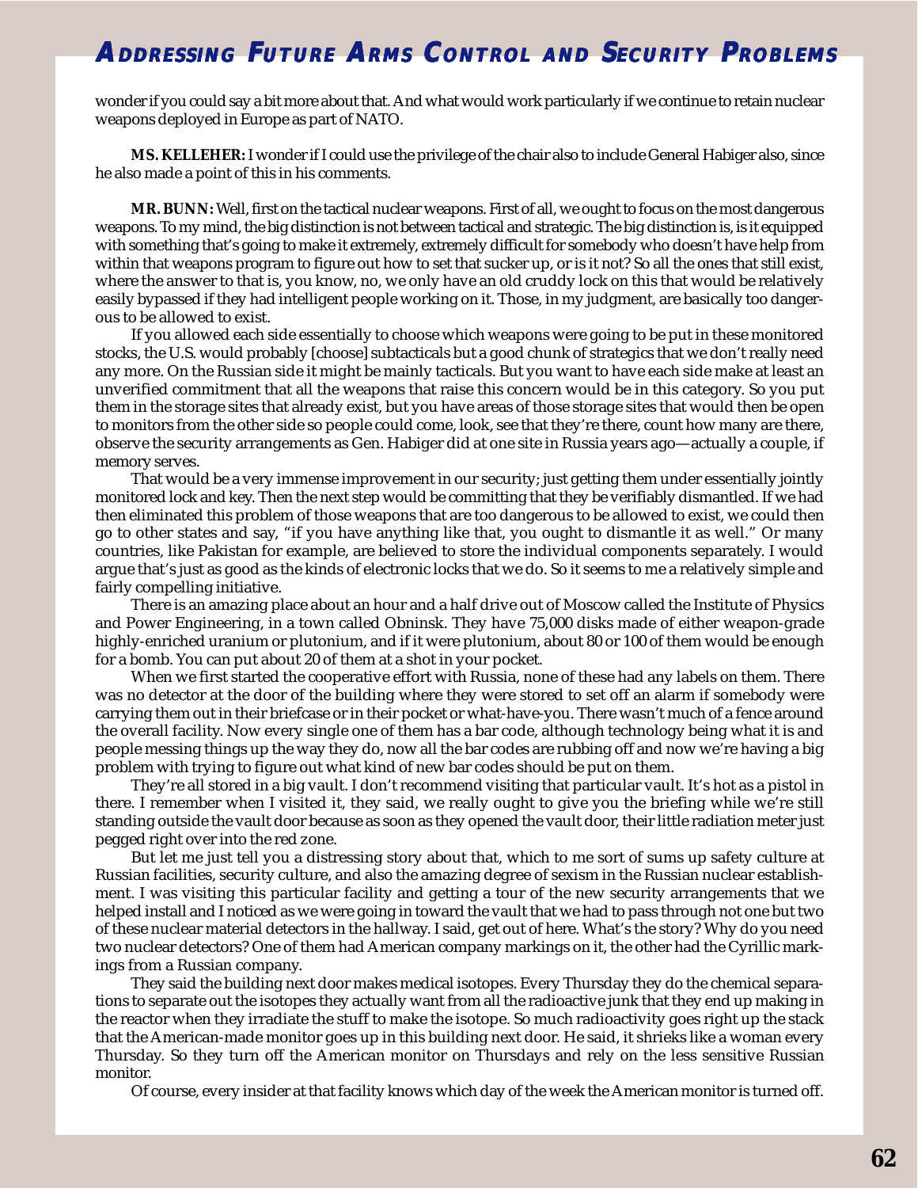wonder if you could say a bit more about that. And what would work particularly if we continue to retain nuclear weapons deployed in Europe as part of NATO.

**MS. KELLEHER:** I wonder if I could use the privilege of the chair also to include General Habiger also, since he also made a point of this in his comments.

**MR. BUNN:** Well, first on the tactical nuclear weapons. First of all, we ought to focus on the most dangerous weapons. To my mind, the big distinction is not between tactical and strategic. The big distinction is, is it equipped with something that's going to make it extremely, extremely difficult for somebody who doesn't have help from within that weapons program to figure out how to set that sucker up, or is it not? So all the ones that still exist, where the answer to that is, you know, no, we only have an old cruddy lock on this that would be relatively easily bypassed if they had intelligent people working on it. Those, in my judgment, are basically too dangerous to be allowed to exist.

If you allowed each side essentially to choose which weapons were going to be put in these monitored stocks, the U.S. would probably [choose] subtacticals but a good chunk of strategics that we don't really need any more. On the Russian side it might be mainly tacticals. But you want to have each side make at least an unverified commitment that all the weapons that raise this concern would be in this category. So you put them in the storage sites that already exist, but you have areas of those storage sites that would then be open to monitors from the other side so people could come, look, see that they're there, count how many are there, observe the security arrangements as Gen. Habiger did at one site in Russia years ago—actually a couple, if memory serves.

That would be a very immense improvement in our security; just getting them under essentially jointly monitored lock and key. Then the next step would be committing that they be verifiably dismantled. If we had then eliminated this problem of those weapons that are too dangerous to be allowed to exist, we could then go to other states and say, "if you have anything like that, you ought to dismantle it as well." Or many countries, like Pakistan for example, are believed to store the individual components separately. I would argue that's just as good as the kinds of electronic locks that we do. So it seems to me a relatively simple and fairly compelling initiative.

There is an amazing place about an hour and a half drive out of Moscow called the Institute of Physics and Power Engineering, in a town called Obninsk. They have 75,000 disks made of either weapon-grade highly-enriched uranium or plutonium, and if it were plutonium, about 80 or 100 of them would be enough for a bomb. You can put about 20 of them at a shot in your pocket.

When we first started the cooperative effort with Russia, none of these had any labels on them. There was no detector at the door of the building where they were stored to set off an alarm if somebody were carrying them out in their briefcase or in their pocket or what-have-you. There wasn't much of a fence around the overall facility. Now every single one of them has a bar code, although technology being what it is and people messing things up the way they do, now all the bar codes are rubbing off and now we're having a big problem with trying to figure out what kind of new bar codes should be put on them.

They're all stored in a big vault. I don't recommend visiting that particular vault. It's hot as a pistol in there. I remember when I visited it, they said, we really ought to give you the briefing while we're still standing outside the vault door because as soon as they opened the vault door, their little radiation meter just pegged right over into the red zone.

But let me just tell you a distressing story about that, which to me sort of sums up safety culture at Russian facilities, security culture, and also the amazing degree of sexism in the Russian nuclear establishment. I was visiting this particular facility and getting a tour of the new security arrangements that we helped install and I noticed as we were going in toward the vault that we had to pass through not one but two of these nuclear material detectors in the hallway. I said, get out of here. What's the story? Why do you need two nuclear detectors? One of them had American company markings on it, the other had the Cyrillic markings from a Russian company.

They said the building next door makes medical isotopes. Every Thursday they do the chemical separations to separate out the isotopes they actually want from all the radioactive junk that they end up making in the reactor when they irradiate the stuff to make the isotope. So much radioactivity goes right up the stack that the American-made monitor goes up in this building next door. He said, it shrieks like a woman every Thursday. So they turn off the American monitor on Thursdays and rely on the less sensitive Russian monitor.

Of course, every insider at that facility knows which day of the week the American monitor is turned off.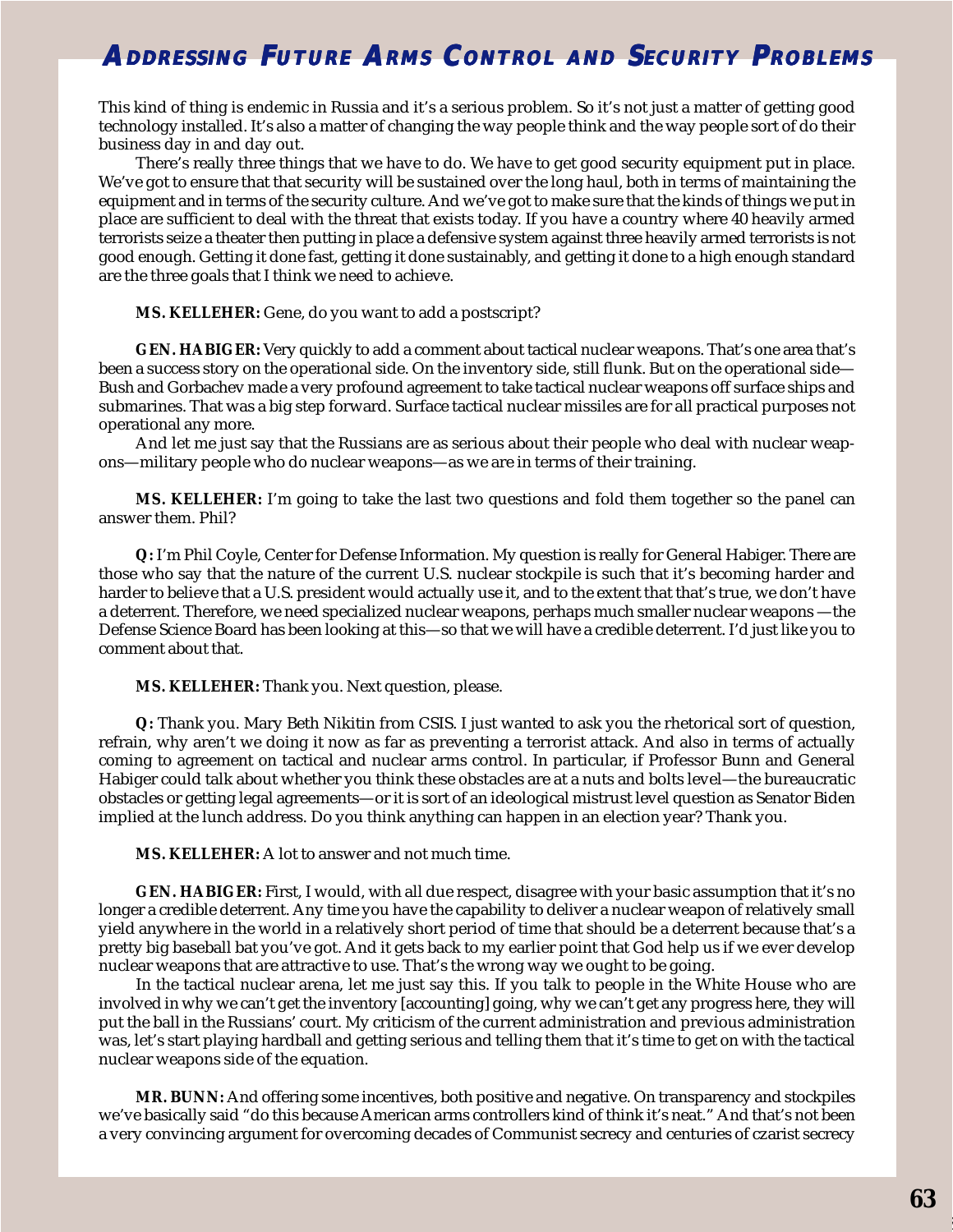This kind of thing is endemic in Russia and it's a serious problem. So it's not just a matter of getting good technology installed. It's also a matter of changing the way people think and the way people sort of do their business day in and day out.

There's really three things that we have to do. We have to get good security equipment put in place. We've got to ensure that that security will be sustained over the long haul, both in terms of maintaining the equipment and in terms of the security culture. And we've got to make sure that the kinds of things we put in place are sufficient to deal with the threat that exists today. If you have a country where 40 heavily armed terrorists seize a theater then putting in place a defensive system against three heavily armed terrorists is not good enough. Getting it done fast, getting it done sustainably, and getting it done to a high enough standard are the three goals that I think we need to achieve.

**MS. KELLEHER:** Gene, do you want to add a postscript?

**GEN. HABIGER:** Very quickly to add a comment about tactical nuclear weapons. That's one area that's been a success story on the operational side. On the inventory side, still flunk. But on the operational side—Bush and Gorbachev made a very profound agreement to take tactical nuclear weapons off surface ships and submarines. That was a big step forward. Surface tactical nuclear missiles are for all practical purposes not operational any more.

And let me just say that the Russians are as serious about their people who deal with nuclear weapons—military people who do nuclear weapons—as we are in terms of their training.

**MS. KELLEHER:** I'm going to take the last two questions and fold them together so the panel can answer them. Phil?

**Q:** I'm Phil Coyle, Center for Defense Information. My question is really for General Habiger. There are those who say that the nature of the current U.S. nuclear stockpile is such that it's becoming harder and harder to believe that a U.S. president would actually use it, and to the extent that that's true, we don't have a deterrent. Therefore, we need specialized nuclear weapons, perhaps much smaller nuclear weapons —the Defense Science Board has been looking at this—so that we will have a credible deterrent. I'd just like you to comment about that.

**MS. KELLEHER:** Thank you. Next question, please.

**Q:** Thank you. Mary Beth Nikitin from CSIS. I just wanted to ask you the rhetorical sort of question, refrain, why aren't we doing it now as far as preventing a terrorist attack. And also in terms of actually coming to agreement on tactical and nuclear arms control. In particular, if Professor Bunn and General Habiger could talk about whether you think these obstacles are at a nuts and bolts level—the bureaucratic obstacles or getting legal agreements—or it is sort of an ideological mistrust level question as Senator Biden implied at the lunch address. Do you think anything can happen in an election year? Thank you.

**MS. KELLEHER:** A lot to answer and not much time.

**GEN. HABIGER:** First, I would, with all due respect, disagree with your basic assumption that it's no longer a credible deterrent. Any time you have the capability to deliver a nuclear weapon of relatively small yield anywhere in the world in a relatively short period of time that should be a deterrent because that's a pretty big baseball bat you've got. And it gets back to my earlier point that God help us if we ever develop nuclear weapons that are attractive to use. That's the wrong way we ought to be going.

In the tactical nuclear arena, let me just say this. If you talk to people in the White House who are involved in why we can't get the inventory [accounting] going, why we can't get any progress here, they will put the ball in the Russians' court. My criticism of the current administration and previous administration was, let's start playing hardball and getting serious and telling them that it's time to get on with the tactical nuclear weapons side of the equation.

**MR. BUNN:** And offering some incentives, both positive and negative. On transparency and stockpiles we've basically said "do this because American arms controllers kind of think it's neat." And that's not been a very convincing argument for overcoming decades of Communist secrecy and centuries of czarist secrecy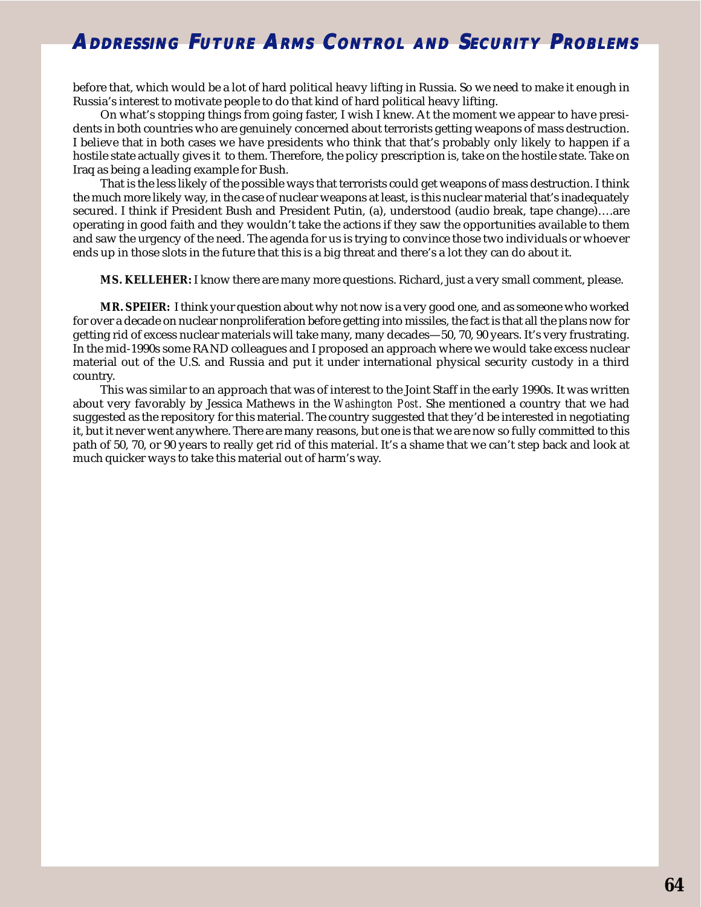before that, which would be a lot of hard political heavy lifting in Russia. So we need to make it enough in Russia's interest to motivate people to do that kind of hard political heavy lifting.

On what's stopping things from going faster, I wish I knew. At the moment we appear to have presidents in both countries who are genuinely concerned about terrorists getting weapons of mass destruction. I believe that in both cases we have presidents who think that that's probably only likely to happen if a hostile state actually gives it to them. Therefore, the policy prescription is, take on the hostile state. Take on Iraq as being a leading example for Bush.

That is the less likely of the possible ways that terrorists could get weapons of mass destruction. I think the much more likely way, in the case of nuclear weapons at least, is this nuclear material that's inadequately secured. I think if President Bush and President Putin, (a), understood (audio break, tape change)….are operating in good faith and they wouldn't take the actions if they saw the opportunities available to them and saw the urgency of the need. The agenda for us is trying to convince those two individuals or whoever ends up in those slots in the future that this is a big threat and there's a lot they can do about it.

**MS. KELLEHER:** I know there are many more questions. Richard, just a very small comment, please.

**MR. SPEIER:** I think your question about why not now is a very good one, and as someone who worked for over a decade on nuclear nonproliferation before getting into missiles, the fact is that all the plans now for getting rid of excess nuclear materials will take many, many decades—50, 70, 90 years. It's very frustrating. In the mid-1990s some RAND colleagues and I proposed an approach where we would take excess nuclear material out of the U.S. and Russia and put it under international physical security custody in a third country.

This was similar to an approach that was of interest to the Joint Staff in the early 1990s. It was written about very favorably by Jessica Mathews in the *Washington Post*. She mentioned a country that we had suggested as the repository for this material. The country suggested that they'd be interested in negotiating it, but it never went anywhere. There are many reasons, but one is that we are now so fully committed to this path of 50, 70, or 90 years to really get rid of this material. It's a shame that we can't step back and look at much quicker ways to take this material out of harm's way.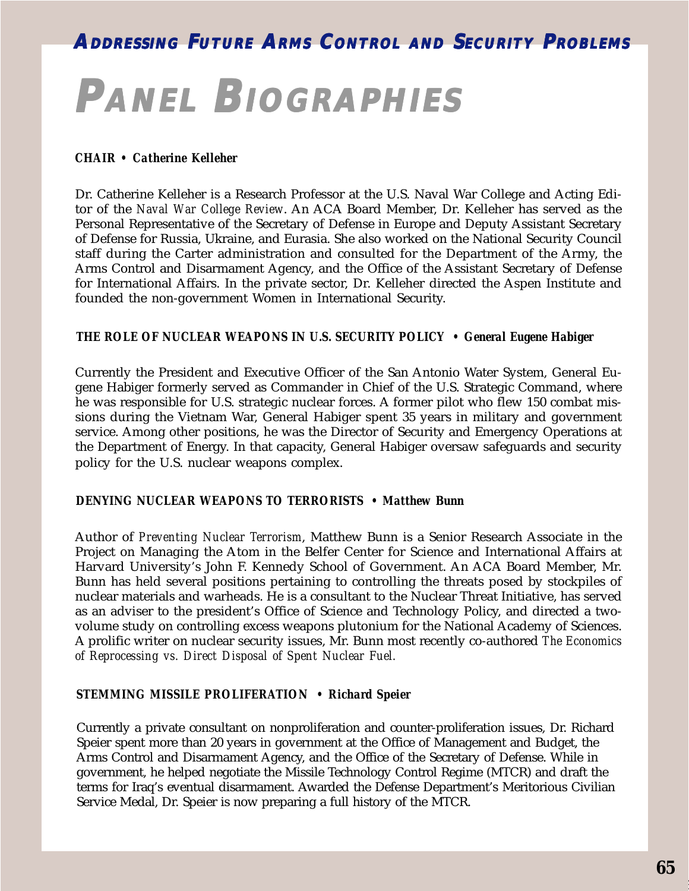# PANEL BIOGRAPHIES

**CHAIR • *Catherine Kelleher***

Dr. Catherine Kelleher is a Research Professor at the U.S. Naval War College and Acting Editor of the *Naval War College Review*. An ACA Board Member, Dr. Kelleher has served as the Personal Representative of the Secretary of Defense in Europe and Deputy Assistant Secretary of Defense for Russia, Ukraine, and Eurasia. She also worked on the National Security Council staff during the Carter administration and consulted for the Department of the Army, the Arms Control and Disarmament Agency, and the Office of the Assistant Secretary of Defense for International Affairs. In the private sector, Dr. Kelleher directed the Aspen Institute and founded the non-government Women in International Security.

**THE ROLE OF NUCLEAR WEAPONS IN U.S. SECURITY POLICY • *General Eugene Habiger***

Currently the President and Executive Officer of the San Antonio Water System, General Eugene Habiger formerly served as Commander in Chief of the U.S. Strategic Command, where he was responsible for U.S. strategic nuclear forces. A former pilot who flew 150 combat missions during the Vietnam War, General Habiger spent 35 years in military and government service. Among other positions, he was the Director of Security and Emergency Operations at the Department of Energy. In that capacity, General Habiger oversaw safeguards and security policy for the U.S. nuclear weapons complex.

**DENYING NUCLEAR WEAPONS TO TERRORISTS • *Matthew Bunn***

Author of *Preventing Nuclear Terrorism*, Matthew Bunn is a Senior Research Associate in the Project on Managing the Atom in the Belfer Center for Science and International Affairs at Harvard University's John F. Kennedy School of Government. An ACA Board Member, Mr. Bunn has held several positions pertaining to controlling the threats posed by stockpiles of nuclear materials and warheads. He is a consultant to the Nuclear Threat Initiative, has served as an adviser to the president's Office of Science and Technology Policy, and directed a two-volume study on controlling excess weapons plutonium for the National Academy of Sciences. A prolific writer on nuclear security issues, Mr. Bunn most recently co-authored *The Economics of Reprocessing vs. Direct Disposal of Spent Nuclear Fuel.*

**STEMMING MISSILE PROLIFERATION • *Richard Speier***

Currently a private consultant on nonproliferation and counter-proliferation issues, Dr. Richard Speier spent more than 20 years in government at the Office of Management and Budget, the Arms Control and Disarmament Agency, and the Office of the Secretary of Defense. While in government, he helped negotiate the Missile Technology Control Regime (MTCR) and draft the terms for Iraq's eventual disarmament. Awarded the Defense Department's Meritorious Civilian Service Medal, Dr. Speier is now preparing a full history of the MTCR.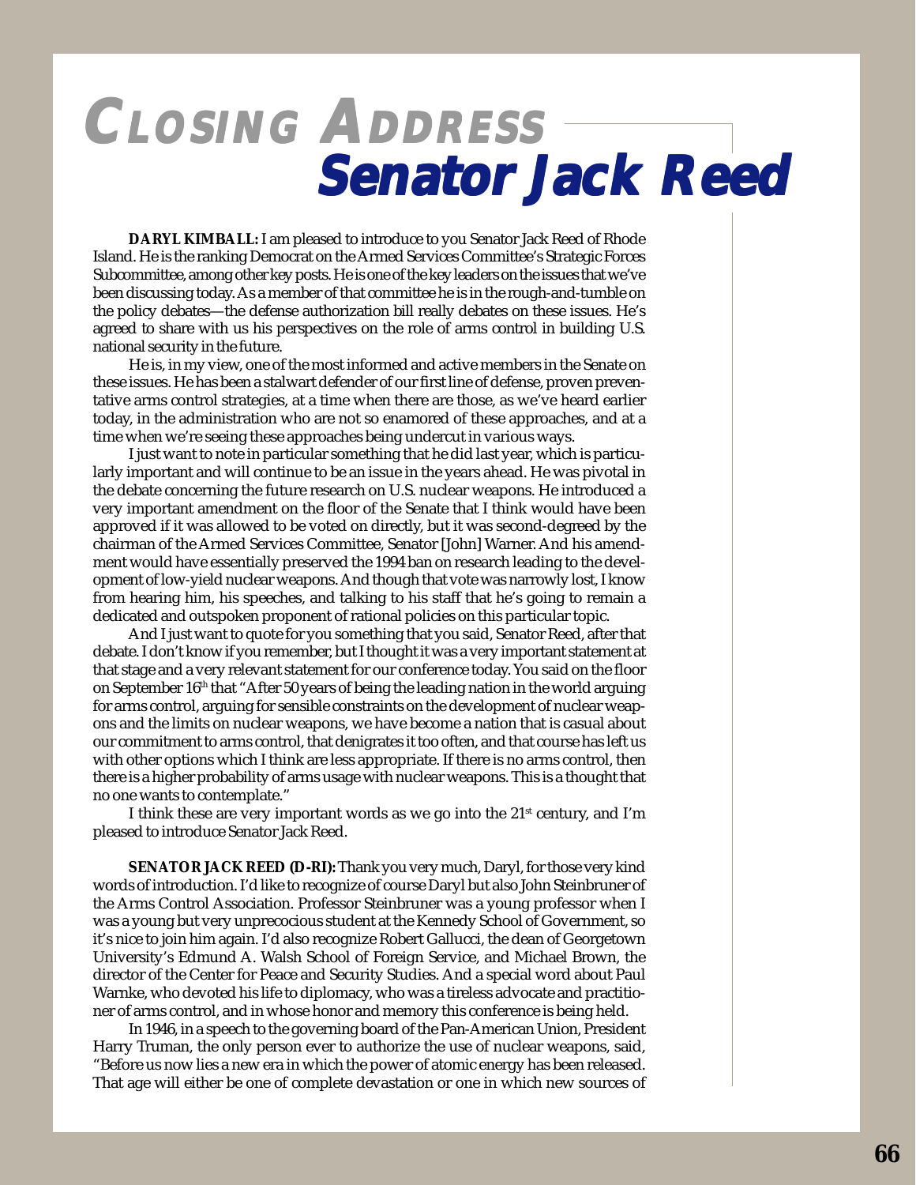# Closing Address
## Senator Jack Reed

**DARYL KIMBALL:** I am pleased to introduce to you Senator Jack Reed of Rhode Island. He is the ranking Democrat on the Armed Services Committee's Strategic Forces Subcommittee, among other key posts. He is one of the key leaders on the issues that we've been discussing today. As a member of that committee he is in the rough-and-tumble on the policy debates—the defense authorization bill really debates on these issues. He's agreed to share with us his perspectives on the role of arms control in building U.S. national security in the future.

He is, in my view, one of the most informed and active members in the Senate on these issues. He has been a stalwart defender of our first line of defense, proven preventative arms control strategies, at a time when there are those, as we've heard earlier today, in the administration who are not so enamored of these approaches, and at a time when we're seeing these approaches being undercut in various ways.

I just want to note in particular something that he did last year, which is particularly important and will continue to be an issue in the years ahead. He was pivotal in the debate concerning the future research on U.S. nuclear weapons. He introduced a very important amendment on the floor of the Senate that I think would have been approved if it was allowed to be voted on directly, but it was second-degreed by the chairman of the Armed Services Committee, Senator [John] Warner. And his amendment would have essentially preserved the 1994 ban on research leading to the development of low-yield nuclear weapons. And though that vote was narrowly lost, I know from hearing him, his speeches, and talking to his staff that he's going to remain a dedicated and outspoken proponent of rational policies on this particular topic.

And I just want to quote for you something that you said, Senator Reed, after that debate. I don't know if you remember, but I thought it was a very important statement at that stage and a very relevant statement for our conference today. You said on the floor on September 16th that "After 50 years of being the leading nation in the world arguing for arms control, arguing for sensible constraints on the development of nuclear weapons and the limits on nuclear weapons, we have become a nation that is casual about our commitment to arms control, that denigrates it too often, and that course has left us with other options which I think are less appropriate. If there is no arms control, then there is a higher probability of arms usage with nuclear weapons. This is a thought that no one wants to contemplate."

I think these are very important words as we go into the 21st century, and I'm pleased to introduce Senator Jack Reed.

**SENATOR JACK REED (D-RI):** Thank you very much, Daryl, for those very kind words of introduction. I'd like to recognize of course Daryl but also John Steinbruner of the Arms Control Association. Professor Steinbruner was a young professor when I was a young but very unprecocious student at the Kennedy School of Government, so it's nice to join him again. I'd also recognize Robert Gallucci, the dean of Georgetown University's Edmund A. Walsh School of Foreign Service, and Michael Brown, the director of the Center for Peace and Security Studies. And a special word about Paul Warnke, who devoted his life to diplomacy, who was a tireless advocate and practitioner of arms control, and in whose honor and memory this conference is being held.

In 1946, in a speech to the governing board of the Pan-American Union, President Harry Truman, the only person ever to authorize the use of nuclear weapons, said, "Before us now lies a new era in which the power of atomic energy has been released. That age will either be one of complete devastation or one in which new sources of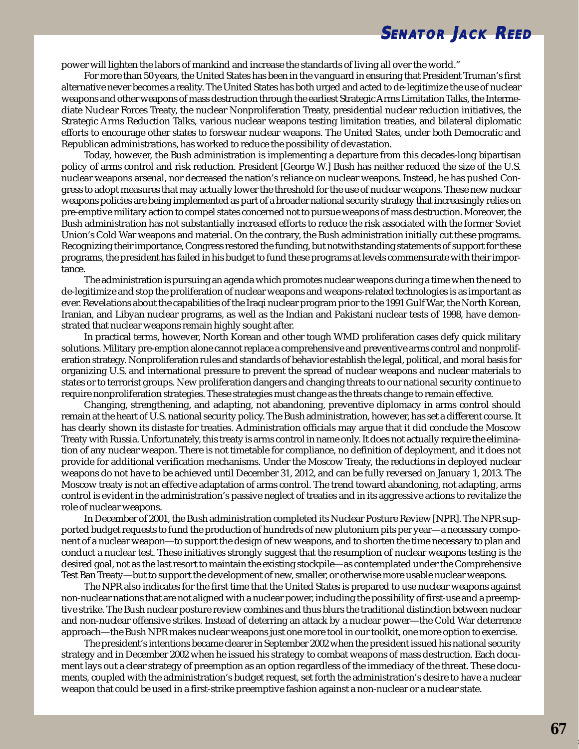power will lighten the labors of mankind and increase the standards of living all over the world."

For more than 50 years, the United States has been in the vanguard in ensuring that President Truman's first alternative never becomes a reality. The United States has both urged and acted to de-legitimize the use of nuclear weapons and other weapons of mass destruction through the earliest Strategic Arms Limitation Talks, the Intermediate Nuclear Forces Treaty, the nuclear Nonproliferation Treaty, presidential nuclear reduction initiatives, the Strategic Arms Reduction Talks, various nuclear weapons testing limitation treaties, and bilateral diplomatic efforts to encourage other states to forswear nuclear weapons. The United States, under both Democratic and Republican administrations, has worked to reduce the possibility of devastation.

Today, however, the Bush administration is implementing a departure from this decades-long bipartisan policy of arms control and risk reduction. President [George W.] Bush has neither reduced the size of the U.S. nuclear weapons arsenal, nor decreased the nation's reliance on nuclear weapons. Instead, he has pushed Congress to adopt measures that may actually lower the threshold for the use of nuclear weapons. These new nuclear weapons policies are being implemented as part of a broader national security strategy that increasingly relies on pre-emptive military action to compel states concerned not to pursue weapons of mass destruction. Moreover, the Bush administration has not substantially increased efforts to reduce the risk associated with the former Soviet Union's Cold War weapons and material. On the contrary, the Bush administration initially cut these programs. Recognizing their importance, Congress restored the funding, but notwithstanding statements of support for these programs, the president has failed in his budget to fund these programs at levels commensurate with their importance.

The administration is pursuing an agenda which promotes nuclear weapons during a time when the need to de-legitimize and stop the proliferation of nuclear weapons and weapons-related technologies is as important as ever. Revelations about the capabilities of the Iraqi nuclear program prior to the 1991 Gulf War, the North Korean, Iranian, and Libyan nuclear programs, as well as the Indian and Pakistani nuclear tests of 1998, have demonstrated that nuclear weapons remain highly sought after.

In practical terms, however, North Korean and other tough WMD proliferation cases defy quick military solutions. Military pre-emption alone cannot replace a comprehensive and preventive arms control and nonproliferation strategy. Nonproliferation rules and standards of behavior establish the legal, political, and moral basis for organizing U.S. and international pressure to prevent the spread of nuclear weapons and nuclear materials to states or to terrorist groups. New proliferation dangers and changing threats to our national security continue to require nonproliferation strategies. These strategies must change as the threats change to remain effective.

Changing, strengthening, and adapting, not abandoning, preventive diplomacy in arms control should remain at the heart of U.S. national security policy. The Bush administration, however, has set a different course. It has clearly shown its distaste for treaties. Administration officials may argue that it did conclude the Moscow Treaty with Russia. Unfortunately, this treaty is arms control in name only. It does not actually require the elimination of any nuclear weapon. There is not timetable for compliance, no definition of deployment, and it does not provide for additional verification mechanisms. Under the Moscow Treaty, the reductions in deployed nuclear weapons do not have to be achieved until December 31, 2012, and can be fully reversed on January 1, 2013. The Moscow treaty is not an effective adaptation of arms control. The trend toward abandoning, not adapting, arms control is evident in the administration's passive neglect of treaties and in its aggressive actions to revitalize the role of nuclear weapons.

In December of 2001, the Bush administration completed its Nuclear Posture Review [NPR]. The NPR supported budget requests to fund the production of hundreds of new plutonium pits per year—a necessary component of a nuclear weapon—to support the design of new weapons, and to shorten the time necessary to plan and conduct a nuclear test. These initiatives strongly suggest that the resumption of nuclear weapons testing is the desired goal, not as the last resort to maintain the existing stockpile—as contemplated under the Comprehensive Test Ban Treaty—but to support the development of new, smaller, or otherwise more usable nuclear weapons.

The NPR also indicates for the first time that the United States is prepared to use nuclear weapons against non-nuclear nations that are not aligned with a nuclear power, including the possibility of first-use and a preemptive strike. The Bush nuclear posture review combines and thus blurs the traditional distinction between nuclear and non-nuclear offensive strikes. Instead of deterring an attack by a nuclear power—the Cold War deterrence approach—the Bush NPR makes nuclear weapons just one more tool in our toolkit, one more option to exercise.

The president's intentions became clearer in September 2002 when the president issued his national security strategy and in December 2002 when he issued his strategy to combat weapons of mass destruction. Each document lays out a clear strategy of preemption as an option regardless of the immediacy of the threat. These documents, coupled with the administration's budget request, set forth the administration's desire to have a nuclear weapon that could be used in a first-strike preemptive fashion against a non-nuclear or a nuclear state.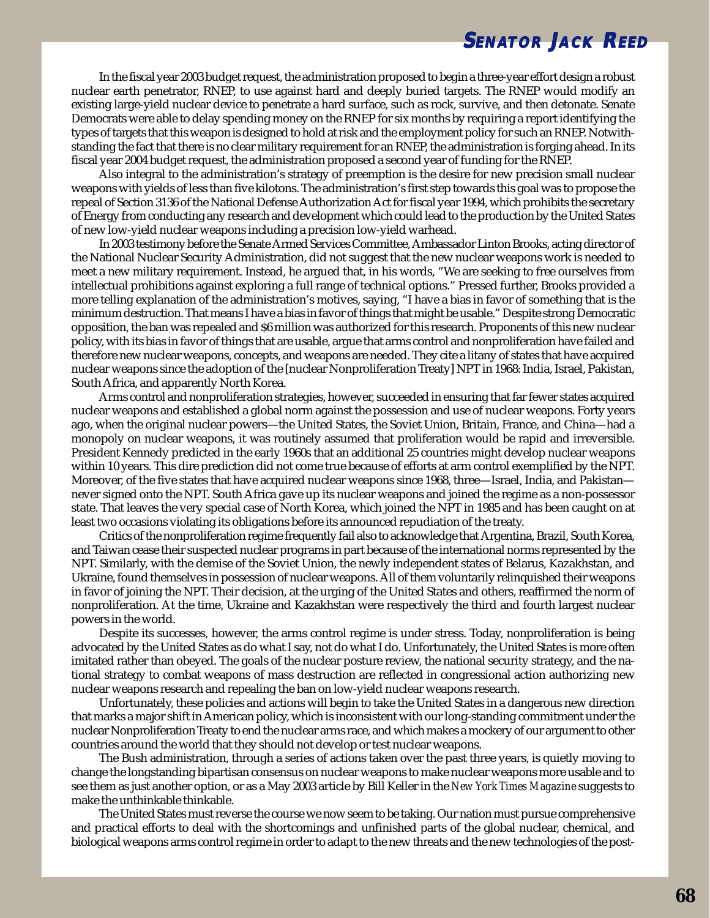In the fiscal year 2003 budget request, the administration proposed to begin a three-year effort design a robust nuclear earth penetrator, RNEP, to use against hard and deeply buried targets. The RNEP would modify an existing large-yield nuclear device to penetrate a hard surface, such as rock, survive, and then detonate. Senate Democrats were able to delay spending money on the RNEP for six months by requiring a report identifying the types of targets that this weapon is designed to hold at risk and the employment policy for such an RNEP. Notwithstanding the fact that there is no clear military requirement for an RNEP, the administration is forging ahead. In its fiscal year 2004 budget request, the administration proposed a second year of funding for the RNEP.

Also integral to the administration's strategy of preemption is the desire for new precision small nuclear weapons with yields of less than five kilotons. The administration's first step towards this goal was to propose the repeal of Section 3136 of the National Defense Authorization Act for fiscal year 1994, which prohibits the secretary of Energy from conducting any research and development which could lead to the production by the United States of new low-yield nuclear weapons including a precision low-yield warhead.

In 2003 testimony before the Senate Armed Services Committee, Ambassador Linton Brooks, acting director of the National Nuclear Security Administration, did not suggest that the new nuclear weapons work is needed to meet a new military requirement. Instead, he argued that, in his words, "We are seeking to free ourselves from intellectual prohibitions against exploring a full range of technical options." Pressed further, Brooks provided a more telling explanation of the administration's motives, saying, "I have a bias in favor of something that is the minimum destruction. That means I have a bias in favor of things that might be usable." Despite strong Democratic opposition, the ban was repealed and $6 million was authorized for this research. Proponents of this new nuclear policy, with its bias in favor of things that are usable, argue that arms control and nonproliferation have failed and therefore new nuclear weapons, concepts, and weapons are needed. They cite a litany of states that have acquired nuclear weapons since the adoption of the [nuclear Nonproliferation Treaty] NPT in 1968: India, Israel, Pakistan, South Africa, and apparently North Korea.

Arms control and nonproliferation strategies, however, succeeded in ensuring that far fewer states acquired nuclear weapons and established a global norm against the possession and use of nuclear weapons. Forty years ago, when the original nuclear powers—the United States, the Soviet Union, Britain, France, and China—had a monopoly on nuclear weapons, it was routinely assumed that proliferation would be rapid and irreversible. President Kennedy predicted in the early 1960s that an additional 25 countries might develop nuclear weapons within 10 years. This dire prediction did not come true because of efforts at arm control exemplified by the NPT. Moreover, of the five states that have acquired nuclear weapons since 1968, three—Israel, India, and Pakistan—never signed onto the NPT. South Africa gave up its nuclear weapons and joined the regime as a non-possessor state. That leaves the very special case of North Korea, which joined the NPT in 1985 and has been caught on at least two occasions violating its obligations before its announced repudiation of the treaty.

Critics of the nonproliferation regime frequently fail also to acknowledge that Argentina, Brazil, South Korea, and Taiwan cease their suspected nuclear programs in part because of the international norms represented by the NPT. Similarly, with the demise of the Soviet Union, the newly independent states of Belarus, Kazakhstan, and Ukraine, found themselves in possession of nuclear weapons. All of them voluntarily relinquished their weapons in favor of joining the NPT. Their decision, at the urging of the United States and others, reaffirmed the norm of nonproliferation. At the time, Ukraine and Kazakhstan were respectively the third and fourth largest nuclear powers in the world.

Despite its successes, however, the arms control regime is under stress. Today, nonproliferation is being advocated by the United States as do what I say, not do what I do. Unfortunately, the United States is more often imitated rather than obeyed. The goals of the nuclear posture review, the national security strategy, and the national strategy to combat weapons of mass destruction are reflected in congressional action authorizing new nuclear weapons research and repealing the ban on low-yield nuclear weapons research.

Unfortunately, these policies and actions will begin to take the United States in a dangerous new direction that marks a major shift in American policy, which is inconsistent with our long-standing commitment under the nuclear Nonproliferation Treaty to end the nuclear arms race, and which makes a mockery of our argument to other countries around the world that they should not develop or test nuclear weapons.

The Bush administration, through a series of actions taken over the past three years, is quietly moving to change the longstanding bipartisan consensus on nuclear weapons to make nuclear weapons more usable and to see them as just another option, or as a May 2003 article by Bill Keller in the *New York Times Magazine* suggests to make the unthinkable thinkable.

The United States must reverse the course we now seem to be taking. Our nation must pursue comprehensive and practical efforts to deal with the shortcomings and unfinished parts of the global nuclear, chemical, and biological weapons arms control regime in order to adapt to the new threats and the new technologies of the post-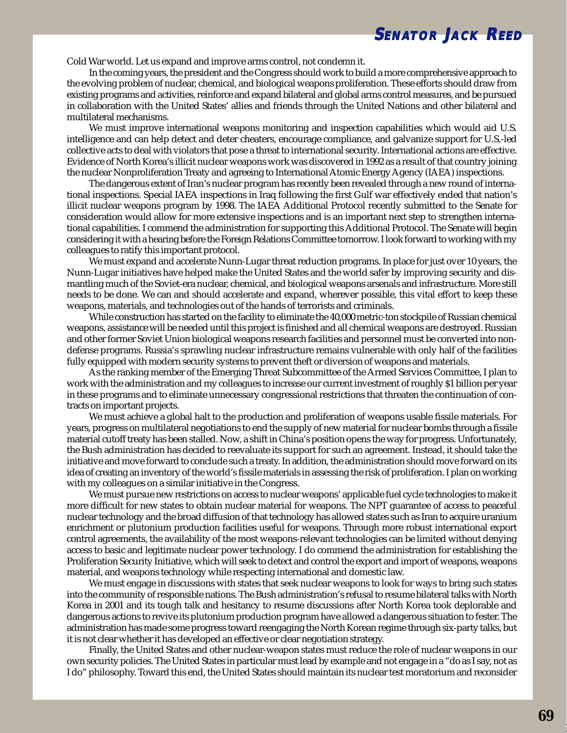Cold War world. Let us expand and improve arms control, not condemn it.

In the coming years, the president and the Congress should work to build a more comprehensive approach to the evolving problem of nuclear, chemical, and biological weapons proliferation. These efforts should draw from existing programs and activities, reinforce and expand bilateral and global arms control measures, and be pursued in collaboration with the United States' allies and friends through the United Nations and other bilateral and multilateral mechanisms.

We must improve international weapons monitoring and inspection capabilities which would aid U.S. intelligence and can help detect and deter cheaters, encourage compliance, and galvanize support for U.S.-led collective acts to deal with violators that pose a threat to international security. International actions are effective. Evidence of North Korea's illicit nuclear weapons work was discovered in 1992 as a result of that country joining the nuclear Nonproliferation Treaty and agreeing to International Atomic Energy Agency (IAEA) inspections.

The dangerous extent of Iran's nuclear program has recently been revealed through a new round of international inspections. Special IAEA inspections in Iraq following the first Gulf war effectively ended that nation's illicit nuclear weapons program by 1998. The IAEA Additional Protocol recently submitted to the Senate for consideration would allow for more extensive inspections and is an important next step to strengthen international capabilities. I commend the administration for supporting this Additional Protocol. The Senate will begin considering it with a hearing before the Foreign Relations Committee tomorrow. I look forward to working with my colleagues to ratify this important protocol.

We must expand and accelerate Nunn-Lugar threat reduction programs. In place for just over 10 years, the Nunn-Lugar initiatives have helped make the United States and the world safer by improving security and dismantling much of the Soviet-era nuclear, chemical, and biological weapons arsenals and infrastructure. More still needs to be done. We can and should accelerate and expand, wherever possible, this vital effort to keep these weapons, materials, and technologies out of the hands of terrorists and criminals.

While construction has started on the facility to eliminate the 40,000 metric-ton stockpile of Russian chemical weapons, assistance will be needed until this project is finished and all chemical weapons are destroyed. Russian and other former Soviet Union biological weapons research facilities and personnel must be converted into non-defense programs. Russia's sprawling nuclear infrastructure remains vulnerable with only half of the facilities fully equipped with modern security systems to prevent theft or diversion of weapons and materials.

As the ranking member of the Emerging Threat Subcommittee of the Armed Services Committee, I plan to work with the administration and my colleagues to increase our current investment of roughly $1 billion per year in these programs and to eliminate unnecessary congressional restrictions that threaten the continuation of contracts on important projects.

We must achieve a global halt to the production and proliferation of weapons usable fissile materials. For years, progress on multilateral negotiations to end the supply of new material for nuclear bombs through a fissile material cutoff treaty has been stalled. Now, a shift in China's position opens the way for progress. Unfortunately, the Bush administration has decided to reevaluate its support for such an agreement. Instead, it should take the initiative and move forward to conclude such a treaty. In addition, the administration should move forward on its idea of creating an inventory of the world's fissile materials in assessing the risk of proliferation. I plan on working with my colleagues on a similar initiative in the Congress.

We must pursue new restrictions on access to nuclear weapons' applicable fuel cycle technologies to make it more difficult for new states to obtain nuclear material for weapons. The NPT guarantee of access to peaceful nuclear technology and the broad diffusion of that technology has allowed states such as Iran to acquire uranium enrichment or plutonium production facilities useful for weapons. Through more robust international export control agreements, the availability of the most weapons-relevant technologies can be limited without denying access to basic and legitimate nuclear power technology. I do commend the administration for establishing the Proliferation Security Initiative, which will seek to detect and control the export and import of weapons, weapons material, and weapons technology while respecting international and domestic law.

We must engage in discussions with states that seek nuclear weapons to look for ways to bring such states into the community of responsible nations. The Bush administration's refusal to resume bilateral talks with North Korea in 2001 and its tough talk and hesitancy to resume discussions after North Korea took deplorable and dangerous actions to revive its plutonium production program have allowed a dangerous situation to fester. The administration has made some progress toward reengaging the North Korean regime through six-party talks, but it is not clear whether it has developed an effective or clear negotiation strategy.

Finally, the United States and other nuclear-weapon states must reduce the role of nuclear weapons in our own security policies. The United States in particular must lead by example and not engage in a "do as I say, not as I do" philosophy. Toward this end, the United States should maintain its nuclear test moratorium and reconsider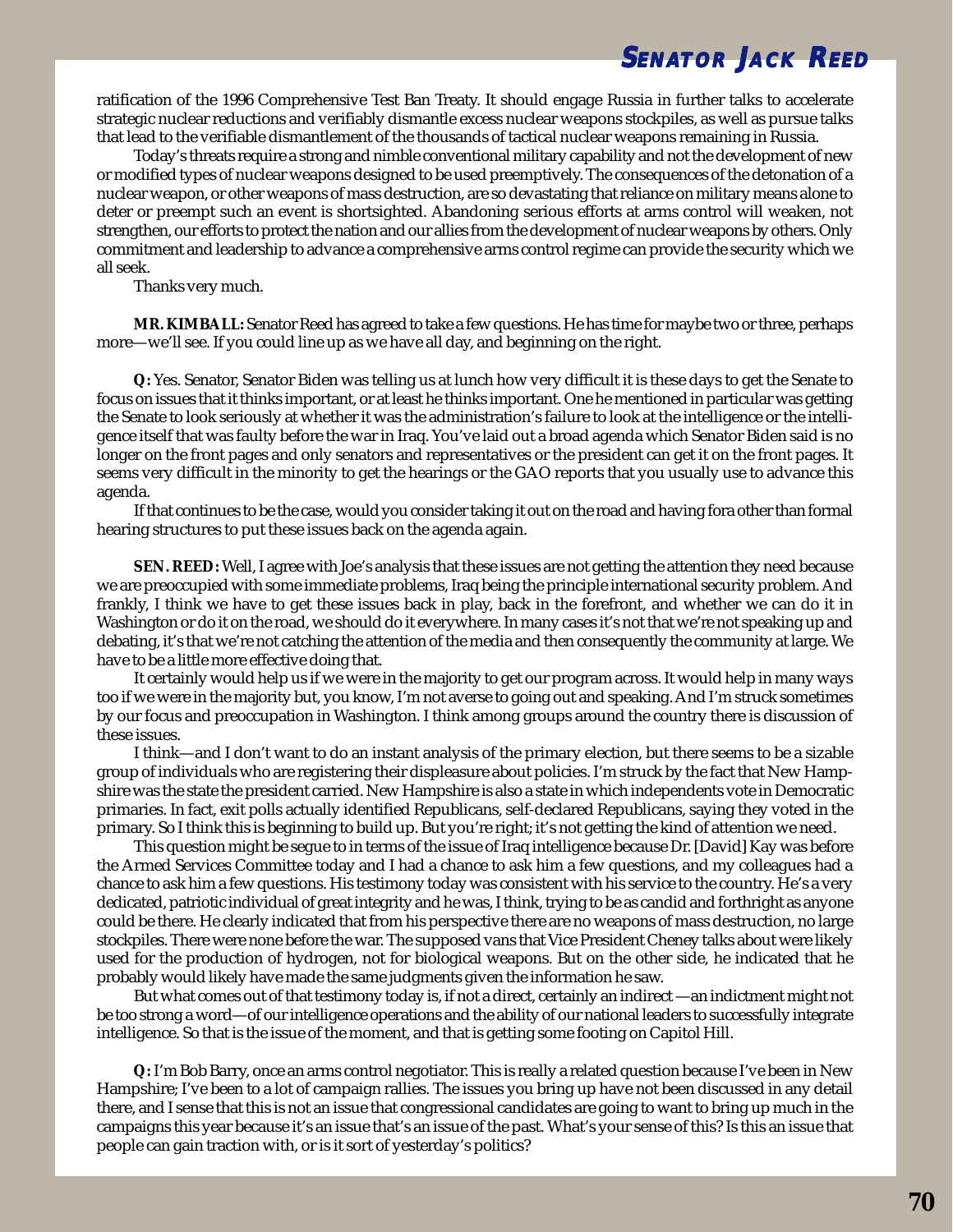ratification of the 1996 Comprehensive Test Ban Treaty. It should engage Russia in further talks to accelerate strategic nuclear reductions and verifiably dismantle excess nuclear weapons stockpiles, as well as pursue talks that lead to the verifiable dismantlement of the thousands of tactical nuclear weapons remaining in Russia.

Today's threats require a strong and nimble conventional military capability and not the development of new or modified types of nuclear weapons designed to be used preemptively. The consequences of the detonation of a nuclear weapon, or other weapons of mass destruction, are so devastating that reliance on military means alone to deter or preempt such an event is shortsighted. Abandoning serious efforts at arms control will weaken, not strengthen, our efforts to protect the nation and our allies from the development of nuclear weapons by others. Only commitment and leadership to advance a comprehensive arms control regime can provide the security which we all seek.

Thanks very much.

**MR. KIMBALL:** Senator Reed has agreed to take a few questions. He has time for maybe two or three, perhaps more—we'll see. If you could line up as we have all day, and beginning on the right.

**Q:** Yes. Senator, Senator Biden was telling us at lunch how very difficult it is these days to get the Senate to focus on issues that it thinks important, or at least he thinks important. One he mentioned in particular was getting the Senate to look seriously at whether it was the administration's failure to look at the intelligence or the intelligence itself that was faulty before the war in Iraq. You've laid out a broad agenda which Senator Biden said is no longer on the front pages and only senators and representatives or the president can get it on the front pages. It seems very difficult in the minority to get the hearings or the GAO reports that you usually use to advance this agenda.

If that continues to be the case, would you consider taking it out on the road and having fora other than formal hearing structures to put these issues back on the agenda again.

**SEN. REED:** Well, I agree with Joe's analysis that these issues are not getting the attention they need because we are preoccupied with some immediate problems, Iraq being the principle international security problem. And frankly, I think we have to get these issues back in play, back in the forefront, and whether we can do it in Washington or do it on the road, we should do it everywhere. In many cases it's not that we're not speaking up and debating, it's that we're not catching the attention of the media and then consequently the community at large. We have to be a little more effective doing that.

It certainly would help us if we were in the majority to get our program across. It would help in many ways too if we were in the majority but, you know, I'm not averse to going out and speaking. And I'm struck sometimes by our focus and preoccupation in Washington. I think among groups around the country there is discussion of these issues.

I think—and I don't want to do an instant analysis of the primary election, but there seems to be a sizable group of individuals who are registering their displeasure about policies. I'm struck by the fact that New Hampshire was the state the president carried. New Hampshire is also a state in which independents vote in Democratic primaries. In fact, exit polls actually identified Republicans, self-declared Republicans, saying they voted in the primary. So I think this is beginning to build up. But you're right; it's not getting the kind of attention we need.

This question might be segue to in terms of the issue of Iraq intelligence because Dr. [David] Kay was before the Armed Services Committee today and I had a chance to ask him a few questions, and my colleagues had a chance to ask him a few questions. His testimony today was consistent with his service to the country. He's a very dedicated, patriotic individual of great integrity and he was, I think, trying to be as candid and forthright as anyone could be there. He clearly indicated that from his perspective there are no weapons of mass destruction, no large stockpiles. There were none before the war. The supposed vans that Vice President Cheney talks about were likely used for the production of hydrogen, not for biological weapons. But on the other side, he indicated that he probably would likely have made the same judgments given the information he saw.

But what comes out of that testimony today is, if not a direct, certainly an indirect —an indictment might not be too strong a word—of our intelligence operations and the ability of our national leaders to successfully integrate intelligence. So that is the issue of the moment, and that is getting some footing on Capitol Hill.

**Q:** I'm Bob Barry, once an arms control negotiator. This is really a related question because I've been in New Hampshire; I've been to a lot of campaign rallies. The issues you bring up have not been discussed in any detail there, and I sense that this is not an issue that congressional candidates are going to want to bring up much in the campaigns this year because it's an issue that's an issue of the past. What's your sense of this? Is this an issue that people can gain traction with, or is it sort of yesterday's politics?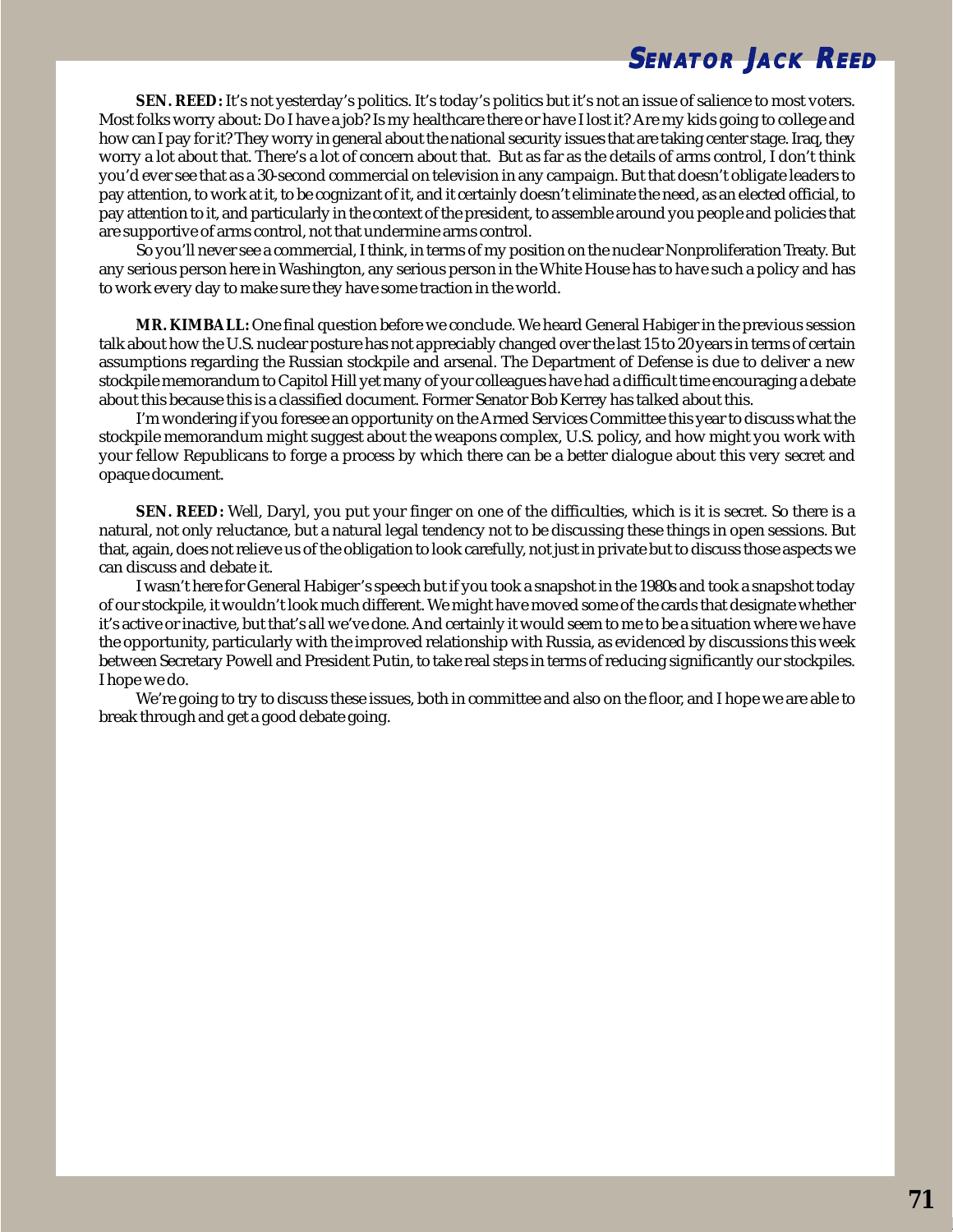**SEN. REED:** It's not yesterday's politics. It's today's politics but it's not an issue of salience to most voters. Most folks worry about: Do I have a job? Is my healthcare there or have I lost it? Are my kids going to college and how can I pay for it? They worry in general about the national security issues that are taking center stage. Iraq, they worry a lot about that. There's a lot of concern about that. But as far as the details of arms control, I don't think you'd ever see that as a 30-second commercial on television in any campaign. But that doesn't obligate leaders to pay attention, to work at it, to be cognizant of it, and it certainly doesn't eliminate the need, as an elected official, to pay attention to it, and particularly in the context of the president, to assemble around you people and policies that are supportive of arms control, not that undermine arms control.

So you'll never see a commercial, I think, in terms of my position on the nuclear Nonproliferation Treaty. But any serious person here in Washington, any serious person in the White House has to have such a policy and has to work every day to make sure they have some traction in the world.

**MR. KIMBALL:** One final question before we conclude. We heard General Habiger in the previous session talk about how the U.S. nuclear posture has not appreciably changed over the last 15 to 20 years in terms of certain assumptions regarding the Russian stockpile and arsenal. The Department of Defense is due to deliver a new stockpile memorandum to Capitol Hill yet many of your colleagues have had a difficult time encouraging a debate about this because this is a classified document. Former Senator Bob Kerrey has talked about this.

I'm wondering if you foresee an opportunity on the Armed Services Committee this year to discuss what the stockpile memorandum might suggest about the weapons complex, U.S. policy, and how might you work with your fellow Republicans to forge a process by which there can be a better dialogue about this very secret and opaque document.

**SEN. REED:** Well, Daryl, you put your finger on one of the difficulties, which is it is secret. So there is a natural, not only reluctance, but a natural legal tendency not to be discussing these things in open sessions. But that, again, does not relieve us of the obligation to look carefully, not just in private but to discuss those aspects we can discuss and debate it.

I wasn't here for General Habiger's speech but if you took a snapshot in the 1980s and took a snapshot today of our stockpile, it wouldn't look much different. We might have moved some of the cards that designate whether it's active or inactive, but that's all we've done. And certainly it would seem to me to be a situation where we have the opportunity, particularly with the improved relationship with Russia, as evidenced by discussions this week between Secretary Powell and President Putin, to take real steps in terms of reducing significantly our stockpiles. I hope we do.

We're going to try to discuss these issues, both in committee and also on the floor, and I hope we are able to break through and get a good debate going.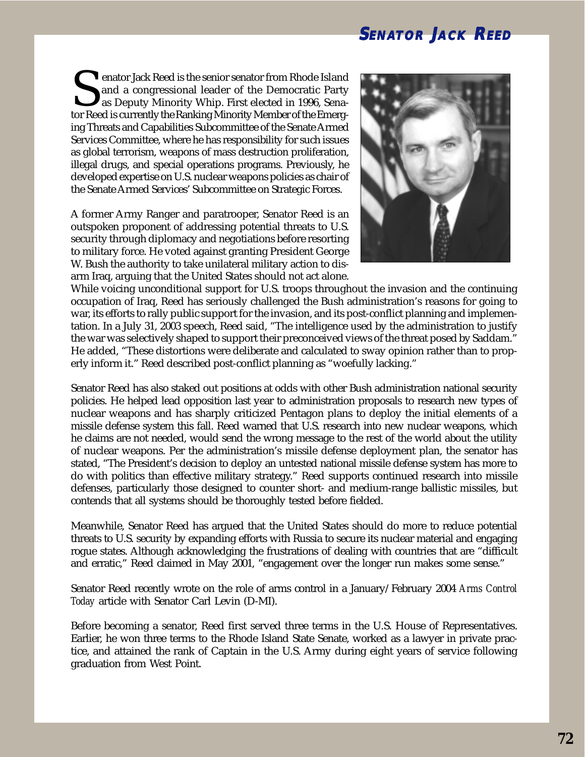# SENATOR JACK REED

Senator Jack Reed is the senior senator from Rhode Island and a congressional leader of the Democratic Party as Deputy Minority Whip. First elected in 1996, Senator Reed is currently the Ranking Minority Member of the Emerging Threats and Capabilities Subcommittee of the Senate Armed Services Committee, where he has responsibility for such issues as global terrorism, weapons of mass destruction proliferation, illegal drugs, and special operations programs. Previously, he developed expertise on U.S. nuclear weapons policies as chair of the Senate Armed Services' Subcommittee on Strategic Forces.

A former Army Ranger and paratrooper, Senator Reed is an outspoken proponent of addressing potential threats to U.S. security through diplomacy and negotiations before resorting to military force. He voted against granting President George W. Bush the authority to take unilateral military action to disarm Iraq, arguing that the United States should not act alone. While voicing unconditional support for U.S. troops throughout the invasion and the continuing occupation of Iraq, Reed has seriously challenged the Bush administration's reasons for going to war, its efforts to rally public support for the invasion, and its post-conflict planning and implementation. In a July 31, 2003 speech, Reed said, "The intelligence used by the administration to justify the war was selectively shaped to support their preconceived views of the threat posed by Saddam." He added, "These distortions were deliberate and calculated to sway opinion rather than to properly inform it." Reed described post-conflict planning as "woefully lacking."

Senator Reed has also staked out positions at odds with other Bush administration national security policies. He helped lead opposition last year to administration proposals to research new types of nuclear weapons and has sharply criticized Pentagon plans to deploy the initial elements of a missile defense system this fall. Reed warned that U.S. research into new nuclear weapons, which he claims are not needed, would send the wrong message to the rest of the world about the utility of nuclear weapons. Per the administration's missile defense deployment plan, the senator has stated, "The President's decision to deploy an untested national missile defense system has more to do with politics than effective military strategy." Reed supports continued research into missile defenses, particularly those designed to counter short- and medium-range ballistic missiles, but contends that all systems should be thoroughly tested before fielded.

Meanwhile, Senator Reed has argued that the United States should do more to reduce potential threats to U.S. security by expanding efforts with Russia to secure its nuclear material and engaging rogue states. Although acknowledging the frustrations of dealing with countries that are "difficult and erratic," Reed claimed in May 2001, "engagement over the longer run makes some sense."

Senator Reed recently wrote on the role of arms control in a January/February 2004 *Arms Control Today* article with Senator Carl Levin (D-MI).

Before becoming a senator, Reed first served three terms in the U.S. House of Representatives. Earlier, he won three terms to the Rhode Island State Senate, worked as a lawyer in private practice, and attained the rank of Captain in the U.S. Army during eight years of service following graduation from West Point.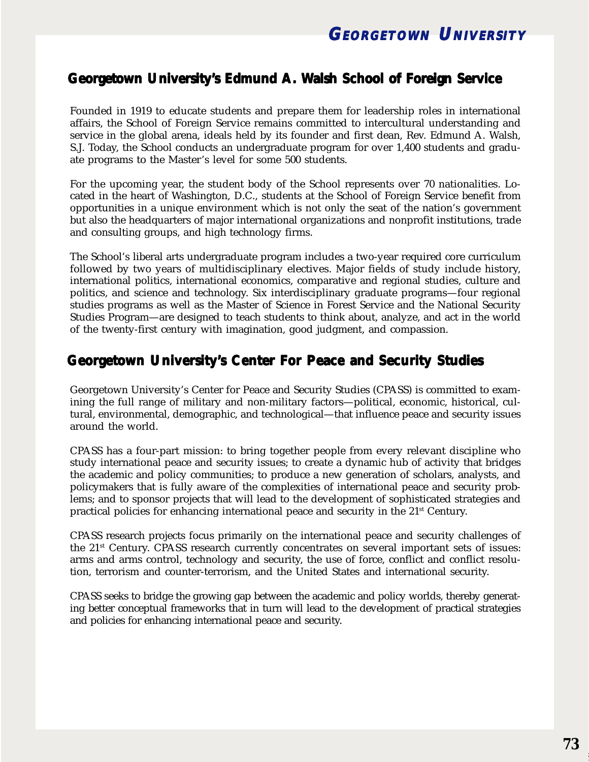## Georgetown University's Edmund A. Walsh School of Foreign Service

Founded in 1919 to educate students and prepare them for leadership roles in international affairs, the School of Foreign Service remains committed to intercultural understanding and service in the global arena, ideals held by its founder and first dean, Rev. Edmund A. Walsh, S.J. Today, the School conducts an undergraduate program for over 1,400 students and graduate programs to the Master's level for some 500 students.

For the upcoming year, the student body of the School represents over 70 nationalities. Located in the heart of Washington, D.C., students at the School of Foreign Service benefit from opportunities in a unique environment which is not only the seat of the nation's government but also the headquarters of major international organizations and nonprofit institutions, trade and consulting groups, and high technology firms.

The School's liberal arts undergraduate program includes a two-year required core curriculum followed by two years of multidisciplinary electives. Major fields of study include history, international politics, international economics, comparative and regional studies, culture and politics, and science and technology. Six interdisciplinary graduate programs—four regional studies programs as well as the Master of Science in Forest Service and the National Security Studies Program—are designed to teach students to think about, analyze, and act in the world of the twenty-first century with imagination, good judgment, and compassion.

## Georgetown University's Center For Peace and Security Studies

Georgetown University's Center for Peace and Security Studies (CPASS) is committed to examining the full range of military and non-military factors—political, economic, historical, cultural, environmental, demographic, and technological—that influence peace and security issues around the world.

CPASS has a four-part mission: to bring together people from every relevant discipline who study international peace and security issues; to create a dynamic hub of activity that bridges the academic and policy communities; to produce a new generation of scholars, analysts, and policymakers that is fully aware of the complexities of international peace and security problems; and to sponsor projects that will lead to the development of sophisticated strategies and practical policies for enhancing international peace and security in the 21st Century.

CPASS research projects focus primarily on the international peace and security challenges of the 21st Century. CPASS research currently concentrates on several important sets of issues: arms and arms control, technology and security, the use of force, conflict and conflict resolution, terrorism and counter-terrorism, and the United States and international security.

CPASS seeks to bridge the growing gap between the academic and policy worlds, thereby generating better conceptual frameworks that in turn will lead to the development of practical strategies and policies for enhancing international peace and security.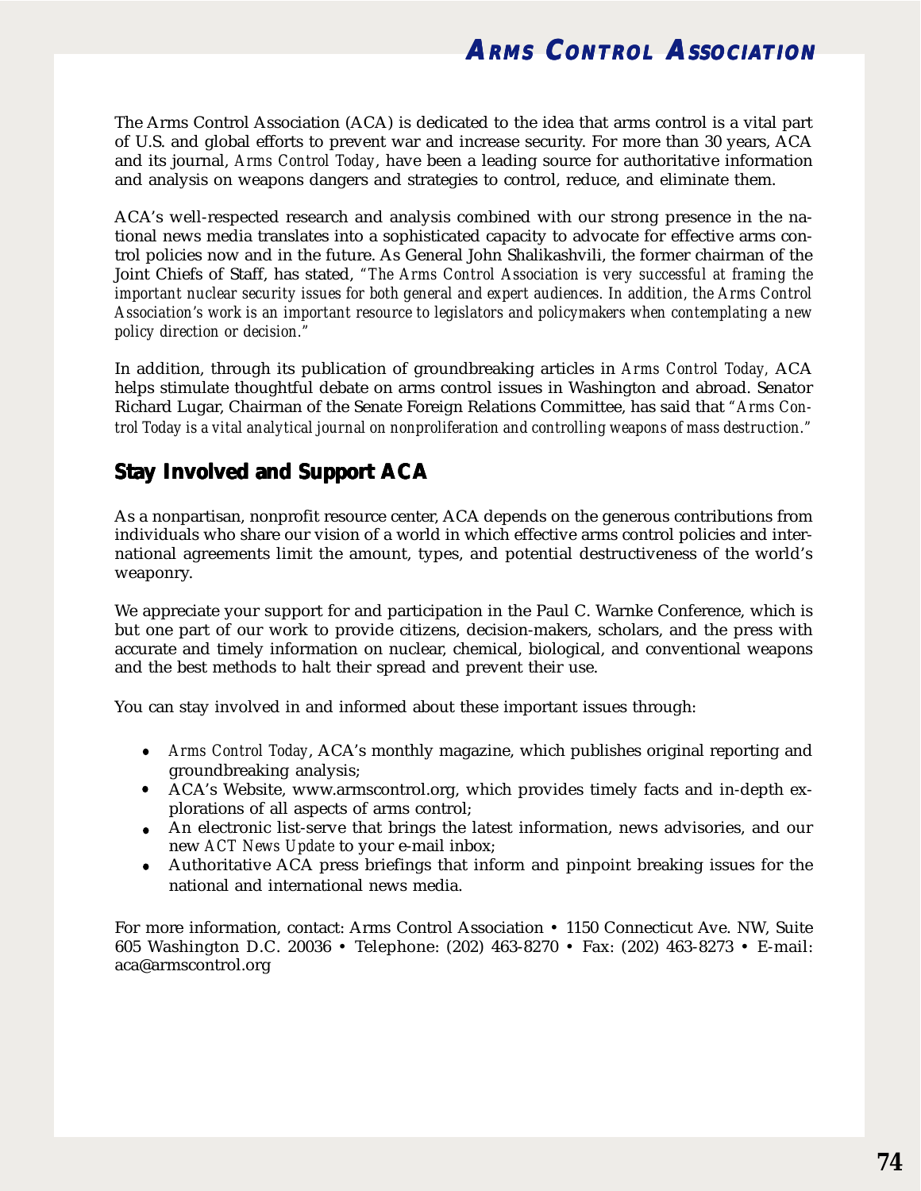# Arms Control Association

The Arms Control Association (ACA) is dedicated to the idea that arms control is a vital part of U.S. and global efforts to prevent war and increase security. For more than 30 years, ACA and its journal, *Arms Control Today*, have been a leading source for authoritative information and analysis on weapons dangers and strategies to control, reduce, and eliminate them.

ACA's well-respected research and analysis combined with our strong presence in the national news media translates into a sophisticated capacity to advocate for effective arms control policies now and in the future. As General John Shalikashvili, the former chairman of the Joint Chiefs of Staff, has stated, *"The Arms Control Association is very successful at framing the important nuclear security issues for both general and expert audiences. In addition, the Arms Control Association's work is an important resource to legislators and policymakers when contemplating a new policy direction or decision."*

In addition, through its publication of groundbreaking articles in *Arms Control Today*, ACA helps stimulate thoughtful debate on arms control issues in Washington and abroad. Senator Richard Lugar, Chairman of the Senate Foreign Relations Committee, has said that *"Arms Control Today is a vital analytical journal on nonproliferation and controlling weapons of mass destruction."*

## Stay Involved and Support ACA

As a nonpartisan, nonprofit resource center, ACA depends on the generous contributions from individuals who share our vision of a world in which effective arms control policies and international agreements limit the amount, types, and potential destructiveness of the world's weaponry.

We appreciate your support for and participation in the Paul C. Warnke Conference, which is but one part of our work to provide citizens, decision-makers, scholars, and the press with accurate and timely information on nuclear, chemical, biological, and conventional weapons and the best methods to halt their spread and prevent their use.

You can stay involved in and informed about these important issues through:

- *Arms Control Today*, ACA's monthly magazine, which publishes original reporting and groundbreaking analysis;
- ACA's Website, www.armscontrol.org, which provides timely facts and in-depth explorations of all aspects of arms control;
- An electronic list-serve that brings the latest information, news advisories, and our new *ACT News Update* to your e-mail inbox;
- Authoritative ACA press briefings that inform and pinpoint breaking issues for the national and international news media.

For more information, contact: Arms Control Association • 1150 Connecticut Ave. NW, Suite 605 Washington D.C. 20036 • Telephone: (202) 463-8270 • Fax: (202) 463-8273 • E-mail: aca@armscontrol.org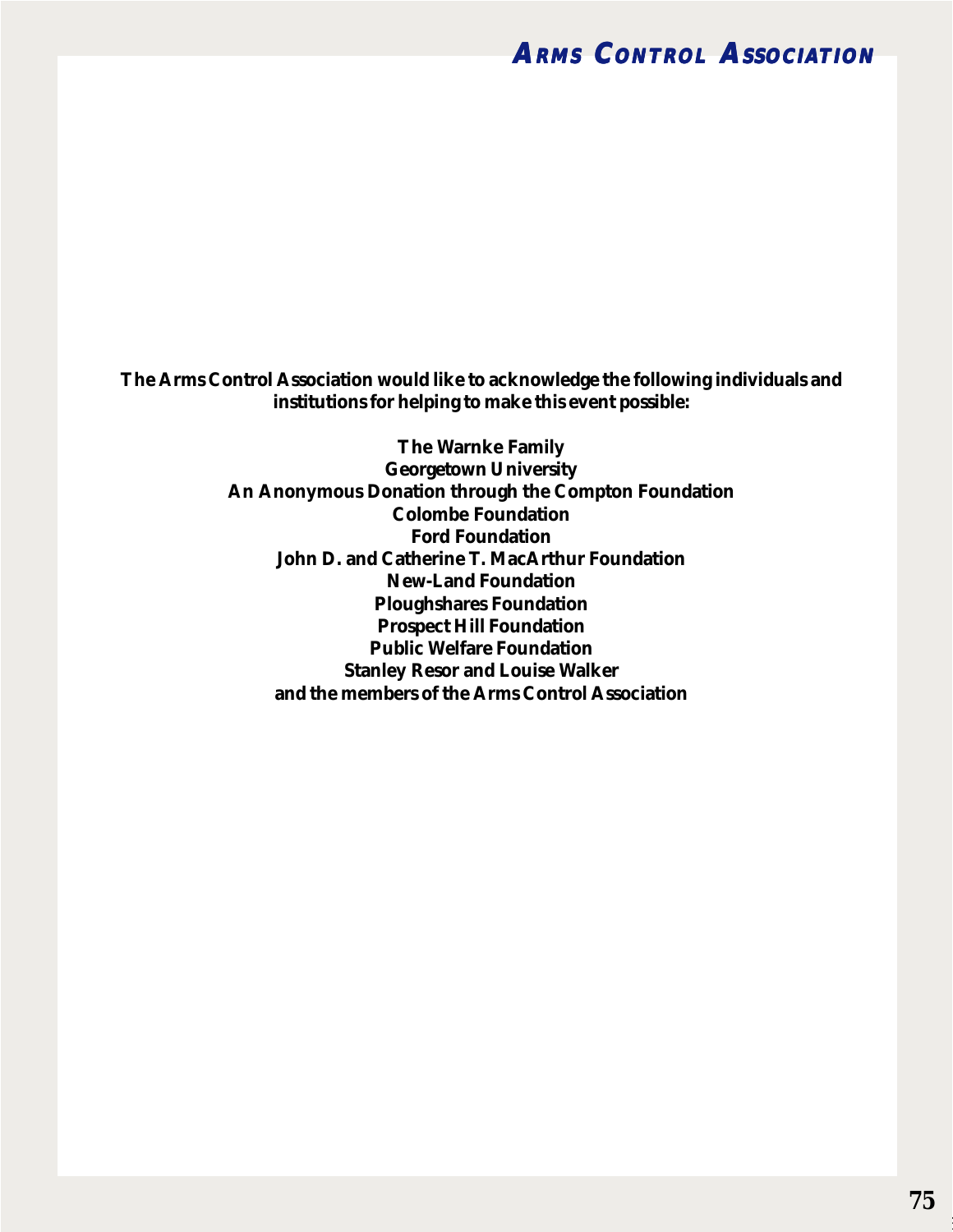**The Arms Control Association would like to acknowledge the following individuals and institutions for helping to make this event possible:**

**The Warnke Family**
**Georgetown University**
**An Anonymous Donation through the Compton Foundation**
**Colombe Foundation**
**Ford Foundation**
**John D. and Catherine T. MacArthur Foundation**
**New-Land Foundation**
**Ploughshares Foundation**
**Prospect Hill Foundation**
**Public Welfare Foundation**
**Stanley Resor and Louise Walker**
**and the members of the Arms Control Association**